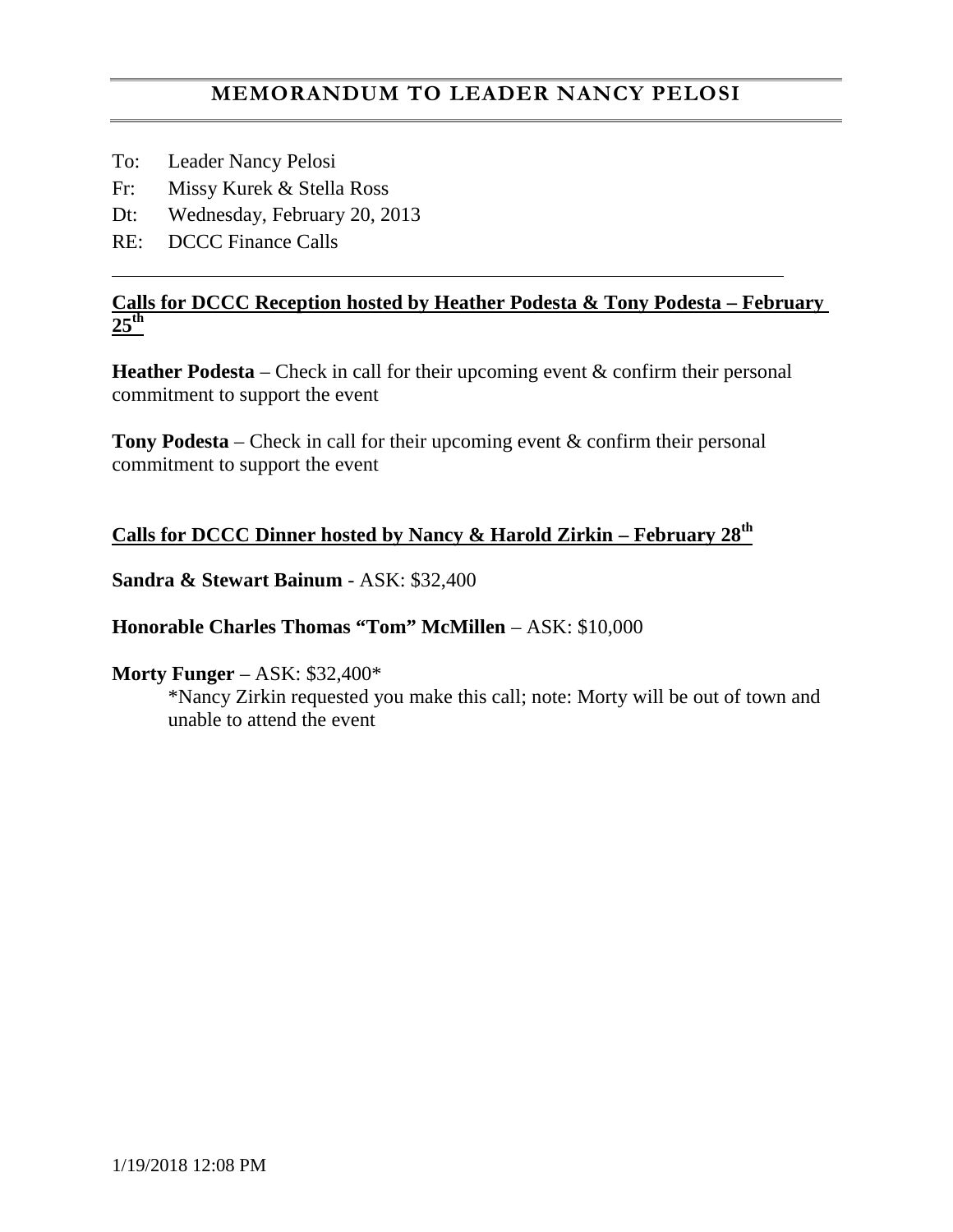# MEMORANDUM TO LEADER NANCY PELOSI

To: Leader Nancy Pelosi

Fr: Missy Kurek & Stella Ross

Dt: Wednesday, February 20, 2013

RE: DCCC Finance Calls

---

**Calls for DCCC Reception hosted by Heather Podesta & Tony Podesta – February 25th**

**Heather Podesta** – Check in call for their upcoming event & confirm their personal commitment to support the event

**Tony Podesta** – Check in call for their upcoming event & confirm their personal commitment to support the event

**Calls for DCCC Dinner hosted by Nancy & Harold Zirkin – February 28th**

**Sandra & Stewart Bainum** - ASK: $32,400

**Honorable Charles Thomas "Tom" McMillen** – ASK: $10,000

**Morty Funger** – ASK: $32,400*

*Nancy Zirkin requested you make this call; note: Morty will be out of town and unable to attend the event

1/19/2018 12:08 PM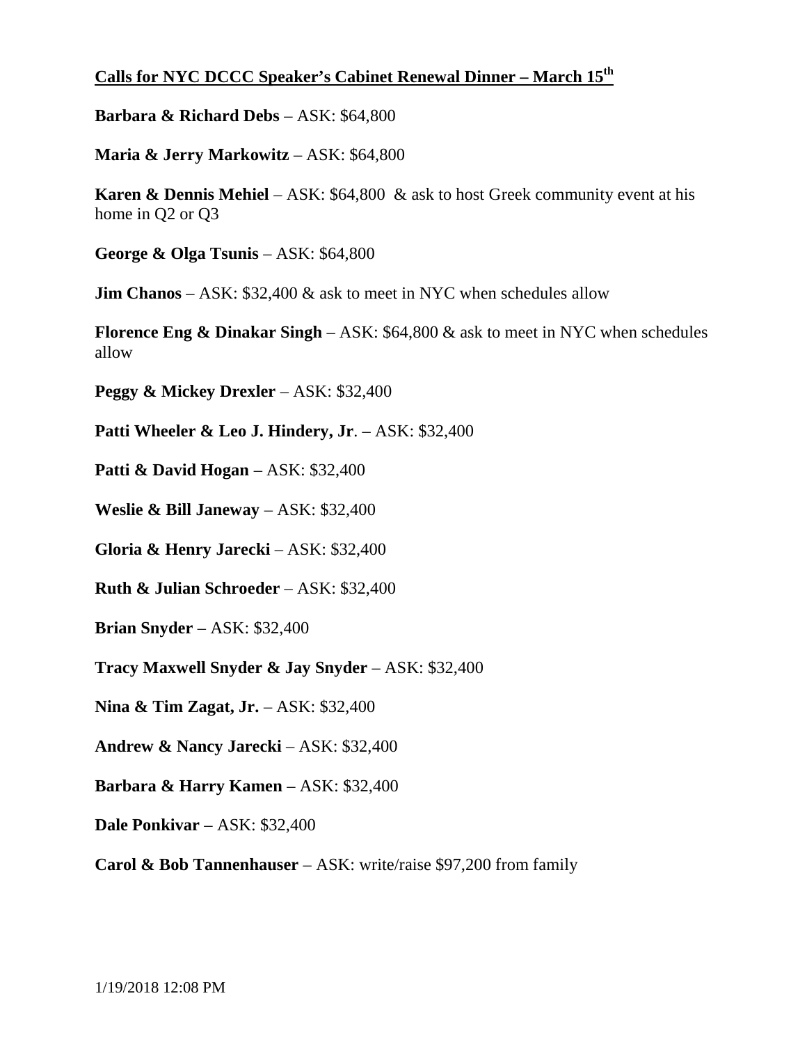## Calls for NYC DCCC Speaker's Cabinet Renewal Dinner – March 15th

**Barbara & Richard Debs** – ASK: $64,800

**Maria & Jerry Markowitz** – ASK: $64,800

**Karen & Dennis Mehiel** – ASK: $64,800 & ask to host Greek community event at his home in Q2 or Q3

**George & Olga Tsunis** – ASK: $64,800

**Jim Chanos** – ASK: $32,400 & ask to meet in NYC when schedules allow

**Florence Eng & Dinakar Singh** – ASK: $64,800 & ask to meet in NYC when schedules allow

**Peggy & Mickey Drexler** – ASK: $32,400

**Patti Wheeler & Leo J. Hindery, Jr**. – ASK: $32,400

**Patti & David Hogan** – ASK: $32,400

**Weslie & Bill Janeway** – ASK: $32,400

**Gloria & Henry Jarecki** – ASK: $32,400

**Ruth & Julian Schroeder** – ASK: $32,400

**Brian Snyder** – ASK: $32,400

**Tracy Maxwell Snyder & Jay Snyder** – ASK: $32,400

**Nina & Tim Zagat, Jr.** – ASK: $32,400

**Andrew & Nancy Jarecki** – ASK: $32,400

**Barbara & Harry Kamen** – ASK: $32,400

**Dale Ponkivar** – ASK: $32,400

**Carol & Bob Tannenhauser** – ASK: write/raise $97,200 from family

1/19/2018 12:08 PM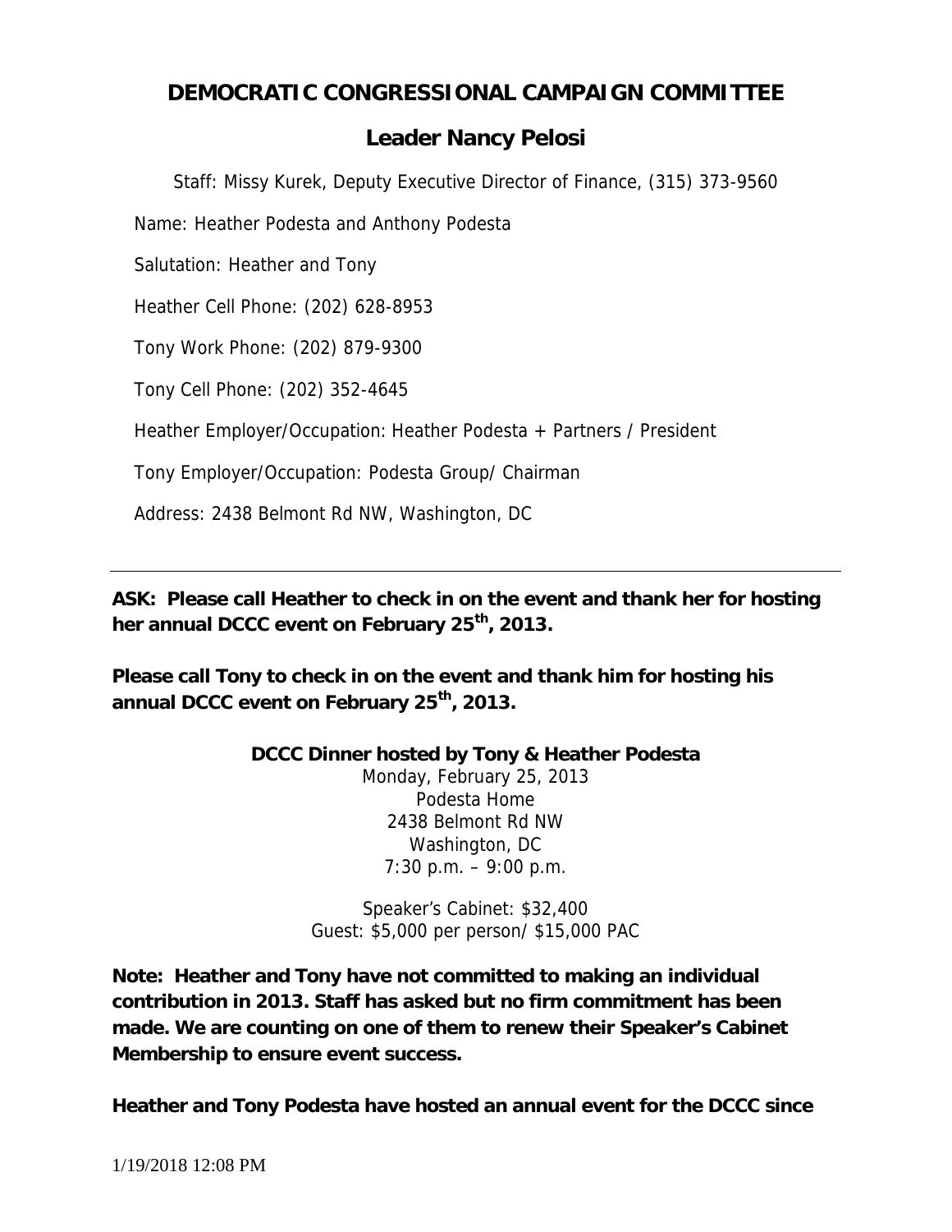# DEMOCRATIC CONGRESSIONAL CAMPAIGN COMMITTEE

## Leader Nancy Pelosi

Staff: Missy Kurek, Deputy Executive Director of Finance, (315) 373-9560

Name: Heather Podesta and Anthony Podesta

Salutation: Heather and Tony

Heather Cell Phone: (202) 628-8953

Tony Work Phone: (202) 879-9300

Tony Cell Phone: (202) 352-4645

Heather Employer/Occupation: Heather Podesta + Partners / President

Tony Employer/Occupation: Podesta Group/ Chairman

Address: 2438 Belmont Rd NW, Washington, DC

---

**ASK: Please call Heather to check in on the event and thank her for hosting her annual DCCC event on February 25th, 2013.**

**Please call Tony to check in on the event and thank him for hosting his annual DCCC event on February 25th, 2013.**

**DCCC Dinner hosted by Tony & Heather Podesta**
Monday, February 25, 2013
Podesta Home
2438 Belmont Rd NW
Washington, DC
7:30 p.m. – 9:00 p.m.

Speaker's Cabinet: $32,400
Guest: $5,000 per person/ $15,000 PAC

**Note: Heather and Tony have not committed to making an individual contribution in 2013. Staff has asked but no firm commitment has been made. We are counting on one of them to renew their Speaker's Cabinet Membership to ensure event success.**

**Heather and Tony Podesta have hosted an annual event for the DCCC since**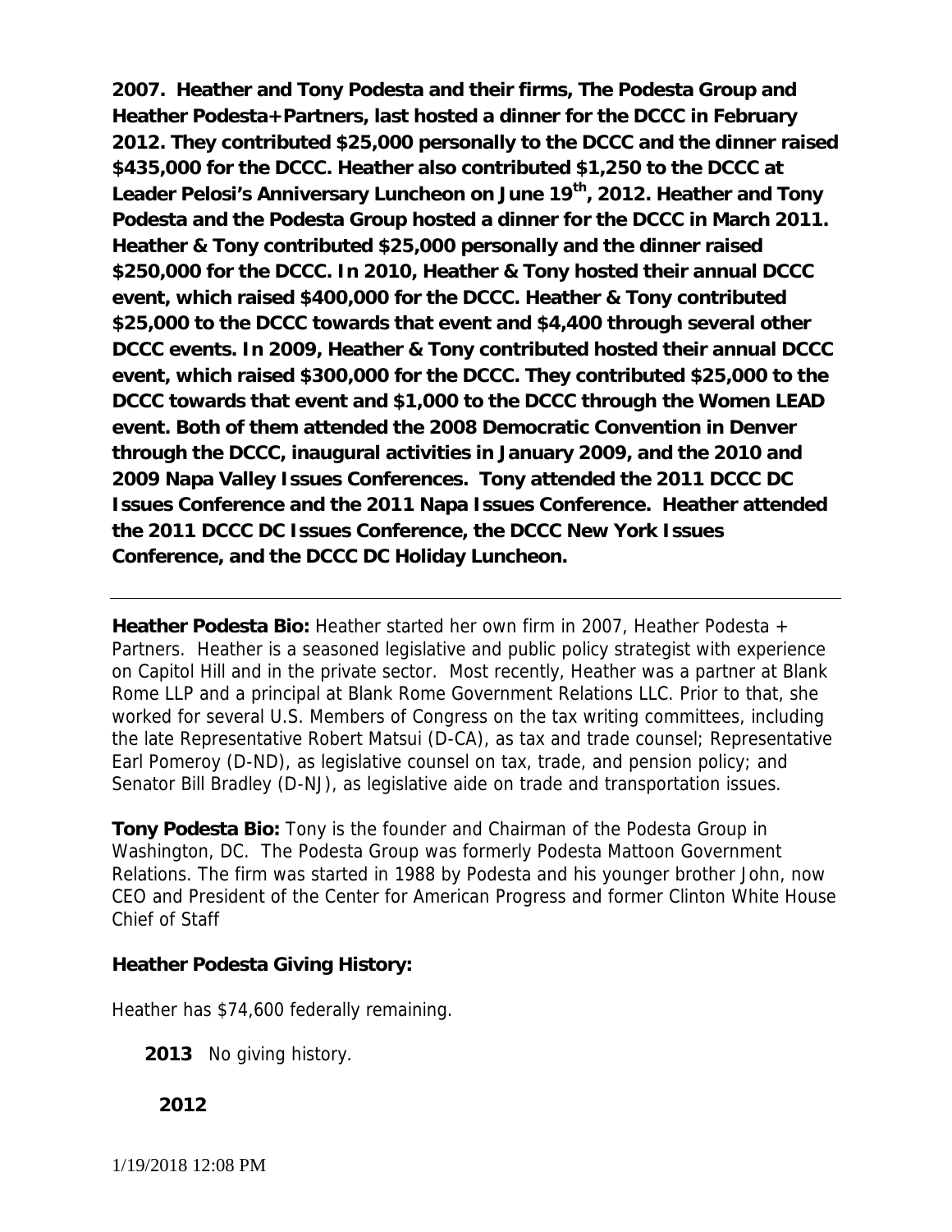**2007. Heather and Tony Podesta and their firms, The Podesta Group and Heather Podesta+Partners, last hosted a dinner for the DCCC in February 2012. They contributed $25,000 personally to the DCCC and the dinner raised $435,000 for the DCCC. Heather also contributed $1,250 to the DCCC at Leader Pelosi's Anniversary Luncheon on June 19th, 2012. Heather and Tony Podesta and the Podesta Group hosted a dinner for the DCCC in March 2011. Heather & Tony contributed $25,000 personally and the dinner raised $250,000 for the DCCC. In 2010, Heather & Tony hosted their annual DCCC event, which raised $400,000 for the DCCC. Heather & Tony contributed $25,000 to the DCCC towards that event and $4,400 through several other DCCC events. In 2009, Heather & Tony contributed hosted their annual DCCC event, which raised $300,000 for the DCCC. They contributed $25,000 to the DCCC towards that event and $1,000 to the DCCC through the Women LEAD event. Both of them attended the 2008 Democratic Convention in Denver through the DCCC, inaugural activities in January 2009, and the 2010 and 2009 Napa Valley Issues Conferences. Tony attended the 2011 DCCC DC Issues Conference and the 2011 Napa Issues Conference. Heather attended the 2011 DCCC DC Issues Conference, the DCCC New York Issues Conference, and the DCCC DC Holiday Luncheon.**

---

**Heather Podesta Bio:** Heather started her own firm in 2007, Heather Podesta + Partners. Heather is a seasoned legislative and public policy strategist with experience on Capitol Hill and in the private sector. Most recently, Heather was a partner at Blank Rome LLP and a principal at Blank Rome Government Relations LLC. Prior to that, she worked for several U.S. Members of Congress on the tax writing committees, including the late Representative Robert Matsui (D-CA), as tax and trade counsel; Representative Earl Pomeroy (D-ND), as legislative counsel on tax, trade, and pension policy; and Senator Bill Bradley (D-NJ), as legislative aide on trade and transportation issues.

**Tony Podesta Bio:** Tony is the founder and Chairman of the Podesta Group in Washington, DC. The Podesta Group was formerly Podesta Mattoon Government Relations. The firm was started in 1988 by Podesta and his younger brother John, now CEO and President of the Center for American Progress and former Clinton White House Chief of Staff

**Heather Podesta Giving History:**

Heather has $74,600 federally remaining.

**2013** No giving history.

**2012**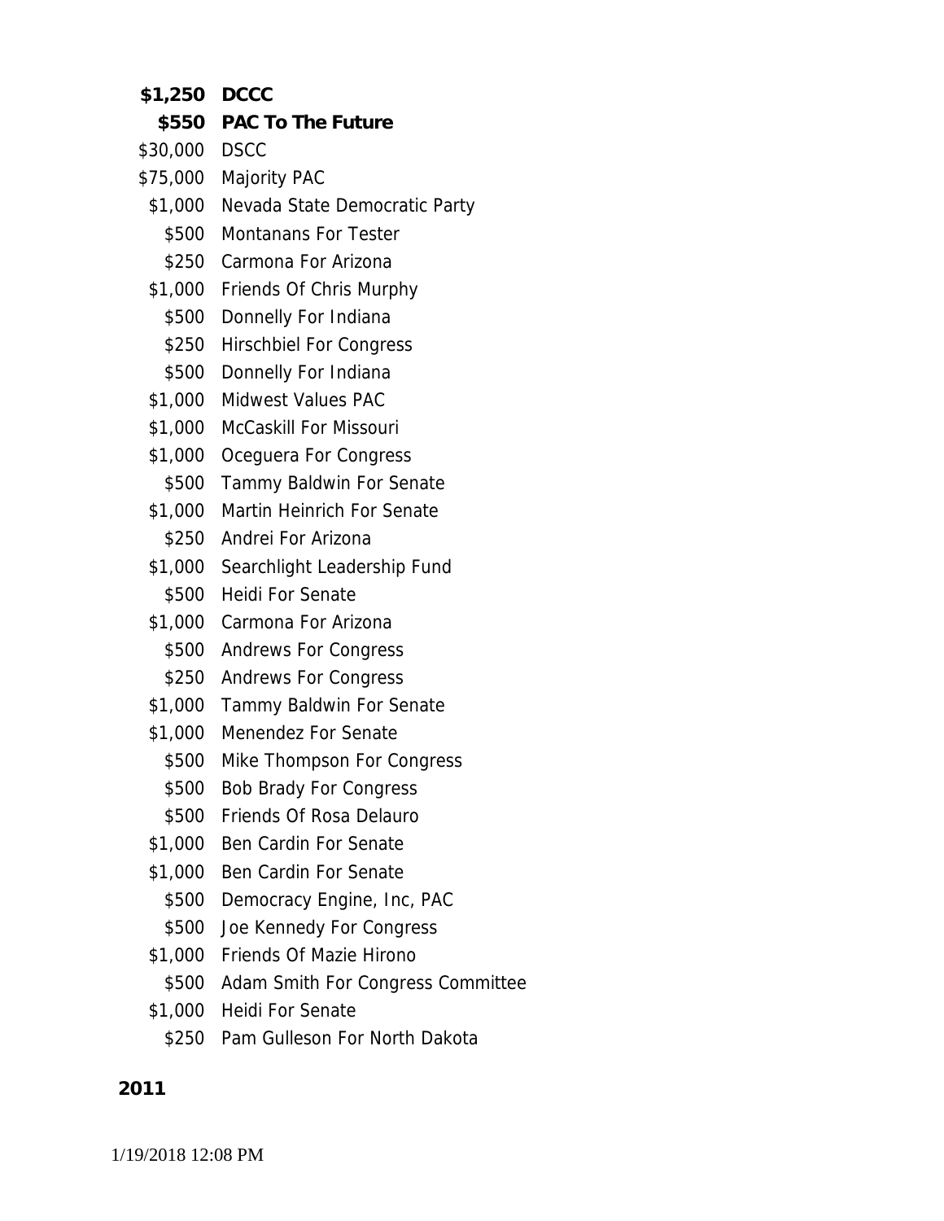**$1,250 DCCC**

**$550 PAC To The Future**

| | |
|---|---|
| $30,000 | DSCC |
| $75,000 | Majority PAC |
| $1,000 | Nevada State Democratic Party |
| $500 | Montanans For Tester |
| $250 | Carmona For Arizona |
| $1,000 | Friends Of Chris Murphy |
| $500 | Donnelly For Indiana |
| $250 | Hirschbiel For Congress |
| $500 | Donnelly For Indiana |
| $1,000 | Midwest Values PAC |
| $1,000 | McCaskill For Missouri |
| $1,000 | Oceguera For Congress |
| $500 | Tammy Baldwin For Senate |
| $1,000 | Martin Heinrich For Senate |
| $250 | Andrei For Arizona |
| $1,000 | Searchlight Leadership Fund |
| $500 | Heidi For Senate |
| $1,000 | Carmona For Arizona |
| $500 | Andrews For Congress |
| $250 | Andrews For Congress |
| $1,000 | Tammy Baldwin For Senate |
| $1,000 | Menendez For Senate |
| $500 | Mike Thompson For Congress |
| $500 | Bob Brady For Congress |
| $500 | Friends Of Rosa Delauro |
| $1,000 | Ben Cardin For Senate |
| $1,000 | Ben Cardin For Senate |
| $500 | Democracy Engine, Inc, PAC |
| $500 | Joe Kennedy For Congress |
| $1,000 | Friends Of Mazie Hirono |
| $500 | Adam Smith For Congress Committee |
| $1,000 | Heidi For Senate |
| $250 | Pam Gulleson For North Dakota |

**2011**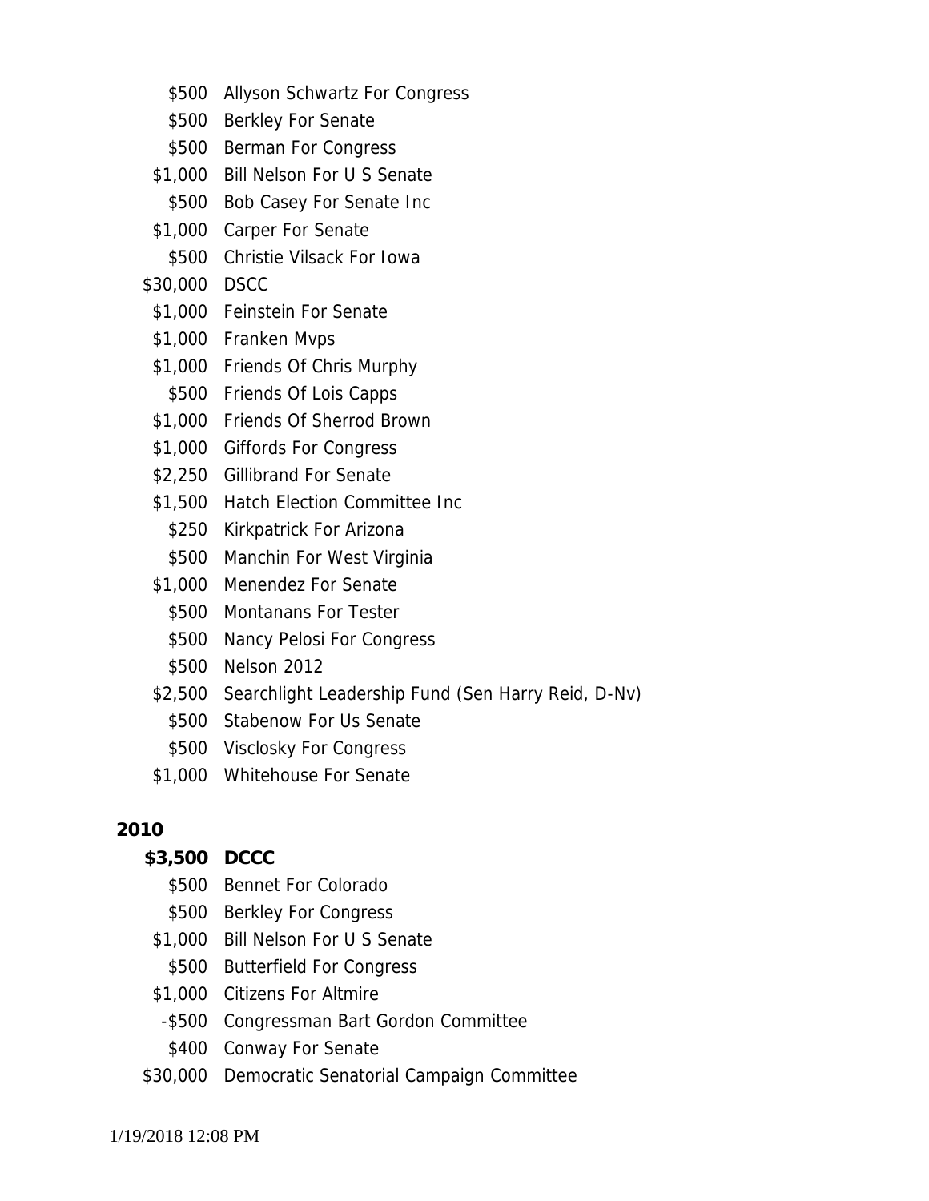| | |
|---|---|
| $500 | Allyson Schwartz For Congress |
| $500 | Berkley For Senate |
| $500 | Berman For Congress |
| $1,000 | Bill Nelson For U S Senate |
| $500 | Bob Casey For Senate Inc |
| $1,000 | Carper For Senate |
| $500 | Christie Vilsack For Iowa |
| $30,000 | DSCC |
| $1,000 | Feinstein For Senate |
| $1,000 | Franken Mvps |
| $1,000 | Friends Of Chris Murphy |
| $500 | Friends Of Lois Capps |
| $1,000 | Friends Of Sherrod Brown |
| $1,000 | Giffords For Congress |
| $2,250 | Gillibrand For Senate |
| $1,500 | Hatch Election Committee Inc |
| $250 | Kirkpatrick For Arizona |
| $500 | Manchin For West Virginia |
| $1,000 | Menendez For Senate |
| $500 | Montanans For Tester |
| $500 | Nancy Pelosi For Congress |
| $500 | Nelson 2012 |
| $2,500 | Searchlight Leadership Fund (Sen Harry Reid, D-Nv) |
| $500 | Stabenow For Us Senate |
| $500 | Visclosky For Congress |
| $1,000 | Whitehouse For Senate |

**2010**

| | |
|---|---|
| **$3,500** | **DCCC** |
| $500 | Bennet For Colorado |
| $500 | Berkley For Congress |
| $1,000 | Bill Nelson For U S Senate |
| $500 | Butterfield For Congress |
| $1,000 | Citizens For Altmire |
| -$500 | Congressman Bart Gordon Committee |
| $400 | Conway For Senate |
| $30,000 | Democratic Senatorial Campaign Committee |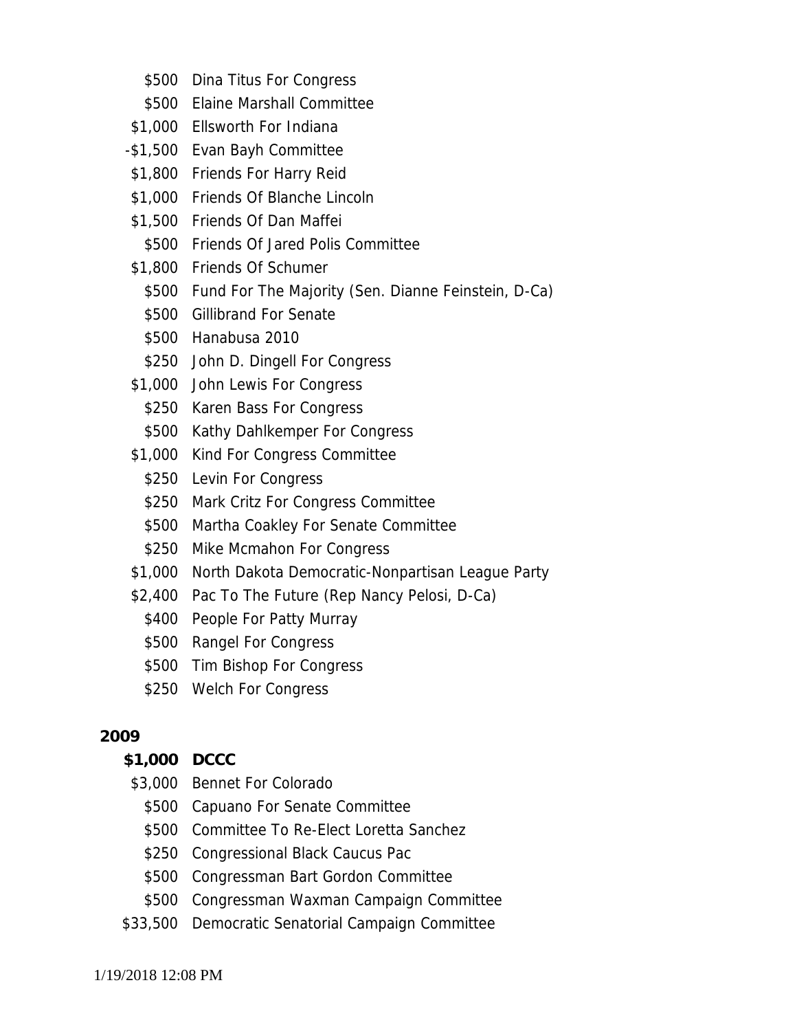$500 Dina Titus For Congress
$500 Elaine Marshall Committee
$1,000 Ellsworth For Indiana
-$1,500 Evan Bayh Committee
$1,800 Friends For Harry Reid
$1,000 Friends Of Blanche Lincoln
$1,500 Friends Of Dan Maffei
$500 Friends Of Jared Polis Committee
$1,800 Friends Of Schumer
$500 Fund For The Majority (Sen. Dianne Feinstein, D-Ca)
$500 Gillibrand For Senate
$500 Hanabusa 2010
$250 John D. Dingell For Congress
$1,000 John Lewis For Congress
$250 Karen Bass For Congress
$500 Kathy Dahlkemper For Congress
$1,000 Kind For Congress Committee
$250 Levin For Congress
$250 Mark Critz For Congress Committee
$500 Martha Coakley For Senate Committee
$250 Mike Mcmahon For Congress
$1,000 North Dakota Democratic-Nonpartisan League Party
$2,400 Pac To The Future (Rep Nancy Pelosi, D-Ca)
$400 People For Patty Murray
$500 Rangel For Congress
$500 Tim Bishop For Congress
$250 Welch For Congress

**2009**

**$1,000 DCCC**

$3,000 Bennet For Colorado
$500 Capuano For Senate Committee
$500 Committee To Re-Elect Loretta Sanchez
$250 Congressional Black Caucus Pac
$500 Congressman Bart Gordon Committee
$500 Congressman Waxman Campaign Committee
$33,500 Democratic Senatorial Campaign Committee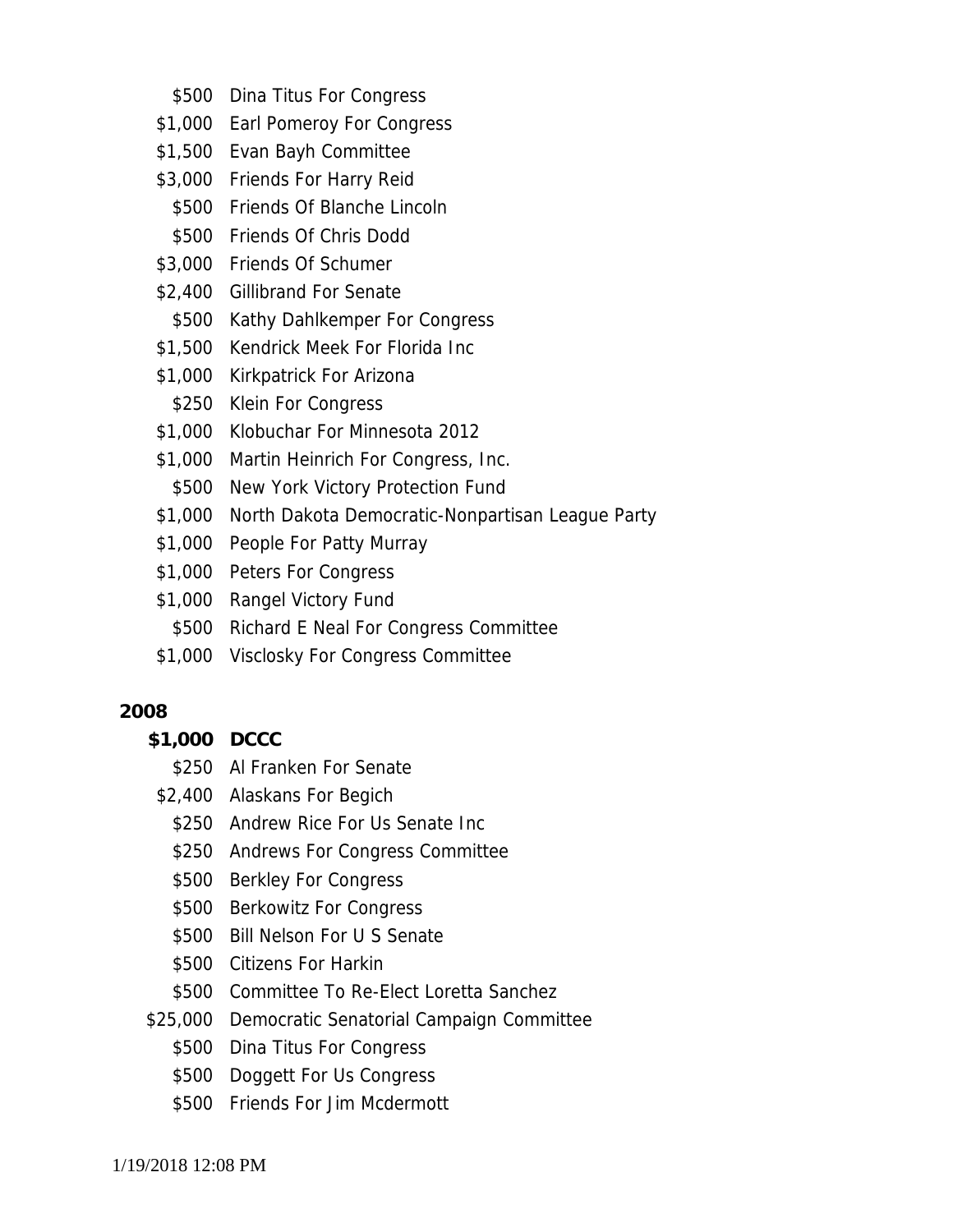$500 Dina Titus For Congress
$1,000 Earl Pomeroy For Congress
$1,500 Evan Bayh Committee
$3,000 Friends For Harry Reid
$500 Friends Of Blanche Lincoln
$500 Friends Of Chris Dodd
$3,000 Friends Of Schumer
$2,400 Gillibrand For Senate
$500 Kathy Dahlkemper For Congress
$1,500 Kendrick Meek For Florida Inc
$1,000 Kirkpatrick For Arizona
$250 Klein For Congress
$1,000 Klobuchar For Minnesota 2012
$1,000 Martin Heinrich For Congress, Inc.
$500 New York Victory Protection Fund
$1,000 North Dakota Democratic-Nonpartisan League Party
$1,000 People For Patty Murray
$1,000 Peters For Congress
$1,000 Rangel Victory Fund
$500 Richard E Neal For Congress Committee
$1,000 Visclosky For Congress Committee

**2008**

**$1,000 DCCC**

$250 Al Franken For Senate
$2,400 Alaskans For Begich
$250 Andrew Rice For Us Senate Inc
$250 Andrews For Congress Committee
$500 Berkley For Congress
$500 Berkowitz For Congress
$500 Bill Nelson For U S Senate
$500 Citizens For Harkin
$500 Committee To Re-Elect Loretta Sanchez
$25,000 Democratic Senatorial Campaign Committee
$500 Dina Titus For Congress
$500 Doggett For Us Congress
$500 Friends For Jim Mcdermott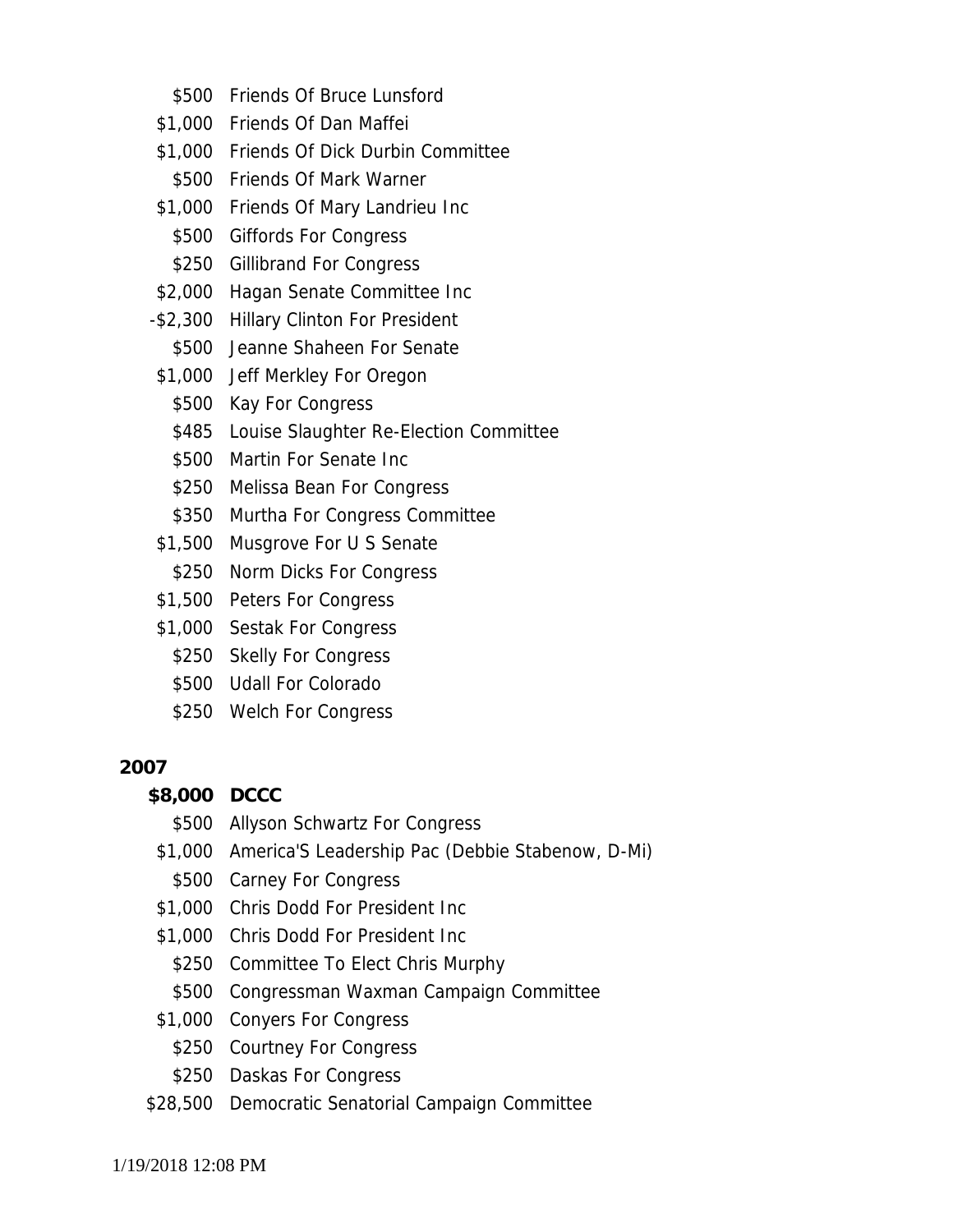| | |
|---|---|
| $500 | Friends Of Bruce Lunsford |
| $1,000 | Friends Of Dan Maffei |
| $1,000 | Friends Of Dick Durbin Committee |
| $500 | Friends Of Mark Warner |
| $1,000 | Friends Of Mary Landrieu Inc |
| $500 | Giffords For Congress |
| $250 | Gillibrand For Congress |
| $2,000 | Hagan Senate Committee Inc |
| -$2,300 | Hillary Clinton For President |
| $500 | Jeanne Shaheen For Senate |
| $1,000 | Jeff Merkley For Oregon |
| $500 | Kay For Congress |
| $485 | Louise Slaughter Re-Election Committee |
| $500 | Martin For Senate Inc |
| $250 | Melissa Bean For Congress |
| $350 | Murtha For Congress Committee |
| $1,500 | Musgrove For U S Senate |
| $250 | Norm Dicks For Congress |
| $1,500 | Peters For Congress |
| $1,000 | Sestak For Congress |
| $250 | Skelly For Congress |
| $500 | Udall For Colorado |
| $250 | Welch For Congress |

**2007**

| | |
|---|---|
| **$8,000** | **DCCC** |
| $500 | Allyson Schwartz For Congress |
| $1,000 | America'S Leadership Pac (Debbie Stabenow, D-Mi) |
| $500 | Carney For Congress |
| $1,000 | Chris Dodd For President Inc |
| $1,000 | Chris Dodd For President Inc |
| $250 | Committee To Elect Chris Murphy |
| $500 | Congressman Waxman Campaign Committee |
| $1,000 | Conyers For Congress |
| $250 | Courtney For Congress |
| $250 | Daskas For Congress |
| $28,500 | Democratic Senatorial Campaign Committee |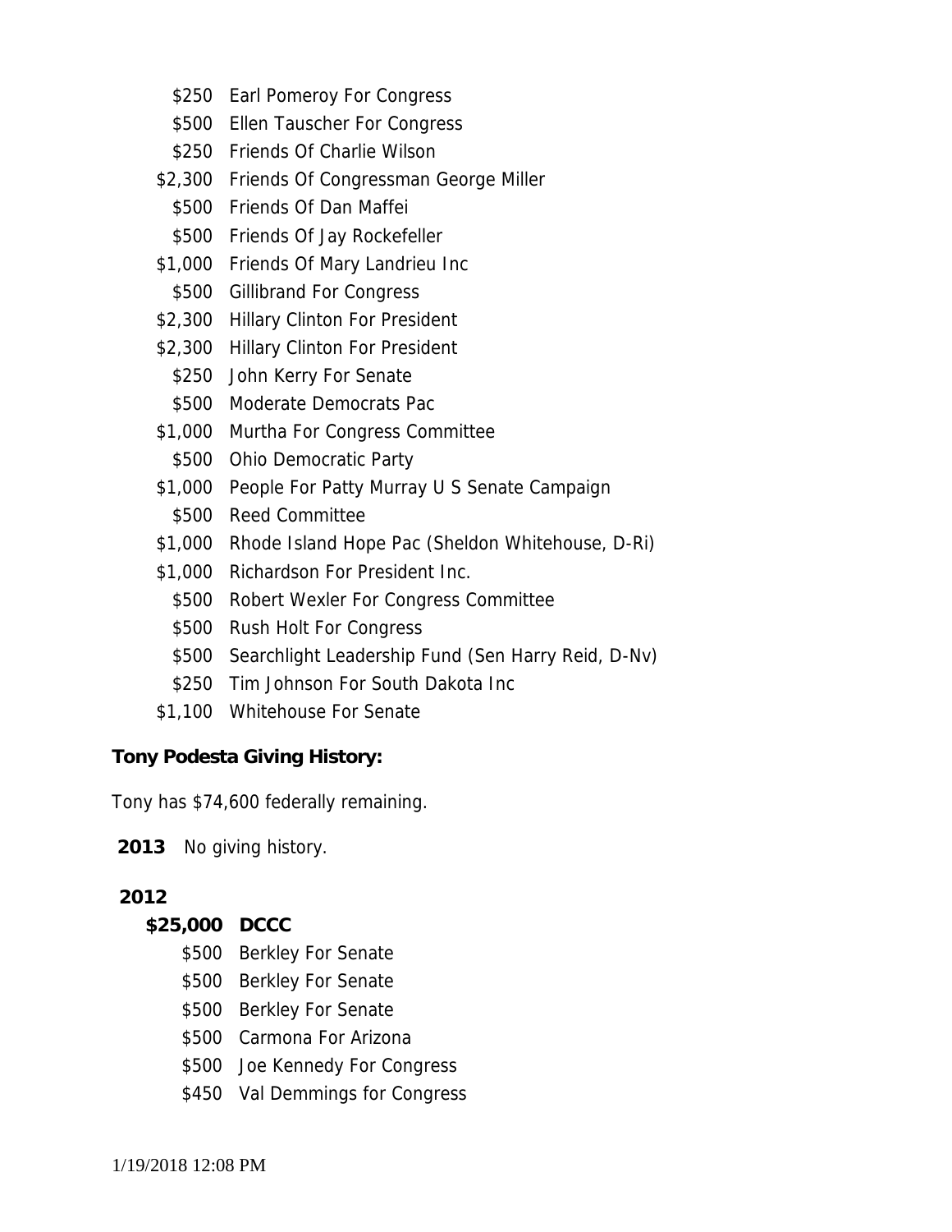- $250 Earl Pomeroy For Congress
- $500 Ellen Tauscher For Congress
- $250 Friends Of Charlie Wilson
- $2,300 Friends Of Congressman George Miller
- $500 Friends Of Dan Maffei
- $500 Friends Of Jay Rockefeller
- $1,000 Friends Of Mary Landrieu Inc
- $500 Gillibrand For Congress
- $2,300 Hillary Clinton For President
- $2,300 Hillary Clinton For President
- $250 John Kerry For Senate
- $500 Moderate Democrats Pac
- $1,000 Murtha For Congress Committee
- $500 Ohio Democratic Party
- $1,000 People For Patty Murray U S Senate Campaign
- $500 Reed Committee
- $1,000 Rhode Island Hope Pac (Sheldon Whitehouse, D-Ri)
- $1,000 Richardson For President Inc.
- $500 Robert Wexler For Congress Committee
- $500 Rush Holt For Congress
- $500 Searchlight Leadership Fund (Sen Harry Reid, D-Nv)
- $250 Tim Johnson For South Dakota Inc
- $1,100 Whitehouse For Senate

**Tony Podesta Giving History:**

Tony has $74,600 federally remaining.

**2013** No giving history.

**2012**

**$25,000 DCCC**

- $500 Berkley For Senate
- $500 Berkley For Senate
- $500 Berkley For Senate
- $500 Carmona For Arizona
- $500 Joe Kennedy For Congress
- $450 Val Demmings for Congress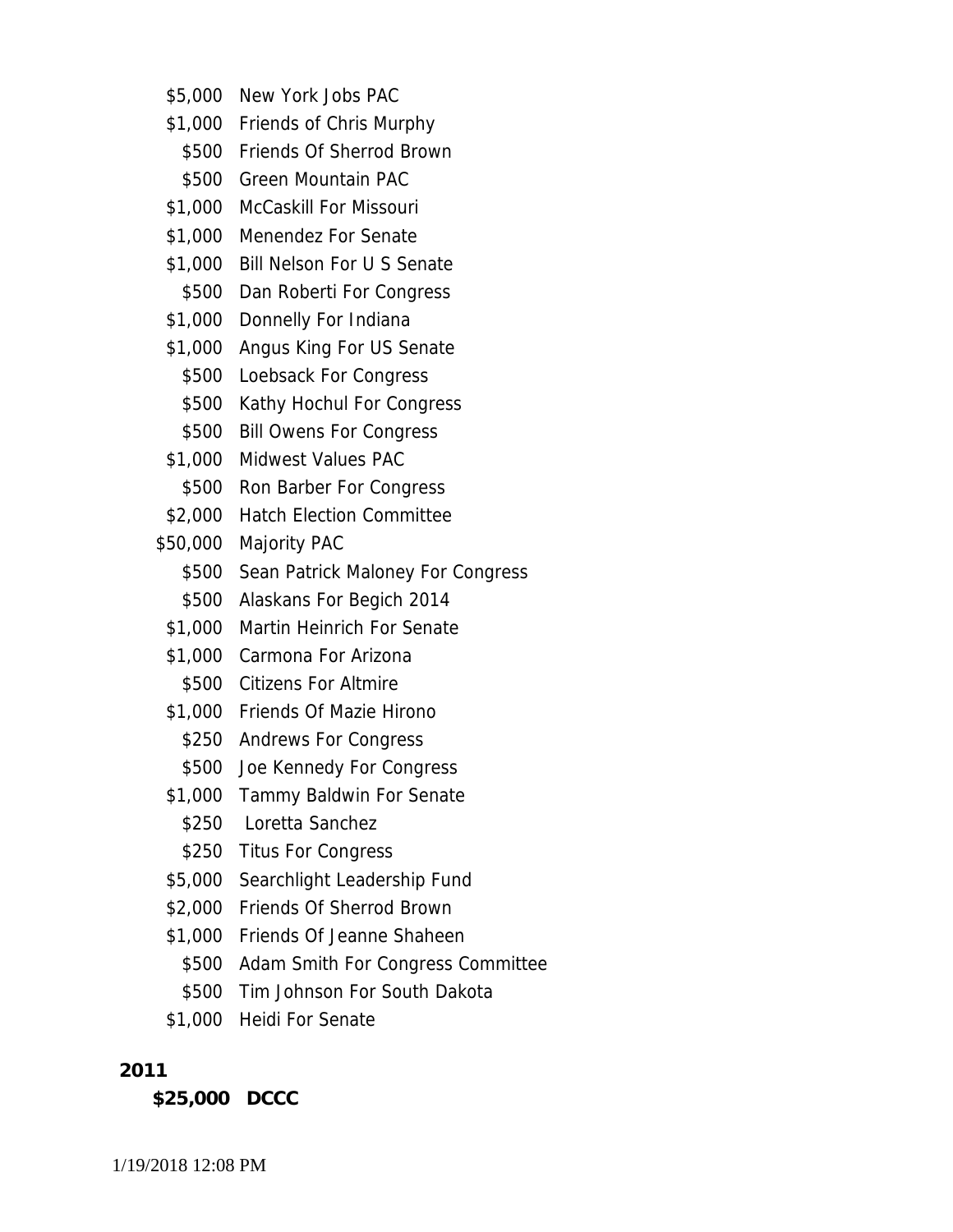| | |
|---|---|
| $5,000 | New York Jobs PAC |
| $1,000 | Friends of Chris Murphy |
| $500 | Friends Of Sherrod Brown |
| $500 | Green Mountain PAC |
| $1,000 | McCaskill For Missouri |
| $1,000 | Menendez For Senate |
| $1,000 | Bill Nelson For U S Senate |
| $500 | Dan Roberti For Congress |
| $1,000 | Donnelly For Indiana |
| $1,000 | Angus King For US Senate |
| $500 | Loebsack For Congress |
| $500 | Kathy Hochul For Congress |
| $500 | Bill Owens For Congress |
| $1,000 | Midwest Values PAC |
| $500 | Ron Barber For Congress |
| $2,000 | Hatch Election Committee |
| $50,000 | Majority PAC |
| $500 | Sean Patrick Maloney For Congress |
| $500 | Alaskans For Begich 2014 |
| $1,000 | Martin Heinrich For Senate |
| $1,000 | Carmona For Arizona |
| $500 | Citizens For Altmire |
| $1,000 | Friends Of Mazie Hirono |
| $250 | Andrews For Congress |
| $500 | Joe Kennedy For Congress |
| $1,000 | Tammy Baldwin For Senate |
| $250 | Loretta Sanchez |
| $250 | Titus For Congress |
| $5,000 | Searchlight Leadership Fund |
| $2,000 | Friends Of Sherrod Brown |
| $1,000 | Friends Of Jeanne Shaheen |
| $500 | Adam Smith For Congress Committee |
| $500 | Tim Johnson For South Dakota |
| $1,000 | Heidi For Senate |

**2011**

**$25,000 DCCC**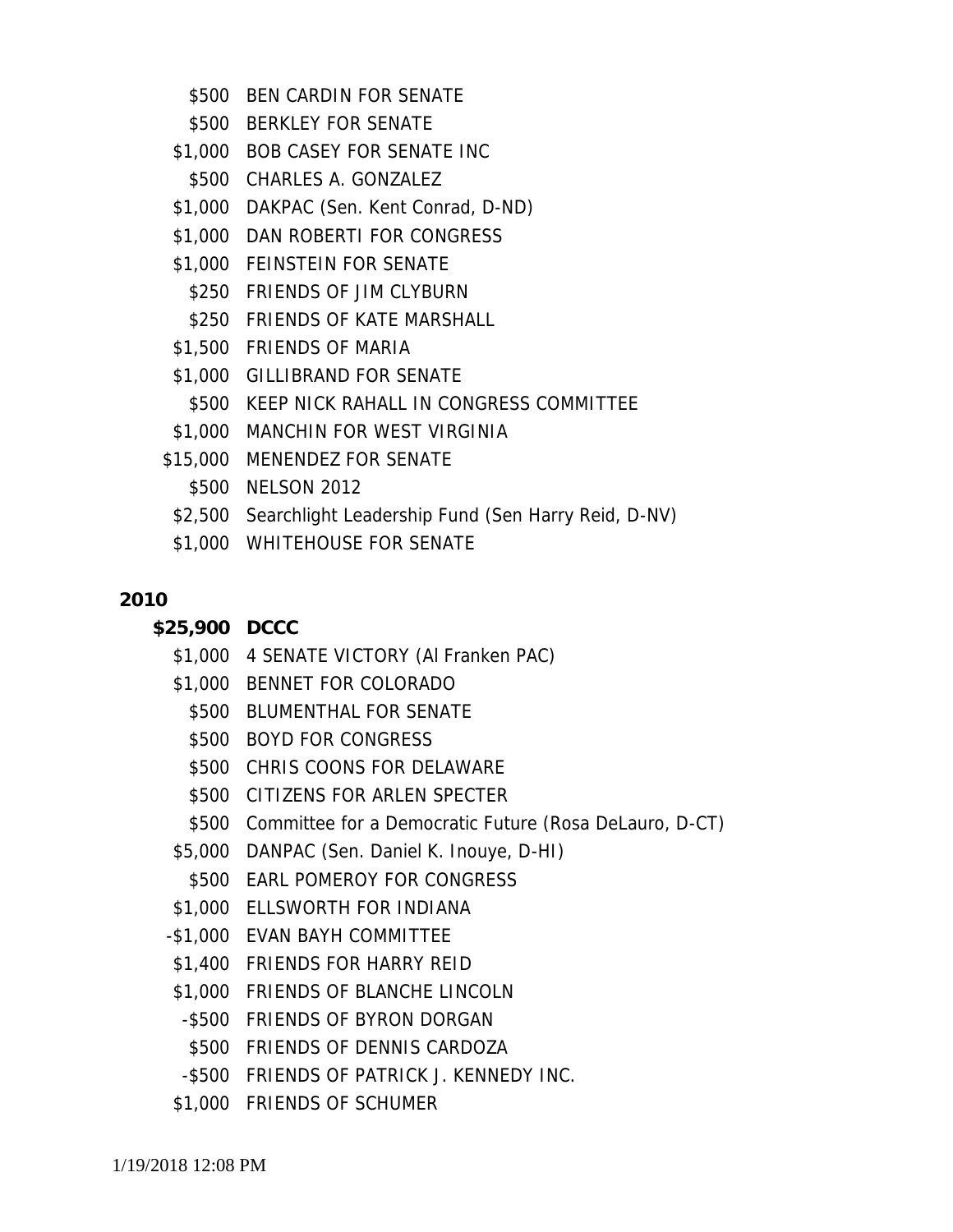$500 BEN CARDIN FOR SENATE
$500 BERKLEY FOR SENATE
$1,000 BOB CASEY FOR SENATE INC
$500 CHARLES A. GONZALEZ
$1,000 DAKPAC (Sen. Kent Conrad, D-ND)
$1,000 DAN ROBERTI FOR CONGRESS
$1,000 FEINSTEIN FOR SENATE
$250 FRIENDS OF JIM CLYBURN
$250 FRIENDS OF KATE MARSHALL
$1,500 FRIENDS OF MARIA
$1,000 GILLIBRAND FOR SENATE
$500 KEEP NICK RAHALL IN CONGRESS COMMITTEE
$1,000 MANCHIN FOR WEST VIRGINIA
$15,000 MENENDEZ FOR SENATE
$500 NELSON 2012
$2,500 Searchlight Leadership Fund (Sen Harry Reid, D-NV)
$1,000 WHITEHOUSE FOR SENATE

**2010**

**$25,900 DCCC**

$1,000 4 SENATE VICTORY (Al Franken PAC)
$1,000 BENNET FOR COLORADO
$500 BLUMENTHAL FOR SENATE
$500 BOYD FOR CONGRESS
$500 CHRIS COONS FOR DELAWARE
$500 CITIZENS FOR ARLEN SPECTER
$500 Committee for a Democratic Future (Rosa DeLauro, D-CT)
$5,000 DANPAC (Sen. Daniel K. Inouye, D-HI)
$500 EARL POMEROY FOR CONGRESS
$1,000 ELLSWORTH FOR INDIANA
-$1,000 EVAN BAYH COMMITTEE
$1,400 FRIENDS FOR HARRY REID
$1,000 FRIENDS OF BLANCHE LINCOLN
-$500 FRIENDS OF BYRON DORGAN
$500 FRIENDS OF DENNIS CARDOZA
-$500 FRIENDS OF PATRICK J. KENNEDY INC.
$1,000 FRIENDS OF SCHUMER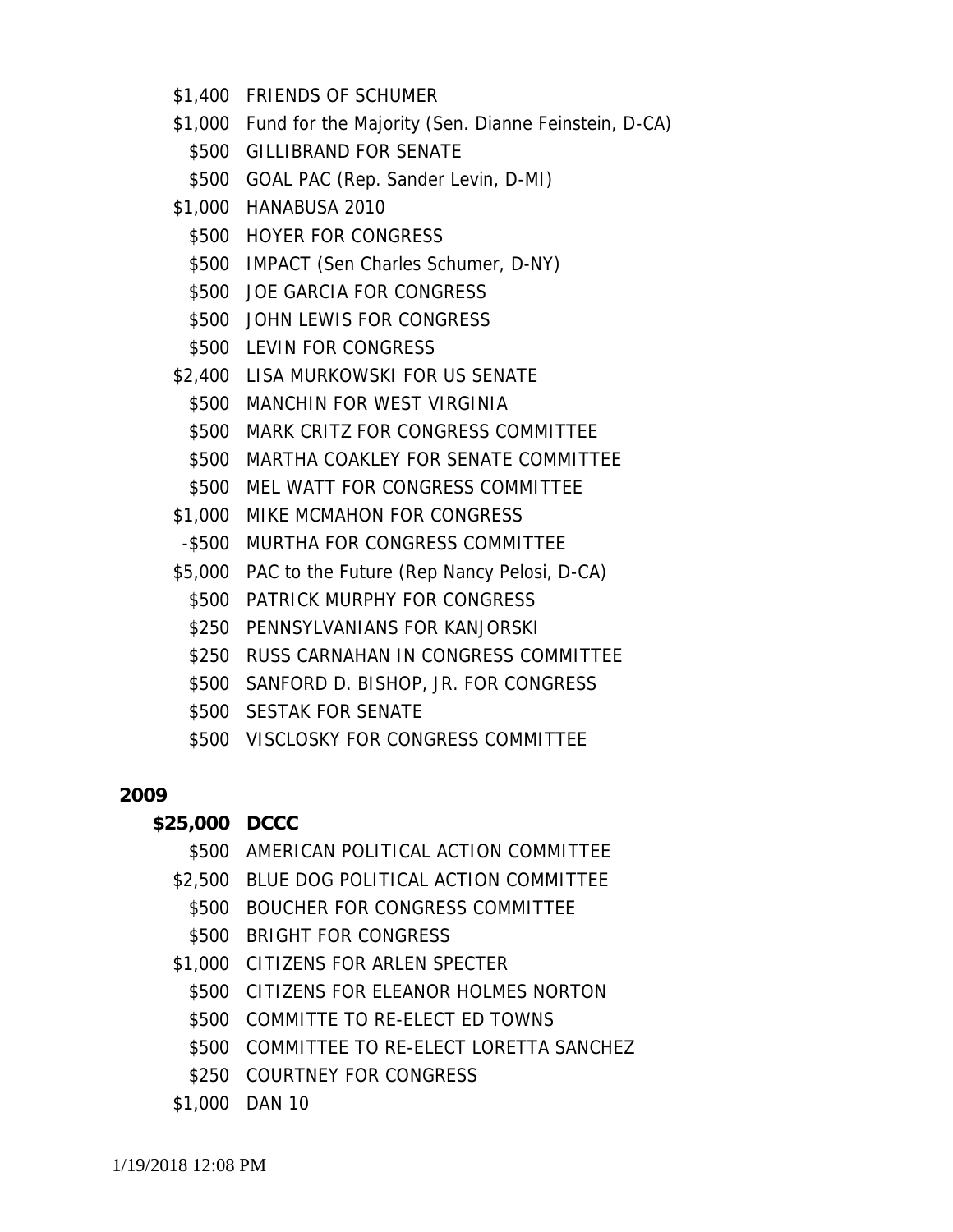$1,400 FRIENDS OF SCHUMER
$1,000 Fund for the Majority (Sen. Dianne Feinstein, D-CA)
$500 GILLIBRAND FOR SENATE
$500 GOAL PAC (Rep. Sander Levin, D-MI)
$1,000 HANABUSA 2010
$500 HOYER FOR CONGRESS
$500 IMPACT (Sen Charles Schumer, D-NY)
$500 JOE GARCIA FOR CONGRESS
$500 JOHN LEWIS FOR CONGRESS
$500 LEVIN FOR CONGRESS
$2,400 LISA MURKOWSKI FOR US SENATE
$500 MANCHIN FOR WEST VIRGINIA
$500 MARK CRITZ FOR CONGRESS COMMITTEE
$500 MARTHA COAKLEY FOR SENATE COMMITTEE
$500 MEL WATT FOR CONGRESS COMMITTEE
$1,000 MIKE MCMAHON FOR CONGRESS
-$500 MURTHA FOR CONGRESS COMMITTEE
$5,000 PAC to the Future (Rep Nancy Pelosi, D-CA)
$500 PATRICK MURPHY FOR CONGRESS
$250 PENNSYLVANIANS FOR KANJORSKI
$250 RUSS CARNAHAN IN CONGRESS COMMITTEE
$500 SANFORD D. BISHOP, JR. FOR CONGRESS
$500 SESTAK FOR SENATE
$500 VISCLOSKY FOR CONGRESS COMMITTEE

**2009**

**$25,000 DCCC**
$500 AMERICAN POLITICAL ACTION COMMITTEE
$2,500 BLUE DOG POLITICAL ACTION COMMITTEE
$500 BOUCHER FOR CONGRESS COMMITTEE
$500 BRIGHT FOR CONGRESS
$1,000 CITIZENS FOR ARLEN SPECTER
$500 CITIZENS FOR ELEANOR HOLMES NORTON
$500 COMMITTE TO RE-ELECT ED TOWNS
$500 COMMITTEE TO RE-ELECT LORETTA SANCHEZ
$250 COURTNEY FOR CONGRESS
$1,000 DAN 10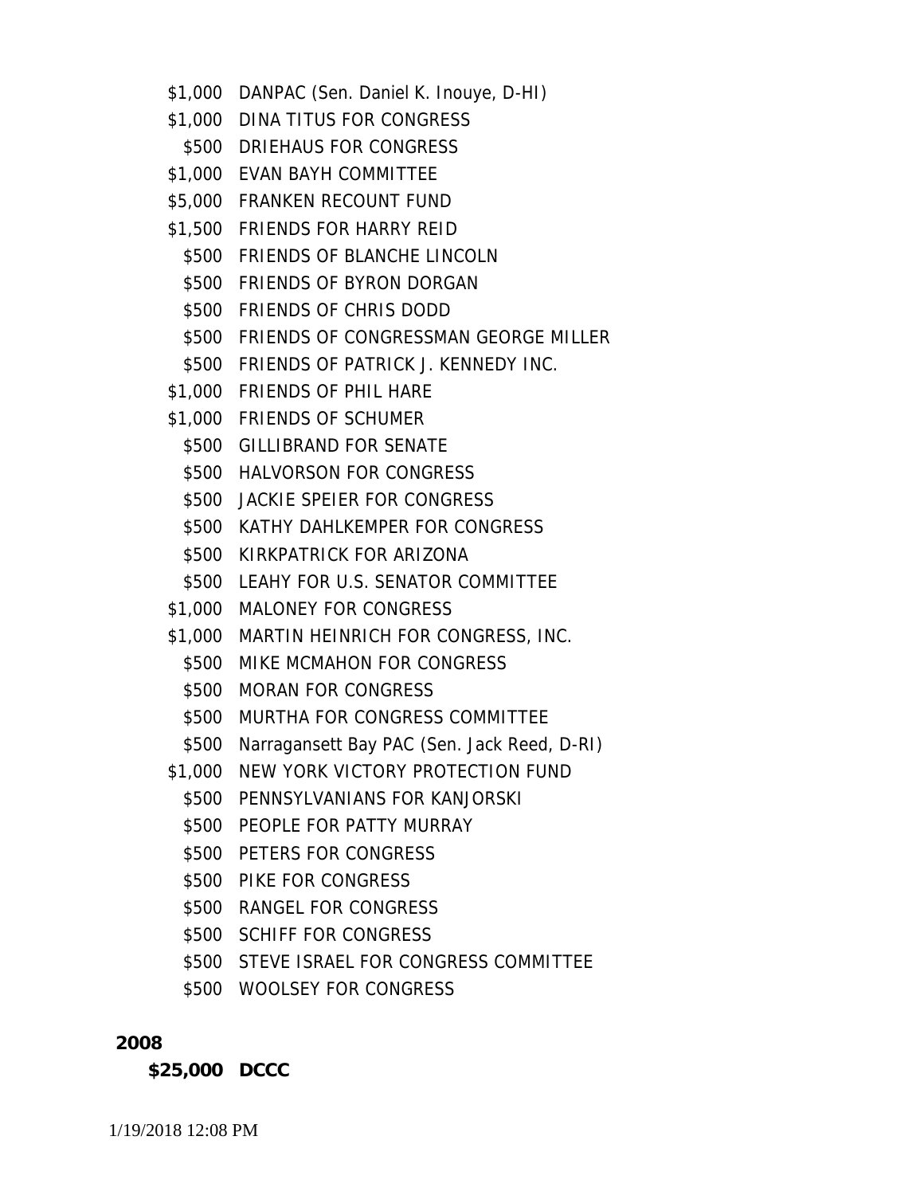$1,000 DANPAC (Sen. Daniel K. Inouye, D-HI)
$1,000 DINA TITUS FOR CONGRESS
$500 DRIEHAUS FOR CONGRESS
$1,000 EVAN BAYH COMMITTEE
$5,000 FRANKEN RECOUNT FUND
$1,500 FRIENDS FOR HARRY REID
$500 FRIENDS OF BLANCHE LINCOLN
$500 FRIENDS OF BYRON DORGAN
$500 FRIENDS OF CHRIS DODD
$500 FRIENDS OF CONGRESSMAN GEORGE MILLER
$500 FRIENDS OF PATRICK J. KENNEDY INC.
$1,000 FRIENDS OF PHIL HARE
$1,000 FRIENDS OF SCHUMER
$500 GILLIBRAND FOR SENATE
$500 HALVORSON FOR CONGRESS
$500 JACKIE SPEIER FOR CONGRESS
$500 KATHY DAHLKEMPER FOR CONGRESS
$500 KIRKPATRICK FOR ARIZONA
$500 LEAHY FOR U.S. SENATOR COMMITTEE
$1,000 MALONEY FOR CONGRESS
$1,000 MARTIN HEINRICH FOR CONGRESS, INC.
$500 MIKE MCMAHON FOR CONGRESS
$500 MORAN FOR CONGRESS
$500 MURTHA FOR CONGRESS COMMITTEE
$500 Narragansett Bay PAC (Sen. Jack Reed, D-RI)
$1,000 NEW YORK VICTORY PROTECTION FUND
$500 PENNSYLVANIANS FOR KANJORSKI
$500 PEOPLE FOR PATTY MURRAY
$500 PETERS FOR CONGRESS
$500 PIKE FOR CONGRESS
$500 RANGEL FOR CONGRESS
$500 SCHIFF FOR CONGRESS
$500 STEVE ISRAEL FOR CONGRESS COMMITTEE
$500 WOOLSEY FOR CONGRESS

**2008**

**$25,000 DCCC**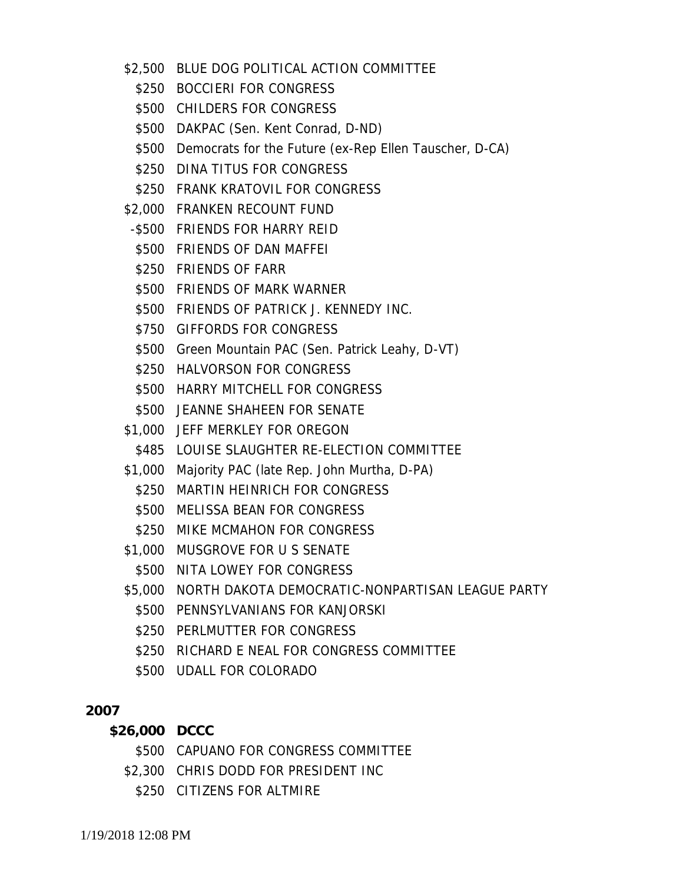$2,500 BLUE DOG POLITICAL ACTION COMMITTEE
$250 BOCCIERI FOR CONGRESS
$500 CHILDERS FOR CONGRESS
$500 DAKPAC (Sen. Kent Conrad, D-ND)
$500 Democrats for the Future (ex-Rep Ellen Tauscher, D-CA)
$250 DINA TITUS FOR CONGRESS
$250 FRANK KRATOVIL FOR CONGRESS
$2,000 FRANKEN RECOUNT FUND
-$500 FRIENDS FOR HARRY REID
$500 FRIENDS OF DAN MAFFEI
$250 FRIENDS OF FARR
$500 FRIENDS OF MARK WARNER
$500 FRIENDS OF PATRICK J. KENNEDY INC.
$750 GIFFORDS FOR CONGRESS
$500 Green Mountain PAC (Sen. Patrick Leahy, D-VT)
$250 HALVORSON FOR CONGRESS
$500 HARRY MITCHELL FOR CONGRESS
$500 JEANNE SHAHEEN FOR SENATE
$1,000 JEFF MERKLEY FOR OREGON
$485 LOUISE SLAUGHTER RE-ELECTION COMMITTEE
$1,000 Majority PAC (late Rep. John Murtha, D-PA)
$250 MARTIN HEINRICH FOR CONGRESS
$500 MELISSA BEAN FOR CONGRESS
$250 MIKE MCMAHON FOR CONGRESS
$1,000 MUSGROVE FOR U S SENATE
$500 NITA LOWEY FOR CONGRESS
$5,000 NORTH DAKOTA DEMOCRATIC-NONPARTISAN LEAGUE PARTY
$500 PENNSYLVANIANS FOR KANJORSKI
$250 PERLMUTTER FOR CONGRESS
$250 RICHARD E NEAL FOR CONGRESS COMMITTEE
$500 UDALL FOR COLORADO

**2007**

**$26,000 DCCC**

$500 CAPUANO FOR CONGRESS COMMITTEE
$2,300 CHRIS DODD FOR PRESIDENT INC
$250 CITIZENS FOR ALTMIRE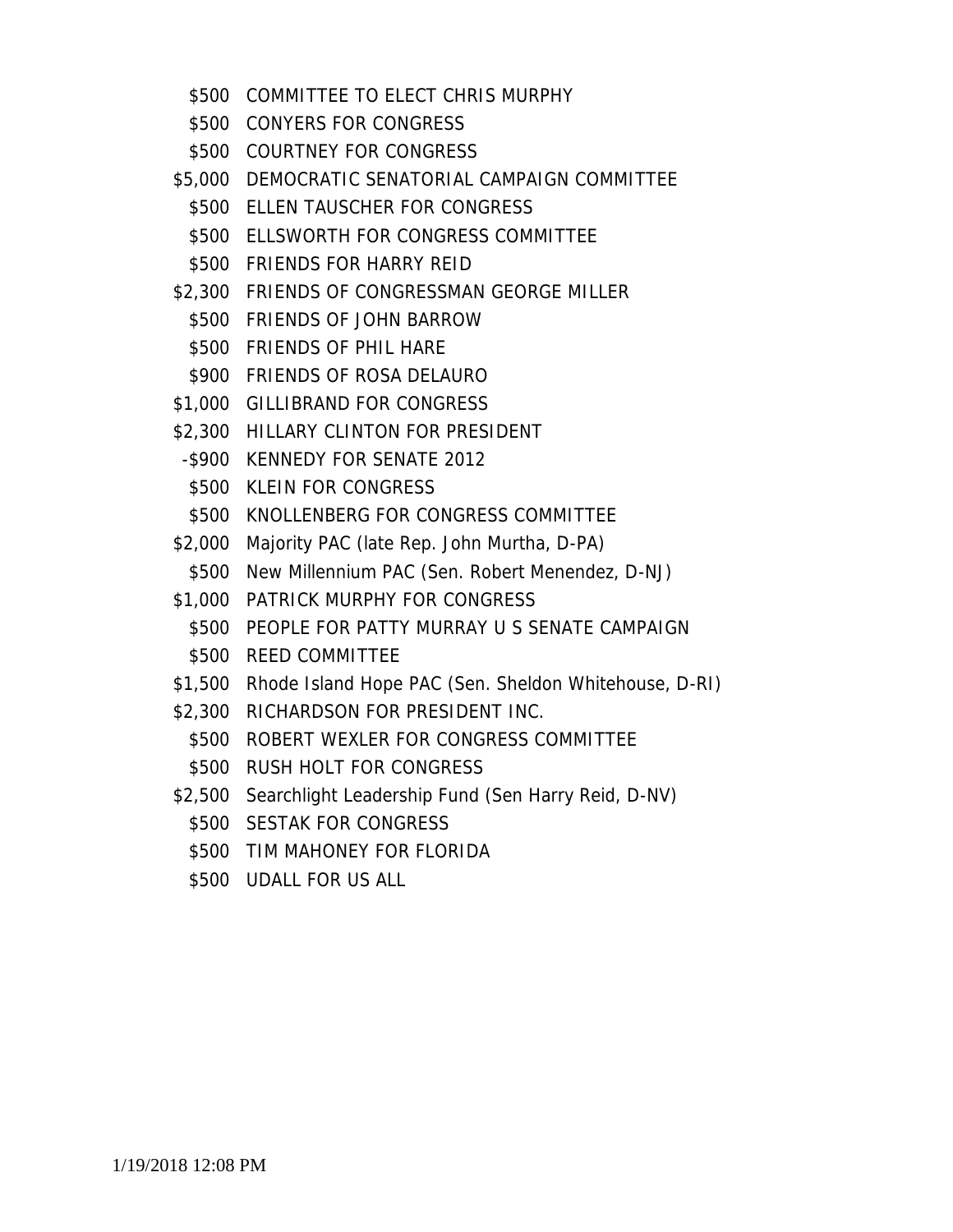| | |
|---|---|
| $500 | COMMITTEE TO ELECT CHRIS MURPHY |
| $500 | CONYERS FOR CONGRESS |
| $500 | COURTNEY FOR CONGRESS |
| $5,000 | DEMOCRATIC SENATORIAL CAMPAIGN COMMITTEE |
| $500 | ELLEN TAUSCHER FOR CONGRESS |
| $500 | ELLSWORTH FOR CONGRESS COMMITTEE |
| $500 | FRIENDS FOR HARRY REID |
| $2,300 | FRIENDS OF CONGRESSMAN GEORGE MILLER |
| $500 | FRIENDS OF JOHN BARROW |
| $500 | FRIENDS OF PHIL HARE |
| $900 | FRIENDS OF ROSA DELAURO |
| $1,000 | GILLIBRAND FOR CONGRESS |
| $2,300 | HILLARY CLINTON FOR PRESIDENT |
| -$900 | KENNEDY FOR SENATE 2012 |
| $500 | KLEIN FOR CONGRESS |
| $500 | KNOLLENBERG FOR CONGRESS COMMITTEE |
| $2,000 | Majority PAC (late Rep. John Murtha, D-PA) |
| $500 | New Millennium PAC (Sen. Robert Menendez, D-NJ) |
| $1,000 | PATRICK MURPHY FOR CONGRESS |
| $500 | PEOPLE FOR PATTY MURRAY U S SENATE CAMPAIGN |
| $500 | REED COMMITTEE |
| $1,500 | Rhode Island Hope PAC (Sen. Sheldon Whitehouse, D-RI) |
| $2,300 | RICHARDSON FOR PRESIDENT INC. |
| $500 | ROBERT WEXLER FOR CONGRESS COMMITTEE |
| $500 | RUSH HOLT FOR CONGRESS |
| $2,500 | Searchlight Leadership Fund (Sen Harry Reid, D-NV) |
| $500 | SESTAK FOR CONGRESS |
| $500 | TIM MAHONEY FOR FLORIDA |
| $500 | UDALL FOR US ALL |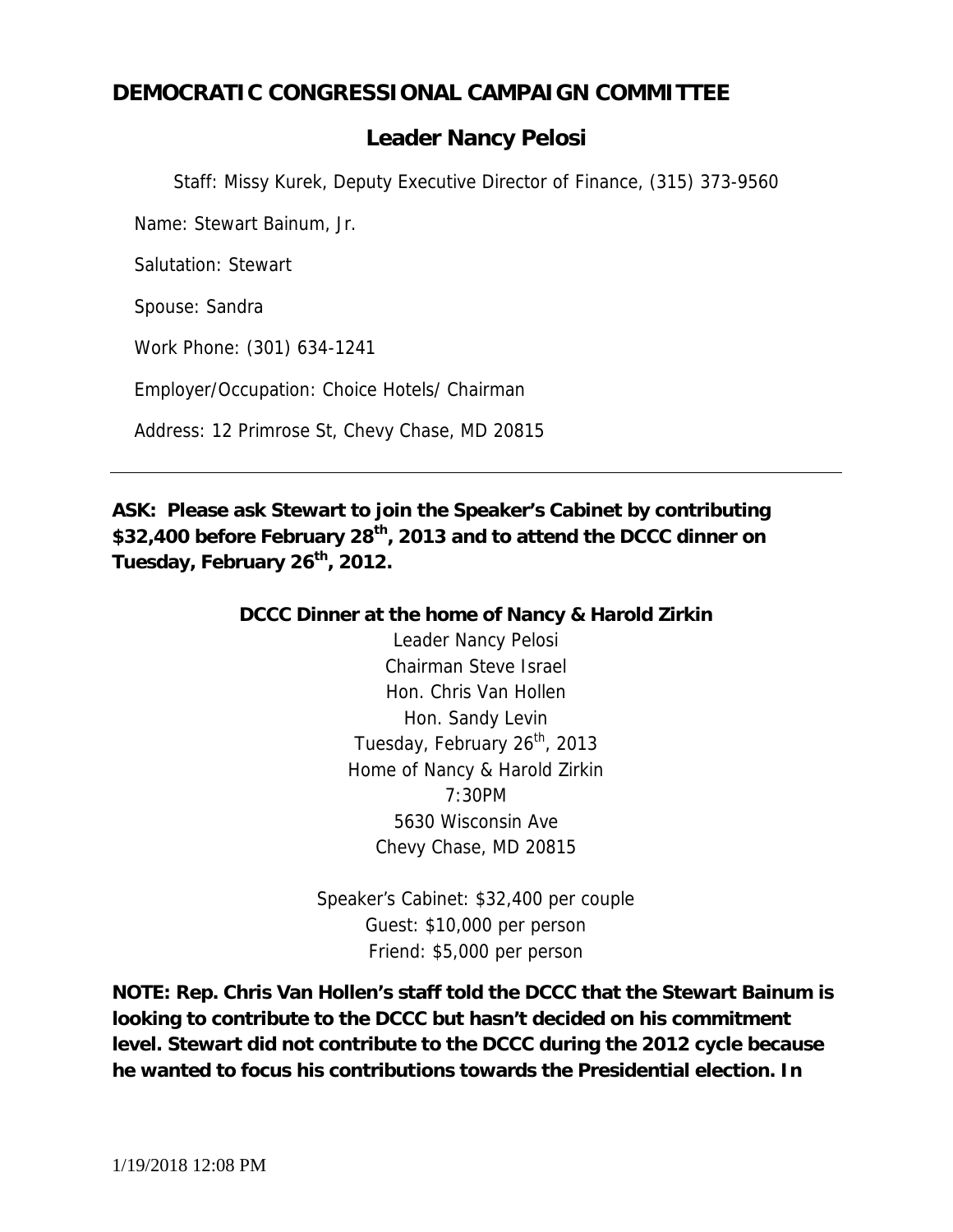# DEMOCRATIC CONGRESSIONAL CAMPAIGN COMMITTEE

## Leader Nancy Pelosi

Staff: Missy Kurek, Deputy Executive Director of Finance, (315) 373-9560

Name: Stewart Bainum, Jr.

Salutation: Stewart

Spouse: Sandra

Work Phone: (301) 634-1241

Employer/Occupation: Choice Hotels/ Chairman

Address: 12 Primrose St, Chevy Chase, MD 20815

---

**ASK: Please ask Stewart to join the Speaker's Cabinet by contributing $32,400 before February 28th, 2013 and to attend the DCCC dinner on Tuesday, February 26th, 2012.**

**DCCC Dinner at the home of Nancy & Harold Zirkin**

Leader Nancy Pelosi
Chairman Steve Israel
Hon. Chris Van Hollen
Hon. Sandy Levin
Tuesday, February 26th, 2013
Home of Nancy & Harold Zirkin
7:30PM
5630 Wisconsin Ave
Chevy Chase, MD 20815

Speaker's Cabinet: $32,400 per couple
Guest: $10,000 per person
Friend: $5,000 per person

**NOTE: Rep. Chris Van Hollen's staff told the DCCC that the Stewart Bainum is looking to contribute to the DCCC but hasn't decided on his commitment level. Stewart did not contribute to the DCCC during the 2012 cycle because he wanted to focus his contributions towards the Presidential election. In**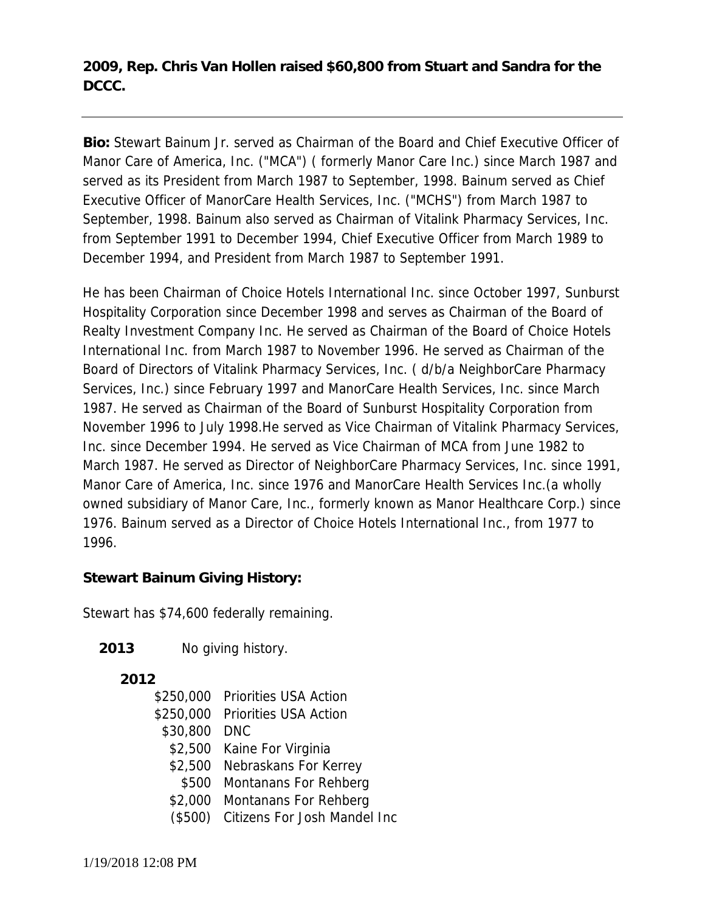**2009, Rep. Chris Van Hollen raised $60,800 from Stuart and Sandra for the DCCC.**

---

**Bio:** Stewart Bainum Jr. served as Chairman of the Board and Chief Executive Officer of Manor Care of America, Inc. ("MCA") ( formerly Manor Care Inc.) since March 1987 and served as its President from March 1987 to September, 1998. Bainum served as Chief Executive Officer of ManorCare Health Services, Inc. ("MCHS") from March 1987 to September, 1998. Bainum also served as Chairman of Vitalink Pharmacy Services, Inc. from September 1991 to December 1994, Chief Executive Officer from March 1989 to December 1994, and President from March 1987 to September 1991.

He has been Chairman of Choice Hotels International Inc. since October 1997, Sunburst Hospitality Corporation since December 1998 and serves as Chairman of the Board of Realty Investment Company Inc. He served as Chairman of the Board of Choice Hotels International Inc. from March 1987 to November 1996. He served as Chairman of the Board of Directors of Vitalink Pharmacy Services, Inc. ( d/b/a NeighborCare Pharmacy Services, Inc.) since February 1997 and ManorCare Health Services, Inc. since March 1987. He served as Chairman of the Board of Sunburst Hospitality Corporation from November 1996 to July 1998.He served as Vice Chairman of Vitalink Pharmacy Services, Inc. since December 1994. He served as Vice Chairman of MCA from June 1982 to March 1987. He served as Director of NeighborCare Pharmacy Services, Inc. since 1991, Manor Care of America, Inc. since 1976 and ManorCare Health Services Inc.(a wholly owned subsidiary of Manor Care, Inc., formerly known as Manor Healthcare Corp.) since 1976. Bainum served as a Director of Choice Hotels International Inc., from 1977 to 1996.

**Stewart Bainum Giving History:**

Stewart has $74,600 federally remaining.

**2013** No giving history.

**2012**

| | |
|---|---|
| $250,000 | Priorities USA Action |
| $250,000 | Priorities USA Action |
| $30,800 | DNC |
| $2,500 | Kaine For Virginia |
| $2,500 | Nebraskans For Kerrey |
| $500 | Montanans For Rehberg |
| $2,000 | Montanans For Rehberg |
| ($500) | Citizens For Josh Mandel Inc |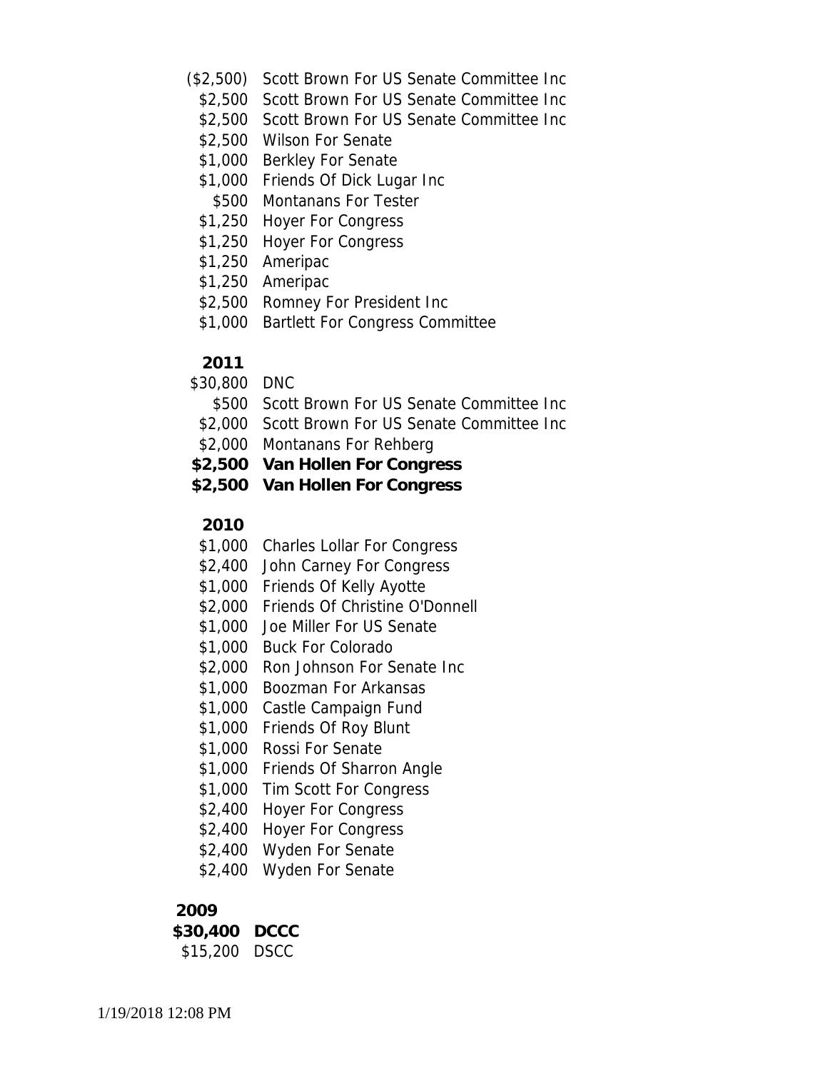($2,500) Scott Brown For US Senate Committee Inc
$2,500 Scott Brown For US Senate Committee Inc
$2,500 Scott Brown For US Senate Committee Inc
$2,500 Wilson For Senate
$1,000 Berkley For Senate
$1,000 Friends Of Dick Lugar Inc
$500 Montanans For Tester
$1,250 Hoyer For Congress
$1,250 Hoyer For Congress
$1,250 Ameripac
$1,250 Ameripac
$2,500 Romney For President Inc
$1,000 Bartlett For Congress Committee

**2011**

$30,800 DNC
$500 Scott Brown For US Senate Committee Inc
$2,000 Scott Brown For US Senate Committee Inc
$2,000 Montanans For Rehberg
**$2,500 Van Hollen For Congress**
**$2,500 Van Hollen For Congress**

**2010**

$1,000 Charles Lollar For Congress
$2,400 John Carney For Congress
$1,000 Friends Of Kelly Ayotte
$2,000 Friends Of Christine O'Donnell
$1,000 Joe Miller For US Senate
$1,000 Buck For Colorado
$2,000 Ron Johnson For Senate Inc
$1,000 Boozman For Arkansas
$1,000 Castle Campaign Fund
$1,000 Friends Of Roy Blunt
$1,000 Rossi For Senate
$1,000 Friends Of Sharron Angle
$1,000 Tim Scott For Congress
$2,400 Hoyer For Congress
$2,400 Hoyer For Congress
$2,400 Wyden For Senate
$2,400 Wyden For Senate

**2009**

**$30,400 DCCC**
$15,200 DSCC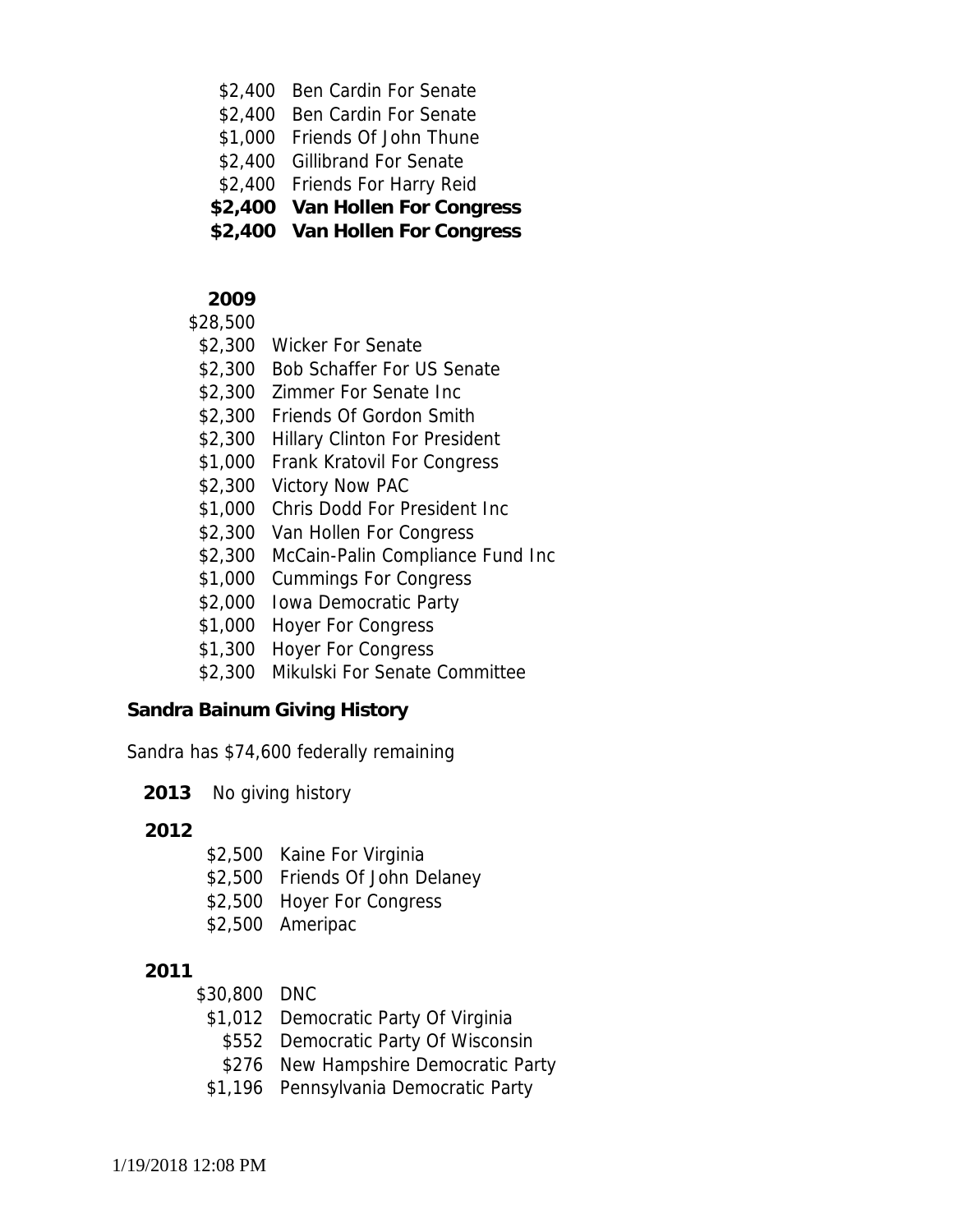$2,400 Ben Cardin For Senate
$2,400 Ben Cardin For Senate
$1,000 Friends Of John Thune
$2,400 Gillibrand For Senate
$2,400 Friends For Harry Reid
**$2,400 Van Hollen For Congress**
**$2,400 Van Hollen For Congress**

**2009**

$28,500

$2,300 Wicker For Senate
$2,300 Bob Schaffer For US Senate
$2,300 Zimmer For Senate Inc
$2,300 Friends Of Gordon Smith
$2,300 Hillary Clinton For President
$1,000 Frank Kratovil For Congress
$2,300 Victory Now PAC
$1,000 Chris Dodd For President Inc
$2,300 Van Hollen For Congress
$2,300 McCain-Palin Compliance Fund Inc
$1,000 Cummings For Congress
$2,000 Iowa Democratic Party
$1,000 Hoyer For Congress
$1,300 Hoyer For Congress
$2,300 Mikulski For Senate Committee

**Sandra Bainum Giving History**

Sandra has $74,600 federally remaining

**2013** No giving history

**2012**

$2,500 Kaine For Virginia
$2,500 Friends Of John Delaney
$2,500 Hoyer For Congress
$2,500 Ameripac

**2011**

$30,800 DNC
$1,012 Democratic Party Of Virginia
$552 Democratic Party Of Wisconsin
$276 New Hampshire Democratic Party
$1,196 Pennsylvania Democratic Party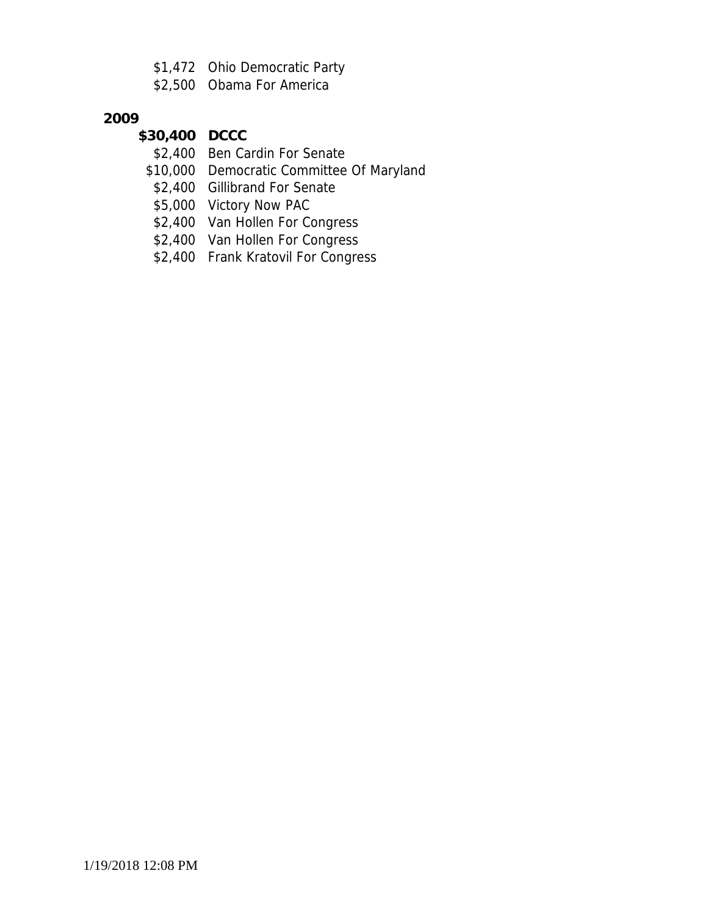$1,472 Ohio Democratic Party
$2,500 Obama For America

**2009**

**$30,400 DCCC**
$2,400 Ben Cardin For Senate
$10,000 Democratic Committee Of Maryland
$2,400 Gillibrand For Senate
$5,000 Victory Now PAC
$2,400 Van Hollen For Congress
$2,400 Van Hollen For Congress
$2,400 Frank Kratovil For Congress

1/19/2018 12:08 PM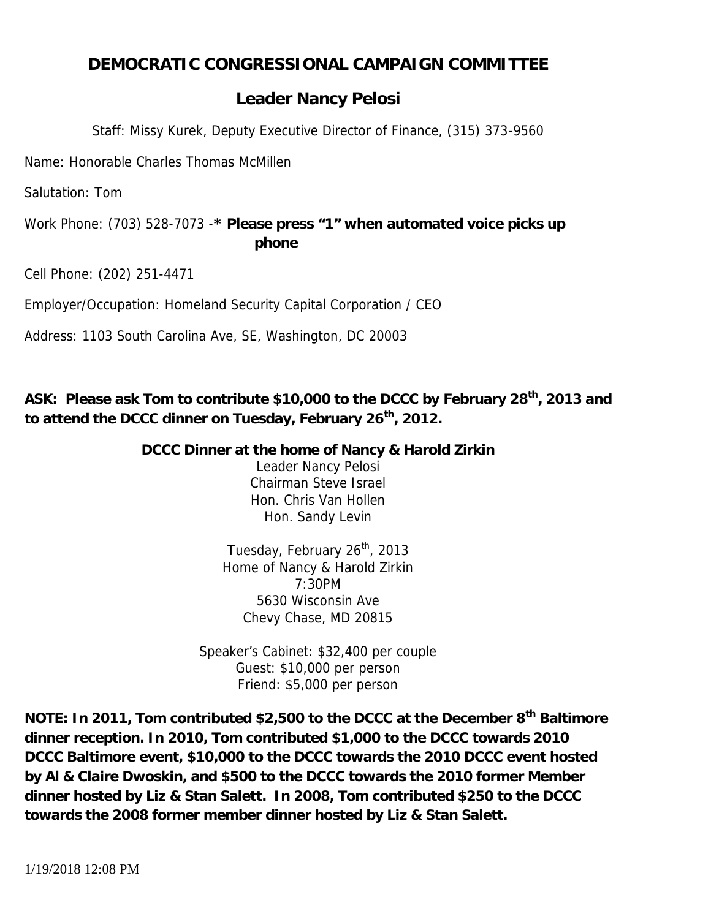## DEMOCRATIC CONGRESSIONAL CAMPAIGN COMMITTEE

## Leader Nancy Pelosi

Staff: Missy Kurek, Deputy Executive Director of Finance, (315) 373-9560

Name: Honorable Charles Thomas McMillen

Salutation: Tom

Work Phone: (703) 528-7073 -* **Please press "1" when automated voice picks up phone**

Cell Phone: (202) 251-4471

Employer/Occupation: Homeland Security Capital Corporation / CEO

Address: 1103 South Carolina Ave, SE, Washington, DC 20003

---

**ASK: Please ask Tom to contribute $10,000 to the DCCC by February 28th, 2013 and to attend the DCCC dinner on Tuesday, February 26th, 2012.**

**DCCC Dinner at the home of Nancy & Harold Zirkin**
Leader Nancy Pelosi
Chairman Steve Israel
Hon. Chris Van Hollen
Hon. Sandy Levin

Tuesday, February 26th, 2013
Home of Nancy & Harold Zirkin
7:30PM
5630 Wisconsin Ave
Chevy Chase, MD 20815

Speaker's Cabinet: $32,400 per couple
Guest: $10,000 per person
Friend: $5,000 per person

**NOTE: In 2011, Tom contributed $2,500 to the DCCC at the December 8th Baltimore dinner reception. In 2010, Tom contributed $1,000 to the DCCC towards 2010 DCCC Baltimore event, $10,000 to the DCCC towards the 2010 DCCC event hosted by Al & Claire Dwoskin, and $500 to the DCCC towards the 2010 former Member dinner hosted by Liz & Stan Salett. In 2008, Tom contributed $250 to the DCCC towards the 2008 former member dinner hosted by Liz & Stan Salett.**

---

1/19/2018 12:08 PM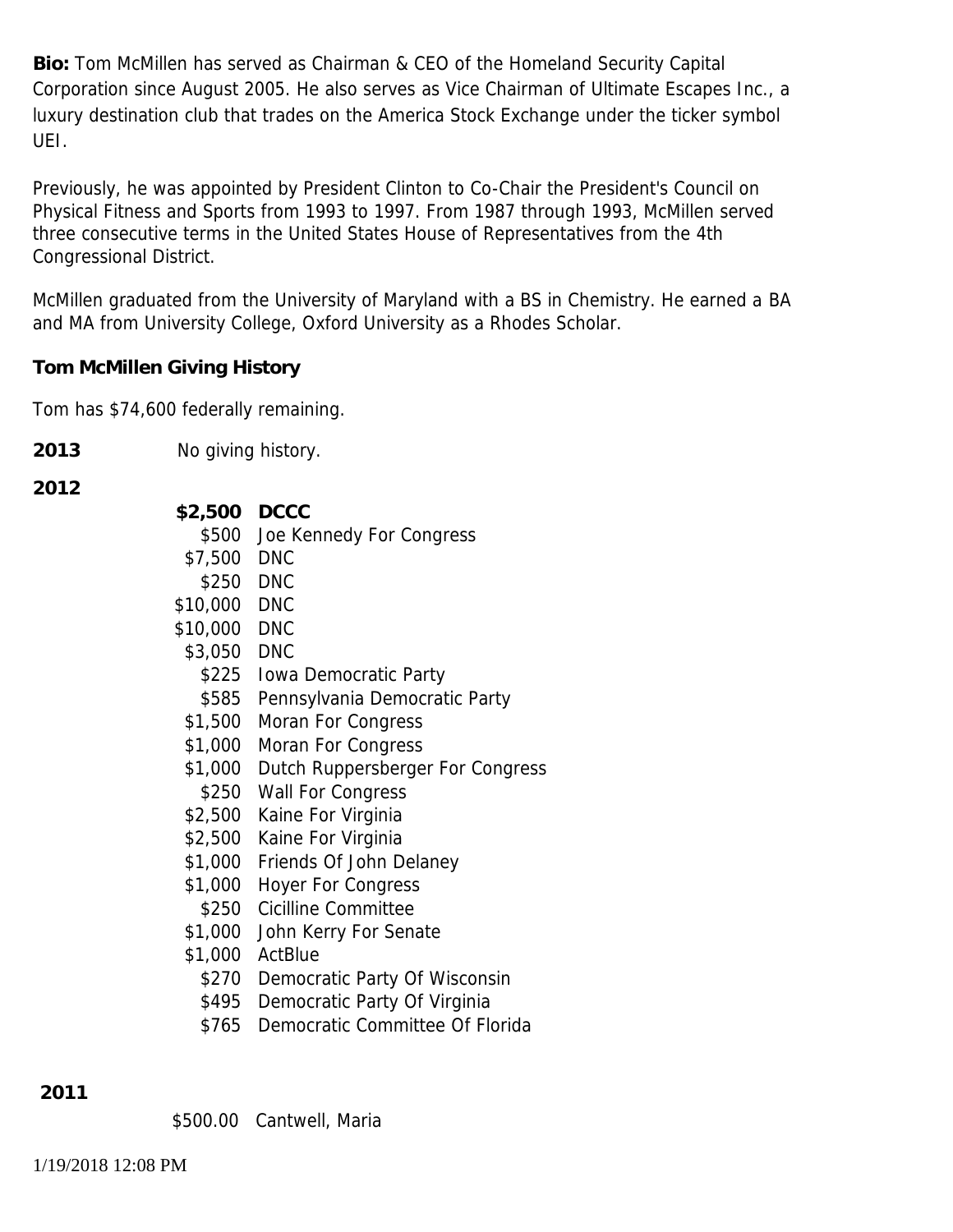**Bio:** Tom McMillen has served as Chairman & CEO of the Homeland Security Capital Corporation since August 2005. He also serves as Vice Chairman of Ultimate Escapes Inc., a luxury destination club that trades on the America Stock Exchange under the ticker symbol UEI.

Previously, he was appointed by President Clinton to Co-Chair the President's Council on Physical Fitness and Sports from 1993 to 1997. From 1987 through 1993, McMillen served three consecutive terms in the United States House of Representatives from the 4th Congressional District.

McMillen graduated from the University of Maryland with a BS in Chemistry. He earned a BA and MA from University College, Oxford University as a Rhodes Scholar.

**Tom McMillen Giving History**

Tom has $74,600 federally remaining.

**2013** No giving history.

**2012**

| | |
|---|---|
| **$2,500** | **DCCC** |
| $500 | Joe Kennedy For Congress |
| $7,500 | DNC |
| $250 | DNC |
| $10,000 | DNC |
| $10,000 | DNC |
| $3,050 | DNC |
| $225 | Iowa Democratic Party |
| $585 | Pennsylvania Democratic Party |
| $1,500 | Moran For Congress |
| $1,000 | Moran For Congress |
| $1,000 | Dutch Ruppersberger For Congress |
| $250 | Wall For Congress |
| $2,500 | Kaine For Virginia |
| $2,500 | Kaine For Virginia |
| $1,000 | Friends Of John Delaney |
| $1,000 | Hoyer For Congress |
| $250 | Cicilline Committee |
| $1,000 | John Kerry For Senate |
| $1,000 | ActBlue |
| $270 | Democratic Party Of Wisconsin |
| $495 | Democratic Party Of Virginia |
| $765 | Democratic Committee Of Florida |

**2011**

| | |
|---|---|
| $500.00 | Cantwell, Maria |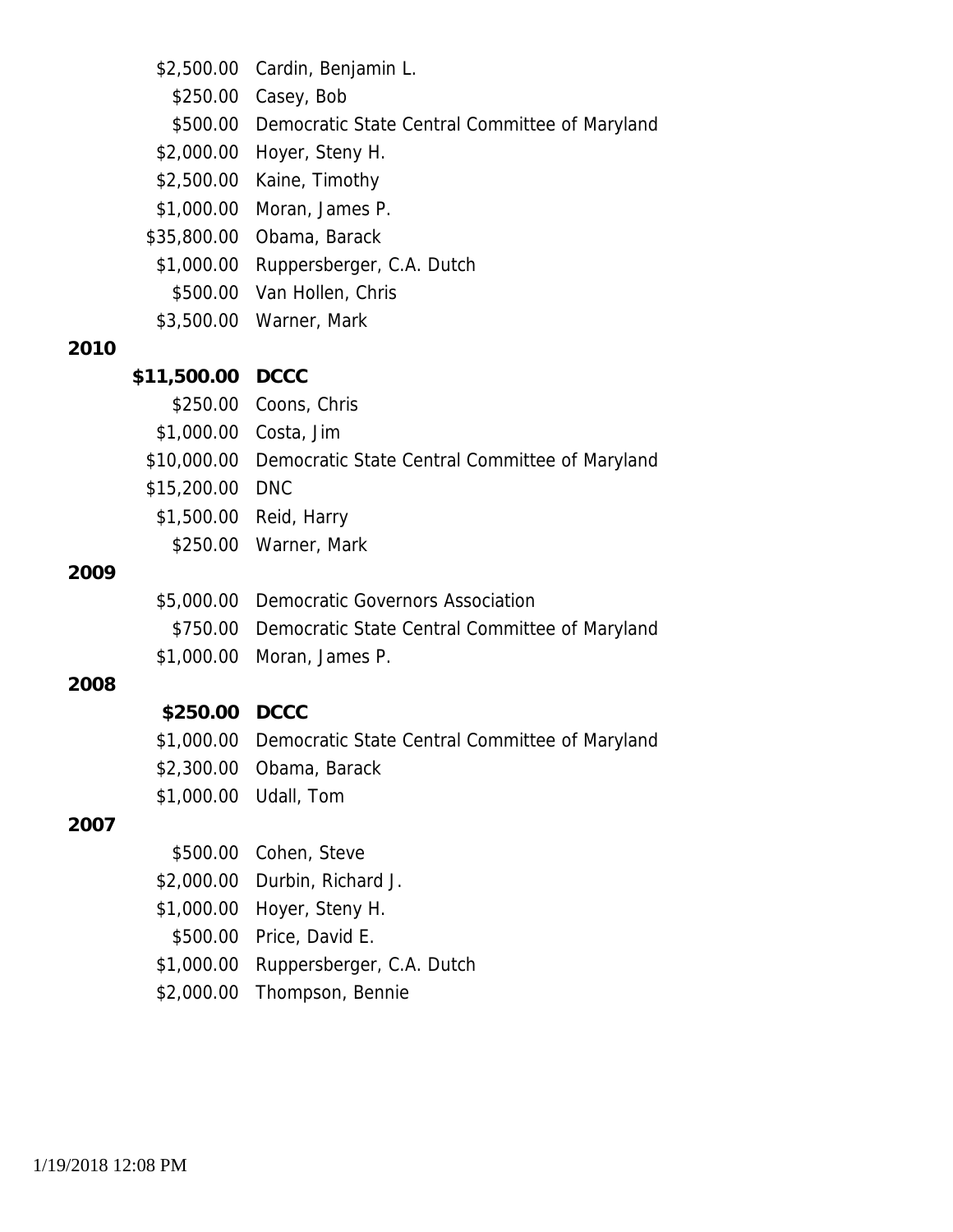| | |
|---|---|
| $2,500.00 | Cardin, Benjamin L. |
| $250.00 | Casey, Bob |
| $500.00 | Democratic State Central Committee of Maryland |
| $2,000.00 | Hoyer, Steny H. |
| $2,500.00 | Kaine, Timothy |
| $1,000.00 | Moran, James P. |
| $35,800.00 | Obama, Barack |
| $1,000.00 | Ruppersberger, C.A. Dutch |
| $500.00 | Van Hollen, Chris |
| $3,500.00 | Warner, Mark |

**2010**

| | |
|---|---|
| **$11,500.00** | **DCCC** |
| $250.00 | Coons, Chris |
| $1,000.00 | Costa, Jim |
| $10,000.00 | Democratic State Central Committee of Maryland |
| $15,200.00 | DNC |
| $1,500.00 | Reid, Harry |
| $250.00 | Warner, Mark |

**2009**

| | |
|---|---|
| $5,000.00 | Democratic Governors Association |
| $750.00 | Democratic State Central Committee of Maryland |
| $1,000.00 | Moran, James P. |

**2008**

| | |
|---|---|
| **$250.00** | **DCCC** |
| $1,000.00 | Democratic State Central Committee of Maryland |
| $2,300.00 | Obama, Barack |
| $1,000.00 | Udall, Tom |

**2007**

| | |
|---|---|
| $500.00 | Cohen, Steve |
| $2,000.00 | Durbin, Richard J. |
| $1,000.00 | Hoyer, Steny H. |
| $500.00 | Price, David E. |
| $1,000.00 | Ruppersberger, C.A. Dutch |
| $2,000.00 | Thompson, Bennie |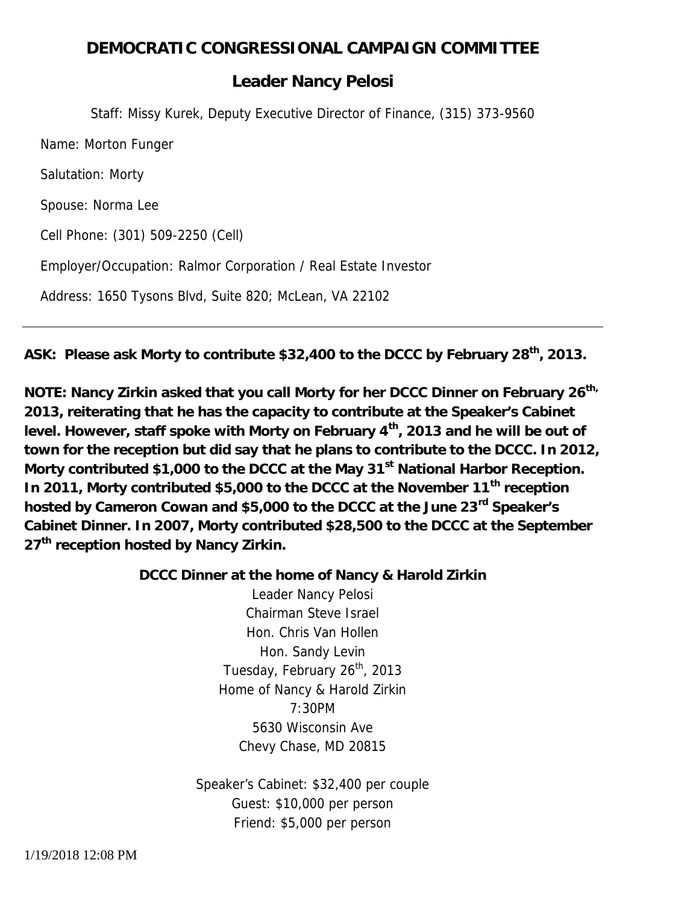# DEMOCRATIC CONGRESSIONAL CAMPAIGN COMMITTEE

## Leader Nancy Pelosi

Staff: Missy Kurek, Deputy Executive Director of Finance, (315) 373-9560

Name: Morton Funger

Salutation: Morty

Spouse: Norma Lee

Cell Phone: (301) 509-2250 (Cell)

Employer/Occupation: Ralmor Corporation / Real Estate Investor

Address: 1650 Tysons Blvd, Suite 820; McLean, VA 22102

---

**ASK: Please ask Morty to contribute $32,400 to the DCCC by February 28th, 2013.**

**NOTE: Nancy Zirkin asked that you call Morty for her DCCC Dinner on February 26th, 2013, reiterating that he has the capacity to contribute at the Speaker's Cabinet level. However, staff spoke with Morty on February 4th, 2013 and he will be out of town for the reception but did say that he plans to contribute to the DCCC. In 2012, Morty contributed $1,000 to the DCCC at the May 31st National Harbor Reception. In 2011, Morty contributed $5,000 to the DCCC at the November 11th reception hosted by Cameron Cowan and $5,000 to the DCCC at the June 23rd Speaker's Cabinet Dinner. In 2007, Morty contributed $28,500 to the DCCC at the September 27th reception hosted by Nancy Zirkin.**

**DCCC Dinner at the home of Nancy & Harold Zirkin**

Leader Nancy Pelosi
Chairman Steve Israel
Hon. Chris Van Hollen
Hon. Sandy Levin
Tuesday, February 26th, 2013
Home of Nancy & Harold Zirkin
7:30PM
5630 Wisconsin Ave
Chevy Chase, MD 20815

Speaker's Cabinet: $32,400 per couple
Guest: $10,000 per person
Friend: $5,000 per person

1/19/2018 12:08 PM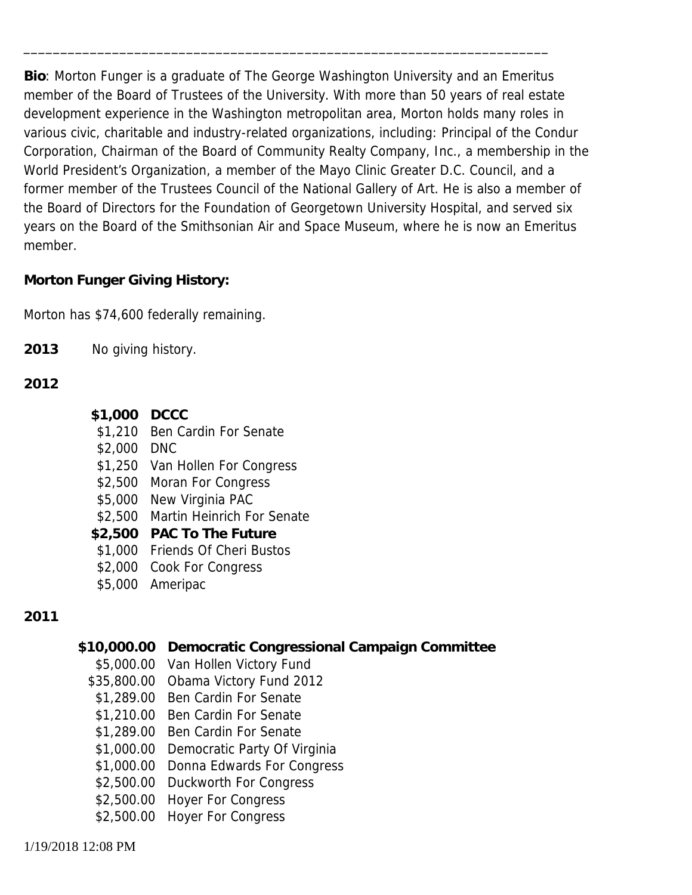**Bio**: Morton Funger is a graduate of The George Washington University and an Emeritus member of the Board of Trustees of the University. With more than 50 years of real estate development experience in the Washington metropolitan area, Morton holds many roles in various civic, charitable and industry-related organizations, including: Principal of the Condur Corporation, Chairman of the Board of Community Realty Company, Inc., a membership in the World President's Organization, a member of the Mayo Clinic Greater D.C. Council, and a former member of the Trustees Council of the National Gallery of Art. He is also a member of the Board of Directors for the Foundation of Georgetown University Hospital, and served six years on the Board of the Smithsonian Air and Space Museum, where he is now an Emeritus member.

**Morton Funger Giving History:**

Morton has $74,600 federally remaining.

**2013** No giving history.

**2012**

| | |
|---|---|
| **$1,000** | **DCCC** |
| $1,210 | Ben Cardin For Senate |
| $2,000 | DNC |
| $1,250 | Van Hollen For Congress |
| $2,500 | Moran For Congress |
| $5,000 | New Virginia PAC |
| $2,500 | Martin Heinrich For Senate |
| **$2,500** | **PAC To The Future** |
| $1,000 | Friends Of Cheri Bustos |
| $2,000 | Cook For Congress |
| $5,000 | Ameripac |

**2011**

| | |
|---|---|
| **$10,000.00** | **Democratic Congressional Campaign Committee** |
| $5,000.00 | Van Hollen Victory Fund |
| $35,800.00 | Obama Victory Fund 2012 |
| $1,289.00 | Ben Cardin For Senate |
| $1,210.00 | Ben Cardin For Senate |
| $1,289.00 | Ben Cardin For Senate |
| $1,000.00 | Democratic Party Of Virginia |
| $1,000.00 | Donna Edwards For Congress |
| $2,500.00 | Duckworth For Congress |
| $2,500.00 | Hoyer For Congress |
| $2,500.00 | Hoyer For Congress |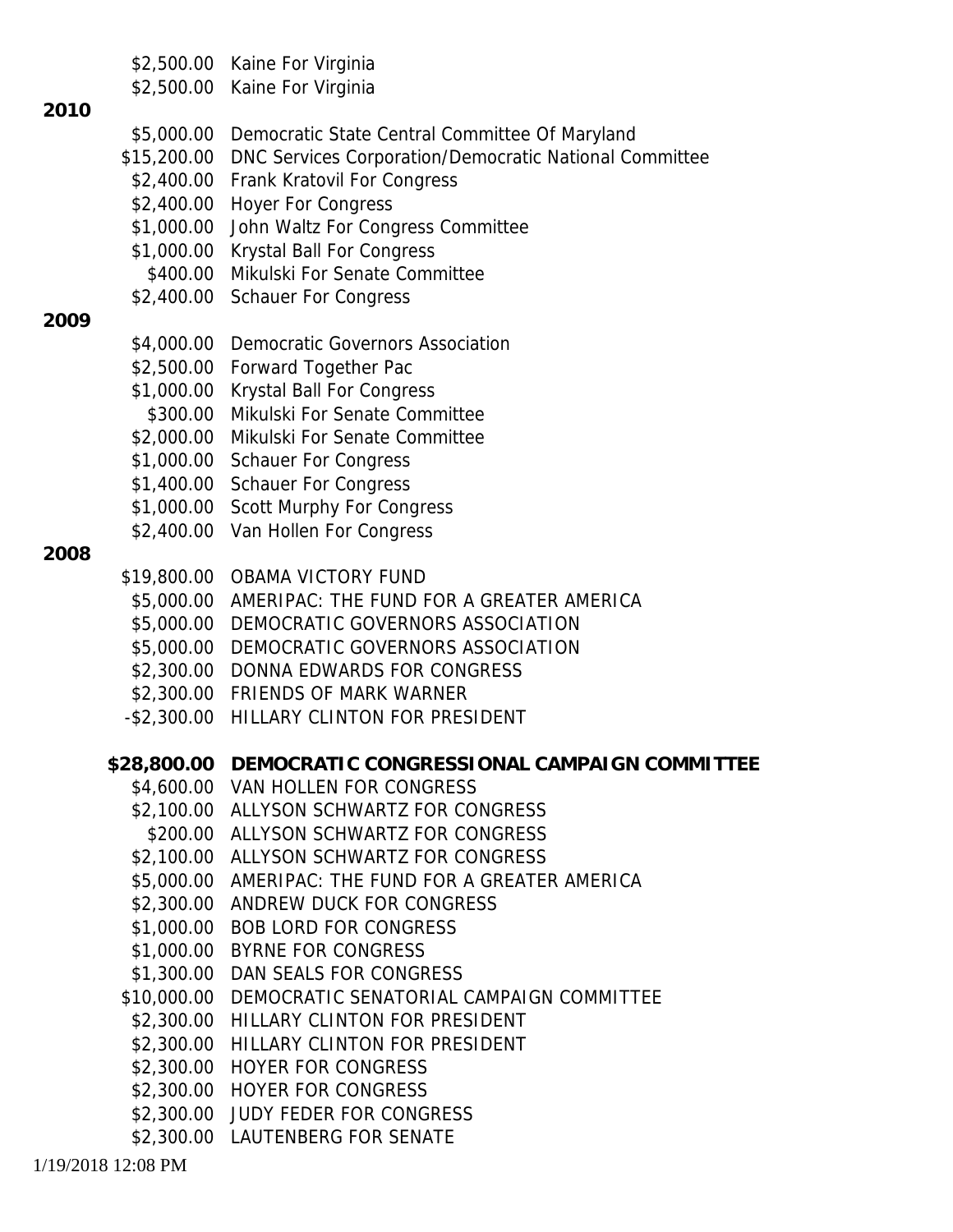$2,500.00 Kaine For Virginia
$2,500.00 Kaine For Virginia

**2010**

$5,000.00 Democratic State Central Committee Of Maryland
$15,200.00 DNC Services Corporation/Democratic National Committee
$2,400.00 Frank Kratovil For Congress
$2,400.00 Hoyer For Congress
$1,000.00 John Waltz For Congress Committee
$1,000.00 Krystal Ball For Congress
$400.00 Mikulski For Senate Committee
$2,400.00 Schauer For Congress

**2009**

$4,000.00 Democratic Governors Association
$2,500.00 Forward Together Pac
$1,000.00 Krystal Ball For Congress
$300.00 Mikulski For Senate Committee
$2,000.00 Mikulski For Senate Committee
$1,000.00 Schauer For Congress
$1,400.00 Schauer For Congress
$1,000.00 Scott Murphy For Congress
$2,400.00 Van Hollen For Congress

**2008**

$19,800.00 OBAMA VICTORY FUND
$5,000.00 AMERIPAC: THE FUND FOR A GREATER AMERICA
$5,000.00 DEMOCRATIC GOVERNORS ASSOCIATION
$5,000.00 DEMOCRATIC GOVERNORS ASSOCIATION
$2,300.00 DONNA EDWARDS FOR CONGRESS
$2,300.00 FRIENDS OF MARK WARNER
-$2,300.00 HILLARY CLINTON FOR PRESIDENT

**$28,800.00 DEMOCRATIC CONGRESSIONAL CAMPAIGN COMMITTEE**

$4,600.00 VAN HOLLEN FOR CONGRESS
$2,100.00 ALLYSON SCHWARTZ FOR CONGRESS
$200.00 ALLYSON SCHWARTZ FOR CONGRESS
$2,100.00 ALLYSON SCHWARTZ FOR CONGRESS
$5,000.00 AMERIPAC: THE FUND FOR A GREATER AMERICA
$2,300.00 ANDREW DUCK FOR CONGRESS
$1,000.00 BOB LORD FOR CONGRESS
$1,000.00 BYRNE FOR CONGRESS
$1,300.00 DAN SEALS FOR CONGRESS
$10,000.00 DEMOCRATIC SENATORIAL CAMPAIGN COMMITTEE
$2,300.00 HILLARY CLINTON FOR PRESIDENT
$2,300.00 HILLARY CLINTON FOR PRESIDENT
$2,300.00 HOYER FOR CONGRESS
$2,300.00 HOYER FOR CONGRESS
$2,300.00 JUDY FEDER FOR CONGRESS
$2,300.00 LAUTENBERG FOR SENATE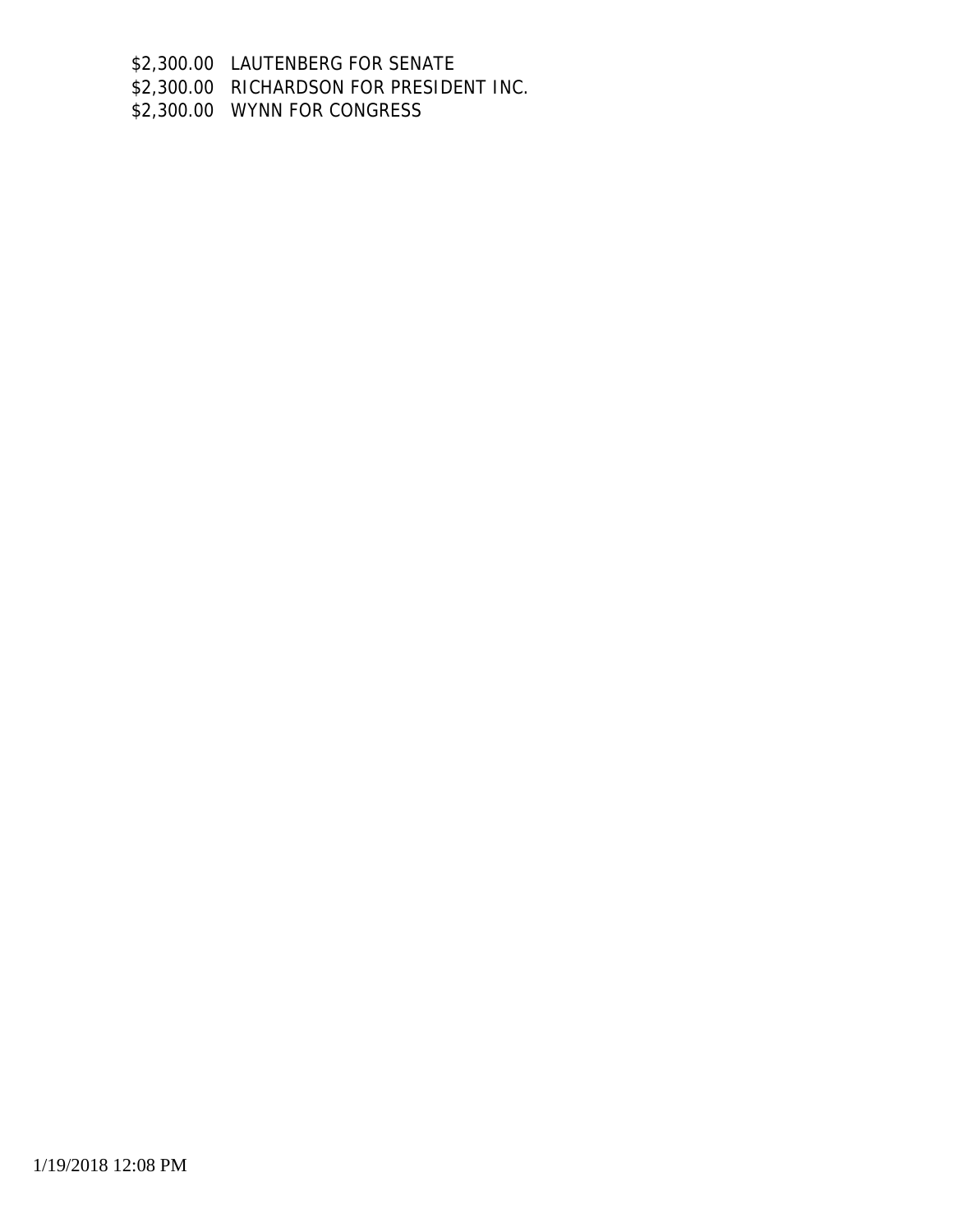| | |
|---|---|
| $2,300.00 | LAUTENBERG FOR SENATE |
| $2,300.00 | RICHARDSON FOR PRESIDENT INC. |
| $2,300.00 | WYNN FOR CONGRESS |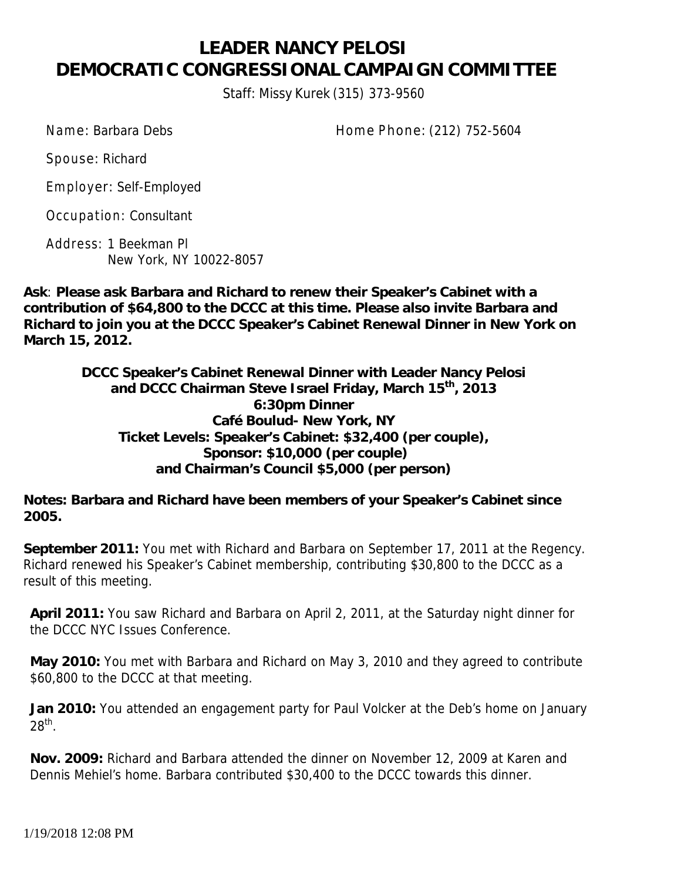# LEADER NANCY PELOSI
# DEMOCRATIC CONGRESSIONAL CAMPAIGN COMMITTEE

Staff: Missy Kurek (315) 373-9560

Name: Barbara Debs          Home Phone: (212) 752-5604

Spouse: Richard

Employer: Self-Employed

Occupation: Consultant

Address: 1 Beekman Pl
New York, NY 10022-8057

**Ask**: **Please ask Barbara and Richard to renew their Speaker's Cabinet with a contribution of $64,800 to the DCCC at this time. Please also invite Barbara and Richard to join you at the DCCC Speaker's Cabinet Renewal Dinner in New York on March 15, 2012.**

**DCCC Speaker's Cabinet Renewal Dinner with Leader Nancy Pelosi and DCCC Chairman Steve Israel Friday, March 15th, 2013**
**6:30pm Dinner**
**Café Boulud- New York, NY**
**Ticket Levels: Speaker's Cabinet: $32,400 (per couple),**
**Sponsor: $10,000 (per couple)**
**and Chairman's Council $5,000 (per person)**

**Notes: Barbara and Richard have been members of your Speaker's Cabinet since 2005.**

**September 2011:** You met with Richard and Barbara on September 17, 2011 at the Regency. Richard renewed his Speaker's Cabinet membership, contributing $30,800 to the DCCC as a result of this meeting.

**April 2011:** You saw Richard and Barbara on April 2, 2011, at the Saturday night dinner for the DCCC NYC Issues Conference.

**May 2010:** You met with Barbara and Richard on May 3, 2010 and they agreed to contribute $60,800 to the DCCC at that meeting.

**Jan 2010:** You attended an engagement party for Paul Volcker at the Deb's home on January 28th.

**Nov. 2009:** Richard and Barbara attended the dinner on November 12, 2009 at Karen and Dennis Mehiel's home. Barbara contributed $30,400 to the DCCC towards this dinner.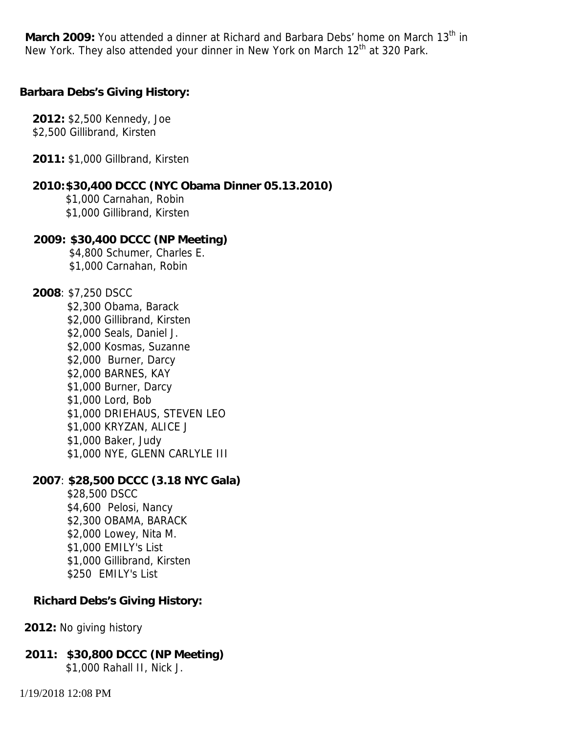**March 2009:** You attended a dinner at Richard and Barbara Debs' home on March 13th in New York. They also attended your dinner in New York on March 12th at 320 Park.

**Barbara Debs's Giving History:**

**2012:** $2,500 Kennedy, Joe
$2,500 Gillibrand, Kirsten

**2011:** $1,000 Gillbrand, Kirsten

**2010: $30,400 DCCC (NYC Obama Dinner 05.13.2010)**
$1,000 Carnahan, Robin
$1,000 Gillibrand, Kirsten

**2009: $30,400 DCCC (NP Meeting)**
$4,800 Schumer, Charles E.
$1,000 Carnahan, Robin

**2008**: $7,250 DSCC
$2,300 Obama, Barack
$2,000 Gillibrand, Kirsten
$2,000 Seals, Daniel J.
$2,000 Kosmas, Suzanne
$2,000 Burner, Darcy
$2,000 BARNES, KAY
$1,000 Burner, Darcy
$1,000 Lord, Bob
$1,000 DRIEHAUS, STEVEN LEO
$1,000 KRYZAN, ALICE J
$1,000 Baker, Judy
$1,000 NYE, GLENN CARLYLE III

**2007**: **$28,500 DCCC (3.18 NYC Gala)**
$28,500 DSCC
$4,600 Pelosi, Nancy
$2,300 OBAMA, BARACK
$2,000 Lowey, Nita M.
$1,000 EMILY's List
$1,000 Gillibrand, Kirsten
$250 EMILY's List

**Richard Debs's Giving History:**

**2012:** No giving history

**2011: $30,800 DCCC (NP Meeting)**
$1,000 Rahall II, Nick J.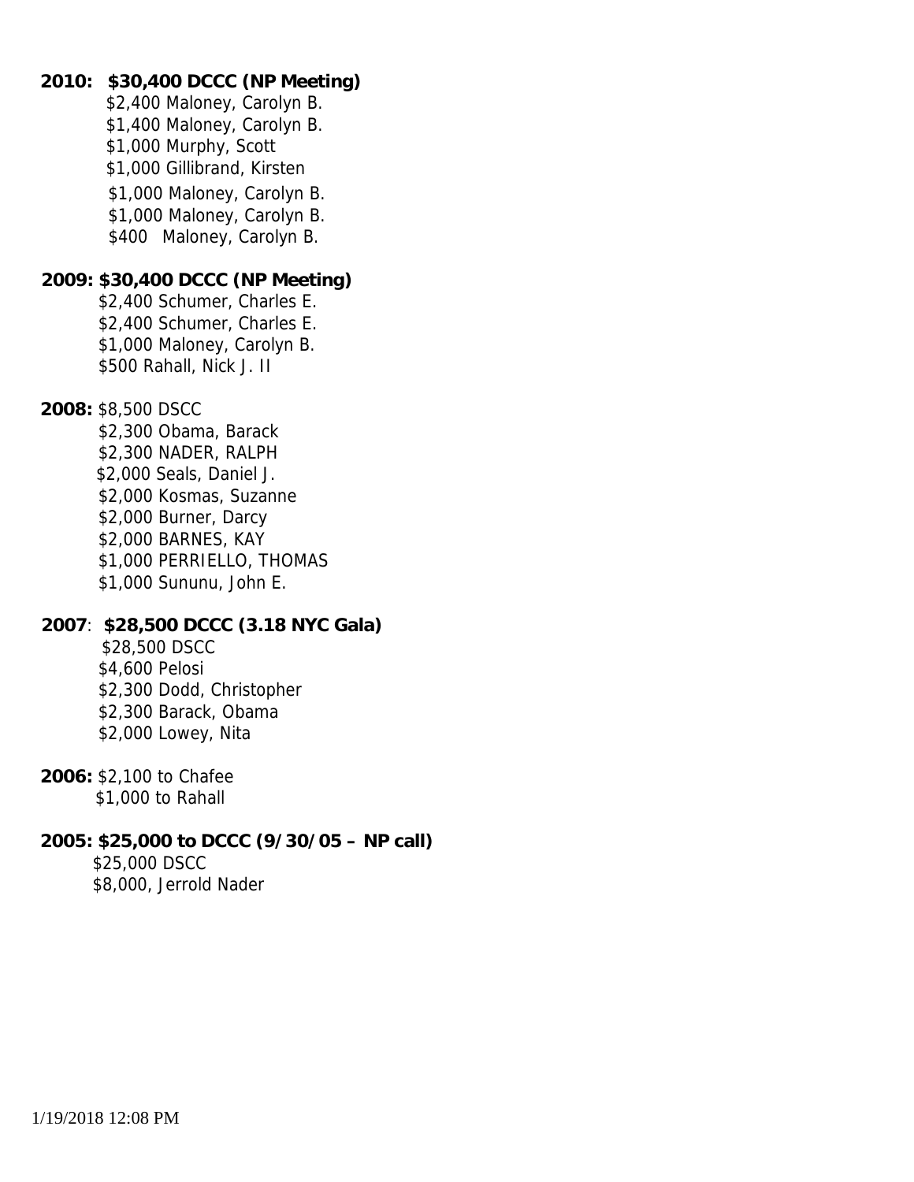**2010: $30,400 DCCC (NP Meeting)**
$2,400 Maloney, Carolyn B.
$1,400 Maloney, Carolyn B.
$1,000 Murphy, Scott
$1,000 Gillibrand, Kirsten
$1,000 Maloney, Carolyn B.
$1,000 Maloney, Carolyn B.
$400 Maloney, Carolyn B.

**2009: $30,400 DCCC (NP Meeting)**
$2,400 Schumer, Charles E.
$2,400 Schumer, Charles E.
$1,000 Maloney, Carolyn B.
$500 Rahall, Nick J. II

**2008:** $8,500 DSCC
$2,300 Obama, Barack
$2,300 NADER, RALPH
$2,000 Seals, Daniel J.
$2,000 Kosmas, Suzanne
$2,000 Burner, Darcy
$2,000 BARNES, KAY
$1,000 PERRIELLO, THOMAS
$1,000 Sununu, John E.

**2007**: **$28,500 DCCC (3.18 NYC Gala)**
$28,500 DSCC
$4,600 Pelosi
$2,300 Dodd, Christopher
$2,300 Barack, Obama
$2,000 Lowey, Nita

**2006:** $2,100 to Chafee
$1,000 to Rahall

**2005: $25,000 to DCCC (9/30/05 – NP call)**
$25,000 DSCC
$8,000, Jerrold Nader

1/19/2018 12:08 PM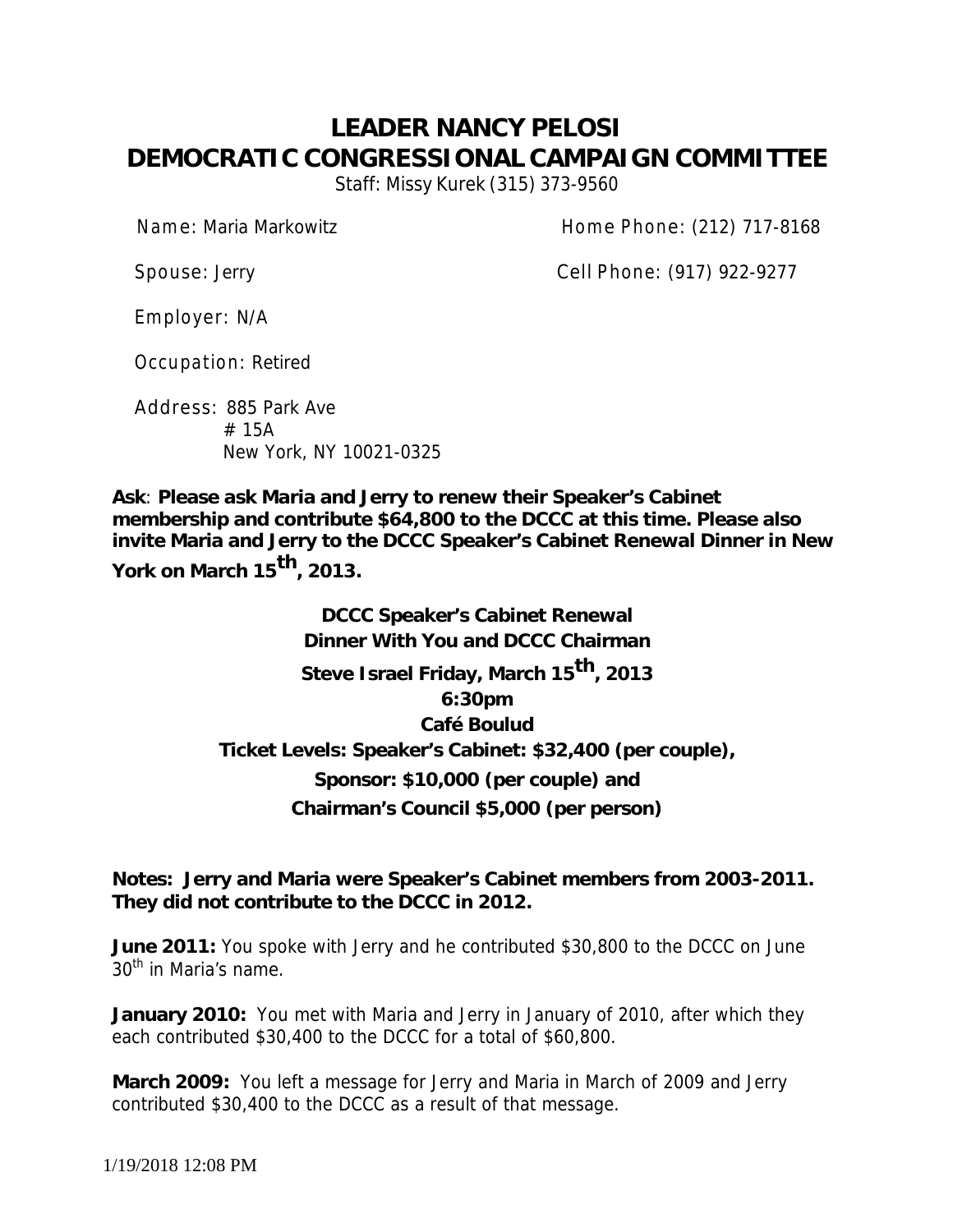# LEADER NANCY PELOSI
# DEMOCRATIC CONGRESSIONAL CAMPAIGN COMMITTEE

Staff: Missy Kurek (315) 373-9560

Name: Maria Markowitz

Home Phone: (212) 717-8168

Spouse: Jerry

Cell Phone: (917) 922-9277

Employer: N/A

Occupation: Retired

Address: 885 Park Ave
# 15A
New York, NY 10021-0325

**Ask**: **Please ask Maria and Jerry to renew their Speaker's Cabinet membership and contribute $64,800 to the DCCC at this time. Please also invite Maria and Jerry to the DCCC Speaker's Cabinet Renewal Dinner in New York on March 15th, 2013.**

**DCCC Speaker's Cabinet Renewal**
**Dinner With You and DCCC Chairman**
**Steve Israel Friday, March 15th, 2013**
**6:30pm**
**Café Boulud**
**Ticket Levels: Speaker's Cabinet: $32,400 (per couple),**
**Sponsor: $10,000 (per couple) and**
**Chairman's Council $5,000 (per person)**

**Notes: Jerry and Maria were Speaker's Cabinet members from 2003-2011. They did not contribute to the DCCC in 2012.**

**June 2011:** You spoke with Jerry and he contributed $30,800 to the DCCC on June 30th in Maria's name.

**January 2010:** You met with Maria and Jerry in January of 2010, after which they each contributed $30,400 to the DCCC for a total of $60,800.

**March 2009:** You left a message for Jerry and Maria in March of 2009 and Jerry contributed $30,400 to the DCCC as a result of that message.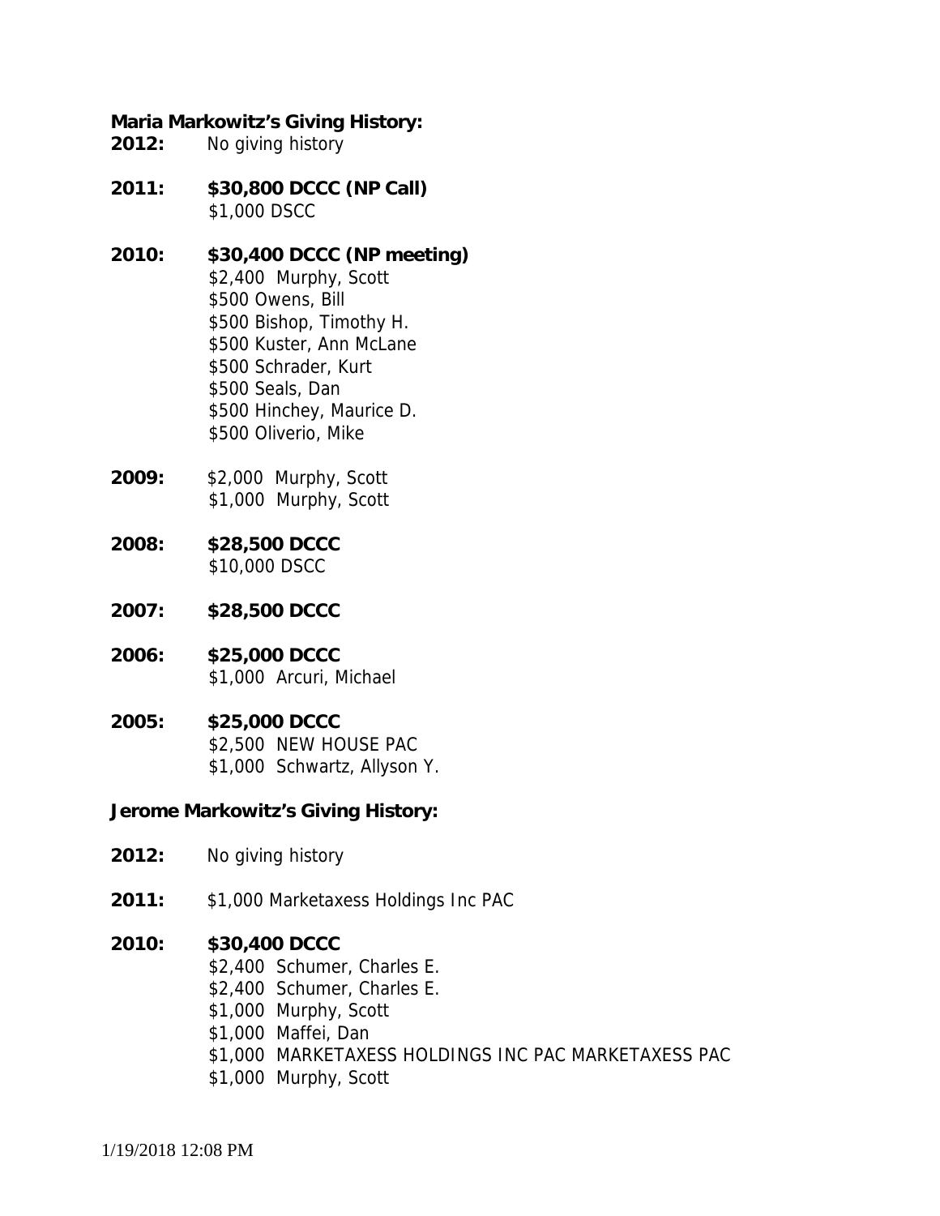**Maria Markowitz's Giving History:**

**2012:** No giving history

**2011:** **$30,800 DCCC (NP Call)**
$1,000 DSCC

**2010:** **$30,400 DCCC (NP meeting)**
$2,400 Murphy, Scott
$500 Owens, Bill
$500 Bishop, Timothy H.
$500 Kuster, Ann McLane
$500 Schrader, Kurt
$500 Seals, Dan
$500 Hinchey, Maurice D.
$500 Oliverio, Mike

**2009:** $2,000 Murphy, Scott
$1,000 Murphy, Scott

**2008:** **$28,500 DCCC**
$10,000 DSCC

**2007:** **$28,500 DCCC**

**2006:** **$25,000 DCCC**
$1,000 Arcuri, Michael

**2005:** **$25,000 DCCC**
$2,500 NEW HOUSE PAC
$1,000 Schwartz, Allyson Y.

**Jerome Markowitz's Giving History:**

**2012:** No giving history

**2011:** $1,000 Marketaxess Holdings Inc PAC

**2010:** **$30,400 DCCC**
$2,400 Schumer, Charles E.
$2,400 Schumer, Charles E.
$1,000 Murphy, Scott
$1,000 Maffei, Dan
$1,000 MARKETAXESS HOLDINGS INC PAC MARKETAXESS PAC
$1,000 Murphy, Scott

1/19/2018 12:08 PM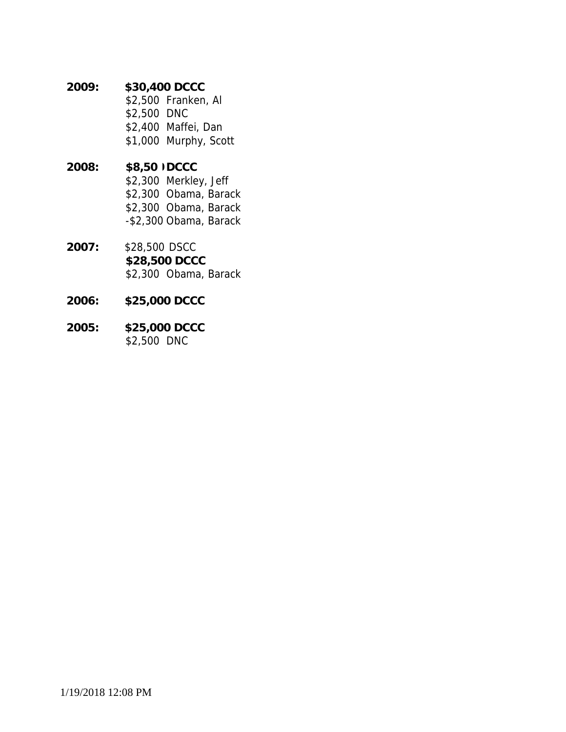**2009:** **$30,400 DCCC**
$2,500 Franken, Al
$2,500 DNC
$2,400 Maffei, Dan
$1,000 Murphy, Scott

**2008:** **$8,50 ) DCCC**
$2,300 Merkley, Jeff
$2,300 Obama, Barack
$2,300 Obama, Barack
-$2,300 Obama, Barack

**2007:** $28,500 DSCC
**$28,500 DCCC**
$2,300 Obama, Barack

**2006:** **$25,000 DCCC**

**2005:** **$25,000 DCCC**
$2,500 DNC

1/19/2018 12:08 PM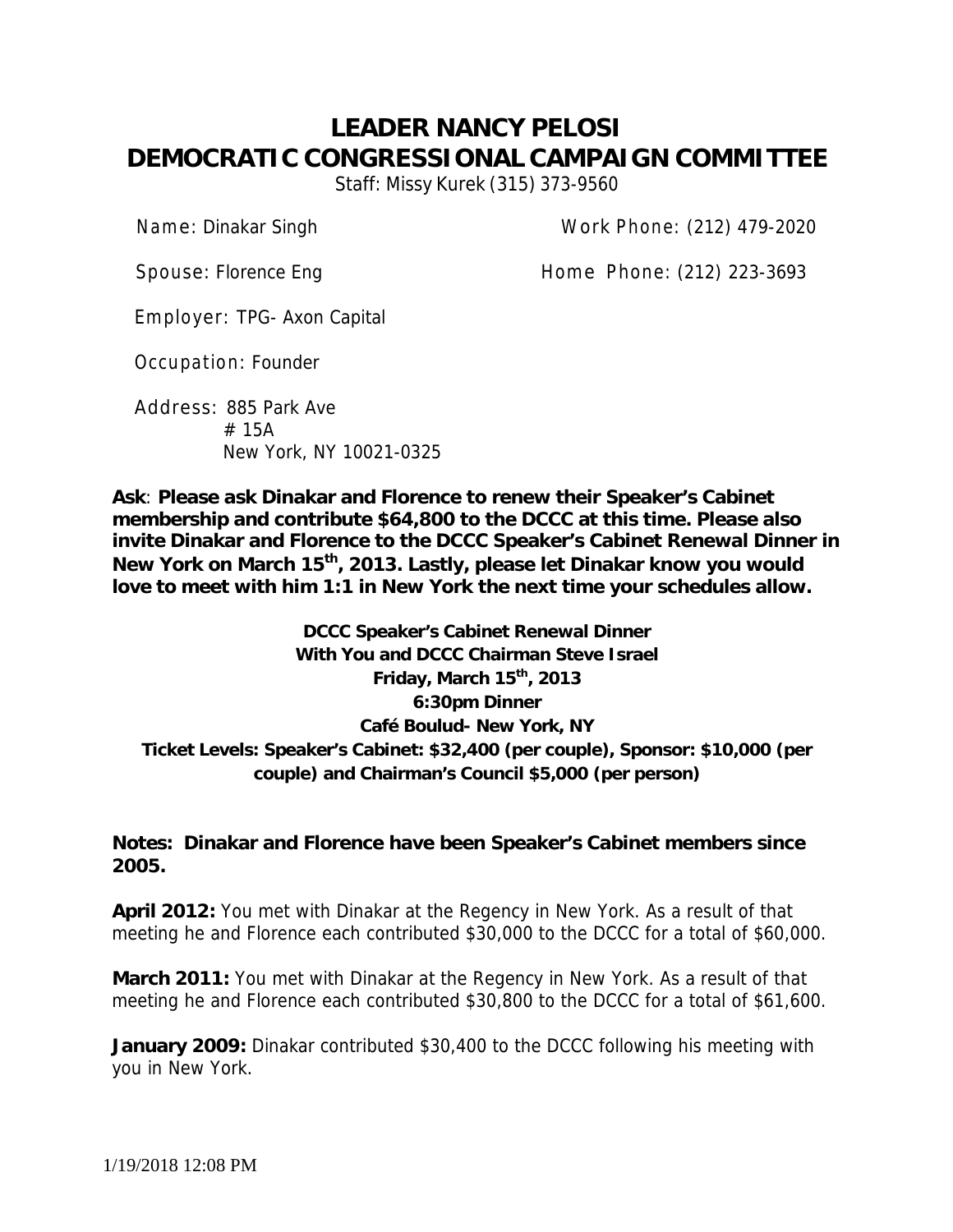# LEADER NANCY PELOSI
# DEMOCRATIC CONGRESSIONAL CAMPAIGN COMMITTEE

Staff: Missy Kurek (315) 373-9560

Name: Dinakar Singh  Work Phone: (212) 479-2020

Spouse: Florence Eng  Home Phone: (212) 223-3693

Employer: TPG- Axon Capital

Occupation: Founder

Address: 885 Park Ave
# 15A
New York, NY 10021-0325

**Ask**: **Please ask Dinakar and Florence to renew their Speaker's Cabinet membership and contribute $64,800 to the DCCC at this time. Please also invite Dinakar and Florence to the DCCC Speaker's Cabinet Renewal Dinner in New York on March 15th, 2013. Lastly, please let Dinakar know you would love to meet with him 1:1 in New York the next time your schedules allow.**

**DCCC Speaker's Cabinet Renewal Dinner**
**With You and DCCC Chairman Steve Israel**
**Friday, March 15th, 2013**
**6:30pm Dinner**
**Café Boulud- New York, NY**
**Ticket Levels: Speaker's Cabinet: $32,400 (per couple), Sponsor: $10,000 (per couple) and Chairman's Council $5,000 (per person)**

**Notes: Dinakar and Florence have been Speaker's Cabinet members since 2005.**

**April 2012:** You met with Dinakar at the Regency in New York. As a result of that meeting he and Florence each contributed $30,000 to the DCCC for a total of $60,000.

**March 2011:** You met with Dinakar at the Regency in New York. As a result of that meeting he and Florence each contributed $30,800 to the DCCC for a total of $61,600.

**January 2009:** Dinakar contributed $30,400 to the DCCC following his meeting with you in New York.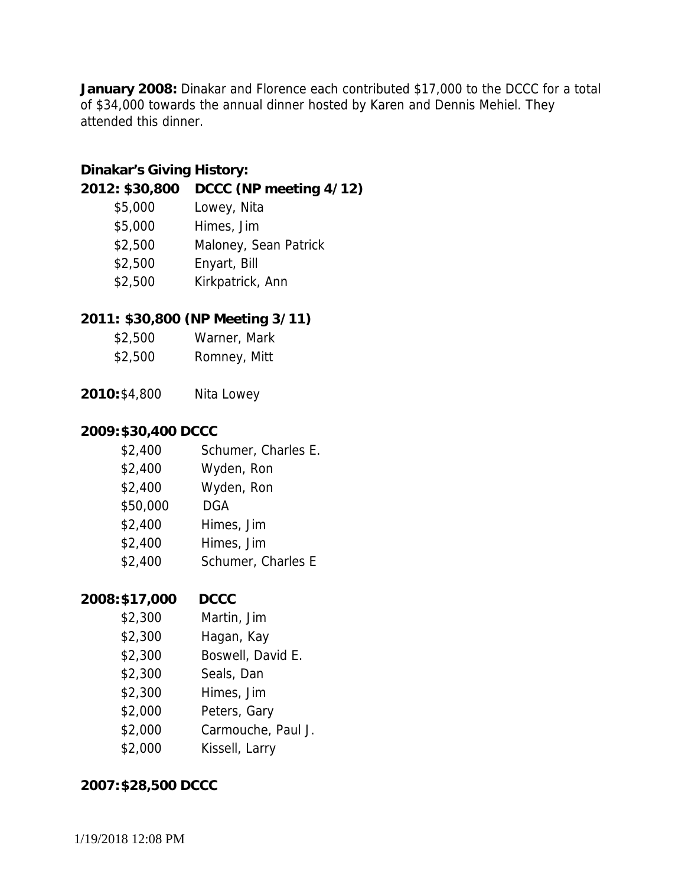**January 2008:** Dinakar and Florence each contributed $17,000 to the DCCC for a total of $34,000 towards the annual dinner hosted by Karen and Dennis Mehiel. They attended this dinner.

**Dinakar's Giving History:**

**2012: $30,800 DCCC (NP meeting 4/12)**

| | |
|---|---|
| $5,000 | Lowey, Nita |
| $5,000 | Himes, Jim |
| $2,500 | Maloney, Sean Patrick |
| $2,500 | Enyart, Bill |
| $2,500 | Kirkpatrick, Ann |

**2011: $30,800 (NP Meeting 3/11)**

| | |
|---|---|
| $2,500 | Warner, Mark |
| $2,500 | Romney, Mitt |

**2010:** $4,800 Nita Lowey

**2009: $30,400 DCCC**

| | |
|---|---|
| $2,400 | Schumer, Charles E. |
| $2,400 | Wyden, Ron |
| $2,400 | Wyden, Ron |
| $50,000 | DGA |
| $2,400 | Himes, Jim |
| $2,400 | Himes, Jim |
| $2,400 | Schumer, Charles E |

**2008: $17,000 DCCC**

| | |
|---|---|
| $2,300 | Martin, Jim |
| $2,300 | Hagan, Kay |
| $2,300 | Boswell, David E. |
| $2,300 | Seals, Dan |
| $2,300 | Himes, Jim |
| $2,000 | Peters, Gary |
| $2,000 | Carmouche, Paul J. |
| $2,000 | Kissell, Larry |

**2007: $28,500 DCCC**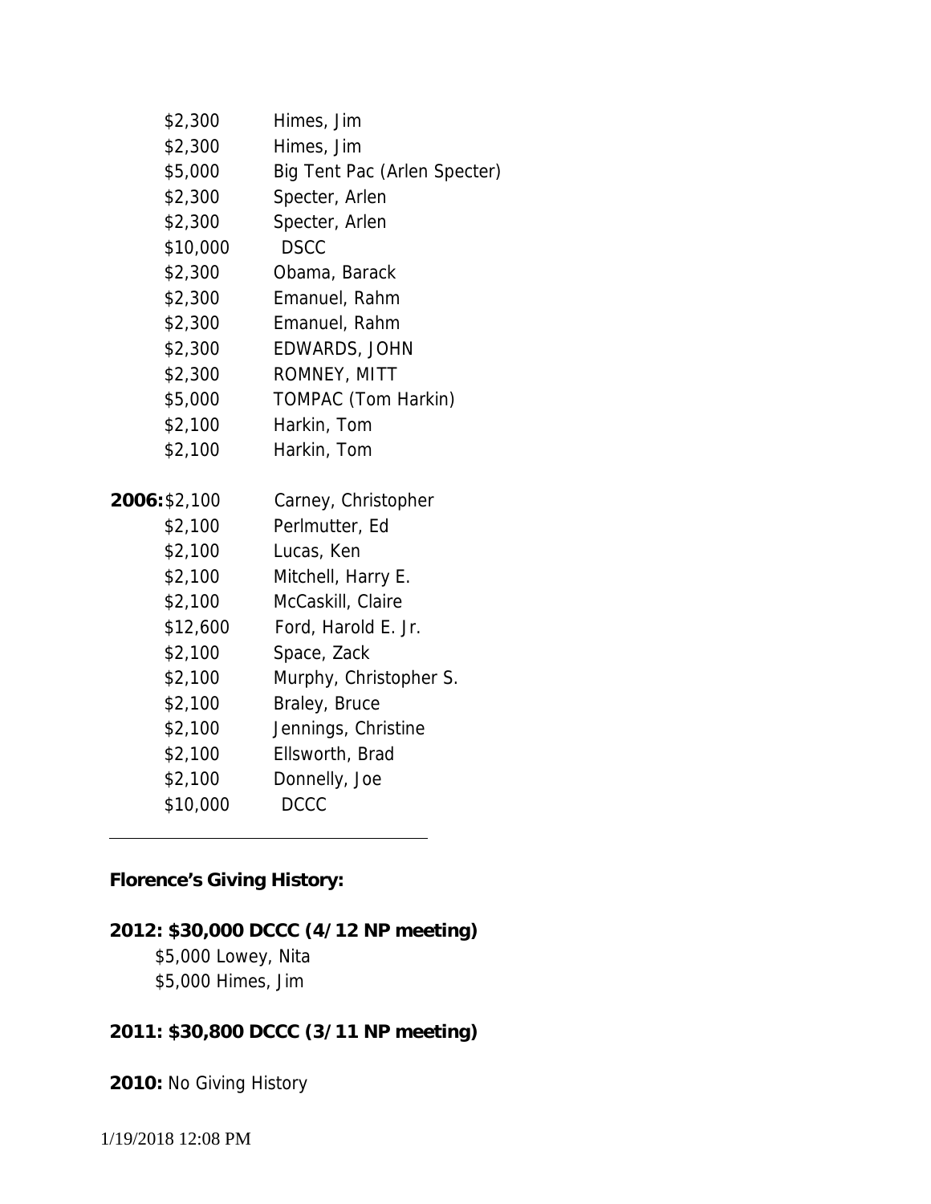| | |
|---|---|
| $2,300 | Himes, Jim |
| $2,300 | Himes, Jim |
| $5,000 | Big Tent Pac (Arlen Specter) |
| $2,300 | Specter, Arlen |
| $2,300 | Specter, Arlen |
| $10,000 | DSCC |
| $2,300 | Obama, Barack |
| $2,300 | Emanuel, Rahm |
| $2,300 | Emanuel, Rahm |
| $2,300 | EDWARDS, JOHN |
| $2,300 | ROMNEY, MITT |
| $5,000 | TOMPAC (Tom Harkin) |
| $2,100 | Harkin, Tom |
| $2,100 | Harkin, Tom |

| | | |
|---|---|---|
| **2006:** | $2,100 | Carney, Christopher |
| | $2,100 | Perlmutter, Ed |
| | $2,100 | Lucas, Ken |
| | $2,100 | Mitchell, Harry E. |
| | $2,100 | McCaskill, Claire |
| | $12,600 | Ford, Harold E. Jr. |
| | $2,100 | Space, Zack |
| | $2,100 | Murphy, Christopher S. |
| | $2,100 | Braley, Bruce |
| | $2,100 | Jennings, Christine |
| | $2,100 | Ellsworth, Brad |
| | $2,100 | Donnelly, Joe |
| | $10,000 | DCCC |

---

**Florence's Giving History:**

**2012: $30,000 DCCC (4/12 NP meeting)**
$5,000 Lowey, Nita
$5,000 Himes, Jim

**2011: $30,800 DCCC (3/11 NP meeting)**

**2010:** No Giving History

1/19/2018 12:08 PM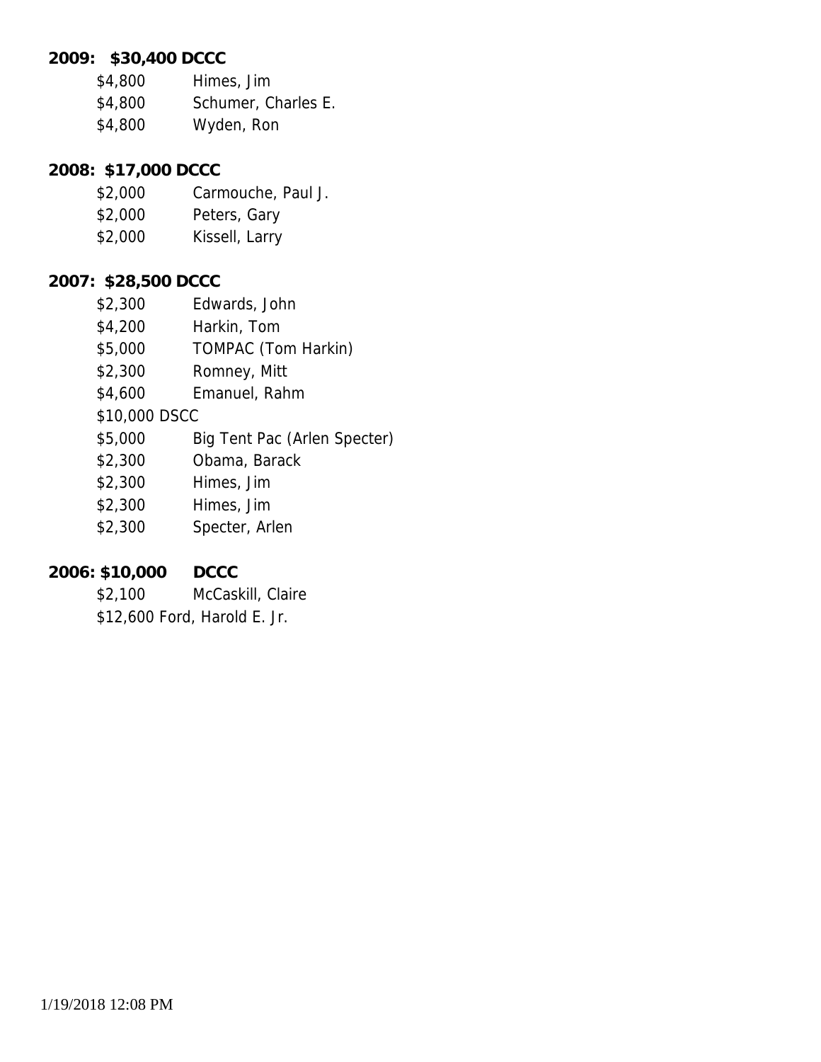**2009: $30,400 DCCC**

| | |
|---|---|
| $4,800 | Himes, Jim |
| $4,800 | Schumer, Charles E. |
| $4,800 | Wyden, Ron |

**2008: $17,000 DCCC**

| | |
|---|---|
| $2,000 | Carmouche, Paul J. |
| $2,000 | Peters, Gary |
| $2,000 | Kissell, Larry |

**2007: $28,500 DCCC**

| | |
|---|---|
| $2,300 | Edwards, John |
| $4,200 | Harkin, Tom |
| $5,000 | TOMPAC (Tom Harkin) |
| $2,300 | Romney, Mitt |
| $4,600 | Emanuel, Rahm |
| $10,000 DSCC | |
| $5,000 | Big Tent Pac (Arlen Specter) |
| $2,300 | Obama, Barack |
| $2,300 | Himes, Jim |
| $2,300 | Himes, Jim |
| $2,300 | Specter, Arlen |

**2006: $10,000 DCCC**

| | |
|---|---|
| $2,100 | McCaskill, Claire |
| $12,600 Ford, Harold E. Jr. | |

1/19/2018 12:08 PM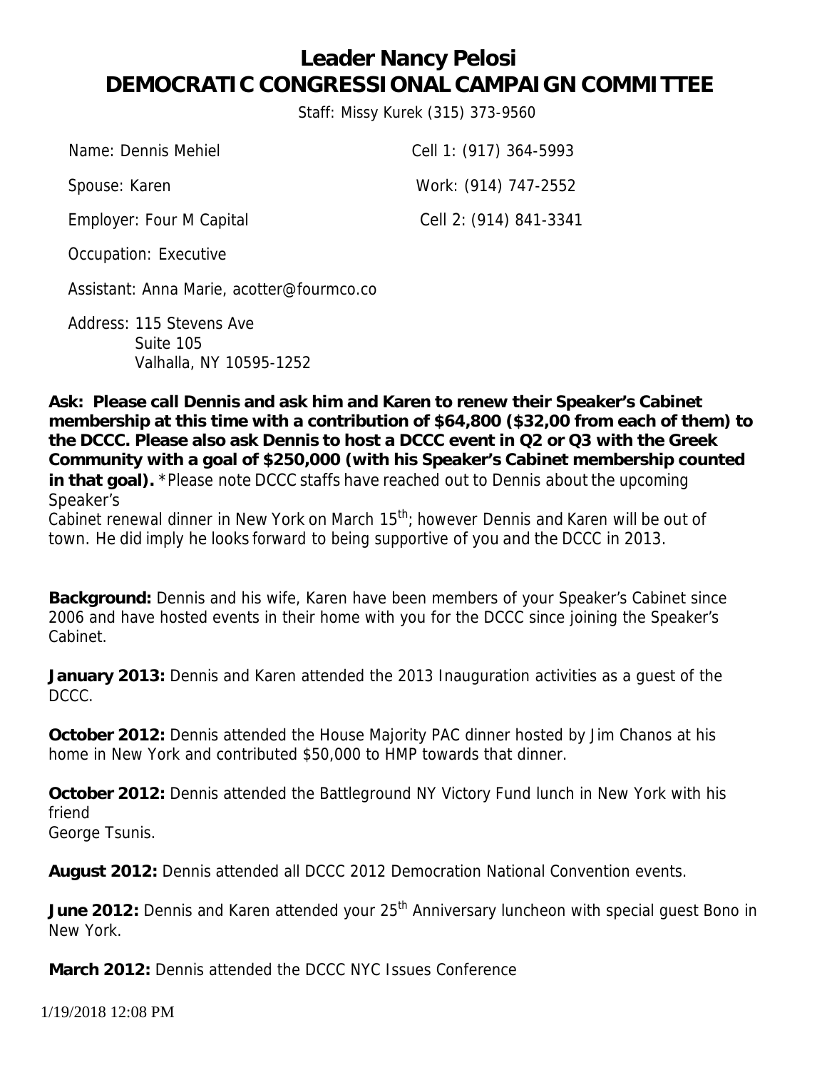# Leader Nancy Pelosi
# DEMOCRATIC CONGRESSIONAL CAMPAIGN COMMITTEE

Staff: Missy Kurek (315) 373-9560

Name: Dennis Mehiel

Cell 1: (917) 364-5993

Spouse: Karen

Work: (914) 747-2552

Employer: Four M Capital

Cell 2: (914) 841-3341

Occupation: Executive

Assistant: Anna Marie, acotter@fourmco.co

Address: 115 Stevens Ave
Suite 105
Valhalla, NY 10595-1252

**Ask: Please call Dennis and ask him and Karen to renew their Speaker's Cabinet membership at this time with a contribution of $64,800 ($32,00 from each of them) to the DCCC. Please also ask Dennis to host a DCCC event in Q2 or Q3 with the Greek Community with a goal of $250,000 (with his Speaker's Cabinet membership counted in that goal).** *Please note DCCC staffs have reached out to Dennis about the upcoming Speaker's
Cabinet renewal dinner in New York on March 15th; however Dennis and Karen will be out of town. He did imply he looks forward to being supportive of you and the DCCC in 2013.

**Background:** Dennis and his wife, Karen have been members of your Speaker's Cabinet since 2006 and have hosted events in their home with you for the DCCC since joining the Speaker's Cabinet.

**January 2013:** Dennis and Karen attended the 2013 Inauguration activities as a guest of the DCCC.

**October 2012:** Dennis attended the House Majority PAC dinner hosted by Jim Chanos at his home in New York and contributed $50,000 to HMP towards that dinner.

**October 2012:** Dennis attended the Battleground NY Victory Fund lunch in New York with his friend
George Tsunis.

**August 2012:** Dennis attended all DCCC 2012 Democration National Convention events.

**June 2012:** Dennis and Karen attended your 25th Anniversary luncheon with special guest Bono in New York.

**March 2012:** Dennis attended the DCCC NYC Issues Conference

1/19/2018 12:08 PM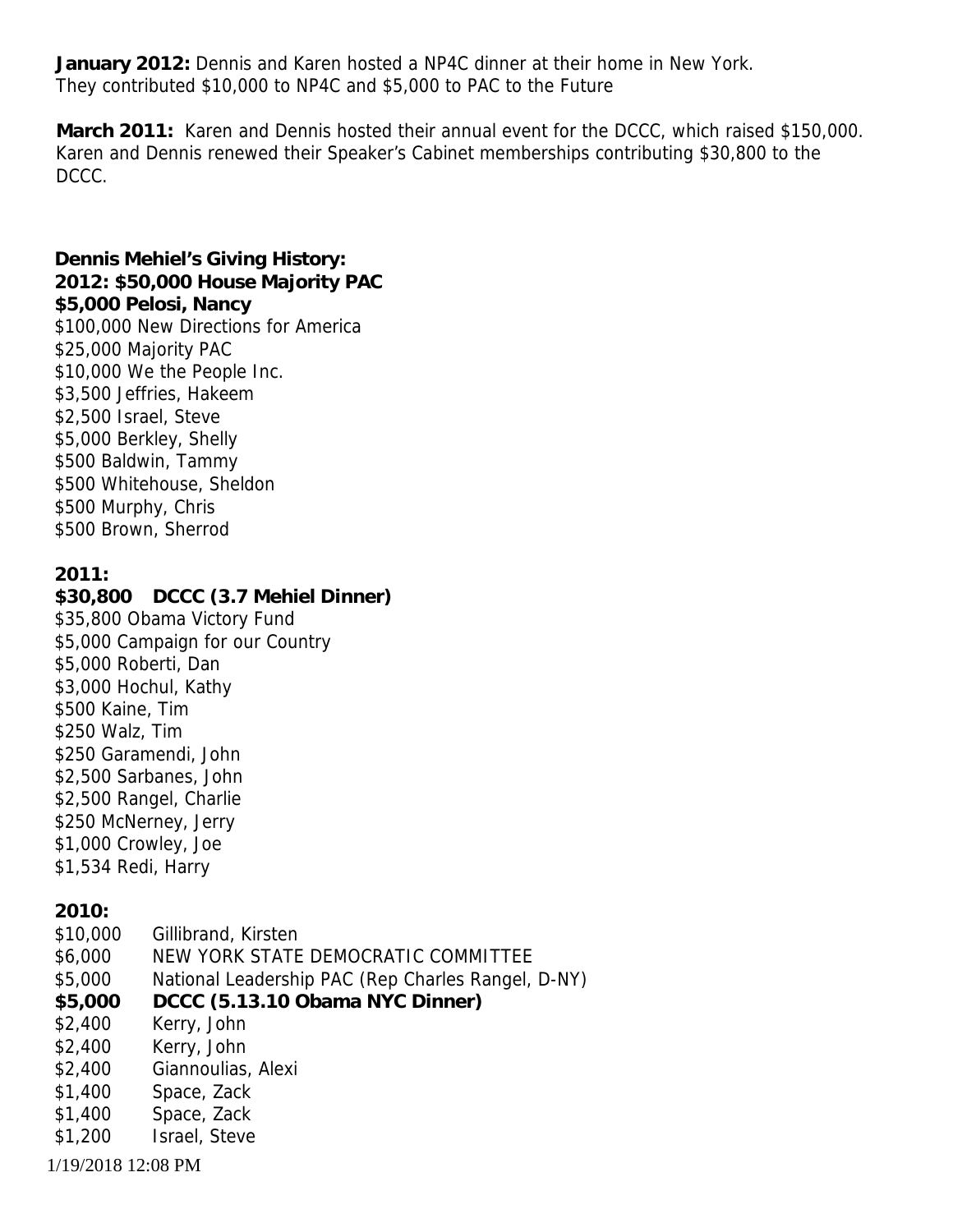**January 2012:** Dennis and Karen hosted a NP4C dinner at their home in New York. They contributed $10,000 to NP4C and $5,000 to PAC to the Future

**March 2011:** Karen and Dennis hosted their annual event for the DCCC, which raised $150,000. Karen and Dennis renewed their Speaker's Cabinet memberships contributing $30,800 to the DCCC.

**Dennis Mehiel's Giving History:**
**2012: $50,000 House Majority PAC**
**$5,000 Pelosi, Nancy**
$100,000 New Directions for America
$25,000 Majority PAC
$10,000 We the People Inc.
$3,500 Jeffries, Hakeem
$2,500 Israel, Steve
$5,000 Berkley, Shelly
$500 Baldwin, Tammy
$500 Whitehouse, Sheldon
$500 Murphy, Chris
$500 Brown, Sherrod

**2011:**
**$30,800 DCCC (3.7 Mehiel Dinner)**
$35,800 Obama Victory Fund
$5,000 Campaign for our Country
$5,000 Roberti, Dan
$3,000 Hochul, Kathy
$500 Kaine, Tim
$250 Walz, Tim
$250 Garamendi, John
$2,500 Sarbanes, John
$2,500 Rangel, Charlie
$250 McNerney, Jerry
$1,000 Crowley, Joe
$1,534 Redi, Harry

**2010:**
$10,000 Gillibrand, Kirsten
$6,000 NEW YORK STATE DEMOCRATIC COMMITTEE
$5,000 National Leadership PAC (Rep Charles Rangel, D-NY)
**$5,000 DCCC (5.13.10 Obama NYC Dinner)**
$2,400 Kerry, John
$2,400 Kerry, John
$2,400 Giannoulias, Alexi
$1,400 Space, Zack
$1,400 Space, Zack
$1,200 Israel, Steve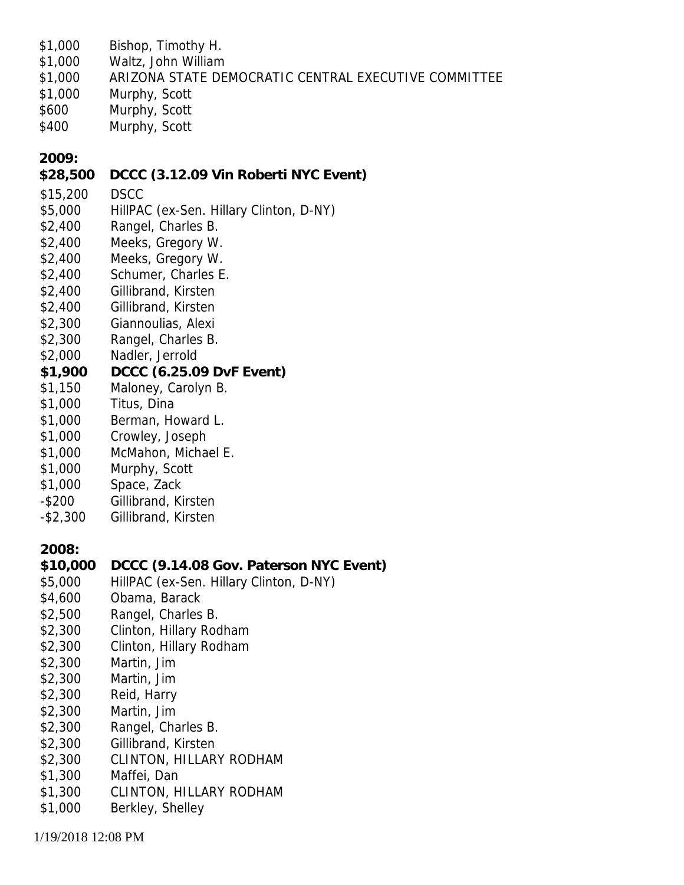$1,000 Bishop, Timothy H.
$1,000 Waltz, John William
$1,000 ARIZONA STATE DEMOCRATIC CENTRAL EXECUTIVE COMMITTEE
$1,000 Murphy, Scott
$600 Murphy, Scott
$400 Murphy, Scott

**2009:**

**$28,500 DCCC (3.12.09 Vin Roberti NYC Event)**
$15,200 DSCC
$5,000 HillPAC (ex-Sen. Hillary Clinton, D-NY)
$2,400 Rangel, Charles B.
$2,400 Meeks, Gregory W.
$2,400 Meeks, Gregory W.
$2,400 Schumer, Charles E.
$2,400 Gillibrand, Kirsten
$2,400 Gillibrand, Kirsten
$2,300 Giannoulias, Alexi
$2,300 Rangel, Charles B.
$2,000 Nadler, Jerrold
**$1,900 DCCC (6.25.09 DvF Event)**
$1,150 Maloney, Carolyn B.
$1,000 Titus, Dina
$1,000 Berman, Howard L.
$1,000 Crowley, Joseph
$1,000 McMahon, Michael E.
$1,000 Murphy, Scott
$1,000 Space, Zack
-$200 Gillibrand, Kirsten
-$2,300 Gillibrand, Kirsten

**2008:**

**$10,000 DCCC (9.14.08 Gov. Paterson NYC Event)**
$5,000 HillPAC (ex-Sen. Hillary Clinton, D-NY)
$4,600 Obama, Barack
$2,500 Rangel, Charles B.
$2,300 Clinton, Hillary Rodham
$2,300 Clinton, Hillary Rodham
$2,300 Martin, Jim
$2,300 Martin, Jim
$2,300 Reid, Harry
$2,300 Martin, Jim
$2,300 Rangel, Charles B.
$2,300 Gillibrand, Kirsten
$2,300 CLINTON, HILLARY RODHAM
$1,300 Maffei, Dan
$1,300 CLINTON, HILLARY RODHAM
$1,000 Berkley, Shelley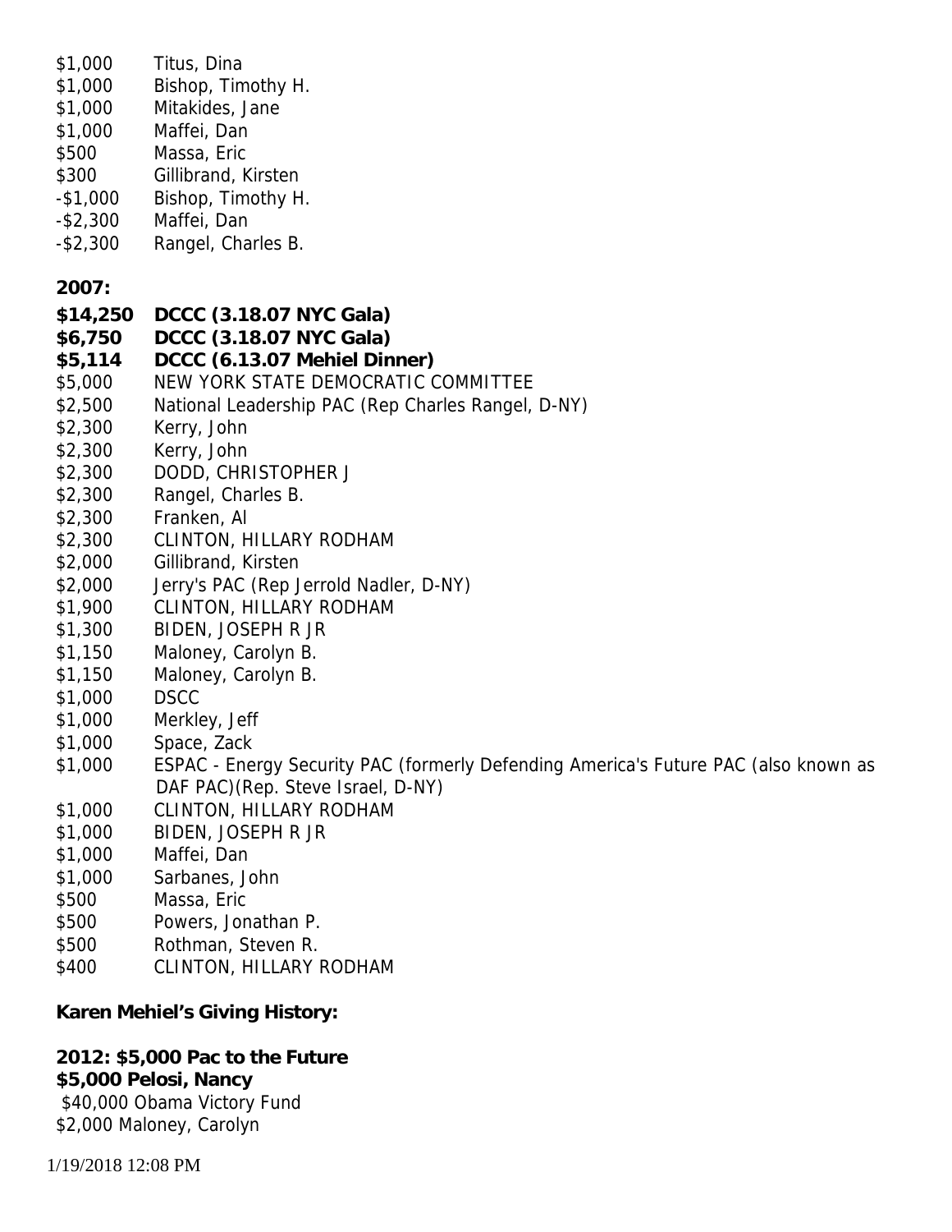$1,000 Titus, Dina
$1,000 Bishop, Timothy H.
$1,000 Mitakides, Jane
$1,000 Maffei, Dan
$500 Massa, Eric
$300 Gillibrand, Kirsten
-$1,000 Bishop, Timothy H.
-$2,300 Maffei, Dan
-$2,300 Rangel, Charles B.

**2007:**

**$14,250 DCCC (3.18.07 NYC Gala)**
**$6,750 DCCC (3.18.07 NYC Gala)**
**$5,114 DCCC (6.13.07 Mehiel Dinner)**
$5,000 NEW YORK STATE DEMOCRATIC COMMITTEE
$2,500 National Leadership PAC (Rep Charles Rangel, D-NY)
$2,300 Kerry, John
$2,300 Kerry, John
$2,300 DODD, CHRISTOPHER J
$2,300 Rangel, Charles B.
$2,300 Franken, Al
$2,300 CLINTON, HILLARY RODHAM
$2,000 Gillibrand, Kirsten
$2,000 Jerry's PAC (Rep Jerrold Nadler, D-NY)
$1,900 CLINTON, HILLARY RODHAM
$1,300 BIDEN, JOSEPH R JR
$1,150 Maloney, Carolyn B.
$1,150 Maloney, Carolyn B.
$1,000 DSCC
$1,000 Merkley, Jeff
$1,000 Space, Zack
$1,000 ESPAC - Energy Security PAC (formerly Defending America's Future PAC (also known as DAF PAC)(Rep. Steve Israel, D-NY)
$1,000 CLINTON, HILLARY RODHAM
$1,000 BIDEN, JOSEPH R JR
$1,000 Maffei, Dan
$1,000 Sarbanes, John
$500 Massa, Eric
$500 Powers, Jonathan P.
$500 Rothman, Steven R.
$400 CLINTON, HILLARY RODHAM

**Karen Mehiel's Giving History:**

**2012: $5,000 Pac to the Future**
**$5,000 Pelosi, Nancy**
$40,000 Obama Victory Fund
$2,000 Maloney, Carolyn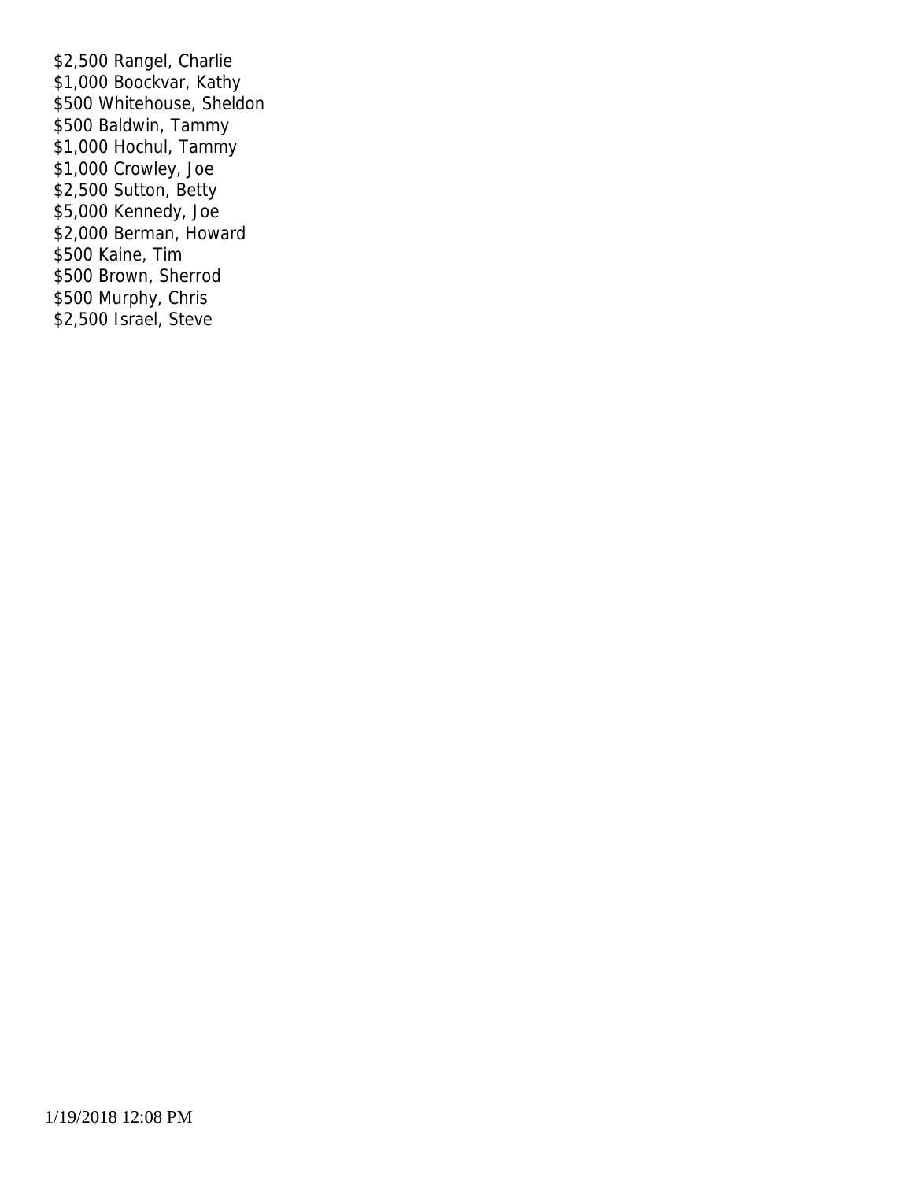$2,500 Rangel, Charlie
$1,000 Boockvar, Kathy
$500 Whitehouse, Sheldon
$500 Baldwin, Tammy
$1,000 Hochul, Tammy
$1,000 Crowley, Joe
$2,500 Sutton, Betty
$5,000 Kennedy, Joe
$2,000 Berman, Howard
$500 Kaine, Tim
$500 Brown, Sherrod
$500 Murphy, Chris
$2,500 Israel, Steve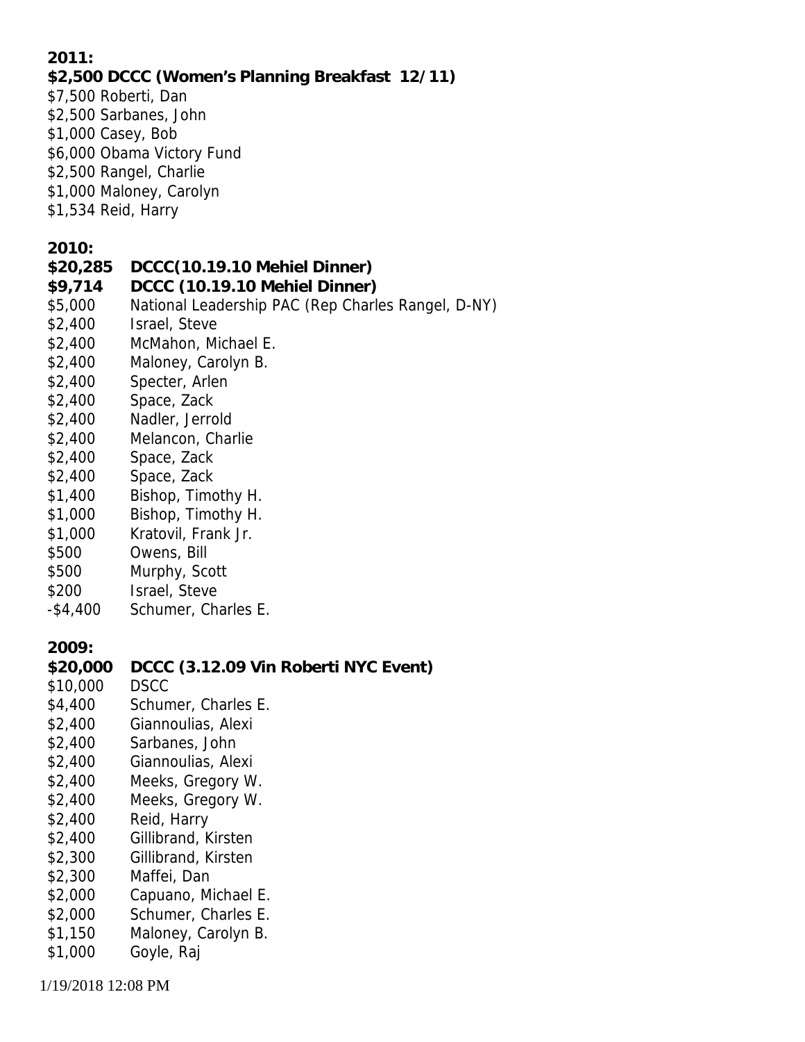**2011:**

**$2,500 DCCC (Women's Planning Breakfast 12/11)**

$7,500 Roberti, Dan
$2,500 Sarbanes, John
$1,000 Casey, Bob
$6,000 Obama Victory Fund
$2,500 Rangel, Charlie
$1,000 Maloney, Carolyn
$1,534 Reid, Harry

**2010:**

**$20,285 DCCC(10.19.10 Mehiel Dinner)**
**$9,714 DCCC (10.19.10 Mehiel Dinner)**
$5,000 National Leadership PAC (Rep Charles Rangel, D-NY)
$2,400 Israel, Steve
$2,400 McMahon, Michael E.
$2,400 Maloney, Carolyn B.
$2,400 Specter, Arlen
$2,400 Space, Zack
$2,400 Nadler, Jerrold
$2,400 Melancon, Charlie
$2,400 Space, Zack
$2,400 Space, Zack
$1,400 Bishop, Timothy H.
$1,000 Bishop, Timothy H.
$1,000 Kratovil, Frank Jr.
$500 Owens, Bill
$500 Murphy, Scott
$200 Israel, Steve
-$4,400 Schumer, Charles E.

**2009:**

**$20,000 DCCC (3.12.09 Vin Roberti NYC Event)**
$10,000 DSCC
$4,400 Schumer, Charles E.
$2,400 Giannoulias, Alexi
$2,400 Sarbanes, John
$2,400 Giannoulias, Alexi
$2,400 Meeks, Gregory W.
$2,400 Meeks, Gregory W.
$2,400 Reid, Harry
$2,400 Gillibrand, Kirsten
$2,300 Gillibrand, Kirsten
$2,300 Maffei, Dan
$2,000 Capuano, Michael E.
$2,000 Schumer, Charles E.
$1,150 Maloney, Carolyn B.
$1,000 Goyle, Raj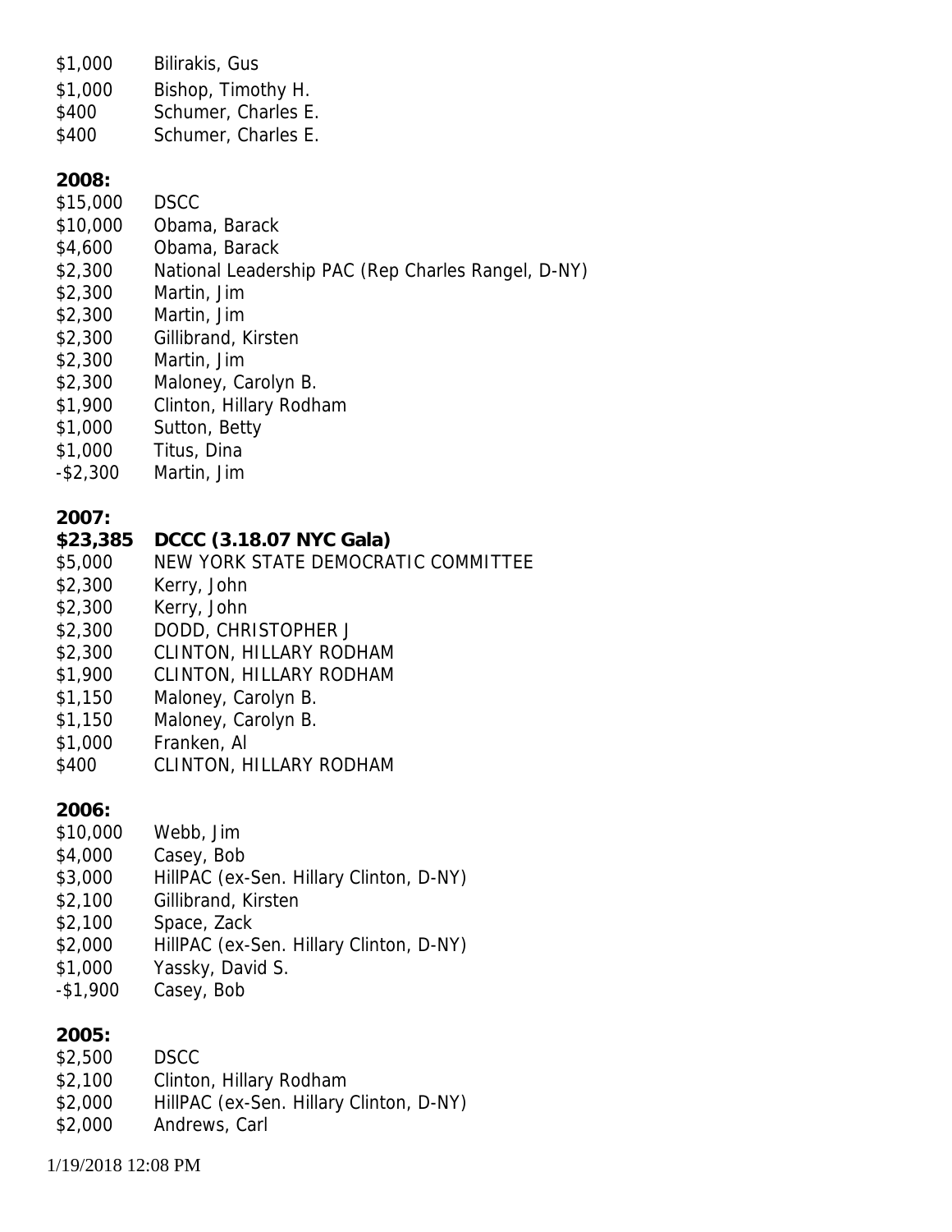| | |
|---|---|
| $1,000 | Bilirakis, Gus |
| $1,000 | Bishop, Timothy H. |
| $400 | Schumer, Charles E. |
| $400 | Schumer, Charles E. |

**2008:**

| | |
|---|---|
| $15,000 | DSCC |
| $10,000 | Obama, Barack |
| $4,600 | Obama, Barack |
| $2,300 | National Leadership PAC (Rep Charles Rangel, D-NY) |
| $2,300 | Martin, Jim |
| $2,300 | Martin, Jim |
| $2,300 | Gillibrand, Kirsten |
| $2,300 | Martin, Jim |
| $2,300 | Maloney, Carolyn B. |
| $1,900 | Clinton, Hillary Rodham |
| $1,000 | Sutton, Betty |
| $1,000 | Titus, Dina |
| -$2,300 | Martin, Jim |

**2007:**

| | |
|---|---|
| **$23,385** | **DCCC (3.18.07 NYC Gala)** |
| $5,000 | NEW YORK STATE DEMOCRATIC COMMITTEE |
| $2,300 | Kerry, John |
| $2,300 | Kerry, John |
| $2,300 | DODD, CHRISTOPHER J |
| $2,300 | CLINTON, HILLARY RODHAM |
| $1,900 | CLINTON, HILLARY RODHAM |
| $1,150 | Maloney, Carolyn B. |
| $1,150 | Maloney, Carolyn B. |
| $1,000 | Franken, Al |
| $400 | CLINTON, HILLARY RODHAM |

**2006:**

| | |
|---|---|
| $10,000 | Webb, Jim |
| $4,000 | Casey, Bob |
| $3,000 | HillPAC (ex-Sen. Hillary Clinton, D-NY) |
| $2,100 | Gillibrand, Kirsten |
| $2,100 | Space, Zack |
| $2,000 | HillPAC (ex-Sen. Hillary Clinton, D-NY) |
| $1,000 | Yassky, David S. |
| -$1,900 | Casey, Bob |

**2005:**

| | |
|---|---|
| $2,500 | DSCC |
| $2,100 | Clinton, Hillary Rodham |
| $2,000 | HillPAC (ex-Sen. Hillary Clinton, D-NY) |
| $2,000 | Andrews, Carl |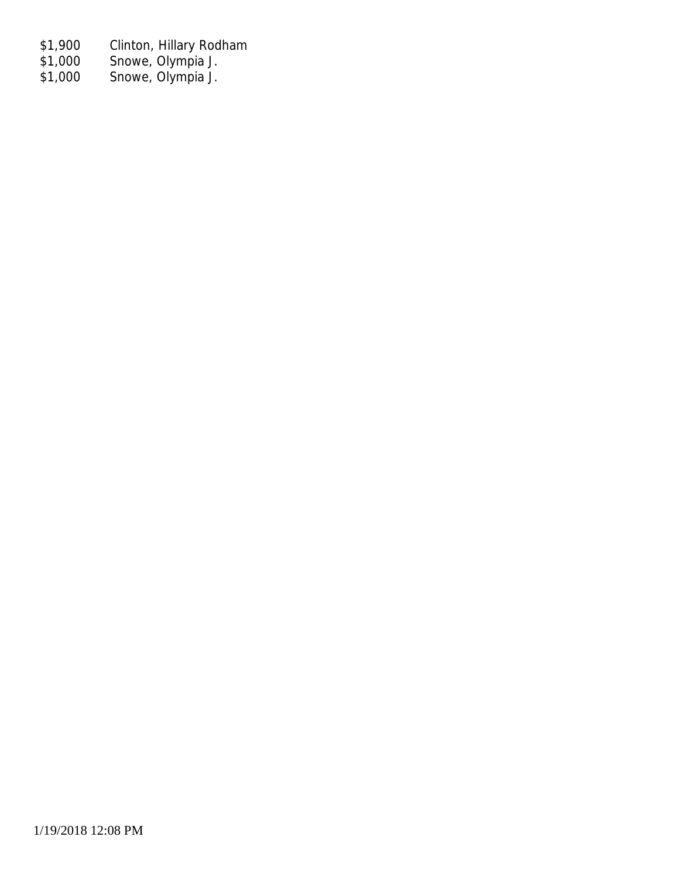| | |
|---|---|
| $1,900 | Clinton, Hillary Rodham |
| $1,000 | Snowe, Olympia J. |
| $1,000 | Snowe, Olympia J. |

1/19/2018 12:08 PM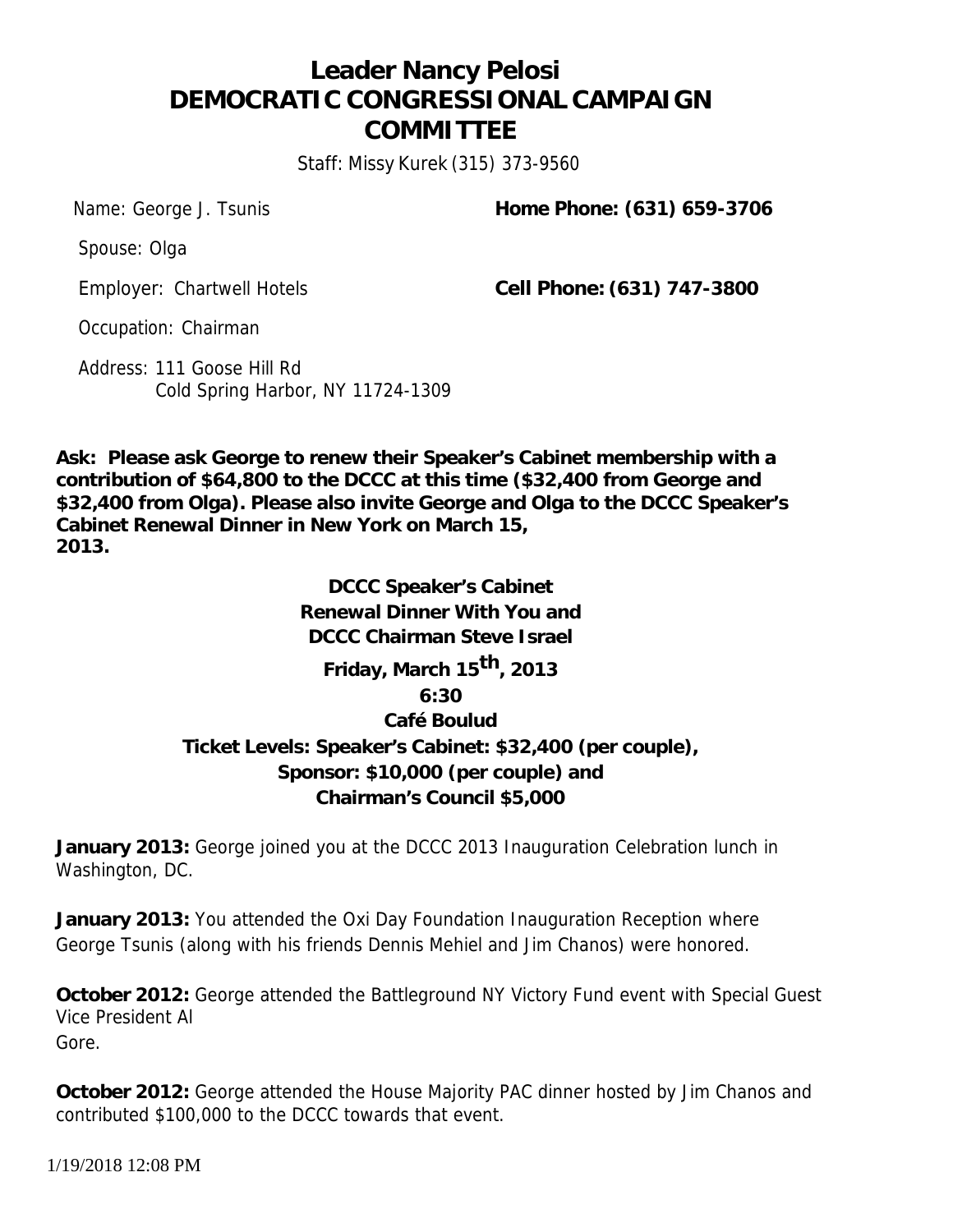# Leader Nancy Pelosi
# DEMOCRATIC CONGRESSIONAL CAMPAIGN COMMITTEE

Staff: Missy Kurek (315) 373-9560

Name: George J. Tsunis

**Home Phone: (631) 659-3706**

Spouse: Olga

Employer: Chartwell Hotels

**Cell Phone: (631) 747-3800**

Occupation: Chairman

Address: 111 Goose Hill Rd
Cold Spring Harbor, NY 11724-1309

**Ask: Please ask George to renew their Speaker's Cabinet membership with a contribution of $64,800 to the DCCC at this time ($32,400 from George and $32,400 from Olga). Please also invite George and Olga to the DCCC Speaker's Cabinet Renewal Dinner in New York on March 15, 2013.**

**DCCC Speaker's Cabinet**
**Renewal Dinner With You and**
**DCCC Chairman Steve Israel**
**Friday, March 15th, 2013**
**6:30**
**Café Boulud**
**Ticket Levels: Speaker's Cabinet: $32,400 (per couple),**
**Sponsor: $10,000 (per couple) and**
**Chairman's Council $5,000**

**January 2013:** George joined you at the DCCC 2013 Inauguration Celebration lunch in Washington, DC.

**January 2013:** You attended the Oxi Day Foundation Inauguration Reception where George Tsunis (along with his friends Dennis Mehiel and Jim Chanos) were honored.

**October 2012:** George attended the Battleground NY Victory Fund event with Special Guest Vice President Al Gore.

**October 2012:** George attended the House Majority PAC dinner hosted by Jim Chanos and contributed $100,000 to the DCCC towards that event.

1/19/2018 12:08 PM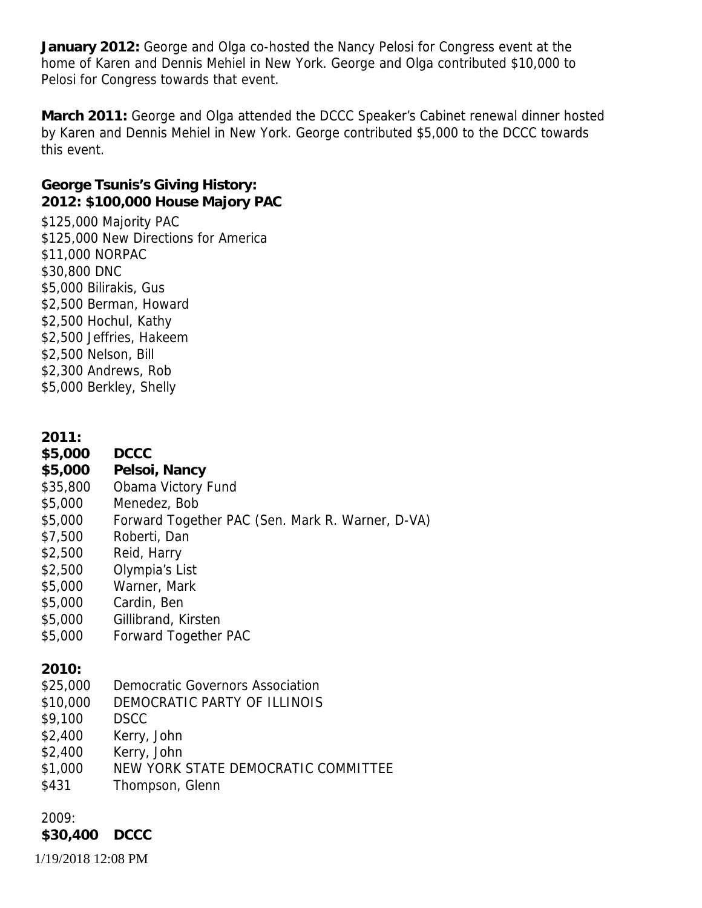**January 2012:** George and Olga co-hosted the Nancy Pelosi for Congress event at the home of Karen and Dennis Mehiel in New York. George and Olga contributed $10,000 to Pelosi for Congress towards that event.

**March 2011:** George and Olga attended the DCCC Speaker's Cabinet renewal dinner hosted by Karen and Dennis Mehiel in New York. George contributed $5,000 to the DCCC towards this event.

**George Tsunis's Giving History:**
**2012: $100,000 House Majory PAC**

$125,000 Majority PAC
$125,000 New Directions for America
$11,000 NORPAC
$30,800 DNC
$5,000 Bilirakis, Gus
$2,500 Berman, Howard
$2,500 Hochul, Kathy
$2,500 Jeffries, Hakeem
$2,500 Nelson, Bill
$2,300 Andrews, Rob
$5,000 Berkley, Shelly

**2011:**

**$5,000 DCCC**
**$5,000 Pelsoi, Nancy**
$35,800 Obama Victory Fund
$5,000 Menedez, Bob
$5,000 Forward Together PAC (Sen. Mark R. Warner, D-VA)
$7,500 Roberti, Dan
$2,500 Reid, Harry
$2,500 Olympia's List
$5,000 Warner, Mark
$5,000 Cardin, Ben
$5,000 Gillibrand, Kirsten
$5,000 Forward Together PAC

**2010:**

$25,000 Democratic Governors Association
$10,000 DEMOCRATIC PARTY OF ILLINOIS
$9,100 DSCC
$2,400 Kerry, John
$2,400 Kerry, John
$1,000 NEW YORK STATE DEMOCRATIC COMMITTEE
$431 Thompson, Glenn

2009:

**$30,400 DCCC**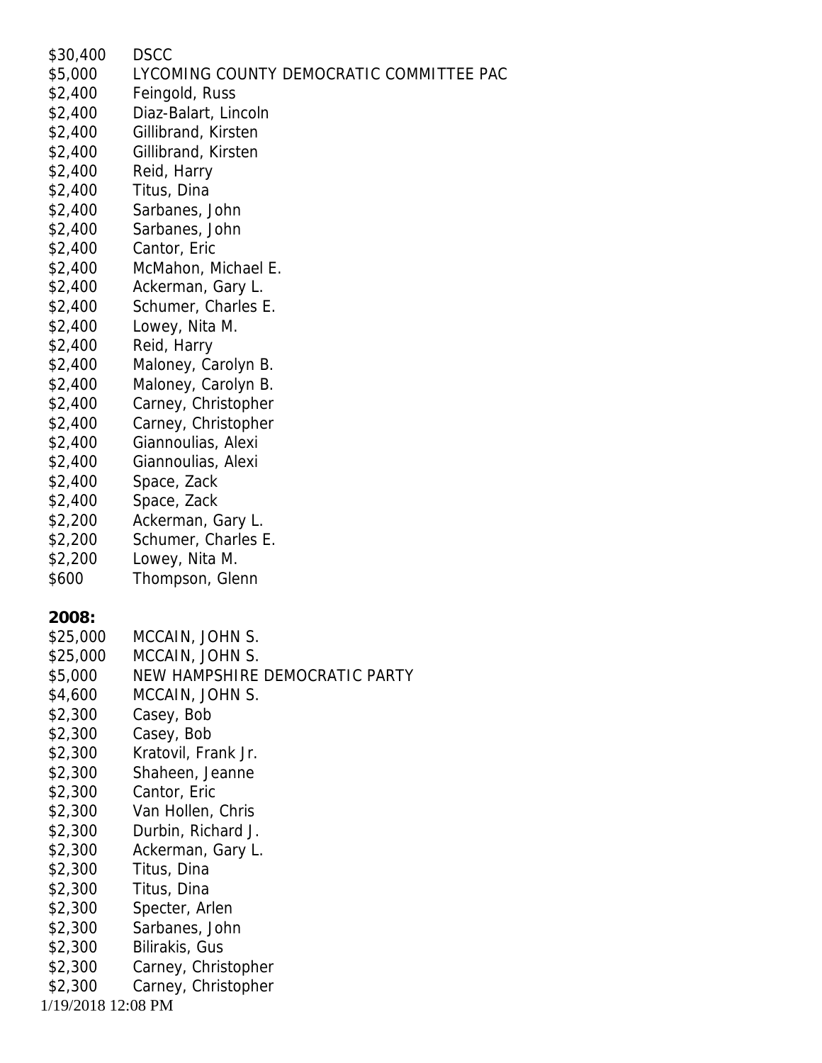$30,400 DSCC
$5,000 LYCOMING COUNTY DEMOCRATIC COMMITTEE PAC
$2,400 Feingold, Russ
$2,400 Diaz-Balart, Lincoln
$2,400 Gillibrand, Kirsten
$2,400 Gillibrand, Kirsten
$2,400 Reid, Harry
$2,400 Titus, Dina
$2,400 Sarbanes, John
$2,400 Sarbanes, John
$2,400 Cantor, Eric
$2,400 McMahon, Michael E.
$2,400 Ackerman, Gary L.
$2,400 Schumer, Charles E.
$2,400 Lowey, Nita M.
$2,400 Reid, Harry
$2,400 Maloney, Carolyn B.
$2,400 Maloney, Carolyn B.
$2,400 Carney, Christopher
$2,400 Carney, Christopher
$2,400 Giannoulias, Alexi
$2,400 Giannoulias, Alexi
$2,400 Space, Zack
$2,400 Space, Zack
$2,200 Ackerman, Gary L.
$2,200 Schumer, Charles E.
$2,200 Lowey, Nita M.
$600 Thompson, Glenn

**2008:**

$25,000 MCCAIN, JOHN S.
$25,000 MCCAIN, JOHN S.
$5,000 NEW HAMPSHIRE DEMOCRATIC PARTY
$4,600 MCCAIN, JOHN S.
$2,300 Casey, Bob
$2,300 Casey, Bob
$2,300 Kratovil, Frank Jr.
$2,300 Shaheen, Jeanne
$2,300 Cantor, Eric
$2,300 Van Hollen, Chris
$2,300 Durbin, Richard J.
$2,300 Ackerman, Gary L.
$2,300 Titus, Dina
$2,300 Titus, Dina
$2,300 Specter, Arlen
$2,300 Sarbanes, John
$2,300 Bilirakis, Gus
$2,300 Carney, Christopher
$2,300 Carney, Christopher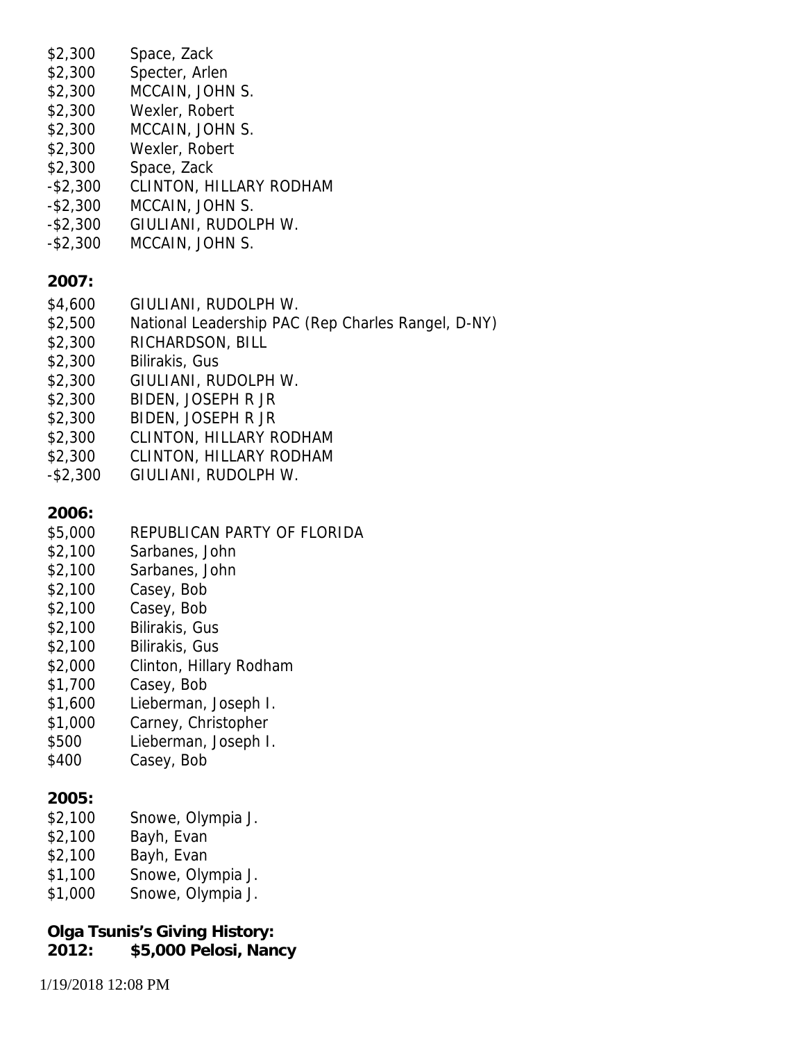$2,300 Space, Zack
$2,300 Specter, Arlen
$2,300 MCCAIN, JOHN S.
$2,300 Wexler, Robert
$2,300 MCCAIN, JOHN S.
$2,300 Wexler, Robert
$2,300 Space, Zack
-$2,300 CLINTON, HILLARY RODHAM
-$2,300 MCCAIN, JOHN S.
-$2,300 GIULIANI, RUDOLPH W.
-$2,300 MCCAIN, JOHN S.

**2007:**

$4,600 GIULIANI, RUDOLPH W.
$2,500 National Leadership PAC (Rep Charles Rangel, D-NY)
$2,300 RICHARDSON, BILL
$2,300 Bilirakis, Gus
$2,300 GIULIANI, RUDOLPH W.
$2,300 BIDEN, JOSEPH R JR
$2,300 BIDEN, JOSEPH R JR
$2,300 CLINTON, HILLARY RODHAM
$2,300 CLINTON, HILLARY RODHAM
-$2,300 GIULIANI, RUDOLPH W.

**2006:**

$5,000 REPUBLICAN PARTY OF FLORIDA
$2,100 Sarbanes, John
$2,100 Sarbanes, John
$2,100 Casey, Bob
$2,100 Casey, Bob
$2,100 Bilirakis, Gus
$2,100 Bilirakis, Gus
$2,000 Clinton, Hillary Rodham
$1,700 Casey, Bob
$1,600 Lieberman, Joseph I.
$1,000 Carney, Christopher
$500 Lieberman, Joseph I.
$400 Casey, Bob

**2005:**

$2,100 Snowe, Olympia J.
$2,100 Bayh, Evan
$2,100 Bayh, Evan
$1,100 Snowe, Olympia J.
$1,000 Snowe, Olympia J.

**Olga Tsunis's Giving History:**
**2012: $5,000 Pelosi, Nancy**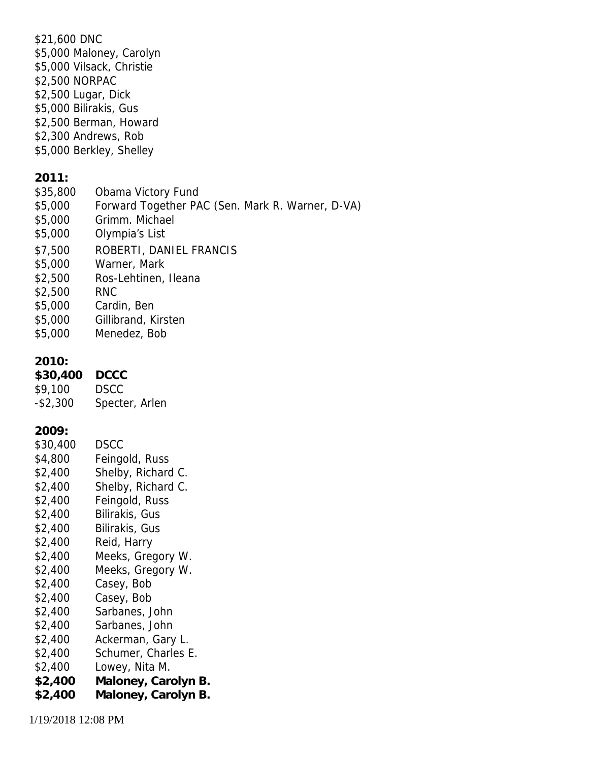$21,600 DNC
$5,000 Maloney, Carolyn
$5,000 Vilsack, Christie
$2,500 NORPAC
$2,500 Lugar, Dick
$5,000 Bilirakis, Gus
$2,500 Berman, Howard
$2,300 Andrews, Rob
$5,000 Berkley, Shelley

**2011:**

| | |
|---|---|
| $35,800 | Obama Victory Fund |
| $5,000 | Forward Together PAC (Sen. Mark R. Warner, D-VA) |
| $5,000 | Grimm. Michael |
| $5,000 | Olympia's List |
| $7,500 | ROBERTI, DANIEL FRANCIS |
| $5,000 | Warner, Mark |
| $2,500 | Ros-Lehtinen, Ileana |
| $2,500 | RNC |
| $5,000 | Cardin, Ben |
| $5,000 | Gillibrand, Kirsten |
| $5,000 | Menedez, Bob |

**2010:**

| | |
|---|---|
| **$30,400** | **DCCC** |
| $9,100 | DSCC |
| -$2,300 | Specter, Arlen |

**2009:**

| | |
|---|---|
| $30,400 | DSCC |
| $4,800 | Feingold, Russ |
| $2,400 | Shelby, Richard C. |
| $2,400 | Shelby, Richard C. |
| $2,400 | Feingold, Russ |
| $2,400 | Bilirakis, Gus |
| $2,400 | Bilirakis, Gus |
| $2,400 | Reid, Harry |
| $2,400 | Meeks, Gregory W. |
| $2,400 | Meeks, Gregory W. |
| $2,400 | Casey, Bob |
| $2,400 | Casey, Bob |
| $2,400 | Sarbanes, John |
| $2,400 | Sarbanes, John |
| $2,400 | Ackerman, Gary L. |
| $2,400 | Schumer, Charles E. |
| $2,400 | Lowey, Nita M. |
| **$2,400** | **Maloney, Carolyn B.** |
| **$2,400** | **Maloney, Carolyn B.** |

1/19/2018 12:08 PM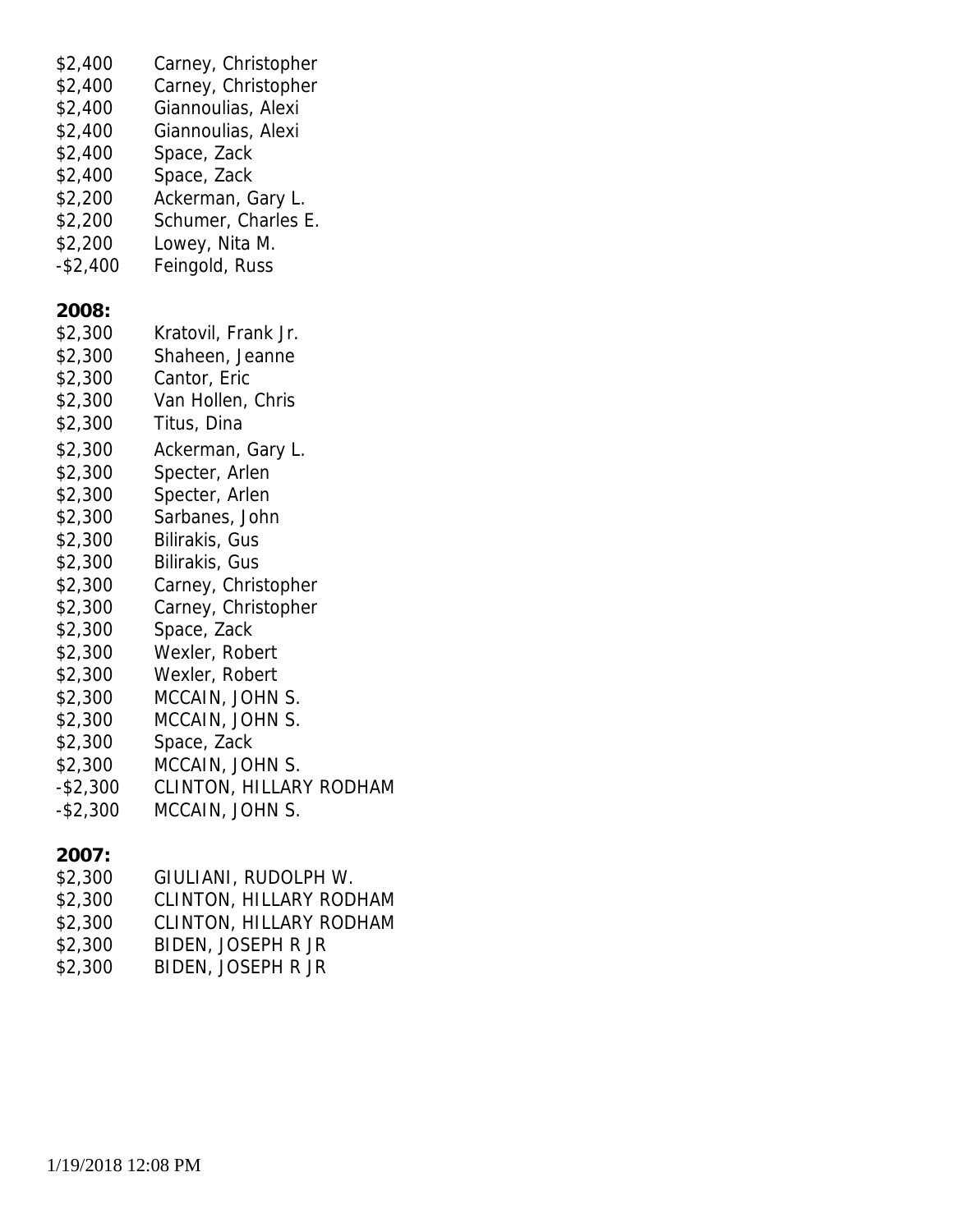$2,400 Carney, Christopher
$2,400 Carney, Christopher
$2,400 Giannoulias, Alexi
$2,400 Giannoulias, Alexi
$2,400 Space, Zack
$2,400 Space, Zack
$2,200 Ackerman, Gary L.
$2,200 Schumer, Charles E.
$2,200 Lowey, Nita M.
-$2,400 Feingold, Russ

**2008:**

$2,300 Kratovil, Frank Jr.
$2,300 Shaheen, Jeanne
$2,300 Cantor, Eric
$2,300 Van Hollen, Chris
$2,300 Titus, Dina
$2,300 Ackerman, Gary L.
$2,300 Specter, Arlen
$2,300 Specter, Arlen
$2,300 Sarbanes, John
$2,300 Bilirakis, Gus
$2,300 Bilirakis, Gus
$2,300 Carney, Christopher
$2,300 Carney, Christopher
$2,300 Space, Zack
$2,300 Wexler, Robert
$2,300 Wexler, Robert
$2,300 MCCAIN, JOHN S.
$2,300 MCCAIN, JOHN S.
$2,300 Space, Zack
$2,300 MCCAIN, JOHN S.
-$2,300 CLINTON, HILLARY RODHAM
-$2,300 MCCAIN, JOHN S.

**2007:**

$2,300 GIULIANI, RUDOLPH W.
$2,300 CLINTON, HILLARY RODHAM
$2,300 CLINTON, HILLARY RODHAM
$2,300 BIDEN, JOSEPH R JR
$2,300 BIDEN, JOSEPH R JR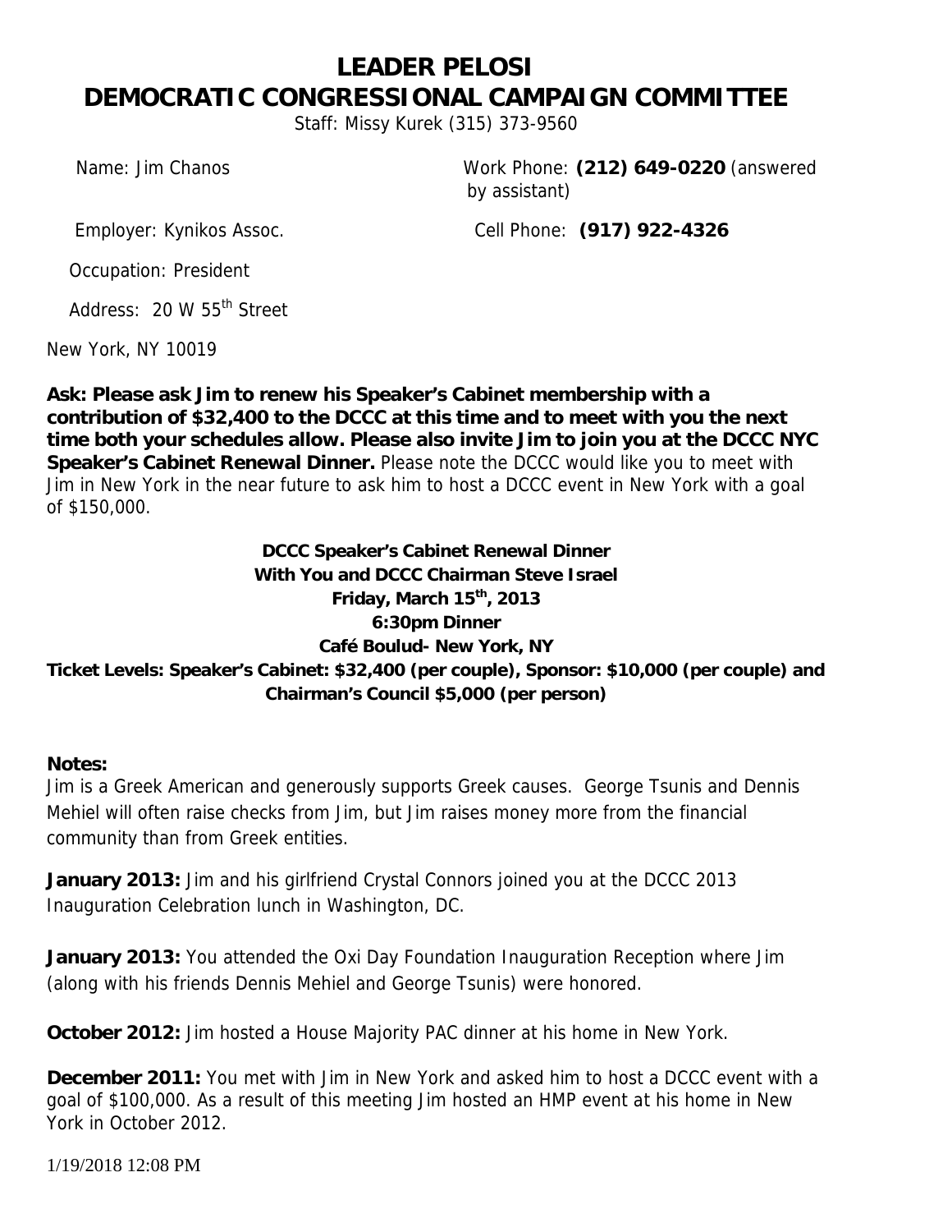# LEADER PELOSI
# DEMOCRATIC CONGRESSIONAL CAMPAIGN COMMITTEE

Staff: Missy Kurek (315) 373-9560

Name: Jim Chanos

Work Phone: **(212) 649-0220** (answered by assistant)

Employer: Kynikos Assoc.

Cell Phone: **(917) 922-4326**

Occupation: President

Address: 20 W 55th Street

New York, NY 10019

**Ask: Please ask Jim to renew his Speaker's Cabinet membership with a contribution of $32,400 to the DCCC at this time and to meet with you the next time both your schedules allow. Please also invite Jim to join you at the DCCC NYC Speaker's Cabinet Renewal Dinner.** Please note the DCCC would like you to meet with Jim in New York in the near future to ask him to host a DCCC event in New York with a goal of $150,000.

**DCCC Speaker's Cabinet Renewal Dinner**
**With You and DCCC Chairman Steve Israel**
**Friday, March 15th, 2013**
**6:30pm Dinner**
**Café Boulud- New York, NY**
**Ticket Levels: Speaker's Cabinet: $32,400 (per couple), Sponsor: $10,000 (per couple) and Chairman's Council $5,000 (per person)**

**Notes:**
Jim is a Greek American and generously supports Greek causes. George Tsunis and Dennis Mehiel will often raise checks from Jim, but Jim raises money more from the financial community than from Greek entities.

**January 2013:** Jim and his girlfriend Crystal Connors joined you at the DCCC 2013 Inauguration Celebration lunch in Washington, DC.

**January 2013:** You attended the Oxi Day Foundation Inauguration Reception where Jim (along with his friends Dennis Mehiel and George Tsunis) were honored.

**October 2012:** Jim hosted a House Majority PAC dinner at his home in New York.

**December 2011:** You met with Jim in New York and asked him to host a DCCC event with a goal of $100,000. As a result of this meeting Jim hosted an HMP event at his home in New York in October 2012.

1/19/2018 12:08 PM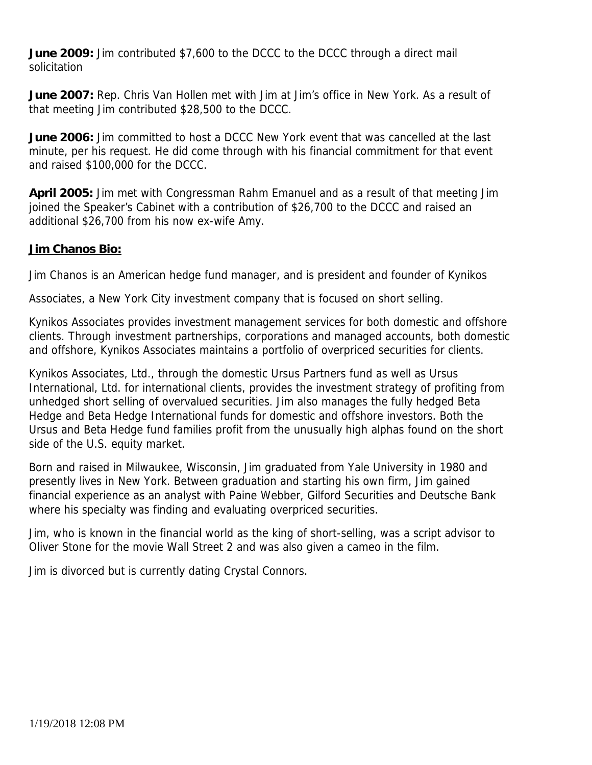**June 2009:** Jim contributed $7,600 to the DCCC to the DCCC through a direct mail solicitation

**June 2007:** Rep. Chris Van Hollen met with Jim at Jim's office in New York. As a result of that meeting Jim contributed $28,500 to the DCCC.

**June 2006:** Jim committed to host a DCCC New York event that was cancelled at the last minute, per his request. He did come through with his financial commitment for that event and raised $100,000 for the DCCC.

**April 2005:** Jim met with Congressman Rahm Emanuel and as a result of that meeting Jim joined the Speaker's Cabinet with a contribution of $26,700 to the DCCC and raised an additional $26,700 from his now ex-wife Amy.

**Jim Chanos Bio:**

Jim Chanos is an American hedge fund manager, and is president and founder of Kynikos

Associates, a New York City investment company that is focused on short selling.

Kynikos Associates provides investment management services for both domestic and offshore clients. Through investment partnerships, corporations and managed accounts, both domestic and offshore, Kynikos Associates maintains a portfolio of overpriced securities for clients.

Kynikos Associates, Ltd., through the domestic Ursus Partners fund as well as Ursus International, Ltd. for international clients, provides the investment strategy of profiting from unhedged short selling of overvalued securities. Jim also manages the fully hedged Beta Hedge and Beta Hedge International funds for domestic and offshore investors. Both the Ursus and Beta Hedge fund families profit from the unusually high alphas found on the short side of the U.S. equity market.

Born and raised in Milwaukee, Wisconsin, Jim graduated from Yale University in 1980 and presently lives in New York. Between graduation and starting his own firm, Jim gained financial experience as an analyst with Paine Webber, Gilford Securities and Deutsche Bank where his specialty was finding and evaluating overpriced securities.

Jim, who is known in the financial world as the king of short-selling, was a script advisor to Oliver Stone for the movie Wall Street 2 and was also given a cameo in the film.

Jim is divorced but is currently dating Crystal Connors.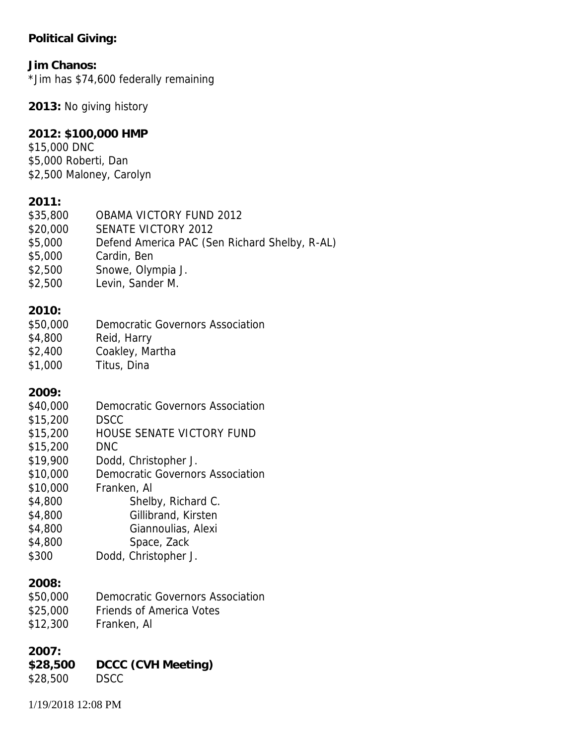**Political Giving:**

**Jim Chanos:**
*Jim has $74,600 federally remaining

**2013:** No giving history

**2012: $100,000 HMP**
$15,000 DNC
$5,000 Roberti, Dan
$2,500 Maloney, Carolyn

**2011:**

| | |
|---|---|
| $35,800 | OBAMA VICTORY FUND 2012 |
| $20,000 | SENATE VICTORY 2012 |
| $5,000 | Defend America PAC (Sen Richard Shelby, R-AL) |
| $5,000 | Cardin, Ben |
| $2,500 | Snowe, Olympia J. |
| $2,500 | Levin, Sander M. |

**2010:**

| | |
|---|---|
| $50,000 | Democratic Governors Association |
| $4,800 | Reid, Harry |
| $2,400 | Coakley, Martha |
| $1,000 | Titus, Dina |

**2009:**

| | |
|---|---|
| $40,000 | Democratic Governors Association |
| $15,200 | DSCC |
| $15,200 | HOUSE SENATE VICTORY FUND |
| $15,200 | DNC |
| $19,900 | Dodd, Christopher J. |
| $10,000 | Democratic Governors Association |
| $10,000 | Franken, Al |
| $4,800 | Shelby, Richard C. |
| $4,800 | Gillibrand, Kirsten |
| $4,800 | Giannoulias, Alexi |
| $4,800 | Space, Zack |
| $300 | Dodd, Christopher J. |

**2008:**

| | |
|---|---|
| $50,000 | Democratic Governors Association |
| $25,000 | Friends of America Votes |
| $12,300 | Franken, Al |

**2007:**

| | |
|---|---|
| **$28,500** | **DCCC (CVH Meeting)** |
| $28,500 | DSCC |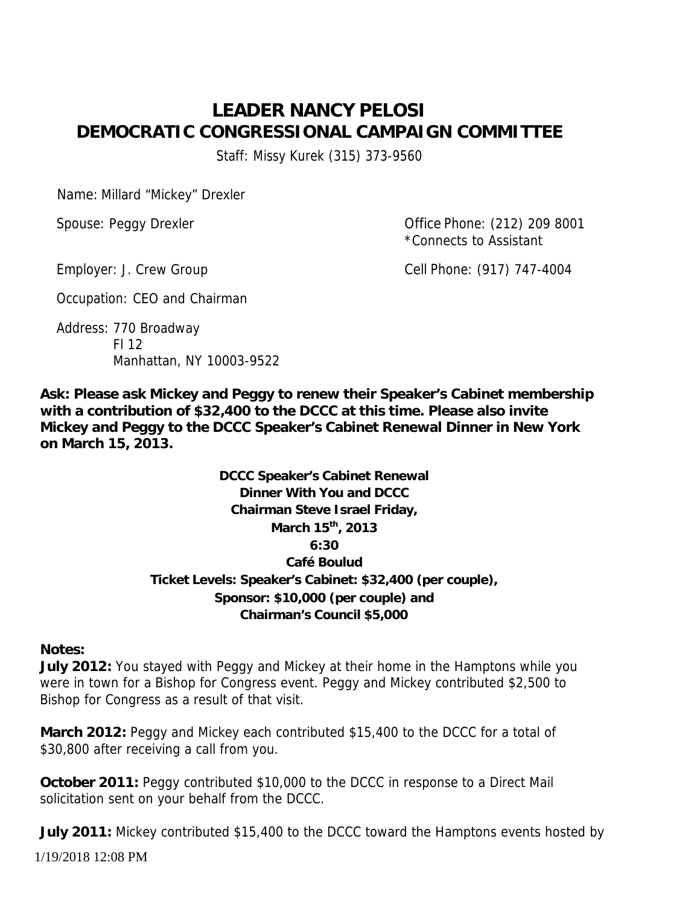# LEADER NANCY PELOSI
# DEMOCRATIC CONGRESSIONAL CAMPAIGN COMMITTEE

Staff: Missy Kurek (315) 373-9560

Name: Millard "Mickey" Drexler

Spouse: Peggy Drexler

Office Phone: (212) 209 8001
*Connects to Assistant

Employer: J. Crew Group

Cell Phone: (917) 747-4004

Occupation: CEO and Chairman

Address: 770 Broadway
Fl 12
Manhattan, NY 10003-9522

**Ask: Please ask Mickey and Peggy to renew their Speaker's Cabinet membership with a contribution of $32,400 to the DCCC at this time. Please also invite Mickey and Peggy to the DCCC Speaker's Cabinet Renewal Dinner in New York on March 15, 2013.**

**DCCC Speaker's Cabinet Renewal**
**Dinner With You and DCCC**
**Chairman Steve Israel Friday,**
**March 15th, 2013**
**6:30**
**Café Boulud**
**Ticket Levels: Speaker's Cabinet: $32,400 (per couple),**
**Sponsor: $10,000 (per couple) and**
**Chairman's Council $5,000**

**Notes:**

**July 2012:** You stayed with Peggy and Mickey at their home in the Hamptons while you were in town for a Bishop for Congress event. Peggy and Mickey contributed $2,500 to Bishop for Congress as a result of that visit.

**March 2012:** Peggy and Mickey each contributed $15,400 to the DCCC for a total of $30,800 after receiving a call from you.

**October 2011:** Peggy contributed $10,000 to the DCCC in response to a Direct Mail solicitation sent on your behalf from the DCCC.

**July 2011:** Mickey contributed $15,400 to the DCCC toward the Hamptons events hosted by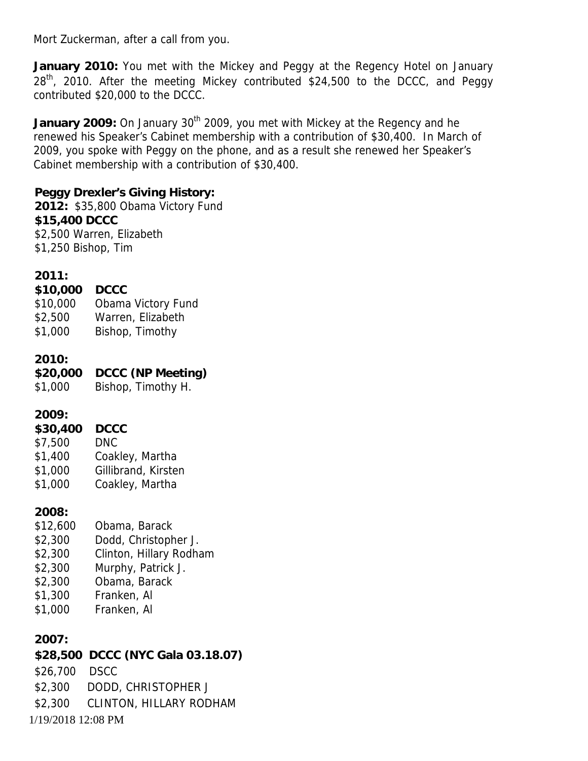Mort Zuckerman, after a call from you.

**January 2010:** You met with the Mickey and Peggy at the Regency Hotel on January 28th, 2010. After the meeting Mickey contributed $24,500 to the DCCC, and Peggy contributed $20,000 to the DCCC.

**January 2009:** On January 30th 2009, you met with Mickey at the Regency and he renewed his Speaker's Cabinet membership with a contribution of $30,400. In March of 2009, you spoke with Peggy on the phone, and as a result she renewed her Speaker's Cabinet membership with a contribution of $30,400.

**Peggy Drexler's Giving History:**

**2012:** $35,800 Obama Victory Fund
**$15,400 DCCC**
$2,500 Warren, Elizabeth
$1,250 Bishop, Tim

**2011:**
**$10,000 DCCC**
$10,000 Obama Victory Fund
$2,500 Warren, Elizabeth
$1,000 Bishop, Timothy

**2010:**
**$20,000 DCCC (NP Meeting)**
$1,000 Bishop, Timothy H.

**2009:**
**$30,400 DCCC**
$7,500 DNC
$1,400 Coakley, Martha
$1,000 Gillibrand, Kirsten
$1,000 Coakley, Martha

**2008:**
$12,600 Obama, Barack
$2,300 Dodd, Christopher J.
$2,300 Clinton, Hillary Rodham
$2,300 Murphy, Patrick J.
$2,300 Obama, Barack
$1,300 Franken, Al
$1,000 Franken, Al

**2007:**
**$28,500 DCCC (NYC Gala 03.18.07)**
$26,700 DSCC
$2,300 DODD, CHRISTOPHER J
$2,300 CLINTON, HILLARY RODHAM

1/19/2018 12:08 PM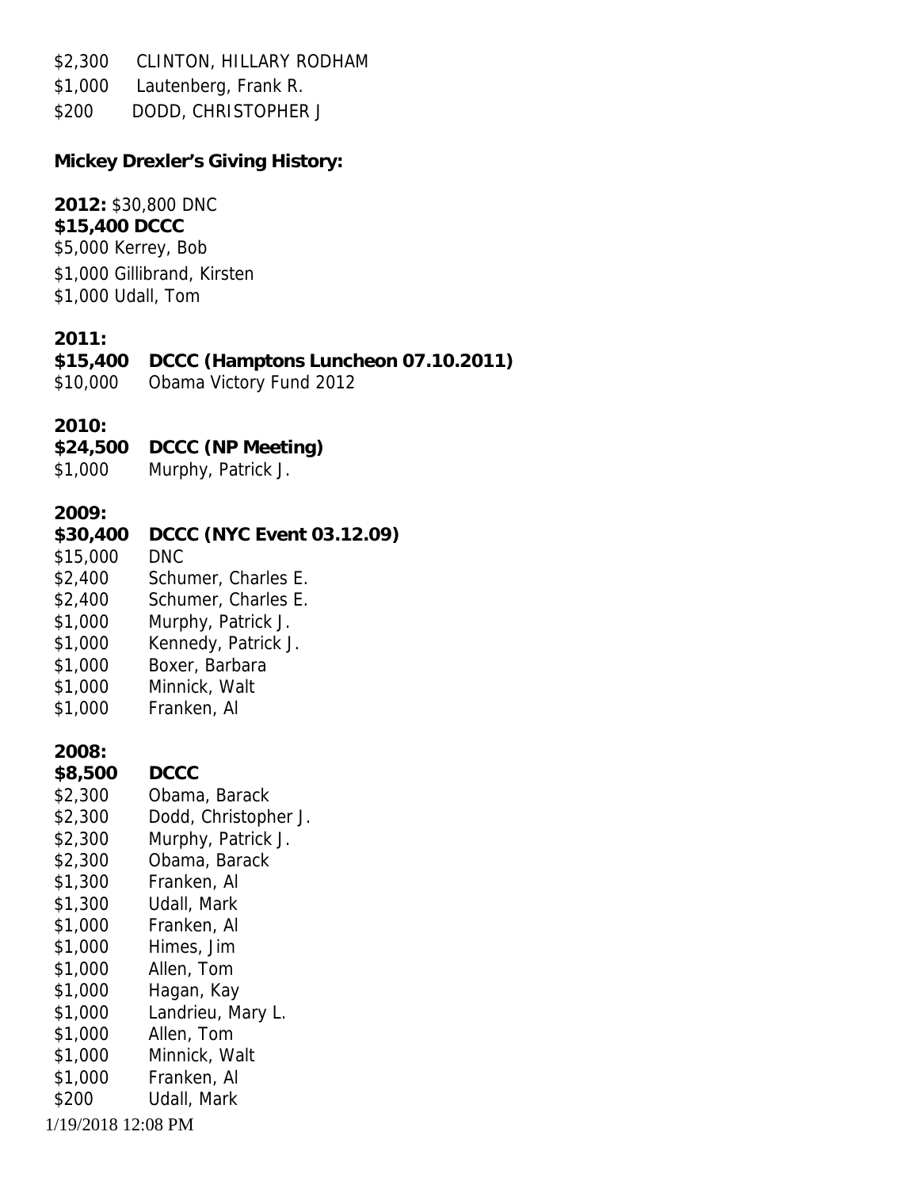$2,300 CLINTON, HILLARY RODHAM
$1,000 Lautenberg, Frank R.
$200 DODD, CHRISTOPHER J

**Mickey Drexler's Giving History:**

**2012:** $30,800 DNC
**$15,400 DCCC**
$5,000 Kerrey, Bob
$1,000 Gillibrand, Kirsten
$1,000 Udall, Tom

**2011:**
**$15,400 DCCC (Hamptons Luncheon 07.10.2011)**
$10,000 Obama Victory Fund 2012

**2010:**
**$24,500 DCCC (NP Meeting)**
$1,000 Murphy, Patrick J.

**2009:**
**$30,400 DCCC (NYC Event 03.12.09)**
$15,000 DNC
$2,400 Schumer, Charles E.
$2,400 Schumer, Charles E.
$1,000 Murphy, Patrick J.
$1,000 Kennedy, Patrick J.
$1,000 Boxer, Barbara
$1,000 Minnick, Walt
$1,000 Franken, Al

**2008:**
**$8,500 DCCC**
$2,300 Obama, Barack
$2,300 Dodd, Christopher J.
$2,300 Murphy, Patrick J.
$2,300 Obama, Barack
$1,300 Franken, Al
$1,300 Udall, Mark
$1,000 Franken, Al
$1,000 Himes, Jim
$1,000 Allen, Tom
$1,000 Hagan, Kay
$1,000 Landrieu, Mary L.
$1,000 Allen, Tom
$1,000 Minnick, Walt
$1,000 Franken, Al
$200 Udall, Mark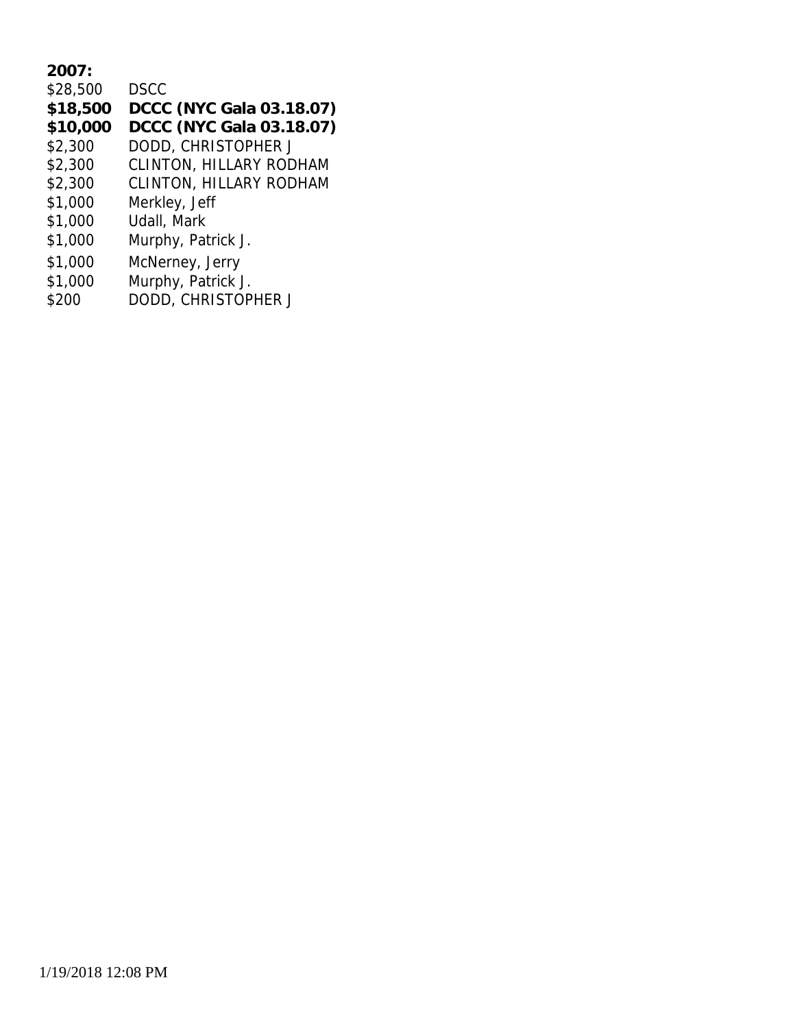**2007:**

| | |
|---|---|
| $28,500 | DSCC |
| **$18,500** | **DCCC (NYC Gala 03.18.07)** |
| **$10,000** | **DCCC (NYC Gala 03.18.07)** |
| $2,300 | DODD, CHRISTOPHER J |
| $2,300 | CLINTON, HILLARY RODHAM |
| $2,300 | CLINTON, HILLARY RODHAM |
| $1,000 | Merkley, Jeff |
| $1,000 | Udall, Mark |
| $1,000 | Murphy, Patrick J. |
| $1,000 | McNerney, Jerry |
| $1,000 | Murphy, Patrick J. |
| $200 | DODD, CHRISTOPHER J |

1/19/2018 12:08 PM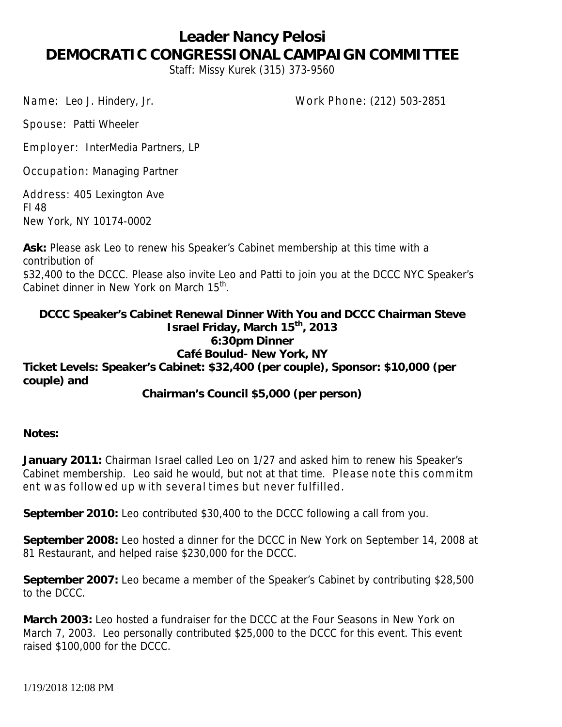# Leader Nancy Pelosi
# DEMOCRATIC CONGRESSIONAL CAMPAIGN COMMITTEE

Staff: Missy Kurek (315) 373-9560

Name: Leo J. Hindery, Jr. Work Phone: (212) 503-2851

Spouse: Patti Wheeler

Employer: InterMedia Partners, LP

Occupation: Managing Partner

Address: 405 Lexington Ave
Fl 48
New York, NY 10174-0002

**Ask:** Please ask Leo to renew his Speaker's Cabinet membership at this time with a contribution of
$32,400 to the DCCC. Please also invite Leo and Patti to join you at the DCCC NYC Speaker's Cabinet dinner in New York on March 15th.

**DCCC Speaker's Cabinet Renewal Dinner With You and DCCC Chairman Steve Israel Friday, March 15th, 2013**
**6:30pm Dinner**
**Café Boulud- New York, NY**
**Ticket Levels: Speaker's Cabinet: $32,400 (per couple), Sponsor: $10,000 (per couple) and**
**Chairman's Council $5,000 (per person)**

**Notes:**

**January 2011:** Chairman Israel called Leo on 1/27 and asked him to renew his Speaker's Cabinet membership. Leo said he would, but not at that time. Please note this commitm ent was followed up with several times but never fulfilled.

**September 2010:** Leo contributed $30,400 to the DCCC following a call from you.

**September 2008:** Leo hosted a dinner for the DCCC in New York on September 14, 2008 at 81 Restaurant, and helped raise $230,000 for the DCCC.

**September 2007:** Leo became a member of the Speaker's Cabinet by contributing $28,500 to the DCCC.

**March 2003:** Leo hosted a fundraiser for the DCCC at the Four Seasons in New York on March 7, 2003. Leo personally contributed $25,000 to the DCCC for this event. This event raised $100,000 for the DCCC.

1/19/2018 12:08 PM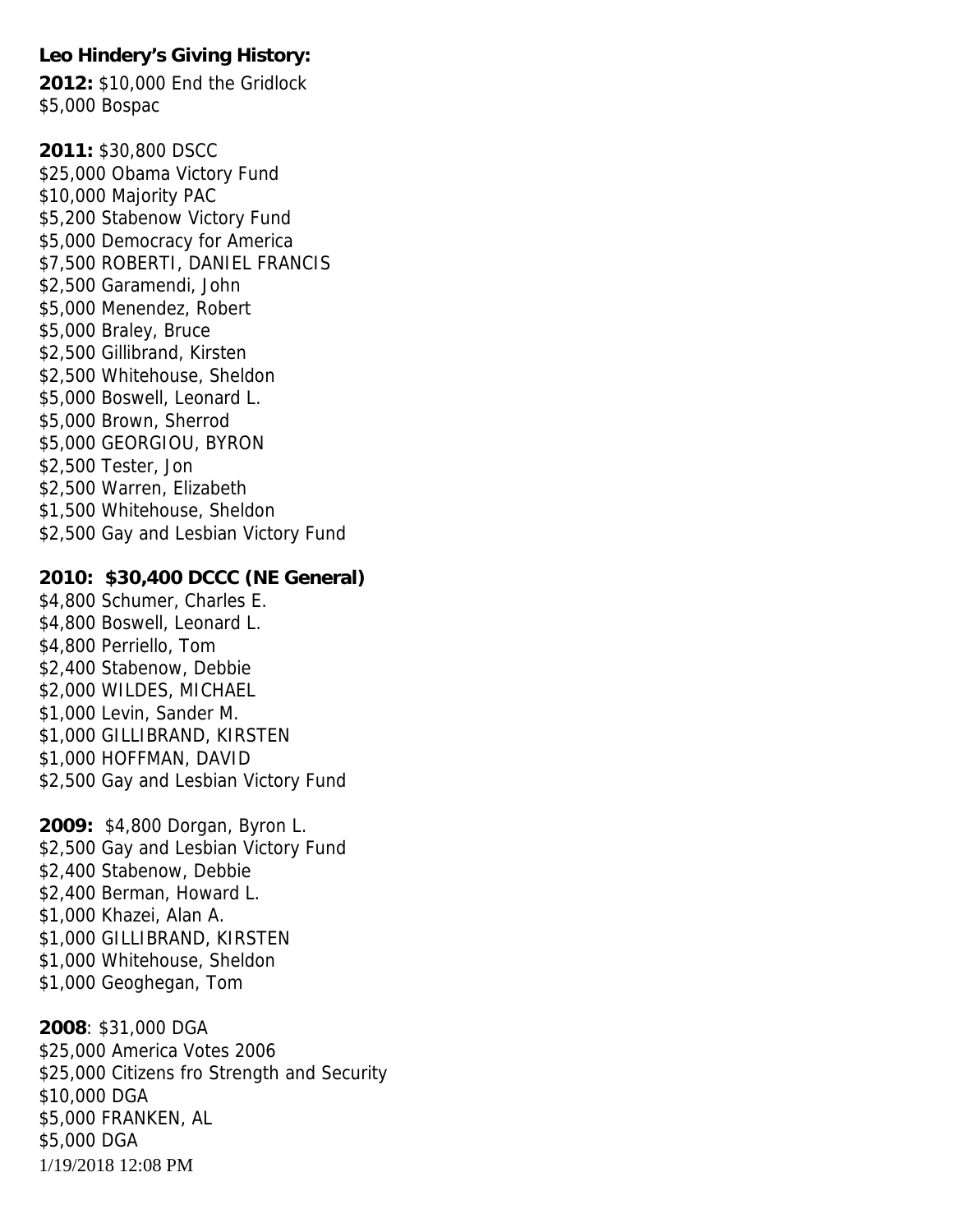**Leo Hindery's Giving History:**

**2012:** $10,000 End the Gridlock
$5,000 Bospac

**2011:** $30,800 DSCC
$25,000 Obama Victory Fund
$10,000 Majority PAC
$5,200 Stabenow Victory Fund
$5,000 Democracy for America
$7,500 ROBERTI, DANIEL FRANCIS
$2,500 Garamendi, John
$5,000 Menendez, Robert
$5,000 Braley, Bruce
$2,500 Gillibrand, Kirsten
$2,500 Whitehouse, Sheldon
$5,000 Boswell, Leonard L.
$5,000 Brown, Sherrod
$5,000 GEORGIOU, BYRON
$2,500 Tester, Jon
$2,500 Warren, Elizabeth
$1,500 Whitehouse, Sheldon
$2,500 Gay and Lesbian Victory Fund

**2010: $30,400 DCCC (NE General)**
$4,800 Schumer, Charles E.
$4,800 Boswell, Leonard L.
$4,800 Perriello, Tom
$2,400 Stabenow, Debbie
$2,000 WILDES, MICHAEL
$1,000 Levin, Sander M.
$1,000 GILLIBRAND, KIRSTEN
$1,000 HOFFMAN, DAVID
$2,500 Gay and Lesbian Victory Fund

**2009:** $4,800 Dorgan, Byron L.
$2,500 Gay and Lesbian Victory Fund
$2,400 Stabenow, Debbie
$2,400 Berman, Howard L.
$1,000 Khazei, Alan A.
$1,000 GILLIBRAND, KIRSTEN
$1,000 Whitehouse, Sheldon
$1,000 Geoghegan, Tom

**2008**: $31,000 DGA
$25,000 America Votes 2006
$25,000 Citizens fro Strength and Security
$10,000 DGA
$5,000 FRANKEN, AL
$5,000 DGA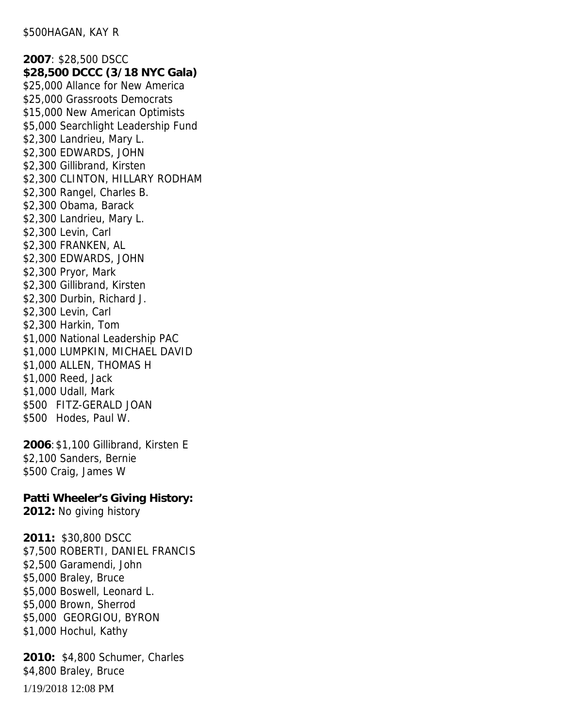$500HAGAN, KAY R

**2007**: $28,500 DSCC
**$28,500 DCCC (3/18 NYC Gala)**
$25,000 Allance for New America
$25,000 Grassroots Democrats
$15,000 New American Optimists
$5,000 Searchlight Leadership Fund
$2,300 Landrieu, Mary L.
$2,300 EDWARDS, JOHN
$2,300 Gillibrand, Kirsten
$2,300 CLINTON, HILLARY RODHAM
$2,300 Rangel, Charles B.
$2,300 Obama, Barack
$2,300 Landrieu, Mary L.
$2,300 Levin, Carl
$2,300 FRANKEN, AL
$2,300 EDWARDS, JOHN
$2,300 Pryor, Mark
$2,300 Gillibrand, Kirsten
$2,300 Durbin, Richard J.
$2,300 Levin, Carl
$2,300 Harkin, Tom
$1,000 National Leadership PAC
$1,000 LUMPKIN, MICHAEL DAVID
$1,000 ALLEN, THOMAS H
$1,000 Reed, Jack
$1,000 Udall, Mark
$500 FITZ-GERALD JOAN
$500 Hodes, Paul W.

**2006**: $1,100 Gillibrand, Kirsten E
$2,100 Sanders, Bernie
$500 Craig, James W

**Patti Wheeler's Giving History:**
**2012:** No giving history

**2011:** $30,800 DSCC
$7,500 ROBERTI, DANIEL FRANCIS
$2,500 Garamendi, John
$5,000 Braley, Bruce
$5,000 Boswell, Leonard L.
$5,000 Brown, Sherrod
$5,000 GEORGIOU, BYRON
$1,000 Hochul, Kathy

**2010:** $4,800 Schumer, Charles
$4,800 Braley, Bruce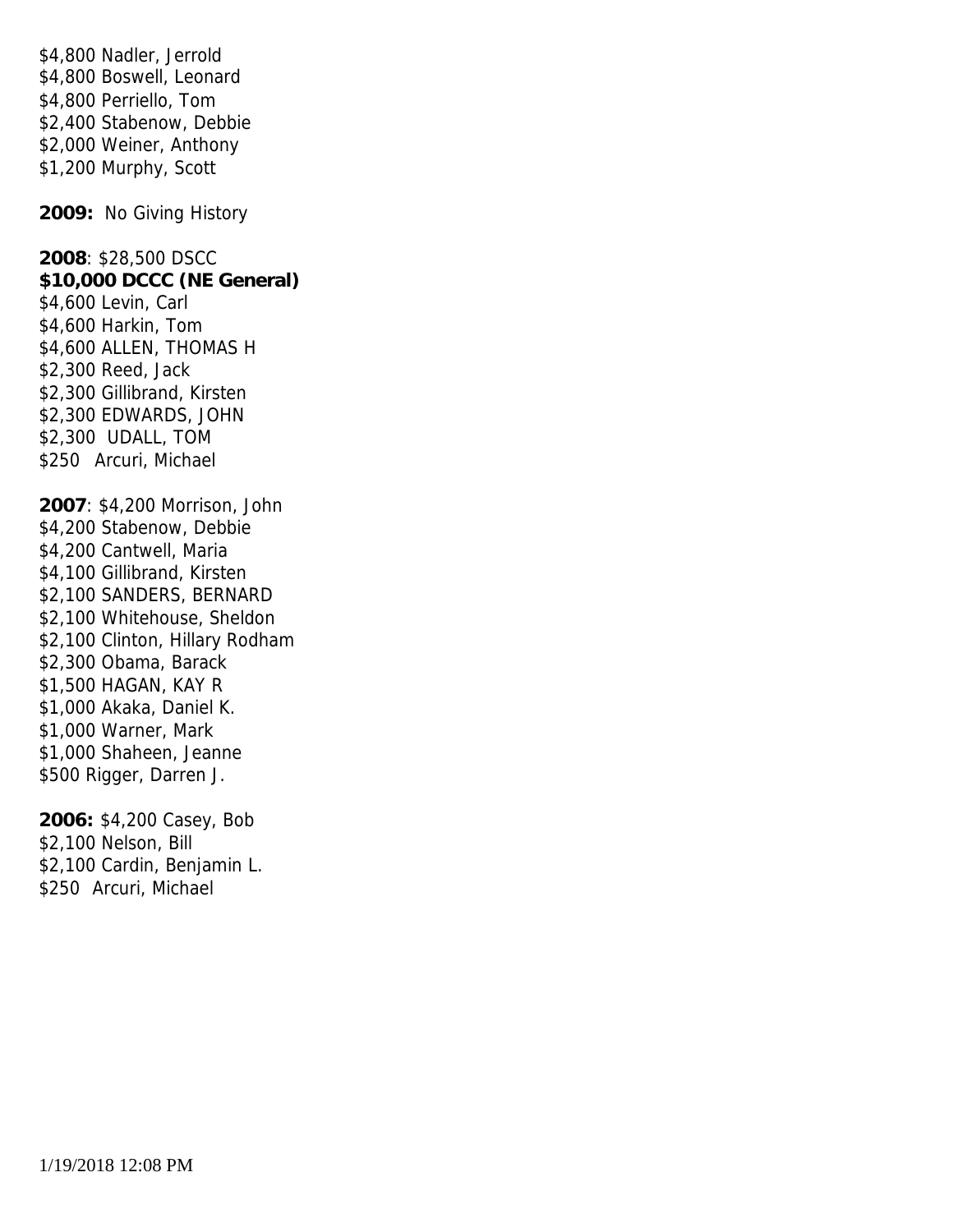$4,800 Nadler, Jerrold
$4,800 Boswell, Leonard
$4,800 Perriello, Tom
$2,400 Stabenow, Debbie
$2,000 Weiner, Anthony
$1,200 Murphy, Scott

**2009:** No Giving History

**2008**: $28,500 DSCC
**$10,000 DCCC (NE General)**
$4,600 Levin, Carl
$4,600 Harkin, Tom
$4,600 ALLEN, THOMAS H
$2,300 Reed, Jack
$2,300 Gillibrand, Kirsten
$2,300 EDWARDS, JOHN
$2,300 UDALL, TOM
$250 Arcuri, Michael

**2007**: $4,200 Morrison, John
$4,200 Stabenow, Debbie
$4,200 Cantwell, Maria
$4,100 Gillibrand, Kirsten
$2,100 SANDERS, BERNARD
$2,100 Whitehouse, Sheldon
$2,100 Clinton, Hillary Rodham
$2,300 Obama, Barack
$1,500 HAGAN, KAY R
$1,000 Akaka, Daniel K.
$1,000 Warner, Mark
$1,000 Shaheen, Jeanne
$500 Rigger, Darren J.

**2006:** $4,200 Casey, Bob
$2,100 Nelson, Bill
$2,100 Cardin, Benjamin L.
$250 Arcuri, Michael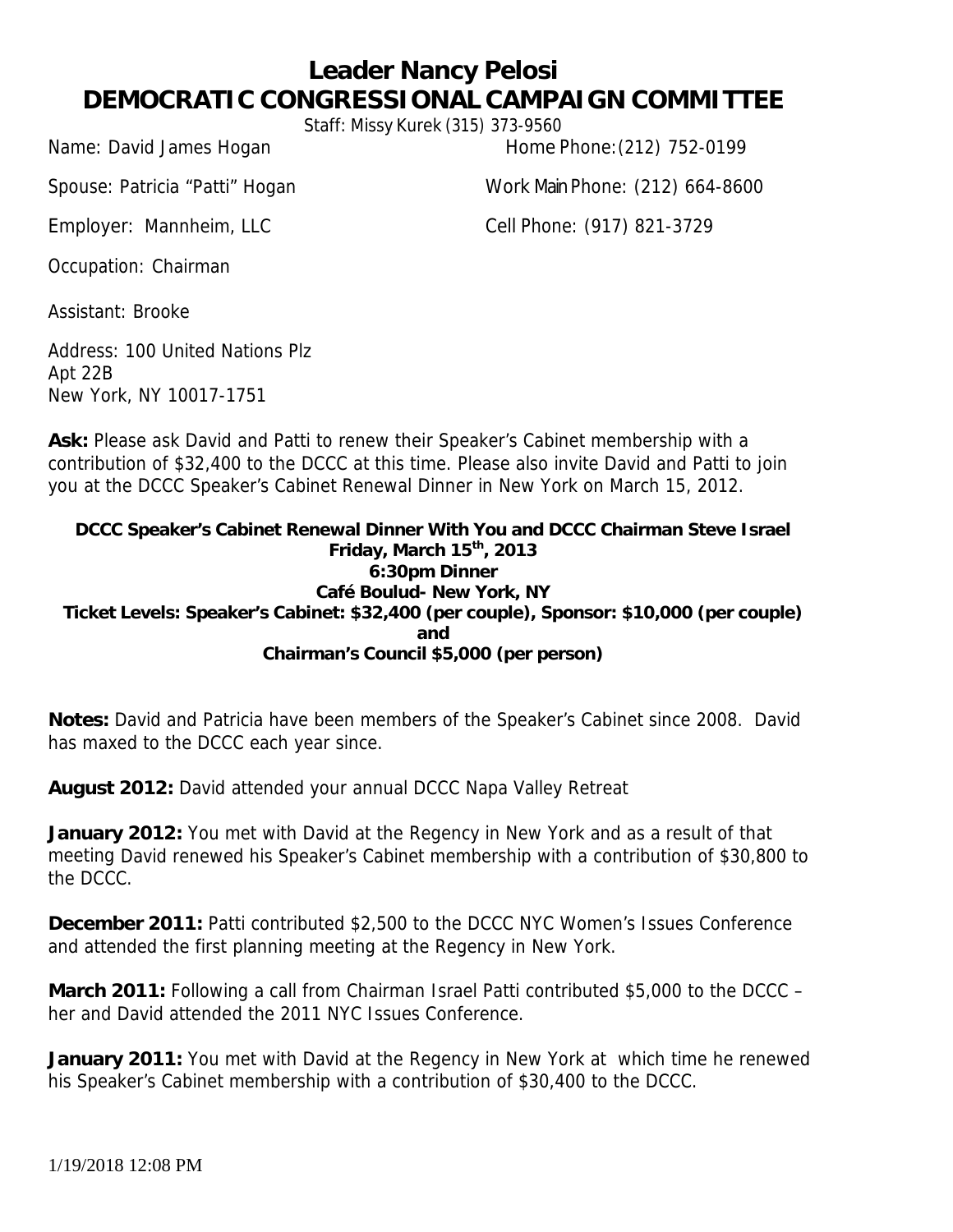# Leader Nancy Pelosi
# DEMOCRATIC CONGRESSIONAL CAMPAIGN COMMITTEE

Staff: Missy Kurek (315) 373-9560

Name: David James Hogan
Home Phone: (212) 752-0199

Spouse: Patricia "Patti" Hogan
Work Main Phone: (212) 664-8600

Employer: Mannheim, LLC
Cell Phone: (917) 821-3729

Occupation: Chairman

Assistant: Brooke

Address: 100 United Nations Plz
Apt 22B
New York, NY 10017-1751

**Ask:** Please ask David and Patti to renew their Speaker's Cabinet membership with a contribution of $32,400 to the DCCC at this time. Please also invite David and Patti to join you at the DCCC Speaker's Cabinet Renewal Dinner in New York on March 15, 2012.

**DCCC Speaker's Cabinet Renewal Dinner With You and DCCC Chairman Steve Israel**
**Friday, March 15th, 2013**
**6:30pm Dinner**
**Café Boulud- New York, NY**
**Ticket Levels: Speaker's Cabinet: $32,400 (per couple), Sponsor: $10,000 (per couple)**
**and**
**Chairman's Council $5,000 (per person)**

**Notes:** David and Patricia have been members of the Speaker's Cabinet since 2008. David has maxed to the DCCC each year since.

**August 2012:** David attended your annual DCCC Napa Valley Retreat

**January 2012:** You met with David at the Regency in New York and as a result of that meeting David renewed his Speaker's Cabinet membership with a contribution of $30,800 to the DCCC.

**December 2011:** Patti contributed $2,500 to the DCCC NYC Women's Issues Conference and attended the first planning meeting at the Regency in New York.

**March 2011:** Following a call from Chairman Israel Patti contributed $5,000 to the DCCC – her and David attended the 2011 NYC Issues Conference.

**January 2011:** You met with David at the Regency in New York at which time he renewed his Speaker's Cabinet membership with a contribution of $30,400 to the DCCC.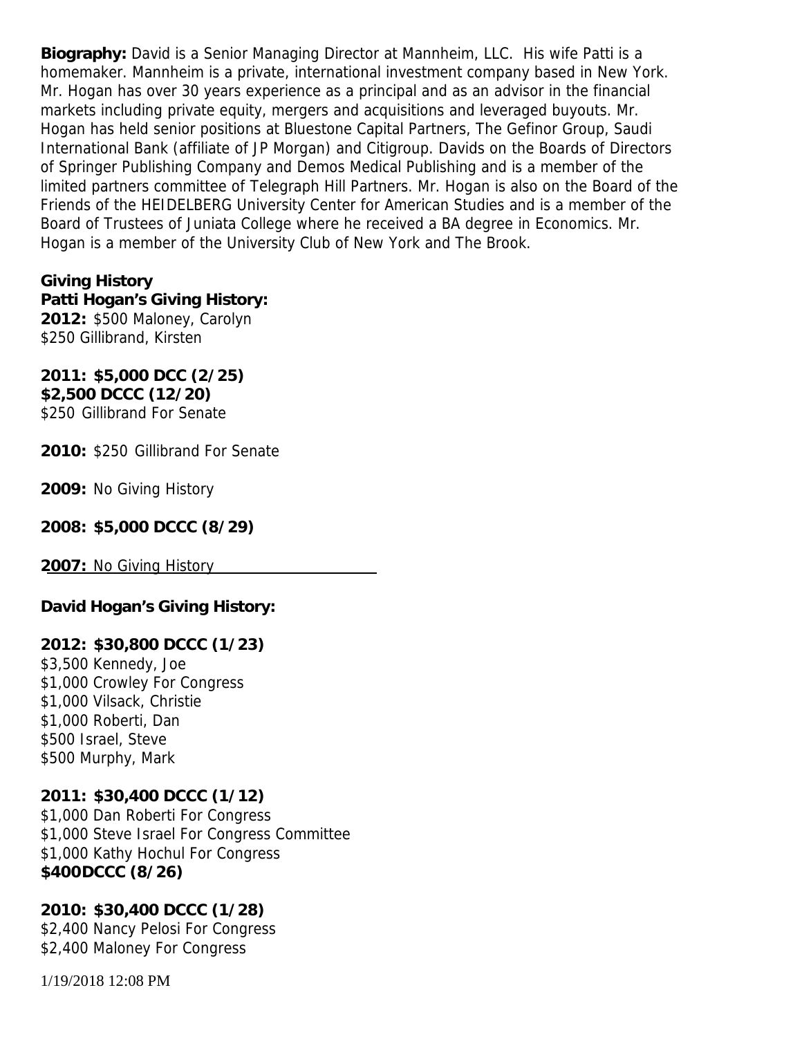**Biography:** David is a Senior Managing Director at Mannheim, LLC. His wife Patti is a homemaker. Mannheim is a private, international investment company based in New York. Mr. Hogan has over 30 years experience as a principal and as an advisor in the financial markets including private equity, mergers and acquisitions and leveraged buyouts. Mr. Hogan has held senior positions at Bluestone Capital Partners, The Gefinor Group, Saudi International Bank (affiliate of JP Morgan) and Citigroup. Davids on the Boards of Directors of Springer Publishing Company and Demos Medical Publishing and is a member of the limited partners committee of Telegraph Hill Partners. Mr. Hogan is also on the Board of the Friends of the HEIDELBERG University Center for American Studies and is a member of the Board of Trustees of Juniata College where he received a BA degree in Economics. Mr. Hogan is a member of the University Club of New York and The Brook.

**Giving History**

**Patti Hogan's Giving History:**

**2012:** $500 Maloney, Carolyn
$250 Gillibrand, Kirsten

**2011: $5,000 DCC (2/25)**
**$2,500 DCCC (12/20)**
$250 Gillibrand For Senate

**2010:** $250 Gillibrand For Senate

**2009:** No Giving History

**2008: $5,000 DCCC (8/29)**

**2007:** No Giving History

**David Hogan's Giving History:**

**2012: $30,800 DCCC (1/23)**
$3,500 Kennedy, Joe
$1,000 Crowley For Congress
$1,000 Vilsack, Christie
$1,000 Roberti, Dan
$500 Israel, Steve
$500 Murphy, Mark

**2011: $30,400 DCCC (1/12)**
$1,000 Dan Roberti For Congress
$1,000 Steve Israel For Congress Committee
$1,000 Kathy Hochul For Congress
**$400DCCC (8/26)**

**2010: $30,400 DCCC (1/28)**
$2,400 Nancy Pelosi For Congress
$2,400 Maloney For Congress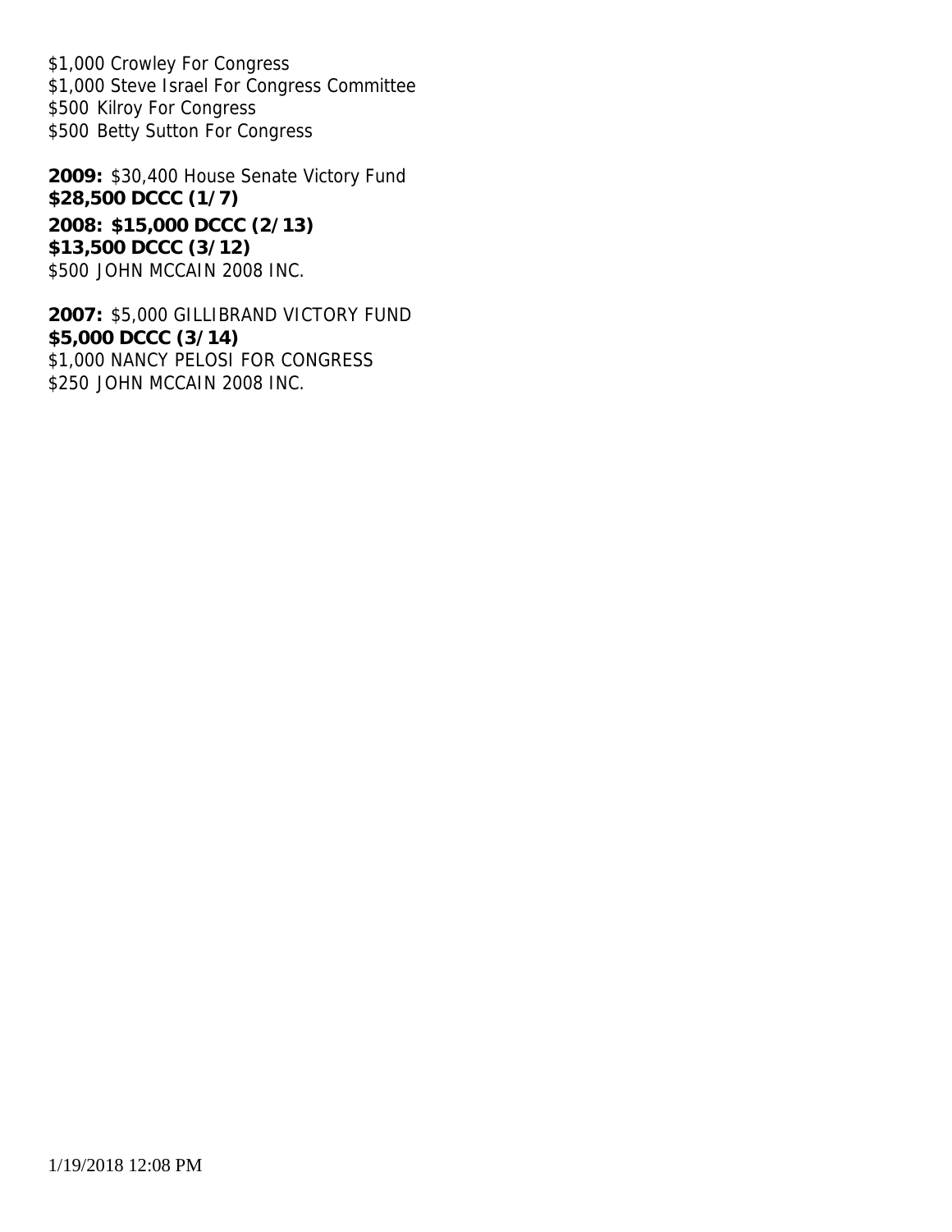$1,000 Crowley For Congress
$1,000 Steve Israel For Congress Committee
$500 Kilroy For Congress
$500 Betty Sutton For Congress

**2009:** $30,400 House Senate Victory Fund
**$28,500 DCCC (1/7)**

**2008: $15,000 DCCC (2/13)**
**$13,500 DCCC (3/12)**
$500 JOHN MCCAIN 2008 INC.

**2007:** $5,000 GILLIBRAND VICTORY FUND
**$5,000 DCCC (3/14)**
$1,000 NANCY PELOSI FOR CONGRESS
$250 JOHN MCCAIN 2008 INC.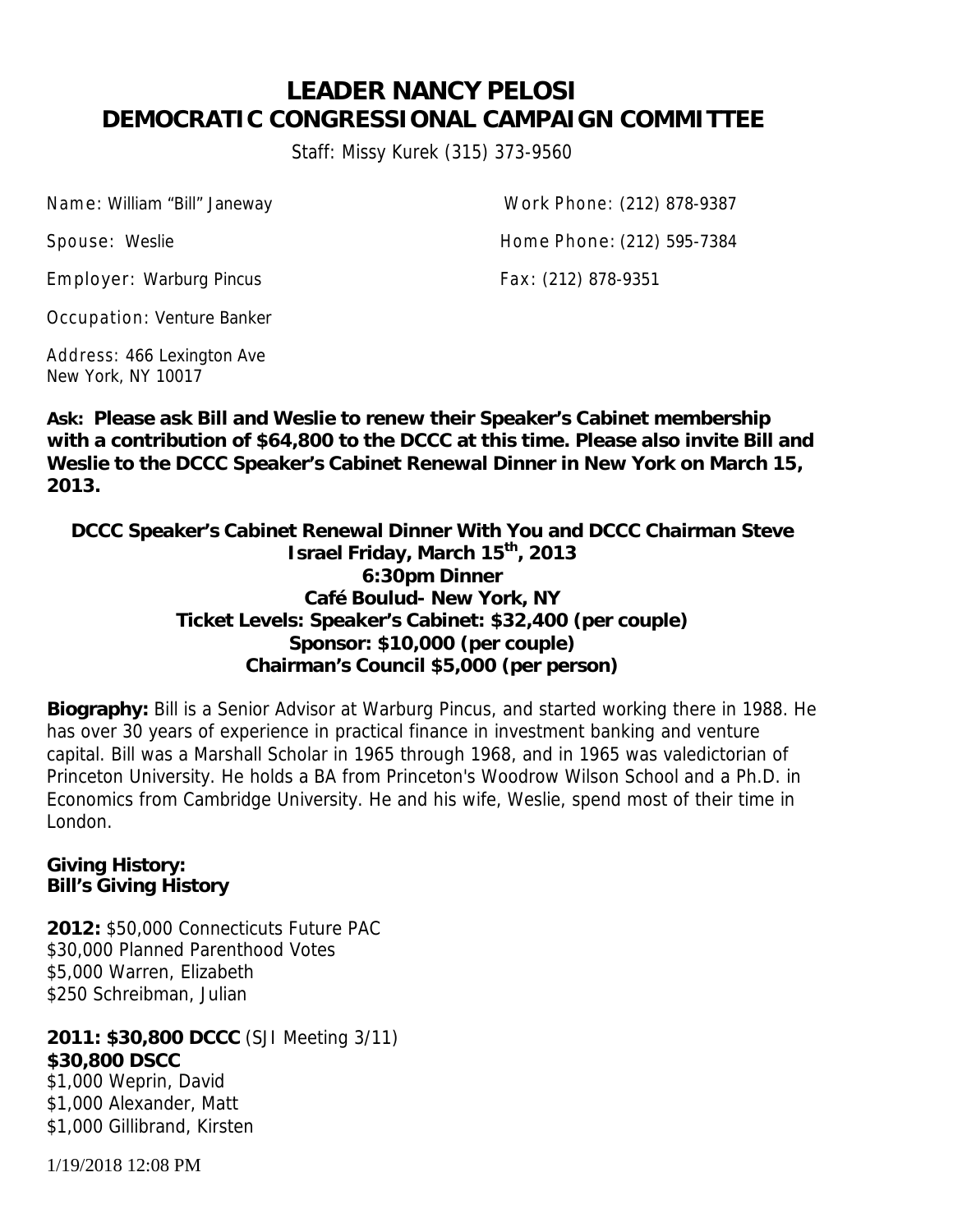# LEADER NANCY PELOSI
# DEMOCRATIC CONGRESSIONAL CAMPAIGN COMMITTEE

Staff: Missy Kurek (315) 373-9560

Name: William "Bill" Janeway | Work Phone: (212) 878-9387

Spouse: Weslie | Home Phone: (212) 595-7384

Employer: Warburg Pincus | Fax: (212) 878-9351

Occupation: Venture Banker

Address: 466 Lexington Ave
New York, NY 10017

**Ask: Please ask Bill and Weslie to renew their Speaker's Cabinet membership with a contribution of $64,800 to the DCCC at this time. Please also invite Bill and Weslie to the DCCC Speaker's Cabinet Renewal Dinner in New York on March 15, 2013.**

**DCCC Speaker's Cabinet Renewal Dinner With You and DCCC Chairman Steve Israel Friday, March 15th, 2013**
**6:30pm Dinner**
**Café Boulud- New York, NY**
**Ticket Levels: Speaker's Cabinet: $32,400 (per couple)**
**Sponsor: $10,000 (per couple)**
**Chairman's Council $5,000 (per person)**

**Biography:** Bill is a Senior Advisor at Warburg Pincus, and started working there in 1988. He has over 30 years of experience in practical finance in investment banking and venture capital. Bill was a Marshall Scholar in 1965 through 1968, and in 1965 was valedictorian of Princeton University. He holds a BA from Princeton's Woodrow Wilson School and a Ph.D. in Economics from Cambridge University. He and his wife, Weslie, spend most of their time in London.

**Giving History:**
**Bill's Giving History**

**2012:** $50,000 Connecticuts Future PAC
$30,000 Planned Parenthood Votes
$5,000 Warren, Elizabeth
$250 Schreibman, Julian

**2011: $30,800 DCCC** (SJI Meeting 3/11)
**$30,800 DSCC**
$1,000 Weprin, David
$1,000 Alexander, Matt
$1,000 Gillibrand, Kirsten

1/19/2018 12:08 PM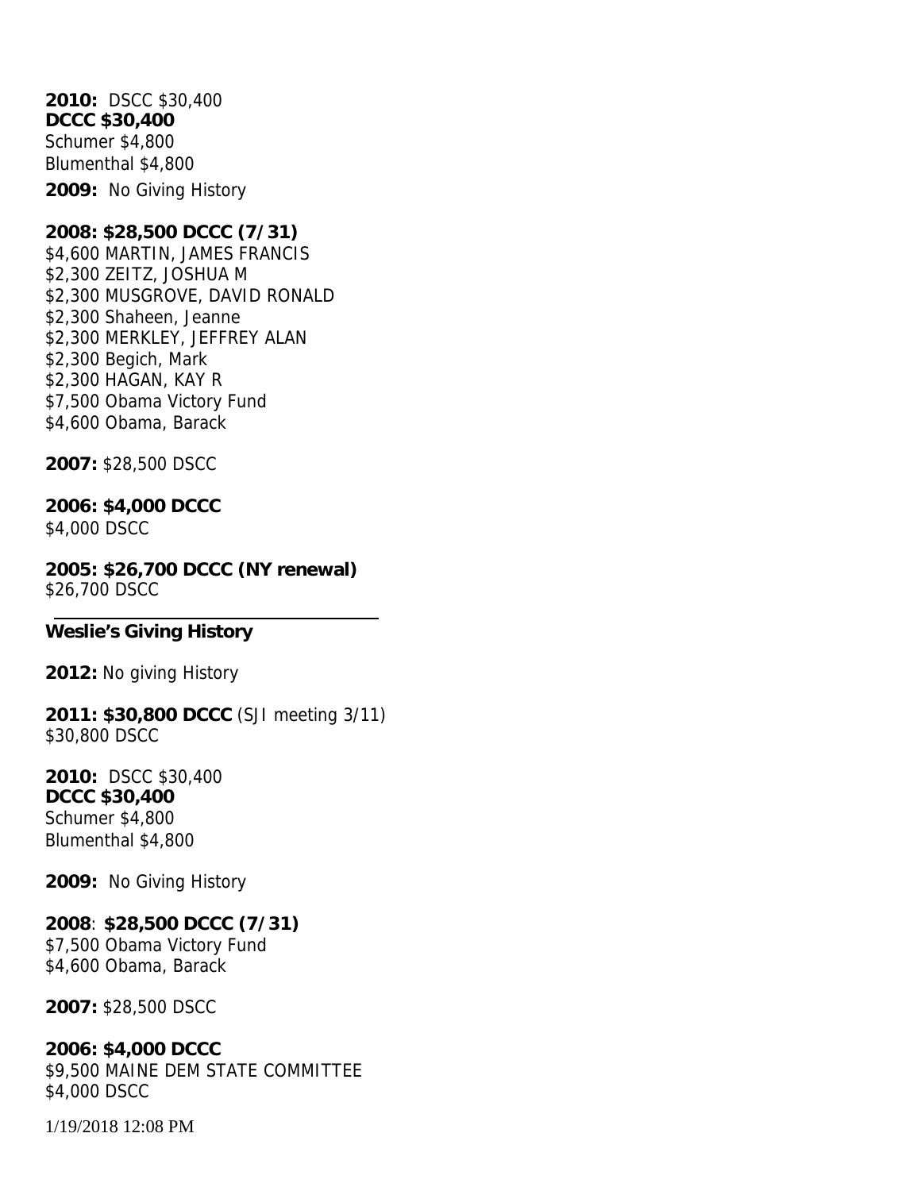**2010:** DSCC $30,400
**DCCC $30,400**
Schumer $4,800
Blumenthal $4,800

**2009:** No Giving History

**2008: $28,500 DCCC (7/31)**
$4,600 MARTIN, JAMES FRANCIS
$2,300 ZEITZ, JOSHUA M
$2,300 MUSGROVE, DAVID RONALD
$2,300 Shaheen, Jeanne
$2,300 MERKLEY, JEFFREY ALAN
$2,300 Begich, Mark
$2,300 HAGAN, KAY R
$7,500 Obama Victory Fund
$4,600 Obama, Barack

**2007:** $28,500 DSCC

**2006: $4,000 DCCC**
$4,000 DSCC

**2005: $26,700 DCCC (NY renewal)**
$26,700 DSCC

---

**Weslie's Giving History**

**2012:** No giving History

**2011: $30,800 DCCC** (SJI meeting 3/11)
$30,800 DSCC

**2010:** DSCC $30,400
**DCCC $30,400**
Schumer $4,800
Blumenthal $4,800

**2009:** No Giving History

**2008**: **$28,500 DCCC (7/31)**
$7,500 Obama Victory Fund
$4,600 Obama, Barack

**2007:** $28,500 DSCC

**2006: $4,000 DCCC**
$9,500 MAINE DEM STATE COMMITTEE
$4,000 DSCC

1/19/2018 12:08 PM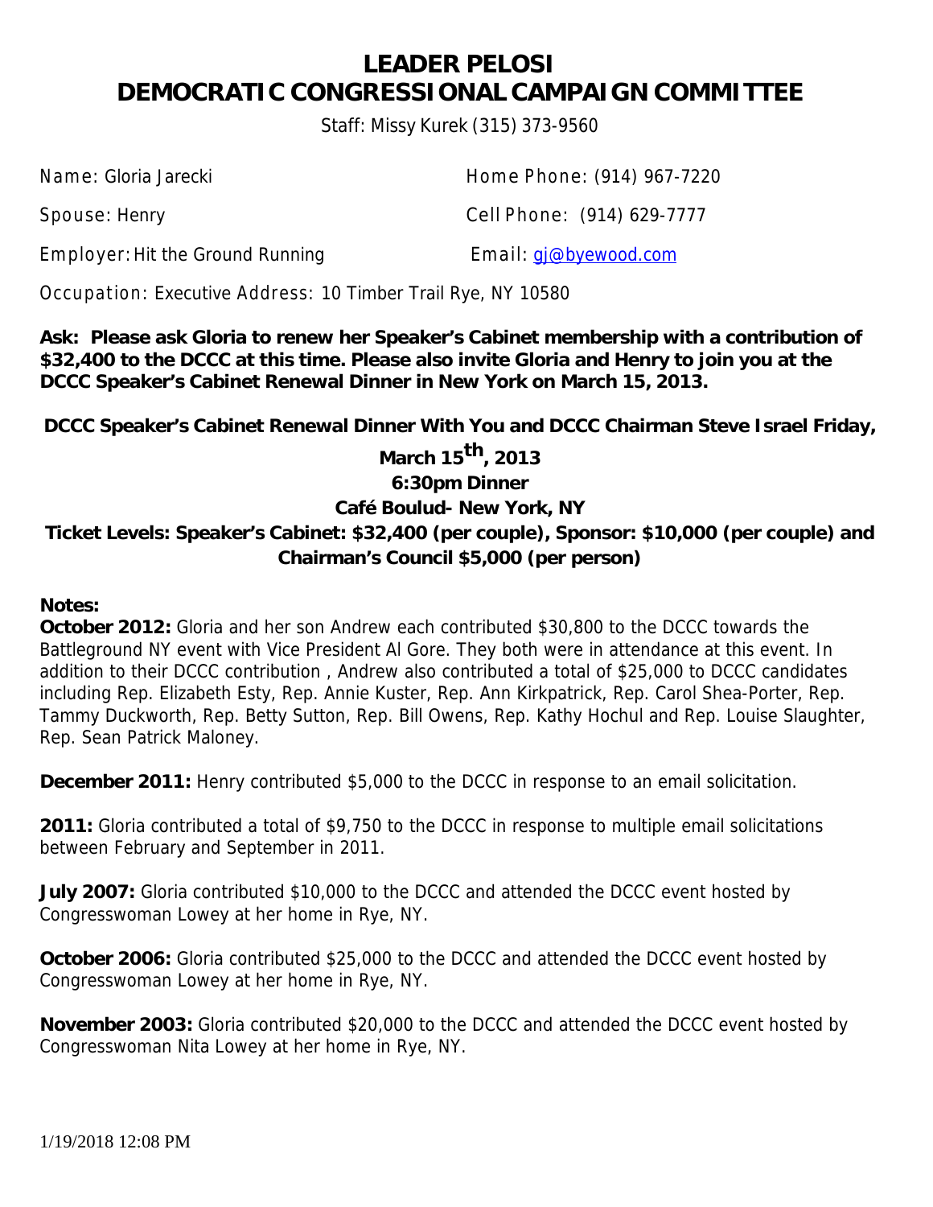# LEADER PELOSI
# DEMOCRATIC CONGRESSIONAL CAMPAIGN COMMITTEE

Staff: Missy Kurek (315) 373-9560

Name: Gloria Jarecki

Home Phone: (914) 967-7220

Spouse: Henry

Cell Phone: (914) 629-7777

Employer: Hit the Ground Running

Email: gj@byewood.com

Occupation: Executive Address: 10 Timber Trail Rye, NY 10580

**Ask: Please ask Gloria to renew her Speaker's Cabinet membership with a contribution of $32,400 to the DCCC at this time. Please also invite Gloria and Henry to join you at the DCCC Speaker's Cabinet Renewal Dinner in New York on March 15, 2013.**

**DCCC Speaker's Cabinet Renewal Dinner With You and DCCC Chairman Steve Israel Friday, March 15th, 2013**
**6:30pm Dinner**
**Café Boulud- New York, NY**
**Ticket Levels: Speaker's Cabinet: $32,400 (per couple), Sponsor: $10,000 (per couple) and Chairman's Council $5,000 (per person)**

**Notes:**

**October 2012:** Gloria and her son Andrew each contributed $30,800 to the DCCC towards the Battleground NY event with Vice President Al Gore. They both were in attendance at this event. In addition to their DCCC contribution , Andrew also contributed a total of $25,000 to DCCC candidates including Rep. Elizabeth Esty, Rep. Annie Kuster, Rep. Ann Kirkpatrick, Rep. Carol Shea-Porter, Rep. Tammy Duckworth, Rep. Betty Sutton, Rep. Bill Owens, Rep. Kathy Hochul and Rep. Louise Slaughter, Rep. Sean Patrick Maloney.

**December 2011:** Henry contributed $5,000 to the DCCC in response to an email solicitation.

**2011:** Gloria contributed a total of $9,750 to the DCCC in response to multiple email solicitations between February and September in 2011.

**July 2007:** Gloria contributed $10,000 to the DCCC and attended the DCCC event hosted by Congresswoman Lowey at her home in Rye, NY.

**October 2006:** Gloria contributed $25,000 to the DCCC and attended the DCCC event hosted by Congresswoman Lowey at her home in Rye, NY.

**November 2003:** Gloria contributed $20,000 to the DCCC and attended the DCCC event hosted by Congresswoman Nita Lowey at her home in Rye, NY.

1/19/2018 12:08 PM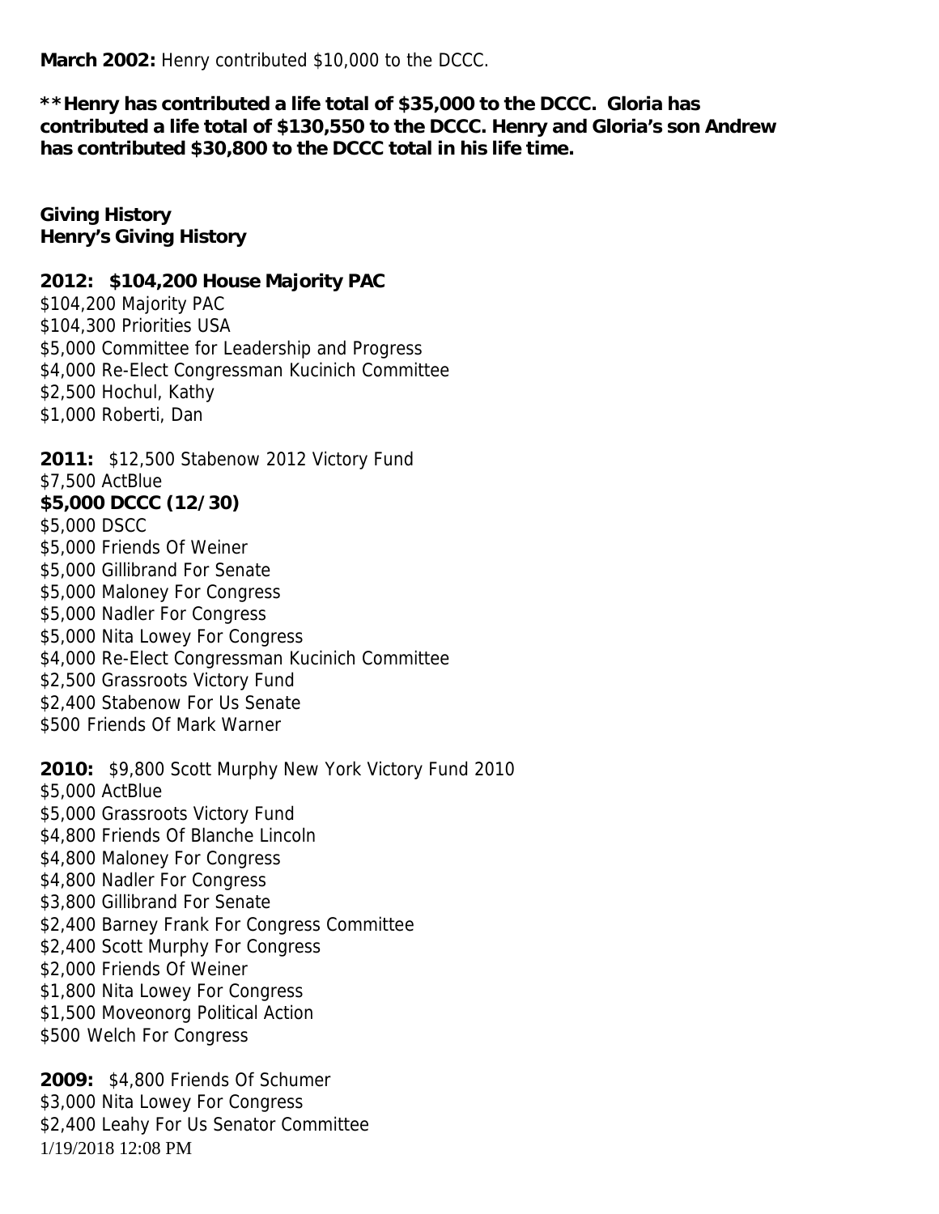**March 2002:** Henry contributed $10,000 to the DCCC.

**\*\*Henry has contributed a life total of $35,000 to the DCCC. Gloria has contributed a life total of $130,550 to the DCCC. Henry and Gloria's son Andrew has contributed $30,800 to the DCCC total in his life time.**

**Giving History**
**Henry's Giving History**

**2012: $104,200 House Majority PAC**
$104,200 Majority PAC
$104,300 Priorities USA
$5,000 Committee for Leadership and Progress
$4,000 Re-Elect Congressman Kucinich Committee
$2,500 Hochul, Kathy
$1,000 Roberti, Dan

**2011:** $12,500 Stabenow 2012 Victory Fund
$7,500 ActBlue
**$5,000 DCCC (12/30)**
$5,000 DSCC
$5,000 Friends Of Weiner
$5,000 Gillibrand For Senate
$5,000 Maloney For Congress
$5,000 Nadler For Congress
$5,000 Nita Lowey For Congress
$4,000 Re-Elect Congressman Kucinich Committee
$2,500 Grassroots Victory Fund
$2,400 Stabenow For Us Senate
$500 Friends Of Mark Warner

**2010:** $9,800 Scott Murphy New York Victory Fund 2010
$5,000 ActBlue
$5,000 Grassroots Victory Fund
$4,800 Friends Of Blanche Lincoln
$4,800 Maloney For Congress
$4,800 Nadler For Congress
$3,800 Gillibrand For Senate
$2,400 Barney Frank For Congress Committee
$2,400 Scott Murphy For Congress
$2,000 Friends Of Weiner
$1,800 Nita Lowey For Congress
$1,500 Moveonorg Political Action
$500 Welch For Congress

**2009:** $4,800 Friends Of Schumer
$3,000 Nita Lowey For Congress
$2,400 Leahy For Us Senator Committee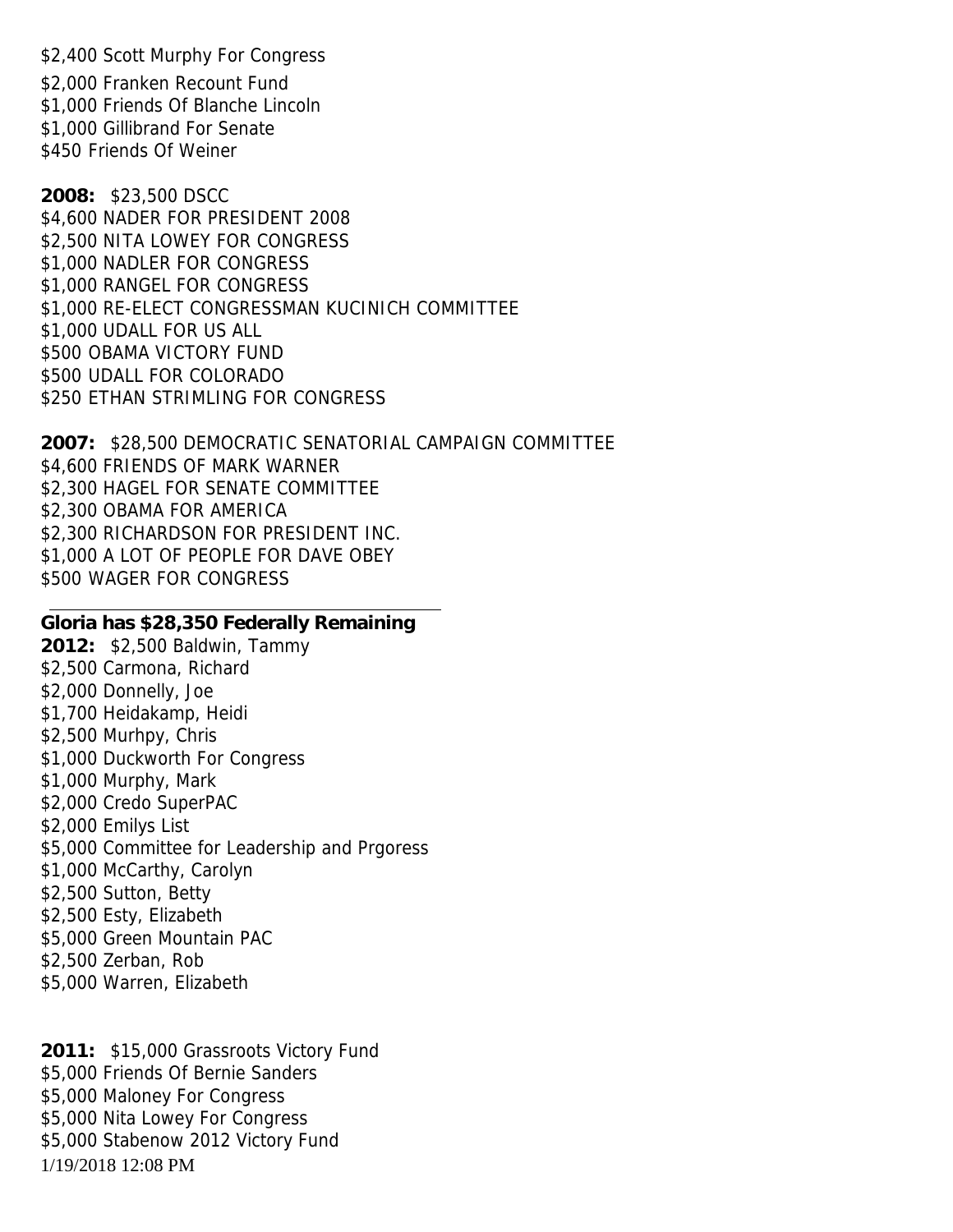$2,400 Scott Murphy For Congress
$2,000 Franken Recount Fund
$1,000 Friends Of Blanche Lincoln
$1,000 Gillibrand For Senate
$450 Friends Of Weiner

**2008:** $23,500 DSCC
$4,600 NADER FOR PRESIDENT 2008
$2,500 NITA LOWEY FOR CONGRESS
$1,000 NADLER FOR CONGRESS
$1,000 RANGEL FOR CONGRESS
$1,000 RE-ELECT CONGRESSMAN KUCINICH COMMITTEE
$1,000 UDALL FOR US ALL
$500 OBAMA VICTORY FUND
$500 UDALL FOR COLORADO
$250 ETHAN STRIMLING FOR CONGRESS

**2007:** $28,500 DEMOCRATIC SENATORIAL CAMPAIGN COMMITTEE
$4,600 FRIENDS OF MARK WARNER
$2,300 HAGEL FOR SENATE COMMITTEE
$2,300 OBAMA FOR AMERICA
$2,300 RICHARDSON FOR PRESIDENT INC.
$1,000 A LOT OF PEOPLE FOR DAVE OBEY
$500 WAGER FOR CONGRESS

---

**Gloria has $28,350 Federally Remaining**

**2012:** $2,500 Baldwin, Tammy
$2,500 Carmona, Richard
$2,000 Donnelly, Joe
$1,700 Heidakamp, Heidi
$2,500 Murhpy, Chris
$1,000 Duckworth For Congress
$1,000 Murphy, Mark
$2,000 Credo SuperPAC
$2,000 Emilys List
$5,000 Committee for Leadership and Prgoress
$1,000 McCarthy, Carolyn
$2,500 Sutton, Betty
$2,500 Esty, Elizabeth
$5,000 Green Mountain PAC
$2,500 Zerban, Rob
$5,000 Warren, Elizabeth

**2011:** $15,000 Grassroots Victory Fund
$5,000 Friends Of Bernie Sanders
$5,000 Maloney For Congress
$5,000 Nita Lowey For Congress
$5,000 Stabenow 2012 Victory Fund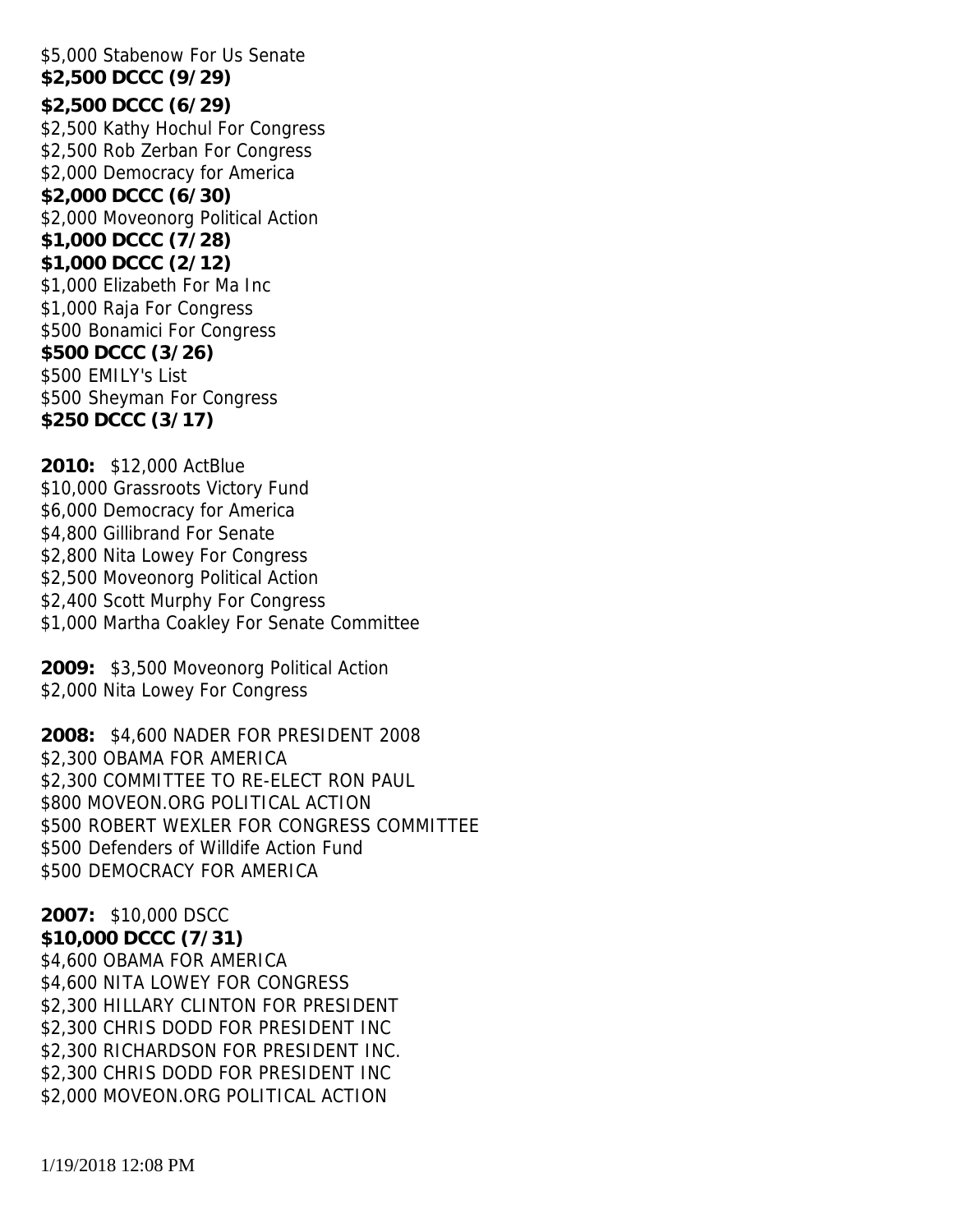$5,000 Stabenow For Us Senate
**$2,500 DCCC (9/29)**
**$2,500 DCCC (6/29)**
$2,500 Kathy Hochul For Congress
$2,500 Rob Zerban For Congress
$2,000 Democracy for America
**$2,000 DCCC (6/30)**
$2,000 Moveonorg Political Action
**$1,000 DCCC (7/28)**
**$1,000 DCCC (2/12)**
$1,000 Elizabeth For Ma Inc
$1,000 Raja For Congress
$500 Bonamici For Congress
**$500 DCCC (3/26)**
$500 EMILY's List
$500 Sheyman For Congress
**$250 DCCC (3/17)**

**2010:** $12,000 ActBlue
$10,000 Grassroots Victory Fund
$6,000 Democracy for America
$4,800 Gillibrand For Senate
$2,800 Nita Lowey For Congress
$2,500 Moveonorg Political Action
$2,400 Scott Murphy For Congress
$1,000 Martha Coakley For Senate Committee

**2009:** $3,500 Moveonorg Political Action
$2,000 Nita Lowey For Congress

**2008:** $4,600 NADER FOR PRESIDENT 2008
$2,300 OBAMA FOR AMERICA
$2,300 COMMITTEE TO RE-ELECT RON PAUL
$800 MOVEON.ORG POLITICAL ACTION
$500 ROBERT WEXLER FOR CONGRESS COMMITTEE
$500 Defenders of Willdife Action Fund
$500 DEMOCRACY FOR AMERICA

**2007:** $10,000 DSCC
**$10,000 DCCC (7/31)**
$4,600 OBAMA FOR AMERICA
$4,600 NITA LOWEY FOR CONGRESS
$2,300 HILLARY CLINTON FOR PRESIDENT
$2,300 CHRIS DODD FOR PRESIDENT INC
$2,300 RICHARDSON FOR PRESIDENT INC.
$2,300 CHRIS DODD FOR PRESIDENT INC
$2,000 MOVEON.ORG POLITICAL ACTION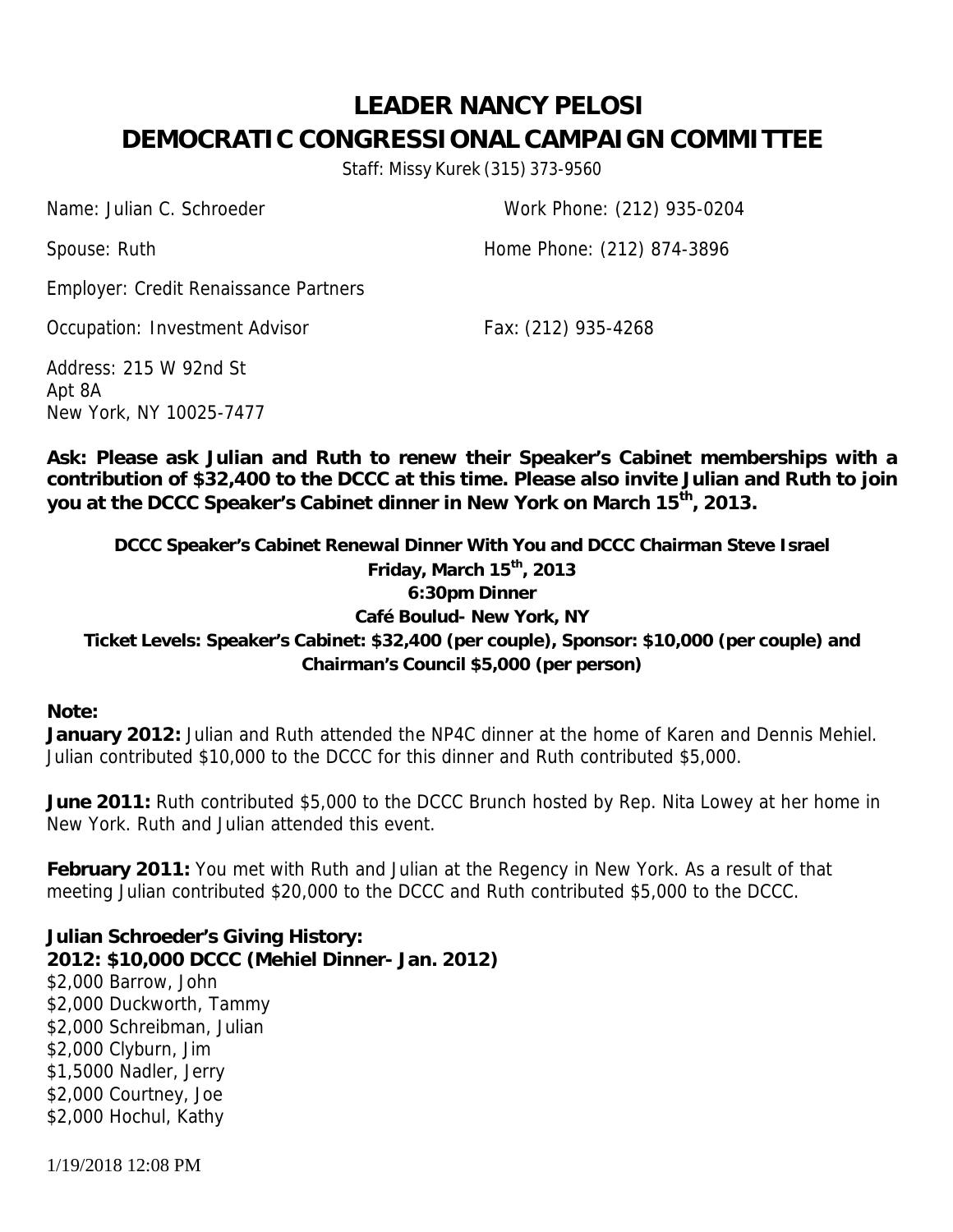# LEADER NANCY PELOSI
# DEMOCRATIC CONGRESSIONAL CAMPAIGN COMMITTEE

Staff: Missy Kurek (315) 373-9560

Name: Julian C. Schroeder  Work Phone: (212) 935-0204

Spouse: Ruth  Home Phone: (212) 874-3896

Employer: Credit Renaissance Partners

Occupation: Investment Advisor  Fax: (212) 935-4268

Address: 215 W 92nd St
Apt 8A
New York, NY 10025-7477

**Ask: Please ask Julian and Ruth to renew their Speaker's Cabinet memberships with a contribution of $32,400 to the DCCC at this time. Please also invite Julian and Ruth to join you at the DCCC Speaker's Cabinet dinner in New York on March 15th, 2013.**

**DCCC Speaker's Cabinet Renewal Dinner With You and DCCC Chairman Steve Israel**
**Friday, March 15th, 2013**
**6:30pm Dinner**
**Café Boulud- New York, NY**
**Ticket Levels: Speaker's Cabinet: $32,400 (per couple), Sponsor: $10,000 (per couple) and Chairman's Council $5,000 (per person)**

**Note:**
**January 2012:** Julian and Ruth attended the NP4C dinner at the home of Karen and Dennis Mehiel. Julian contributed $10,000 to the DCCC for this dinner and Ruth contributed $5,000.

**June 2011:** Ruth contributed $5,000 to the DCCC Brunch hosted by Rep. Nita Lowey at her home in New York. Ruth and Julian attended this event.

**February 2011:** You met with Ruth and Julian at the Regency in New York. As a result of that meeting Julian contributed $20,000 to the DCCC and Ruth contributed $5,000 to the DCCC.

**Julian Schroeder's Giving History:**
**2012: $10,000 DCCC (Mehiel Dinner- Jan. 2012)**
$2,000 Barrow, John
$2,000 Duckworth, Tammy
$2,000 Schreibman, Julian
$2,000 Clyburn, Jim
$1,5000 Nadler, Jerry
$2,000 Courtney, Joe
$2,000 Hochul, Kathy

1/19/2018 12:08 PM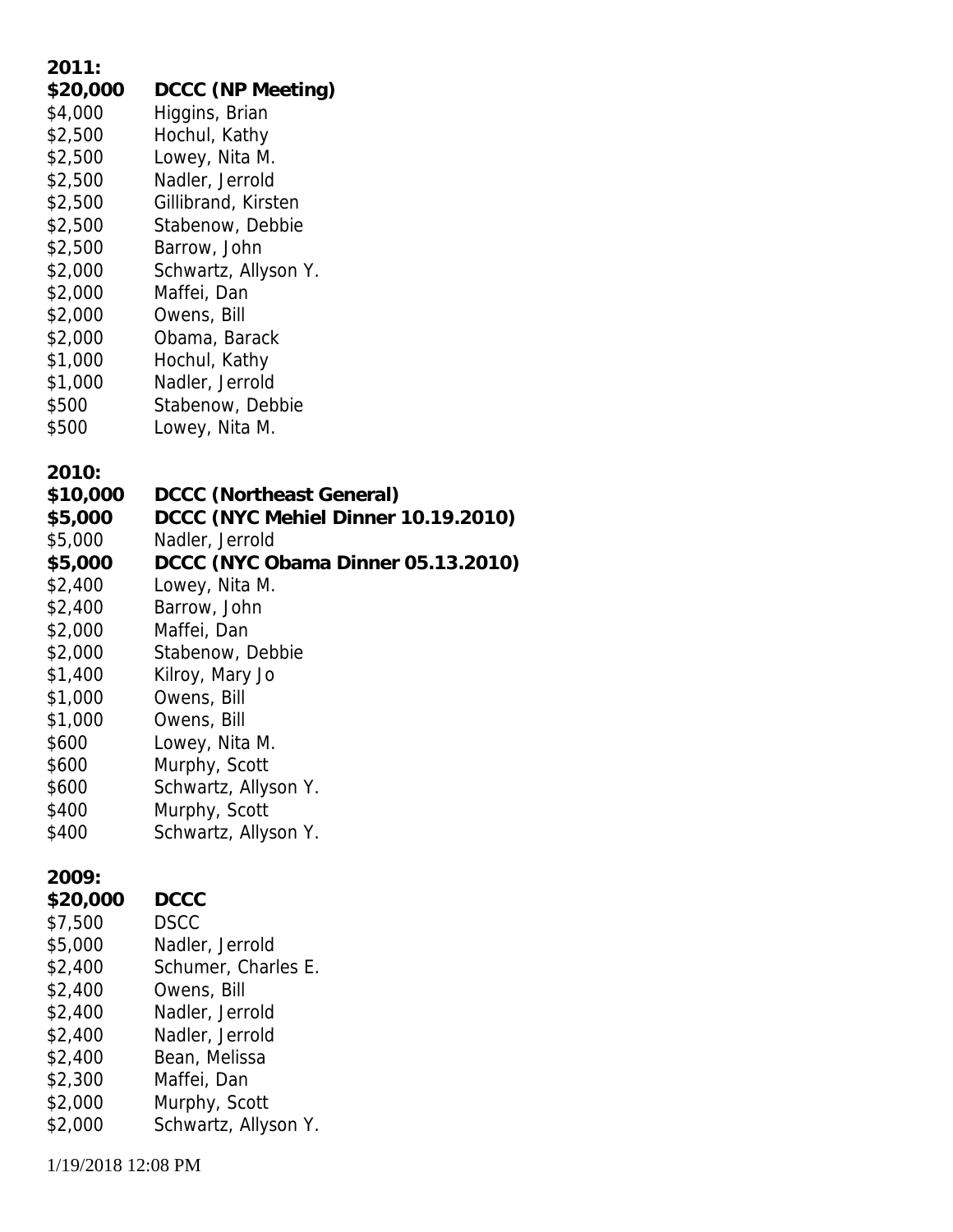**2011:**

| | |
|---|---|
| **$20,000** | **DCCC (NP Meeting)** |
| $4,000 | Higgins, Brian |
| $2,500 | Hochul, Kathy |
| $2,500 | Lowey, Nita M. |
| $2,500 | Nadler, Jerrold |
| $2,500 | Gillibrand, Kirsten |
| $2,500 | Stabenow, Debbie |
| $2,500 | Barrow, John |
| $2,000 | Schwartz, Allyson Y. |
| $2,000 | Maffei, Dan |
| $2,000 | Owens, Bill |
| $2,000 | Obama, Barack |
| $1,000 | Hochul, Kathy |
| $1,000 | Nadler, Jerrold |
| $500 | Stabenow, Debbie |
| $500 | Lowey, Nita M. |

**2010:**

| | |
|---|---|
| **$10,000** | **DCCC (Northeast General)** |
| **$5,000** | **DCCC (NYC Mehiel Dinner 10.19.2010)** |
| $5,000 | Nadler, Jerrold |
| **$5,000** | **DCCC (NYC Obama Dinner 05.13.2010)** |
| $2,400 | Lowey, Nita M. |
| $2,400 | Barrow, John |
| $2,000 | Maffei, Dan |
| $2,000 | Stabenow, Debbie |
| $1,400 | Kilroy, Mary Jo |
| $1,000 | Owens, Bill |
| $1,000 | Owens, Bill |
| $600 | Lowey, Nita M. |
| $600 | Murphy, Scott |
| $600 | Schwartz, Allyson Y. |
| $400 | Murphy, Scott |
| $400 | Schwartz, Allyson Y. |

**2009:**

| | |
|---|---|
| **$20,000** | **DCCC** |
| $7,500 | DSCC |
| $5,000 | Nadler, Jerrold |
| $2,400 | Schumer, Charles E. |
| $2,400 | Owens, Bill |
| $2,400 | Nadler, Jerrold |
| $2,400 | Nadler, Jerrold |
| $2,400 | Bean, Melissa |
| $2,300 | Maffei, Dan |
| $2,000 | Murphy, Scott |
| $2,000 | Schwartz, Allyson Y. |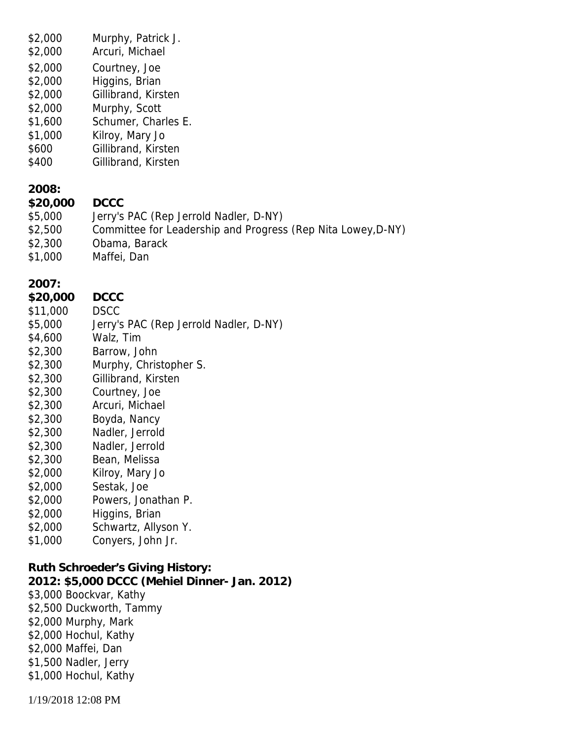$2,000 Murphy, Patrick J.
$2,000 Arcuri, Michael
$2,000 Courtney, Joe
$2,000 Higgins, Brian
$2,000 Gillibrand, Kirsten
$2,000 Murphy, Scott
$1,600 Schumer, Charles E.
$1,000 Kilroy, Mary Jo
$600 Gillibrand, Kirsten
$400 Gillibrand, Kirsten

**2008:**
**$20,000 DCCC**
$5,000 Jerry's PAC (Rep Jerrold Nadler, D-NY)
$2,500 Committee for Leadership and Progress (Rep Nita Lowey,D-NY)
$2,300 Obama, Barack
$1,000 Maffei, Dan

**2007:**
**$20,000 DCCC**
$11,000 DSCC
$5,000 Jerry's PAC (Rep Jerrold Nadler, D-NY)
$4,600 Walz, Tim
$2,300 Barrow, John
$2,300 Murphy, Christopher S.
$2,300 Gillibrand, Kirsten
$2,300 Courtney, Joe
$2,300 Arcuri, Michael
$2,300 Boyda, Nancy
$2,300 Nadler, Jerrold
$2,300 Nadler, Jerrold
$2,300 Bean, Melissa
$2,000 Kilroy, Mary Jo
$2,000 Sestak, Joe
$2,000 Powers, Jonathan P.
$2,000 Higgins, Brian
$2,000 Schwartz, Allyson Y.
$1,000 Conyers, John Jr.

**Ruth Schroeder's Giving History:**
**2012: $5,000 DCCC (Mehiel Dinner- Jan. 2012)**
$3,000 Boockvar, Kathy
$2,500 Duckworth, Tammy
$2,000 Murphy, Mark
$2,000 Hochul, Kathy
$2,000 Maffei, Dan
$1,500 Nadler, Jerry
$1,000 Hochul, Kathy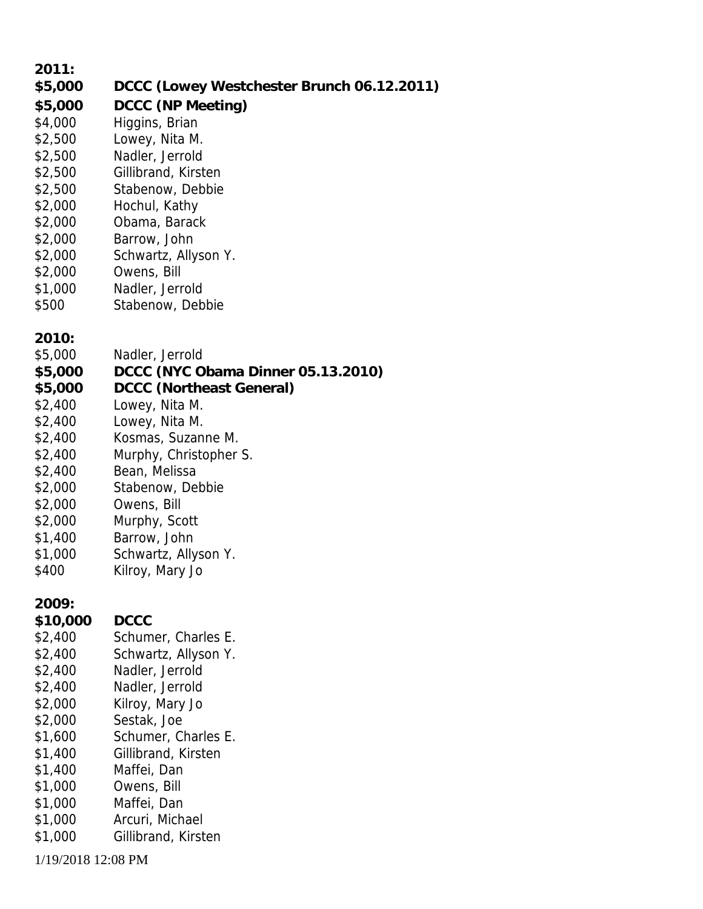**2011:**

**$5,000 DCCC (Lowey Westchester Brunch 06.12.2011)**
**$5,000 DCCC (NP Meeting)**
$4,000 Higgins, Brian
$2,500 Lowey, Nita M.
$2,500 Nadler, Jerrold
$2,500 Gillibrand, Kirsten
$2,500 Stabenow, Debbie
$2,000 Hochul, Kathy
$2,000 Obama, Barack
$2,000 Barrow, John
$2,000 Schwartz, Allyson Y.
$2,000 Owens, Bill
$1,000 Nadler, Jerrold
$500 Stabenow, Debbie

**2010:**

$5,000 Nadler, Jerrold
**$5,000 DCCC (NYC Obama Dinner 05.13.2010)**
**$5,000 DCCC (Northeast General)**
$2,400 Lowey, Nita M.
$2,400 Lowey, Nita M.
$2,400 Kosmas, Suzanne M.
$2,400 Murphy, Christopher S.
$2,400 Bean, Melissa
$2,000 Stabenow, Debbie
$2,000 Owens, Bill
$2,000 Murphy, Scott
$1,400 Barrow, John
$1,000 Schwartz, Allyson Y.
$400 Kilroy, Mary Jo

**2009:**

**$10,000 DCCC**
$2,400 Schumer, Charles E.
$2,400 Schwartz, Allyson Y.
$2,400 Nadler, Jerrold
$2,400 Nadler, Jerrold
$2,000 Kilroy, Mary Jo
$2,000 Sestak, Joe
$1,600 Schumer, Charles E.
$1,400 Gillibrand, Kirsten
$1,400 Maffei, Dan
$1,000 Owens, Bill
$1,000 Maffei, Dan
$1,000 Arcuri, Michael
$1,000 Gillibrand, Kirsten

1/19/2018 12:08 PM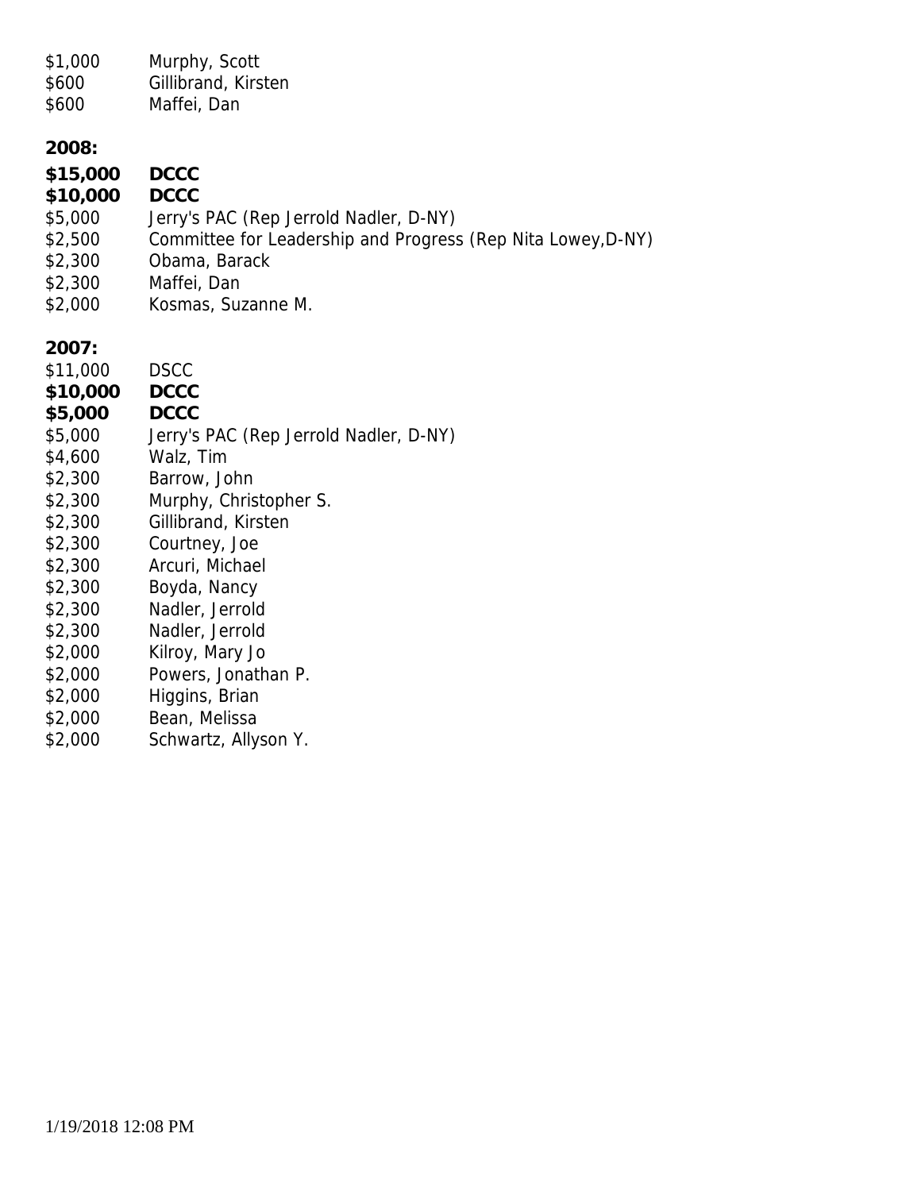$1,000 Murphy, Scott
$600 Gillibrand, Kirsten
$600 Maffei, Dan

**2008:**

**$15,000 DCCC**
**$10,000 DCCC**
$5,000 Jerry's PAC (Rep Jerrold Nadler, D-NY)
$2,500 Committee for Leadership and Progress (Rep Nita Lowey,D-NY)
$2,300 Obama, Barack
$2,300 Maffei, Dan
$2,000 Kosmas, Suzanne M.

**2007:**

$11,000 DSCC
**$10,000 DCCC**
**$5,000 DCCC**
$5,000 Jerry's PAC (Rep Jerrold Nadler, D-NY)
$4,600 Walz, Tim
$2,300 Barrow, John
$2,300 Murphy, Christopher S.
$2,300 Gillibrand, Kirsten
$2,300 Courtney, Joe
$2,300 Arcuri, Michael
$2,300 Boyda, Nancy
$2,300 Nadler, Jerrold
$2,300 Nadler, Jerrold
$2,000 Kilroy, Mary Jo
$2,000 Powers, Jonathan P.
$2,000 Higgins, Brian
$2,000 Bean, Melissa
$2,000 Schwartz, Allyson Y.

1/19/2018 12:08 PM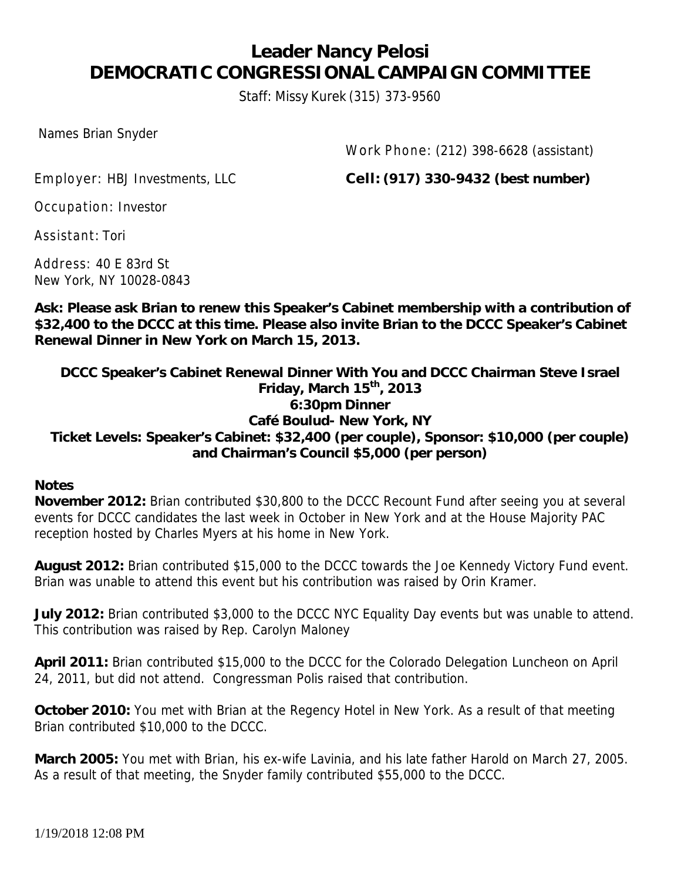# Leader Nancy Pelosi
# DEMOCRATIC CONGRESSIONAL CAMPAIGN COMMITTEE

Staff: Missy Kurek (315) 373-9560

Names Brian Snyder

Work Phone: (212) 398-6628 (assistant)

Employer: HBJ Investments, LLC

**Cell: (917) 330-9432 (best number)**

Occupation: Investor

Assistant: Tori

Address: 40 E 83rd St
New York, NY 10028-0843

**Ask: Please ask Brian to renew this Speaker's Cabinet membership with a contribution of $32,400 to the DCCC at this time. Please also invite Brian to the DCCC Speaker's Cabinet Renewal Dinner in New York on March 15, 2013.**

**DCCC Speaker's Cabinet Renewal Dinner With You and DCCC Chairman Steve Israel**
**Friday, March 15th, 2013**
**6:30pm Dinner**
**Café Boulud- New York, NY**
**Ticket Levels: Speaker's Cabinet: $32,400 (per couple), Sponsor: $10,000 (per couple) and Chairman's Council $5,000 (per person)**

**Notes**

**November 2012:** Brian contributed $30,800 to the DCCC Recount Fund after seeing you at several events for DCCC candidates the last week in October in New York and at the House Majority PAC reception hosted by Charles Myers at his home in New York.

**August 2012:** Brian contributed $15,000 to the DCCC towards the Joe Kennedy Victory Fund event. Brian was unable to attend this event but his contribution was raised by Orin Kramer.

**July 2012:** Brian contributed $3,000 to the DCCC NYC Equality Day events but was unable to attend. This contribution was raised by Rep. Carolyn Maloney

**April 2011:** Brian contributed $15,000 to the DCCC for the Colorado Delegation Luncheon on April 24, 2011, but did not attend. Congressman Polis raised that contribution.

**October 2010:** You met with Brian at the Regency Hotel in New York. As a result of that meeting Brian contributed $10,000 to the DCCC.

**March 2005:** You met with Brian, his ex-wife Lavinia, and his late father Harold on March 27, 2005. As a result of that meeting, the Snyder family contributed $55,000 to the DCCC.

1/19/2018 12:08 PM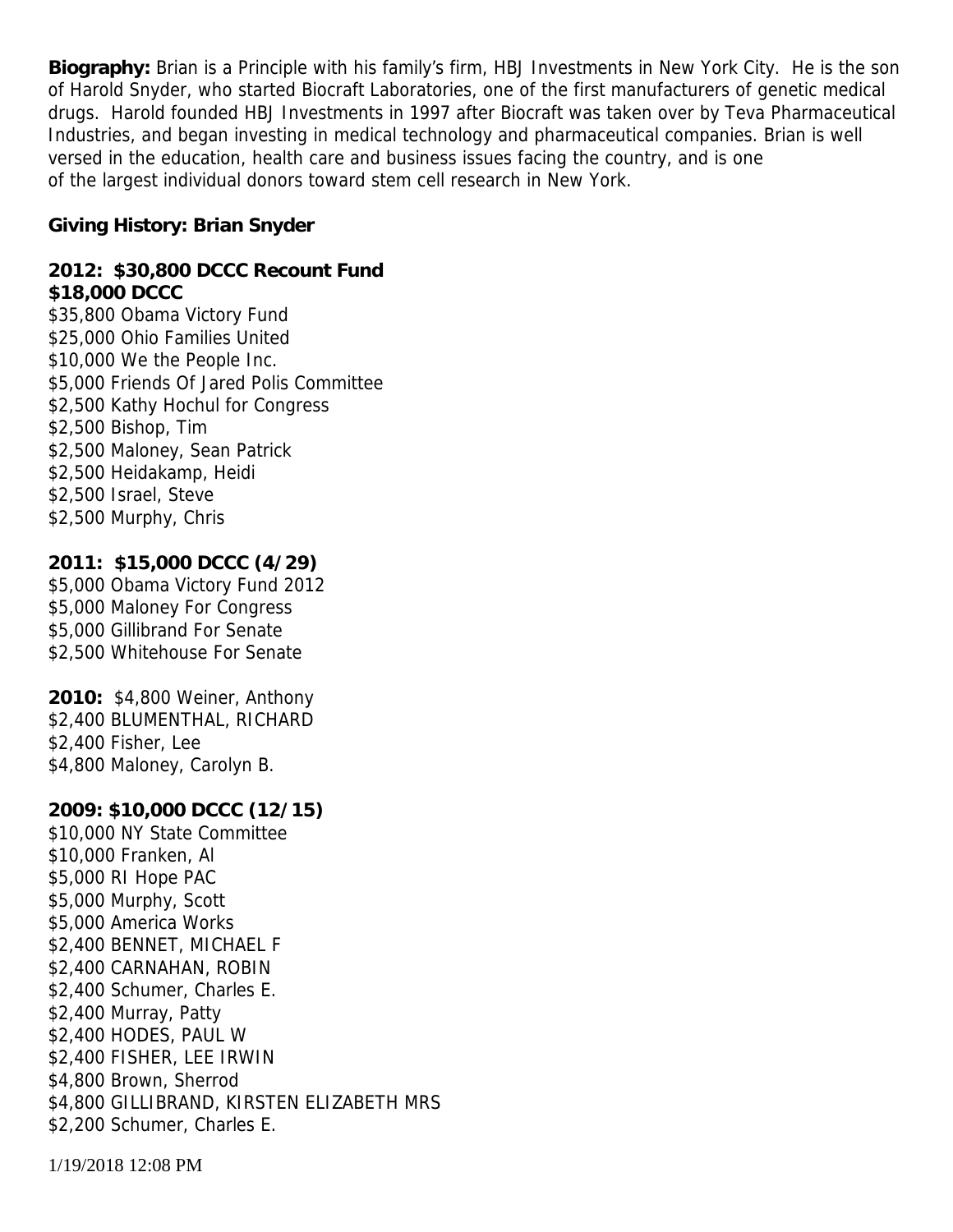**Biography:** Brian is a Principle with his family's firm, HBJ Investments in New York City. He is the son of Harold Snyder, who started Biocraft Laboratories, one of the first manufacturers of genetic medical drugs. Harold founded HBJ Investments in 1997 after Biocraft was taken over by Teva Pharmaceutical Industries, and began investing in medical technology and pharmaceutical companies. Brian is well versed in the education, health care and business issues facing the country, and is one of the largest individual donors toward stem cell research in New York.

**Giving History: Brian Snyder**

**2012: $30,800 DCCC Recount Fund**
**$18,000 DCCC**
$35,800 Obama Victory Fund
$25,000 Ohio Families United
$10,000 We the People Inc.
$5,000 Friends Of Jared Polis Committee
$2,500 Kathy Hochul for Congress
$2,500 Bishop, Tim
$2,500 Maloney, Sean Patrick
$2,500 Heidakamp, Heidi
$2,500 Israel, Steve
$2,500 Murphy, Chris

**2011: $15,000 DCCC (4/29)**
$5,000 Obama Victory Fund 2012
$5,000 Maloney For Congress
$5,000 Gillibrand For Senate
$2,500 Whitehouse For Senate

**2010:** $4,800 Weiner, Anthony
$2,400 BLUMENTHAL, RICHARD
$2,400 Fisher, Lee
$4,800 Maloney, Carolyn B.

**2009: $10,000 DCCC (12/15)**
$10,000 NY State Committee
$10,000 Franken, Al
$5,000 RI Hope PAC
$5,000 Murphy, Scott
$5,000 America Works
$2,400 BENNET, MICHAEL F
$2,400 CARNAHAN, ROBIN
$2,400 Schumer, Charles E.
$2,400 Murray, Patty
$2,400 HODES, PAUL W
$2,400 FISHER, LEE IRWIN
$4,800 Brown, Sherrod
$4,800 GILLIBRAND, KIRSTEN ELIZABETH MRS
$2,200 Schumer, Charles E.

1/19/2018 12:08 PM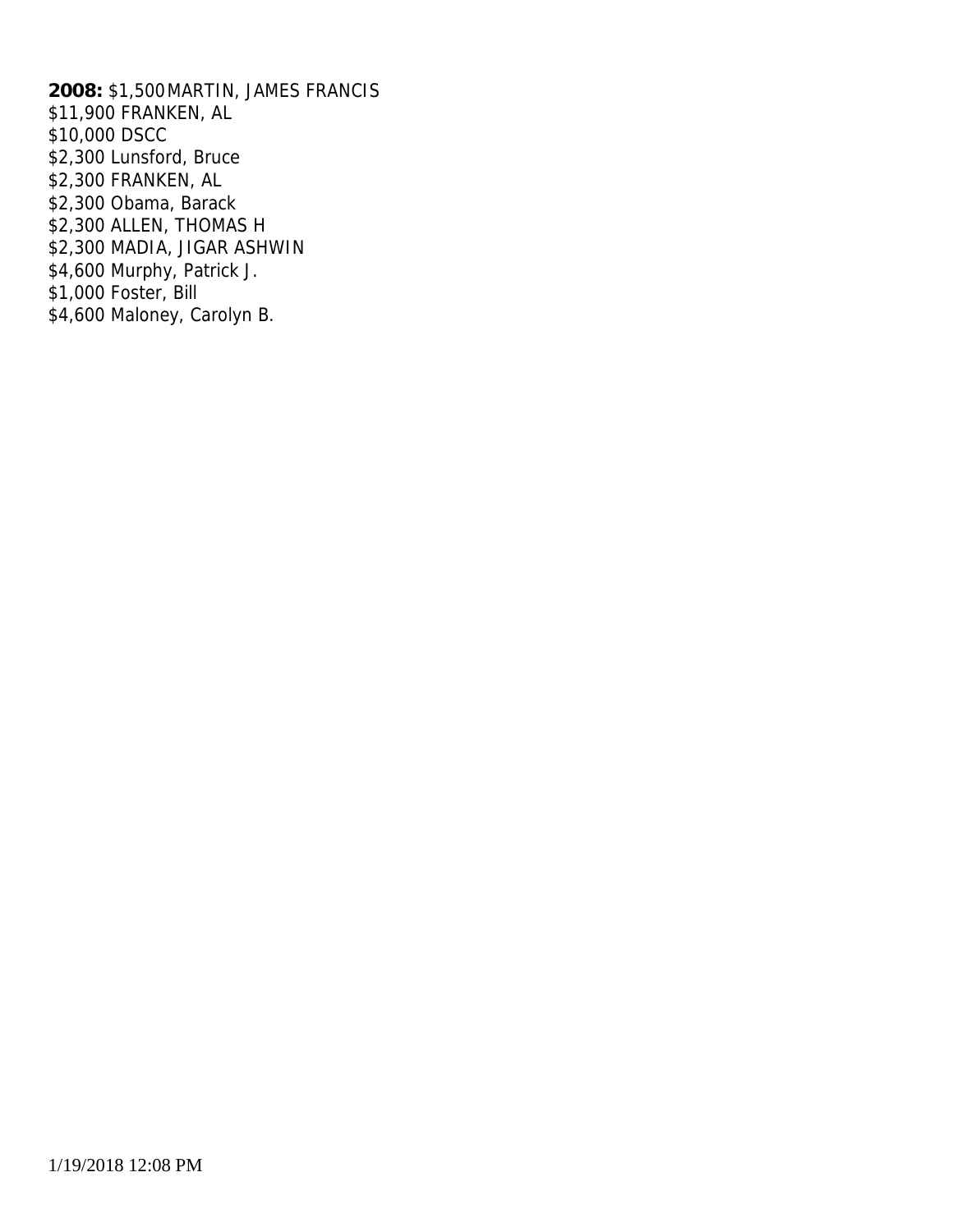**2008:** $1,500 MARTIN, JAMES FRANCIS
$11,900 FRANKEN, AL
$10,000 DSCC
$2,300 Lunsford, Bruce
$2,300 FRANKEN, AL
$2,300 Obama, Barack
$2,300 ALLEN, THOMAS H
$2,300 MADIA, JIGAR ASHWIN
$4,600 Murphy, Patrick J.
$1,000 Foster, Bill
$4,600 Maloney, Carolyn B.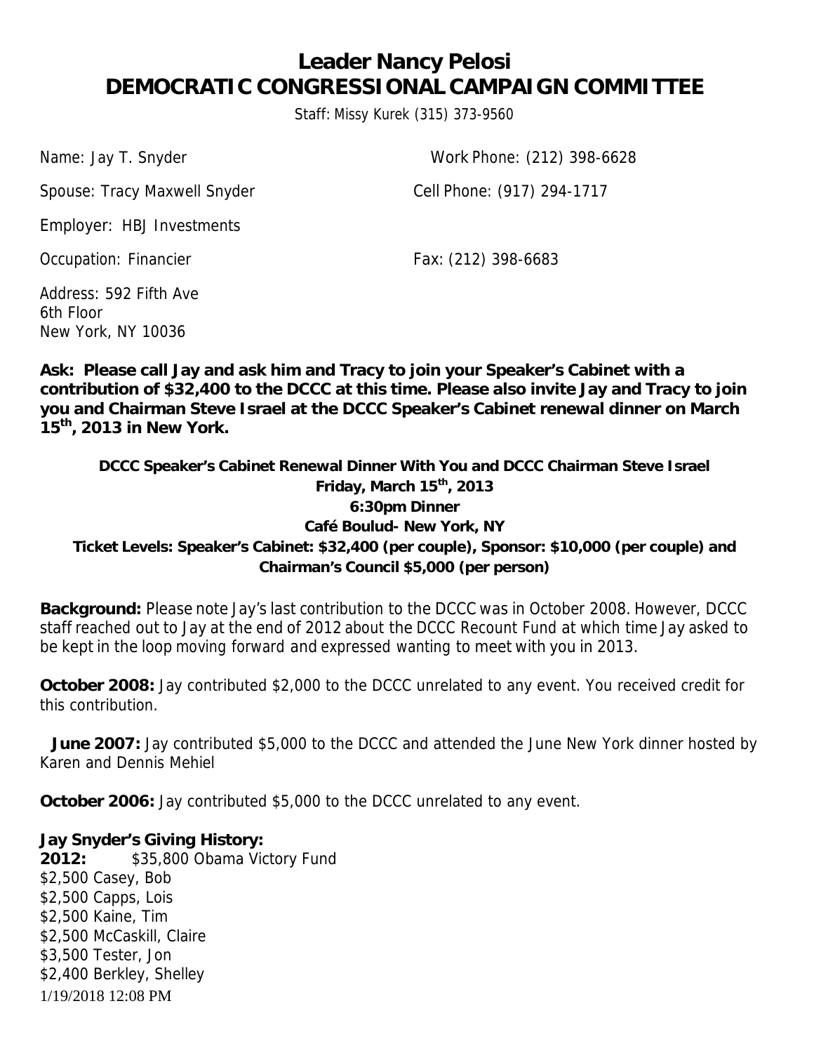# Leader Nancy Pelosi
# DEMOCRATIC CONGRESSIONAL CAMPAIGN COMMITTEE

Staff: Missy Kurek (315) 373-9560

Name: Jay T. Snyder

Work Phone: (212) 398-6628

Spouse: Tracy Maxwell Snyder

Cell Phone: (917) 294-1717

Employer: HBJ Investments

Occupation: Financier

Fax: (212) 398-6683

Address: 592 Fifth Ave
6th Floor
New York, NY 10036

**Ask: Please call Jay and ask him and Tracy to join your Speaker's Cabinet with a contribution of $32,400 to the DCCC at this time. Please also invite Jay and Tracy to join you and Chairman Steve Israel at the DCCC Speaker's Cabinet renewal dinner on March 15th, 2013 in New York.**

**DCCC Speaker's Cabinet Renewal Dinner With You and DCCC Chairman Steve Israel**
**Friday, March 15th, 2013**
**6:30pm Dinner**
**Café Boulud- New York, NY**
**Ticket Levels: Speaker's Cabinet: $32,400 (per couple), Sponsor: $10,000 (per couple) and Chairman's Council $5,000 (per person)**

**Background:** Please note Jay's last contribution to the DCCC was in October 2008. However, DCCC staff reached out to Jay at the end of 2012 about the DCCC Recount Fund at which time Jay asked to be kept in the loop moving forward and expressed wanting to meet with you in 2013.

**October 2008:** Jay contributed $2,000 to the DCCC unrelated to any event. You received credit for this contribution.

**June 2007:** Jay contributed $5,000 to the DCCC and attended the June New York dinner hosted by Karen and Dennis Mehiel

**October 2006:** Jay contributed $5,000 to the DCCC unrelated to any event.

**Jay Snyder's Giving History:**

**2012:** $35,800 Obama Victory Fund
$2,500 Casey, Bob
$2,500 Capps, Lois
$2,500 Kaine, Tim
$2,500 McCaskill, Claire
$3,500 Tester, Jon
$2,400 Berkley, Shelley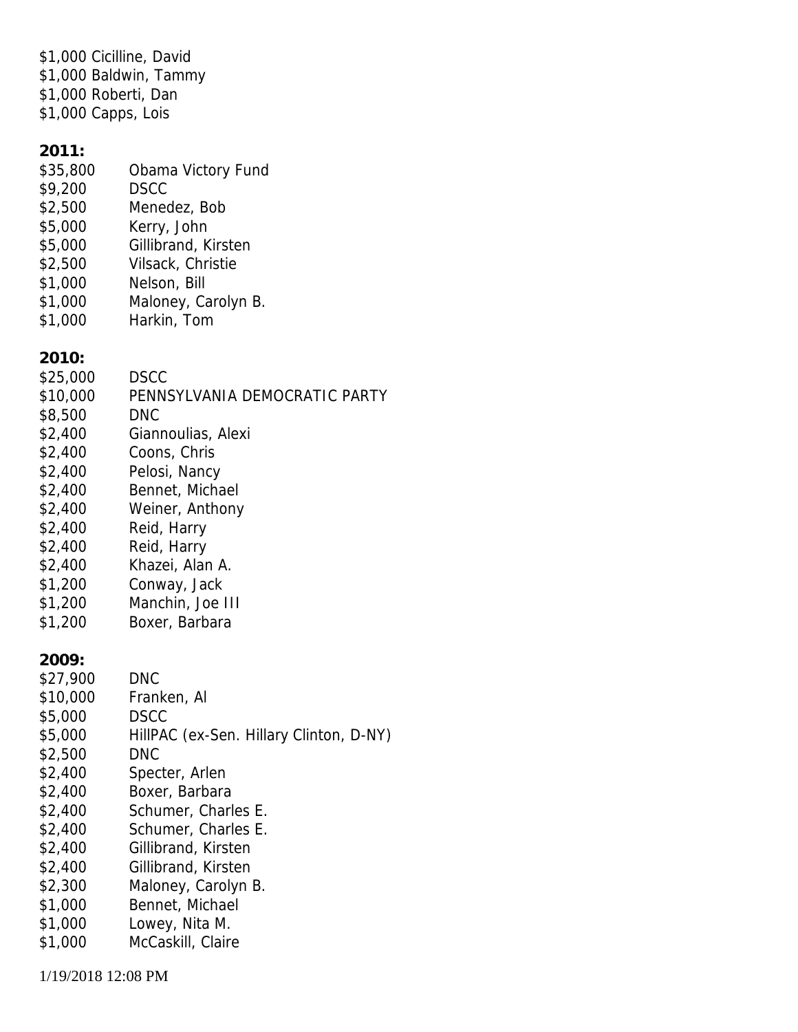$1,000 Cicilline, David
$1,000 Baldwin, Tammy
$1,000 Roberti, Dan
$1,000 Capps, Lois

**2011:**

| | |
|---|---|
| $35,800 | Obama Victory Fund |
| $9,200 | DSCC |
| $2,500 | Menedez, Bob |
| $5,000 | Kerry, John |
| $5,000 | Gillibrand, Kirsten |
| $2,500 | Vilsack, Christie |
| $1,000 | Nelson, Bill |
| $1,000 | Maloney, Carolyn B. |
| $1,000 | Harkin, Tom |

**2010:**

| | |
|---|---|
| $25,000 | DSCC |
| $10,000 | PENNSYLVANIA DEMOCRATIC PARTY |
| $8,500 | DNC |
| $2,400 | Giannoulias, Alexi |
| $2,400 | Coons, Chris |
| $2,400 | Pelosi, Nancy |
| $2,400 | Bennet, Michael |
| $2,400 | Weiner, Anthony |
| $2,400 | Reid, Harry |
| $2,400 | Reid, Harry |
| $2,400 | Khazei, Alan A. |
| $1,200 | Conway, Jack |
| $1,200 | Manchin, Joe III |
| $1,200 | Boxer, Barbara |

**2009:**

| | |
|---|---|
| $27,900 | DNC |
| $10,000 | Franken, Al |
| $5,000 | DSCC |
| $5,000 | HillPAC (ex-Sen. Hillary Clinton, D-NY) |
| $2,500 | DNC |
| $2,400 | Specter, Arlen |
| $2,400 | Boxer, Barbara |
| $2,400 | Schumer, Charles E. |
| $2,400 | Schumer, Charles E. |
| $2,400 | Gillibrand, Kirsten |
| $2,400 | Gillibrand, Kirsten |
| $2,300 | Maloney, Carolyn B. |
| $1,000 | Bennet, Michael |
| $1,000 | Lowey, Nita M. |
| $1,000 | McCaskill, Claire |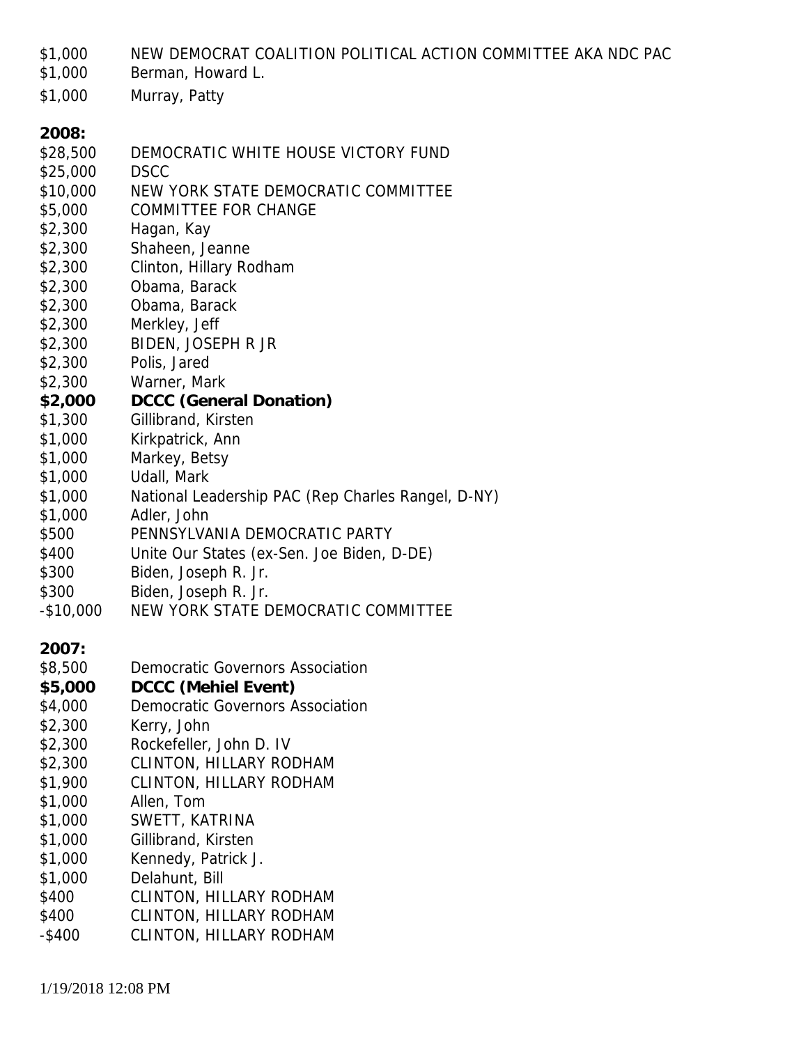$1,000 NEW DEMOCRAT COALITION POLITICAL ACTION COMMITTEE AKA NDC PAC
$1,000 Berman, Howard L.
$1,000 Murray, Patty

**2008:**

$28,500 DEMOCRATIC WHITE HOUSE VICTORY FUND
$25,000 DSCC
$10,000 NEW YORK STATE DEMOCRATIC COMMITTEE
$5,000 COMMITTEE FOR CHANGE
$2,300 Hagan, Kay
$2,300 Shaheen, Jeanne
$2,300 Clinton, Hillary Rodham
$2,300 Obama, Barack
$2,300 Obama, Barack
$2,300 Merkley, Jeff
$2,300 BIDEN, JOSEPH R JR
$2,300 Polis, Jared
$2,300 Warner, Mark
**$2,000 DCCC (General Donation)**
$1,300 Gillibrand, Kirsten
$1,000 Kirkpatrick, Ann
$1,000 Markey, Betsy
$1,000 Udall, Mark
$1,000 National Leadership PAC (Rep Charles Rangel, D-NY)
$1,000 Adler, John
$500 PENNSYLVANIA DEMOCRATIC PARTY
$400 Unite Our States (ex-Sen. Joe Biden, D-DE)
$300 Biden, Joseph R. Jr.
$300 Biden, Joseph R. Jr.
-$10,000 NEW YORK STATE DEMOCRATIC COMMITTEE

**2007:**

$8,500 Democratic Governors Association
**$5,000 DCCC (Mehiel Event)**
$4,000 Democratic Governors Association
$2,300 Kerry, John
$2,300 Rockefeller, John D. IV
$2,300 CLINTON, HILLARY RODHAM
$1,900 CLINTON, HILLARY RODHAM
$1,000 Allen, Tom
$1,000 SWETT, KATRINA
$1,000 Gillibrand, Kirsten
$1,000 Kennedy, Patrick J.
$1,000 Delahunt, Bill
$400 CLINTON, HILLARY RODHAM
$400 CLINTON, HILLARY RODHAM
-$400 CLINTON, HILLARY RODHAM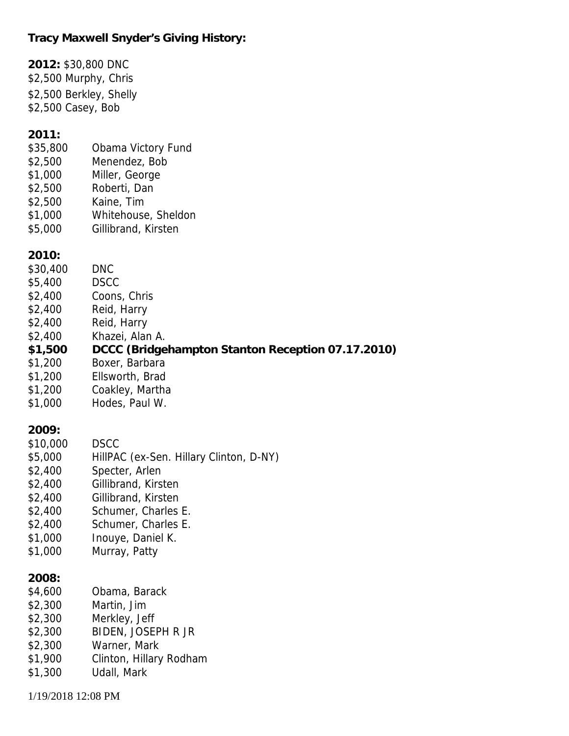**Tracy Maxwell Snyder's Giving History:**

**2012:** $30,800 DNC
$2,500 Murphy, Chris
$2,500 Berkley, Shelly
$2,500 Casey, Bob

**2011:**
$35,800 Obama Victory Fund
$2,500 Menendez, Bob
$1,000 Miller, George
$2,500 Roberti, Dan
$2,500 Kaine, Tim
$1,000 Whitehouse, Sheldon
$5,000 Gillibrand, Kirsten

**2010:**
$30,400 DNC
$5,400 DSCC
$2,400 Coons, Chris
$2,400 Reid, Harry
$2,400 Reid, Harry
$2,400 Khazei, Alan A.
**$1,500 DCCC (Bridgehampton Stanton Reception 07.17.2010)**
$1,200 Boxer, Barbara
$1,200 Ellsworth, Brad
$1,200 Coakley, Martha
$1,000 Hodes, Paul W.

**2009:**
$10,000 DSCC
$5,000 HillPAC (ex-Sen. Hillary Clinton, D-NY)
$2,400 Specter, Arlen
$2,400 Gillibrand, Kirsten
$2,400 Gillibrand, Kirsten
$2,400 Schumer, Charles E.
$2,400 Schumer, Charles E.
$1,000 Inouye, Daniel K.
$1,000 Murray, Patty

**2008:**
$4,600 Obama, Barack
$2,300 Martin, Jim
$2,300 Merkley, Jeff
$2,300 BIDEN, JOSEPH R JR
$2,300 Warner, Mark
$1,900 Clinton, Hillary Rodham
$1,300 Udall, Mark

1/19/2018 12:08 PM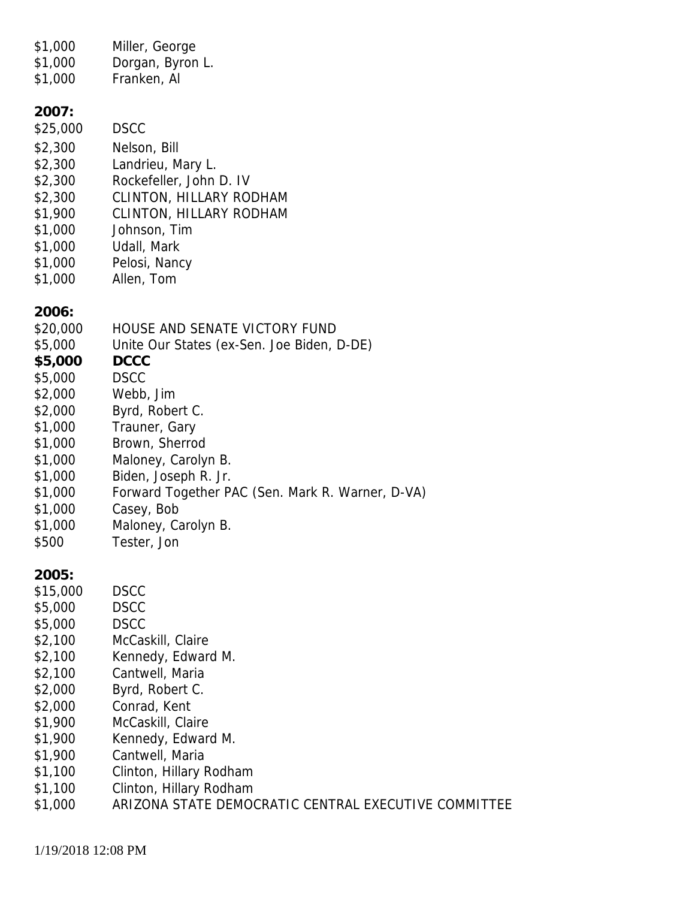$1,000 Miller, George
$1,000 Dorgan, Byron L.
$1,000 Franken, Al

**2007:**

$25,000 DSCC
$2,300 Nelson, Bill
$2,300 Landrieu, Mary L.
$2,300 Rockefeller, John D. IV
$2,300 CLINTON, HILLARY RODHAM
$1,900 CLINTON, HILLARY RODHAM
$1,000 Johnson, Tim
$1,000 Udall, Mark
$1,000 Pelosi, Nancy
$1,000 Allen, Tom

**2006:**

$20,000 HOUSE AND SENATE VICTORY FUND
$5,000 Unite Our States (ex-Sen. Joe Biden, D-DE)
**$5,000 DCCC**
$5,000 DSCC
$2,000 Webb, Jim
$2,000 Byrd, Robert C.
$1,000 Trauner, Gary
$1,000 Brown, Sherrod
$1,000 Maloney, Carolyn B.
$1,000 Biden, Joseph R. Jr.
$1,000 Forward Together PAC (Sen. Mark R. Warner, D-VA)
$1,000 Casey, Bob
$1,000 Maloney, Carolyn B.
$500 Tester, Jon

**2005:**

$15,000 DSCC
$5,000 DSCC
$5,000 DSCC
$2,100 McCaskill, Claire
$2,100 Kennedy, Edward M.
$2,100 Cantwell, Maria
$2,000 Byrd, Robert C.
$2,000 Conrad, Kent
$1,900 McCaskill, Claire
$1,900 Kennedy, Edward M.
$1,900 Cantwell, Maria
$1,100 Clinton, Hillary Rodham
$1,100 Clinton, Hillary Rodham
$1,000 ARIZONA STATE DEMOCRATIC CENTRAL EXECUTIVE COMMITTEE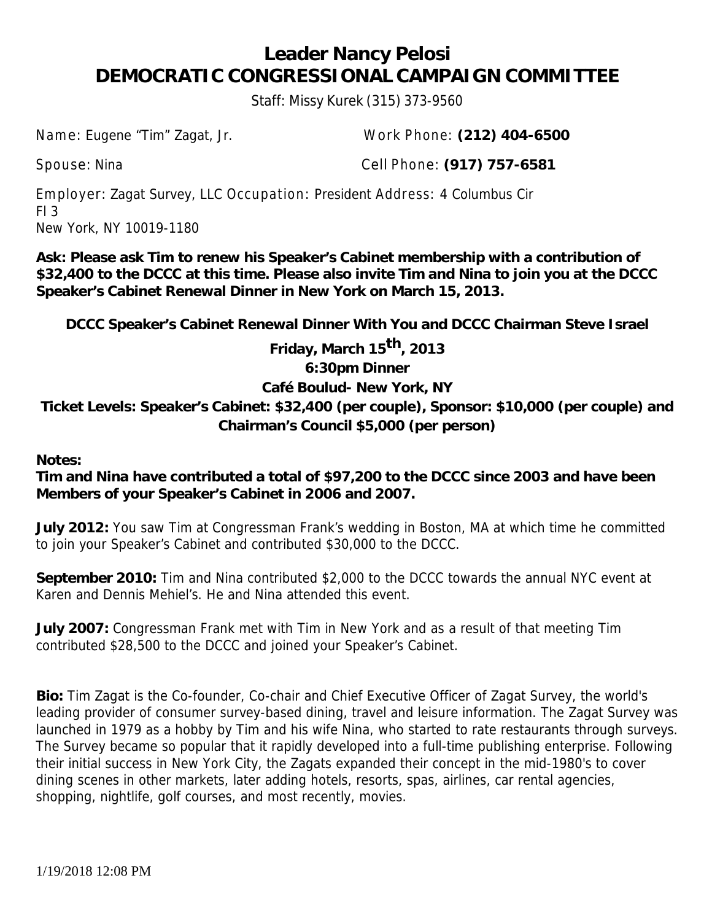# Leader Nancy Pelosi
# DEMOCRATIC CONGRESSIONAL CAMPAIGN COMMITTEE

Staff: Missy Kurek (315) 373-9560

Name: Eugene "Tim" Zagat, Jr. Work Phone: **(212) 404-6500**

Spouse: Nina Cell Phone: **(917) 757-6581**

Employer: Zagat Survey, LLC Occupation: President Address: 4 Columbus Cir
Fl 3
New York, NY 10019-1180

**Ask: Please ask Tim to renew his Speaker's Cabinet membership with a contribution of $32,400 to the DCCC at this time. Please also invite Tim and Nina to join you at the DCCC Speaker's Cabinet Renewal Dinner in New York on March 15, 2013.**

**DCCC Speaker's Cabinet Renewal Dinner With You and DCCC Chairman Steve Israel**

**Friday, March 15th, 2013**

**6:30pm Dinner**

**Café Boulud- New York, NY**

**Ticket Levels: Speaker's Cabinet: $32,400 (per couple), Sponsor: $10,000 (per couple) and Chairman's Council $5,000 (per person)**

**Notes:**

**Tim and Nina have contributed a total of $97,200 to the DCCC since 2003 and have been Members of your Speaker's Cabinet in 2006 and 2007.**

**July 2012:** You saw Tim at Congressman Frank's wedding in Boston, MA at which time he committed to join your Speaker's Cabinet and contributed $30,000 to the DCCC.

**September 2010:** Tim and Nina contributed $2,000 to the DCCC towards the annual NYC event at Karen and Dennis Mehiel's. He and Nina attended this event.

**July 2007:** Congressman Frank met with Tim in New York and as a result of that meeting Tim contributed $28,500 to the DCCC and joined your Speaker's Cabinet.

**Bio:** Tim Zagat is the Co-founder, Co-chair and Chief Executive Officer of Zagat Survey, the world's leading provider of consumer survey-based dining, travel and leisure information. The Zagat Survey was launched in 1979 as a hobby by Tim and his wife Nina, who started to rate restaurants through surveys. The Survey became so popular that it rapidly developed into a full-time publishing enterprise. Following their initial success in New York City, the Zagats expanded their concept in the mid-1980's to cover dining scenes in other markets, later adding hotels, resorts, spas, airlines, car rental agencies, shopping, nightlife, golf courses, and most recently, movies.

1/19/2018 12:08 PM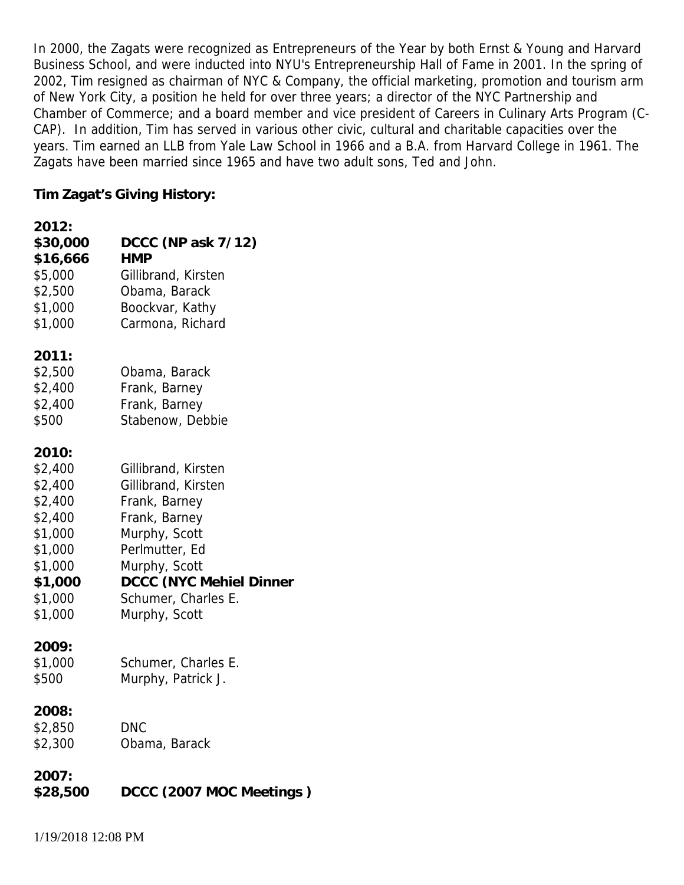In 2000, the Zagats were recognized as Entrepreneurs of the Year by both Ernst & Young and Harvard Business School, and were inducted into NYU's Entrepreneurship Hall of Fame in 2001. In the spring of 2002, Tim resigned as chairman of NYC & Company, the official marketing, promotion and tourism arm of New York City, a position he held for over three years; a director of the NYC Partnership and Chamber of Commerce; and a board member and vice president of Careers in Culinary Arts Program (C-CAP). In addition, Tim has served in various other civic, cultural and charitable capacities over the years. Tim earned an LLB from Yale Law School in 1966 and a B.A. from Harvard College in 1961. The Zagats have been married since 1965 and have two adult sons, Ted and John.

**Tim Zagat's Giving History:**

**2012:**

| | |
|---|---|
| **$30,000** | **DCCC (NP ask 7/12)** |
| **$16,666** | **HMP** |
| $5,000 | Gillibrand, Kirsten |
| $2,500 | Obama, Barack |
| $1,000 | Boockvar, Kathy |
| $1,000 | Carmona, Richard |

**2011:**

| | |
|---|---|
| $2,500 | Obama, Barack |
| $2,400 | Frank, Barney |
| $2,400 | Frank, Barney |
| $500 | Stabenow, Debbie |

**2010:**

| | |
|---|---|
| $2,400 | Gillibrand, Kirsten |
| $2,400 | Gillibrand, Kirsten |
| $2,400 | Frank, Barney |
| $2,400 | Frank, Barney |
| $1,000 | Murphy, Scott |
| $1,000 | Perlmutter, Ed |
| $1,000 | Murphy, Scott |
| **$1,000** | **DCCC (NYC Mehiel Dinner** |
| $1,000 | Schumer, Charles E. |
| $1,000 | Murphy, Scott |

**2009:**

| | |
|---|---|
| $1,000 | Schumer, Charles E. |
| $500 | Murphy, Patrick J. |

**2008:**

| | |
|---|---|
| $2,850 | DNC |
| $2,300 | Obama, Barack |

**2007:**

| | |
|---|---|
| **$28,500** | **DCCC (2007 MOC Meetings )** |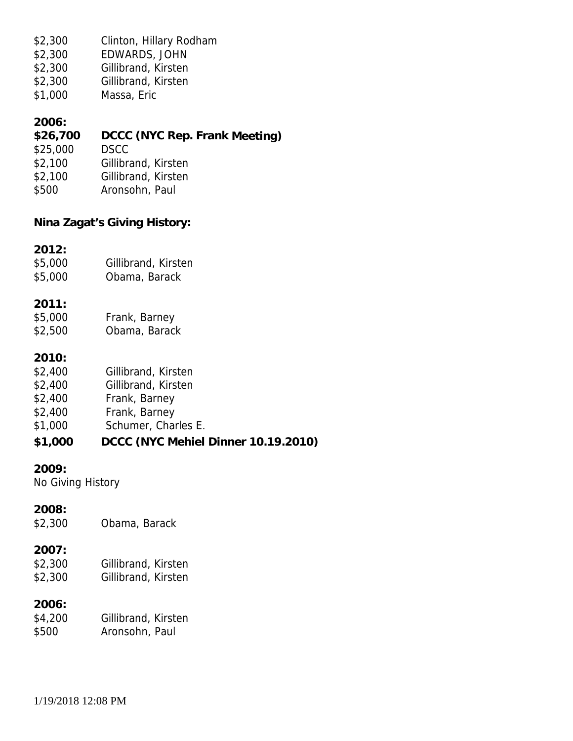$2,300    Clinton, Hillary Rodham
$2,300    EDWARDS, JOHN
$2,300    Gillibrand, Kirsten
$2,300    Gillibrand, Kirsten
$1,000    Massa, Eric

**2006:**
**$26,700    DCCC (NYC Rep. Frank Meeting)**
$25,000    DSCC
$2,100    Gillibrand, Kirsten
$2,100    Gillibrand, Kirsten
$500    Aronsohn, Paul

**Nina Zagat's Giving History:**

**2012:**
$5,000    Gillibrand, Kirsten
$5,000    Obama, Barack

**2011:**
$5,000    Frank, Barney
$2,500    Obama, Barack

**2010:**
$2,400    Gillibrand, Kirsten
$2,400    Gillibrand, Kirsten
$2,400    Frank, Barney
$2,400    Frank, Barney
$1,000    Schumer, Charles E.
**$1,000    DCCC (NYC Mehiel Dinner 10.19.2010)**

**2009:**
No Giving History

**2008:**
$2,300    Obama, Barack

**2007:**
$2,300    Gillibrand, Kirsten
$2,300    Gillibrand, Kirsten

**2006:**
$4,200    Gillibrand, Kirsten
$500    Aronsohn, Paul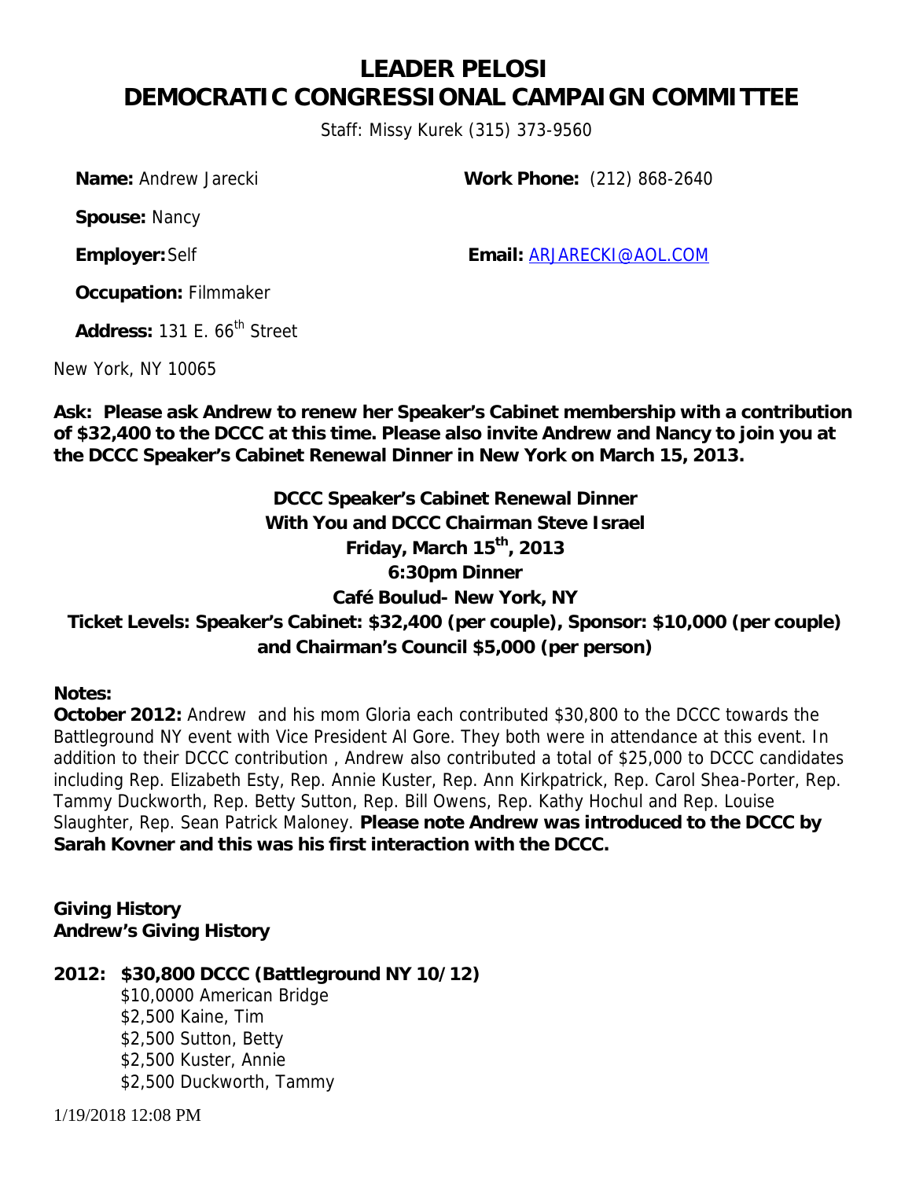# LEADER PELOSI
# DEMOCRATIC CONGRESSIONAL CAMPAIGN COMMITTEE

Staff: Missy Kurek (315) 373-9560

**Name:** Andrew Jarecki **Work Phone:** (212) 868-2640

**Spouse:** Nancy

**Employer:** Self **Email:** ARJARECKI@AOL.COM

**Occupation:** Filmmaker

**Address:** 131 E. 66th Street

New York, NY 10065

**Ask: Please ask Andrew to renew her Speaker's Cabinet membership with a contribution of $32,400 to the DCCC at this time. Please also invite Andrew and Nancy to join you at the DCCC Speaker's Cabinet Renewal Dinner in New York on March 15, 2013.**

**DCCC Speaker's Cabinet Renewal Dinner**
**With You and DCCC Chairman Steve Israel**
**Friday, March 15th, 2013**
**6:30pm Dinner**
**Café Boulud- New York, NY**
**Ticket Levels: Speaker's Cabinet: $32,400 (per couple), Sponsor: $10,000 (per couple) and Chairman's Council $5,000 (per person)**

**Notes:**
**October 2012:** Andrew and his mom Gloria each contributed $30,800 to the DCCC towards the Battleground NY event with Vice President Al Gore. They both were in attendance at this event. In addition to their DCCC contribution , Andrew also contributed a total of $25,000 to DCCC candidates including Rep. Elizabeth Esty, Rep. Annie Kuster, Rep. Ann Kirkpatrick, Rep. Carol Shea-Porter, Rep. Tammy Duckworth, Rep. Betty Sutton, Rep. Bill Owens, Rep. Kathy Hochul and Rep. Louise Slaughter, Rep. Sean Patrick Maloney. **Please note Andrew was introduced to the DCCC by Sarah Kovner and this was his first interaction with the DCCC.**

**Giving History**
**Andrew's Giving History**

**2012: $30,800 DCCC (Battleground NY 10/12)**
- $10,0000 American Bridge
- $2,500 Kaine, Tim
- $2,500 Sutton, Betty
- $2,500 Kuster, Annie
- $2,500 Duckworth, Tammy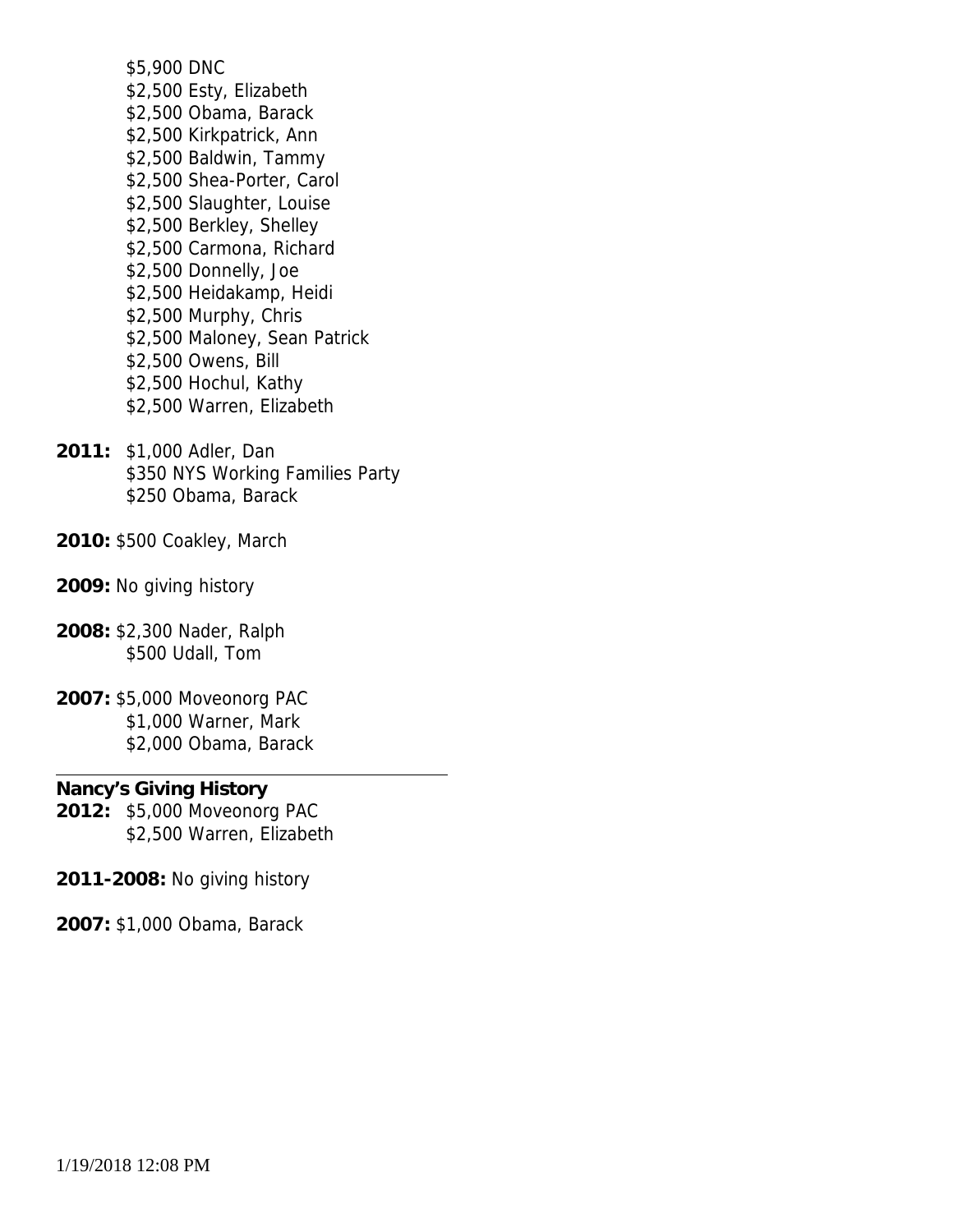$5,900 DNC
$2,500 Esty, Elizabeth
$2,500 Obama, Barack
$2,500 Kirkpatrick, Ann
$2,500 Baldwin, Tammy
$2,500 Shea-Porter, Carol
$2,500 Slaughter, Louise
$2,500 Berkley, Shelley
$2,500 Carmona, Richard
$2,500 Donnelly, Joe
$2,500 Heidakamp, Heidi
$2,500 Murphy, Chris
$2,500 Maloney, Sean Patrick
$2,500 Owens, Bill
$2,500 Hochul, Kathy
$2,500 Warren, Elizabeth

**2011:** $1,000 Adler, Dan
$350 NYS Working Families Party
$250 Obama, Barack

**2010:** $500 Coakley, March

**2009:** No giving history

**2008:** $2,300 Nader, Ralph
$500 Udall, Tom

**2007:** $5,000 Moveonorg PAC
$1,000 Warner, Mark
$2,000 Obama, Barack

---

**Nancy's Giving History**

**2012:** $5,000 Moveonorg PAC
$2,500 Warren, Elizabeth

**2011-2008:** No giving history

**2007:** $1,000 Obama, Barack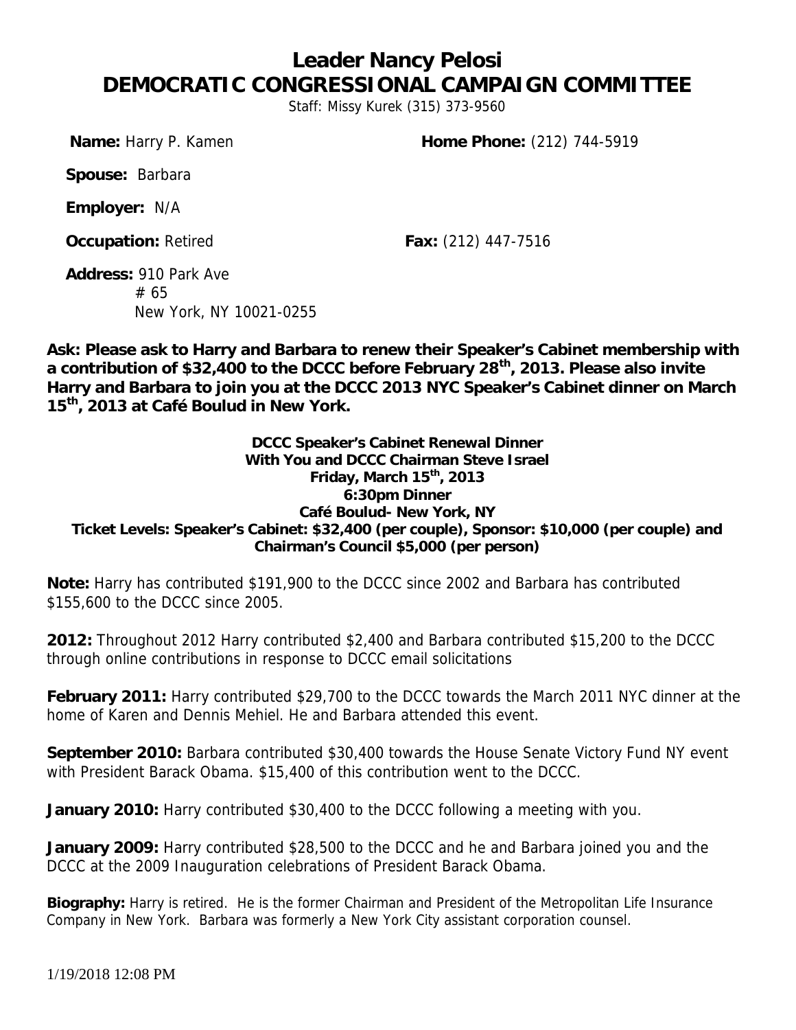# Leader Nancy Pelosi
# DEMOCRATIC CONGRESSIONAL CAMPAIGN COMMITTEE

Staff: Missy Kurek (315) 373-9560

**Name:** Harry P. Kamen **Home Phone:** (212) 744-5919

**Spouse:** Barbara

**Employer:** N/A

**Occupation:** Retired **Fax:** (212) 447-7516

**Address:** 910 Park Ave
# 65
New York, NY 10021-0255

**Ask: Please ask to Harry and Barbara to renew their Speaker's Cabinet membership with a contribution of $32,400 to the DCCC before February 28th, 2013. Please also invite Harry and Barbara to join you at the DCCC 2013 NYC Speaker's Cabinet dinner on March 15th, 2013 at Café Boulud in New York.**

**DCCC Speaker's Cabinet Renewal Dinner**
**With You and DCCC Chairman Steve Israel**
**Friday, March 15th, 2013**
**6:30pm Dinner**
**Café Boulud- New York, NY**
**Ticket Levels: Speaker's Cabinet: $32,400 (per couple), Sponsor: $10,000 (per couple) and Chairman's Council $5,000 (per person)**

**Note:** Harry has contributed $191,900 to the DCCC since 2002 and Barbara has contributed $155,600 to the DCCC since 2005.

**2012:** Throughout 2012 Harry contributed $2,400 and Barbara contributed $15,200 to the DCCC through online contributions in response to DCCC email solicitations

**February 2011:** Harry contributed $29,700 to the DCCC towards the March 2011 NYC dinner at the home of Karen and Dennis Mehiel. He and Barbara attended this event.

**September 2010:** Barbara contributed $30,400 towards the House Senate Victory Fund NY event with President Barack Obama. $15,400 of this contribution went to the DCCC.

**January 2010:** Harry contributed $30,400 to the DCCC following a meeting with you.

**January 2009:** Harry contributed $28,500 to the DCCC and he and Barbara joined you and the DCCC at the 2009 Inauguration celebrations of President Barack Obama.

**Biography:** Harry is retired. He is the former Chairman and President of the Metropolitan Life Insurance Company in New York. Barbara was formerly a New York City assistant corporation counsel.

1/19/2018 12:08 PM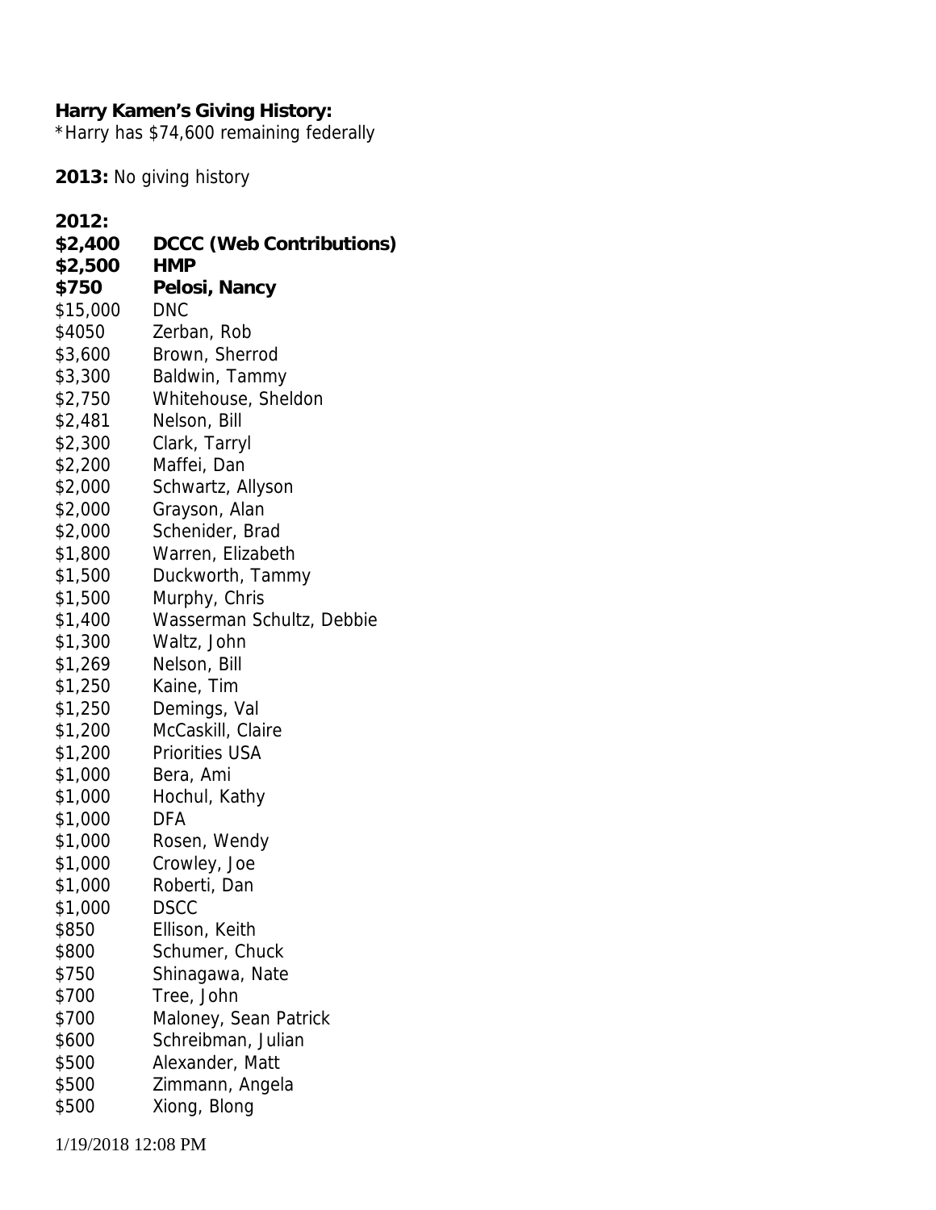**Harry Kamen's Giving History:**
*Harry has $74,600 remaining federally

**2013:** No giving history

**2012:**

| | |
|---|---|
| **$2,400** | **DCCC (Web Contributions)** |
| **$2,500** | **HMP** |
| **$750** | **Pelosi, Nancy** |
| $15,000 | DNC |
| $4050 | Zerban, Rob |
| $3,600 | Brown, Sherrod |
| $3,300 | Baldwin, Tammy |
| $2,750 | Whitehouse, Sheldon |
| $2,481 | Nelson, Bill |
| $2,300 | Clark, Tarryl |
| $2,200 | Maffei, Dan |
| $2,000 | Schwartz, Allyson |
| $2,000 | Grayson, Alan |
| $2,000 | Schenider, Brad |
| $1,800 | Warren, Elizabeth |
| $1,500 | Duckworth, Tammy |
| $1,500 | Murphy, Chris |
| $1,400 | Wasserman Schultz, Debbie |
| $1,300 | Waltz, John |
| $1,269 | Nelson, Bill |
| $1,250 | Kaine, Tim |
| $1,250 | Demings, Val |
| $1,200 | McCaskill, Claire |
| $1,200 | Priorities USA |
| $1,000 | Bera, Ami |
| $1,000 | Hochul, Kathy |
| $1,000 | DFA |
| $1,000 | Rosen, Wendy |
| $1,000 | Crowley, Joe |
| $1,000 | Roberti, Dan |
| $1,000 | DSCC |
| $850 | Ellison, Keith |
| $800 | Schumer, Chuck |
| $750 | Shinagawa, Nate |
| $700 | Tree, John |
| $700 | Maloney, Sean Patrick |
| $600 | Schreibman, Julian |
| $500 | Alexander, Matt |
| $500 | Zimmann, Angela |
| $500 | Xiong, Blong |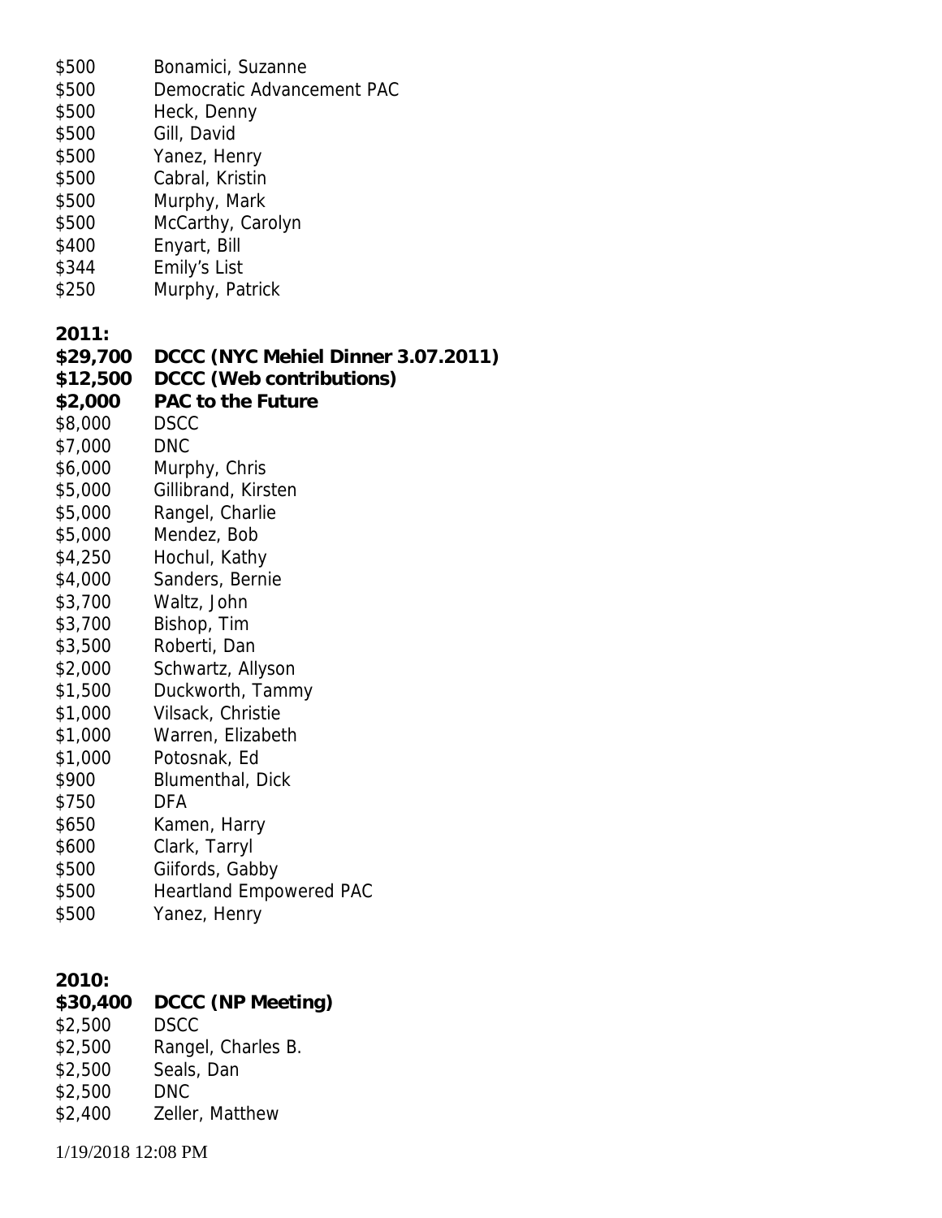$500 Bonamici, Suzanne
$500 Democratic Advancement PAC
$500 Heck, Denny
$500 Gill, David
$500 Yanez, Henry
$500 Cabral, Kristin
$500 Murphy, Mark
$500 McCarthy, Carolyn
$400 Enyart, Bill
$344 Emily's List
$250 Murphy, Patrick

**2011:**
**$29,700 DCCC (NYC Mehiel Dinner 3.07.2011)**
**$12,500 DCCC (Web contributions)**
**$2,000 PAC to the Future**
$8,000 DSCC
$7,000 DNC
$6,000 Murphy, Chris
$5,000 Gillibrand, Kirsten
$5,000 Rangel, Charlie
$5,000 Mendez, Bob
$4,250 Hochul, Kathy
$4,000 Sanders, Bernie
$3,700 Waltz, John
$3,700 Bishop, Tim
$3,500 Roberti, Dan
$2,000 Schwartz, Allyson
$1,500 Duckworth, Tammy
$1,000 Vilsack, Christie
$1,000 Warren, Elizabeth
$1,000 Potosnak, Ed
$900 Blumenthal, Dick
$750 DFA
$650 Kamen, Harry
$600 Clark, Tarryl
$500 Giifords, Gabby
$500 Heartland Empowered PAC
$500 Yanez, Henry

**2010:**
**$30,400 DCCC (NP Meeting)**
$2,500 DSCC
$2,500 Rangel, Charles B.
$2,500 Seals, Dan
$2,500 DNC
$2,400 Zeller, Matthew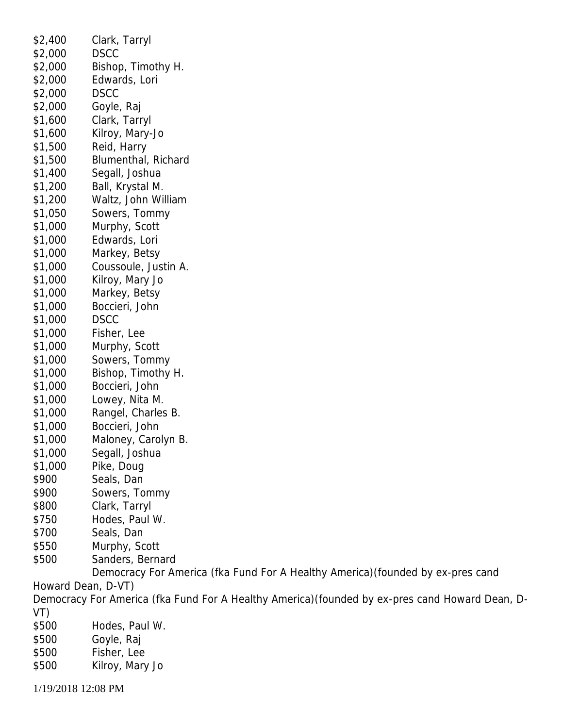| | |
|---|---|
| $2,400 | Clark, Tarryl |
| $2,000 | DSCC |
| $2,000 | Bishop, Timothy H. |
| $2,000 | Edwards, Lori |
| $2,000 | DSCC |
| $2,000 | Goyle, Raj |
| $1,600 | Clark, Tarryl |
| $1,600 | Kilroy, Mary-Jo |
| $1,500 | Reid, Harry |
| $1,500 | Blumenthal, Richard |
| $1,400 | Segall, Joshua |
| $1,200 | Ball, Krystal M. |
| $1,200 | Waltz, John William |
| $1,050 | Sowers, Tommy |
| $1,000 | Murphy, Scott |
| $1,000 | Edwards, Lori |
| $1,000 | Markey, Betsy |
| $1,000 | Coussoule, Justin A. |
| $1,000 | Kilroy, Mary Jo |
| $1,000 | Markey, Betsy |
| $1,000 | Boccieri, John |
| $1,000 | DSCC |
| $1,000 | Fisher, Lee |
| $1,000 | Murphy, Scott |
| $1,000 | Sowers, Tommy |
| $1,000 | Bishop, Timothy H. |
| $1,000 | Boccieri, John |
| $1,000 | Lowey, Nita M. |
| $1,000 | Rangel, Charles B. |
| $1,000 | Boccieri, John |
| $1,000 | Maloney, Carolyn B. |
| $1,000 | Segall, Joshua |
| $1,000 | Pike, Doug |
| $900 | Seals, Dan |
| $900 | Sowers, Tommy |
| $800 | Clark, Tarryl |
| $750 | Hodes, Paul W. |
| $700 | Seals, Dan |
| $550 | Murphy, Scott |
| $500 | Sanders, Bernard |

Democracy For America (fka Fund For A Healthy America)(founded by ex-pres cand Howard Dean, D-VT)

Democracy For America (fka Fund For A Healthy America)(founded by ex-pres cand Howard Dean, D-VT)

| | |
|---|---|
| $500 | Hodes, Paul W. |
| $500 | Goyle, Raj |
| $500 | Fisher, Lee |
| $500 | Kilroy, Mary Jo |

1/19/2018 12:08 PM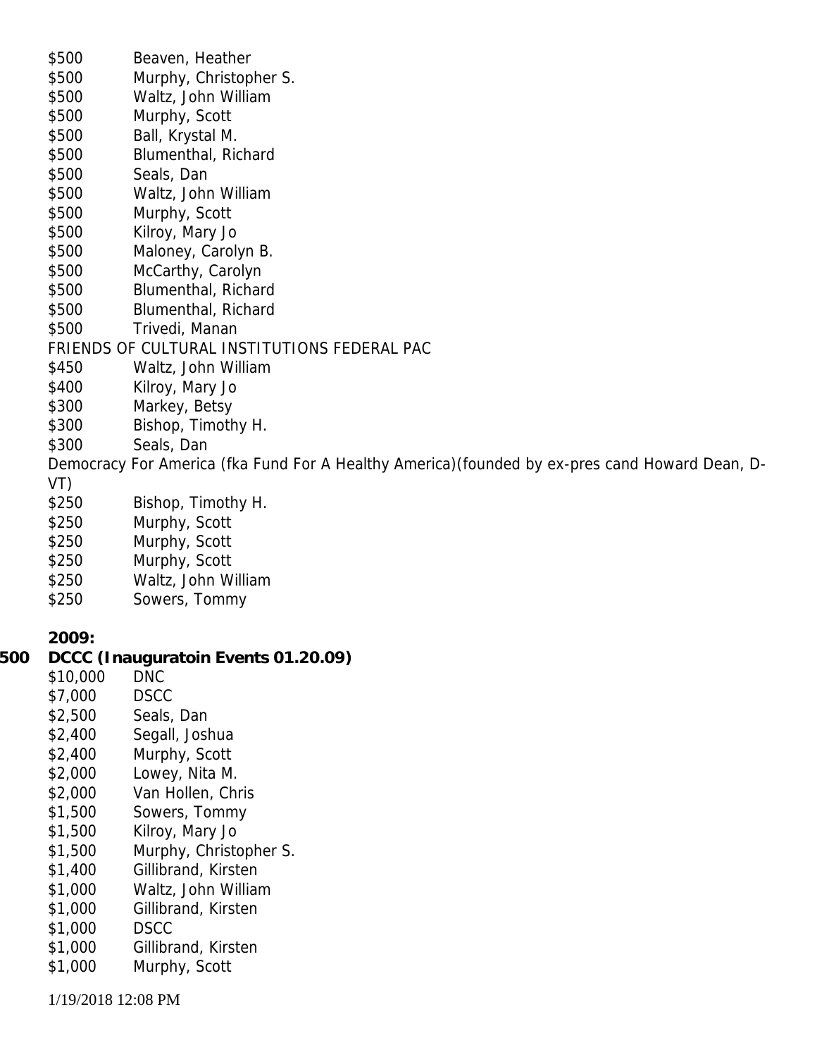$500 Beaven, Heather
$500 Murphy, Christopher S.
$500 Waltz, John William
$500 Murphy, Scott
$500 Ball, Krystal M.
$500 Blumenthal, Richard
$500 Seals, Dan
$500 Waltz, John William
$500 Murphy, Scott
$500 Kilroy, Mary Jo
$500 Maloney, Carolyn B.
$500 McCarthy, Carolyn
$500 Blumenthal, Richard
$500 Blumenthal, Richard
$500 Trivedi, Manan

FRIENDS OF CULTURAL INSTITUTIONS FEDERAL PAC

$450 Waltz, John William
$400 Kilroy, Mary Jo
$300 Markey, Betsy
$300 Bishop, Timothy H.
$300 Seals, Dan

Democracy For America (fka Fund For A Healthy America)(founded by ex-pres cand Howard Dean, D-VT)

$250 Bishop, Timothy H.
$250 Murphy, Scott
$250 Murphy, Scott
$250 Murphy, Scott
$250 Waltz, John William
$250 Sowers, Tommy

**2009:**

**500 DCCC (Inauguratoin Events 01.20.09)**

$10,000 DNC
$7,000 DSCC
$2,500 Seals, Dan
$2,400 Segall, Joshua
$2,400 Murphy, Scott
$2,000 Lowey, Nita M.
$2,000 Van Hollen, Chris
$1,500 Sowers, Tommy
$1,500 Kilroy, Mary Jo
$1,500 Murphy, Christopher S.
$1,400 Gillibrand, Kirsten
$1,000 Waltz, John William
$1,000 Gillibrand, Kirsten
$1,000 DSCC
$1,000 Gillibrand, Kirsten
$1,000 Murphy, Scott

1/19/2018 12:08 PM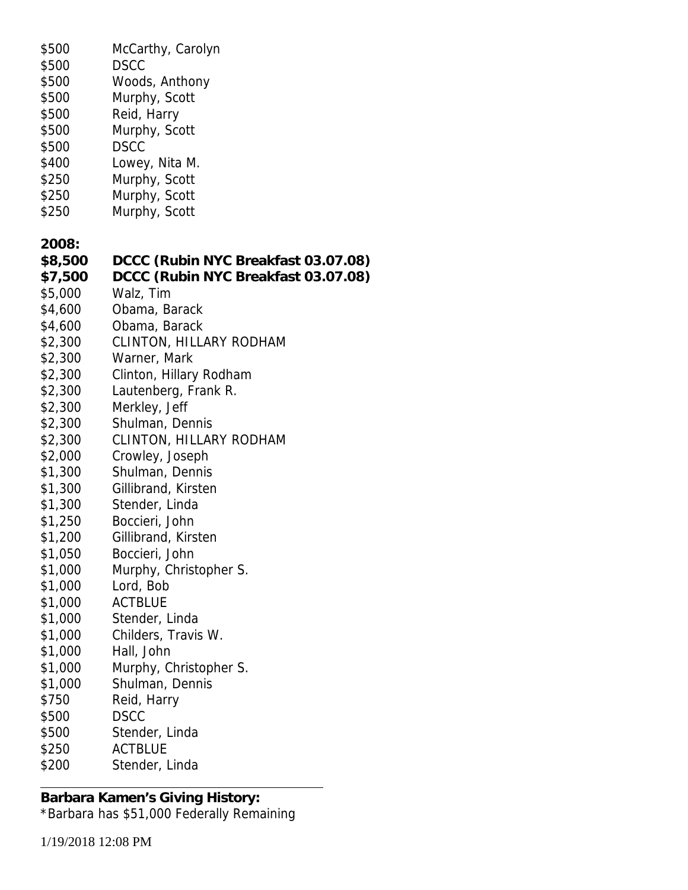$500 McCarthy, Carolyn
$500 DSCC
$500 Woods, Anthony
$500 Murphy, Scott
$500 Reid, Harry
$500 Murphy, Scott
$500 DSCC
$400 Lowey, Nita M.
$250 Murphy, Scott
$250 Murphy, Scott
$250 Murphy, Scott

**2008:**
**$8,500 DCCC (Rubin NYC Breakfast 03.07.08)**
**$7,500 DCCC (Rubin NYC Breakfast 03.07.08)**
$5,000 Walz, Tim
$4,600 Obama, Barack
$4,600 Obama, Barack
$2,300 CLINTON, HILLARY RODHAM
$2,300 Warner, Mark
$2,300 Clinton, Hillary Rodham
$2,300 Lautenberg, Frank R.
$2,300 Merkley, Jeff
$2,300 Shulman, Dennis
$2,300 CLINTON, HILLARY RODHAM
$2,000 Crowley, Joseph
$1,300 Shulman, Dennis
$1,300 Gillibrand, Kirsten
$1,300 Stender, Linda
$1,250 Boccieri, John
$1,200 Gillibrand, Kirsten
$1,050 Boccieri, John
$1,000 Murphy, Christopher S.
$1,000 Lord, Bob
$1,000 ACTBLUE
$1,000 Stender, Linda
$1,000 Childers, Travis W.
$1,000 Hall, John
$1,000 Murphy, Christopher S.
$1,000 Shulman, Dennis
$750 Reid, Harry
$500 DSCC
$500 Stender, Linda
$250 ACTBLUE
$200 Stender, Linda

---

**Barbara Kamen's Giving History:**
*Barbara has $51,000 Federally Remaining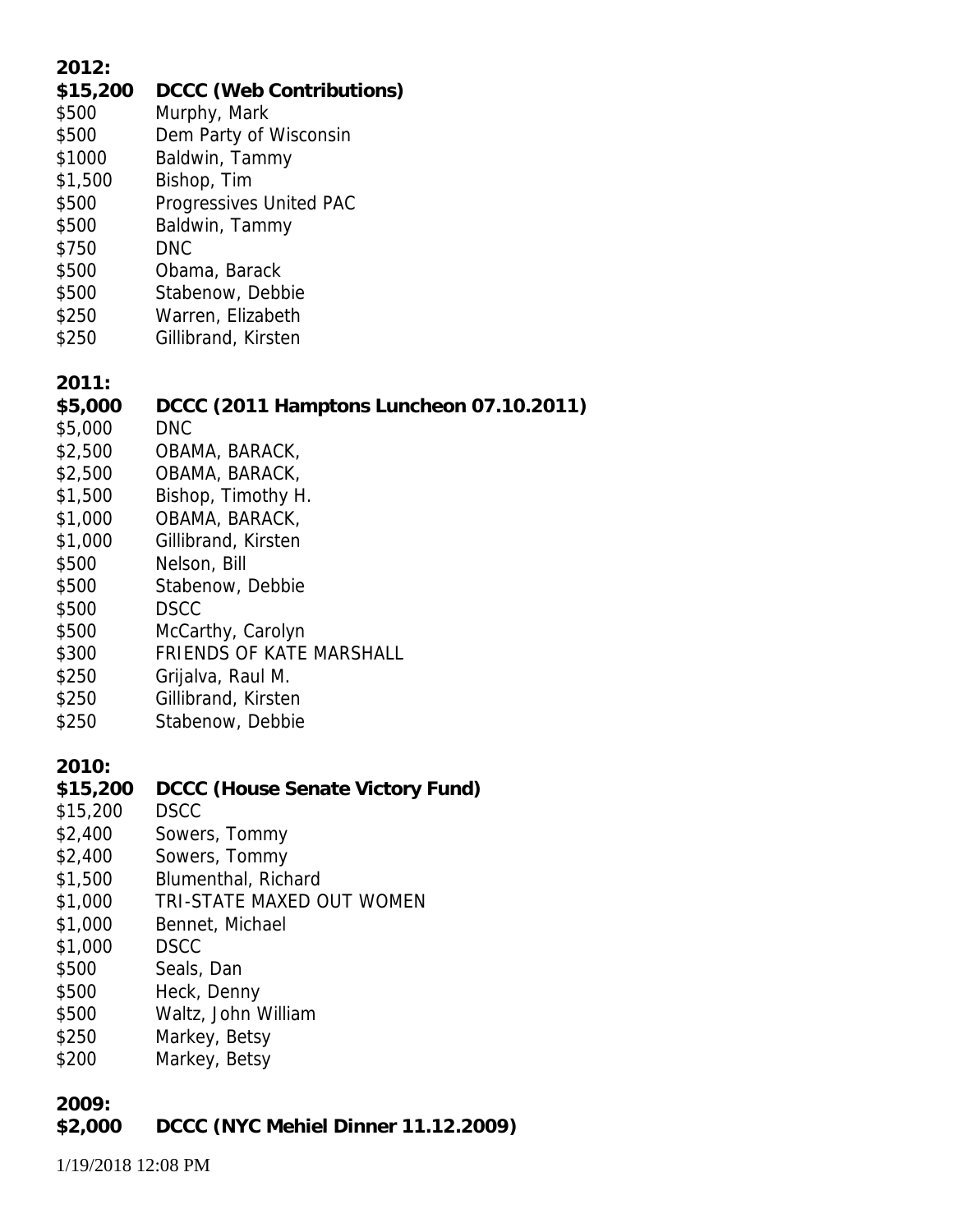**2012:**

| | |
|---|---|
| **$15,200** | **DCCC (Web Contributions)** |
| $500 | Murphy, Mark |
| $500 | Dem Party of Wisconsin |
| $1000 | Baldwin, Tammy |
| $1,500 | Bishop, Tim |
| $500 | Progressives United PAC |
| $500 | Baldwin, Tammy |
| $750 | DNC |
| $500 | Obama, Barack |
| $500 | Stabenow, Debbie |
| $250 | Warren, Elizabeth |
| $250 | Gillibrand, Kirsten |

**2011:**

| | |
|---|---|
| **$5,000** | **DCCC (2011 Hamptons Luncheon 07.10.2011)** |
| $5,000 | DNC |
| $2,500 | OBAMA, BARACK, |
| $2,500 | OBAMA, BARACK, |
| $1,500 | Bishop, Timothy H. |
| $1,000 | OBAMA, BARACK, |
| $1,000 | Gillibrand, Kirsten |
| $500 | Nelson, Bill |
| $500 | Stabenow, Debbie |
| $500 | DSCC |
| $500 | McCarthy, Carolyn |
| $300 | FRIENDS OF KATE MARSHALL |
| $250 | Grijalva, Raul M. |
| $250 | Gillibrand, Kirsten |
| $250 | Stabenow, Debbie |

**2010:**

| | |
|---|---|
| **$15,200** | **DCCC (House Senate Victory Fund)** |
| $15,200 | DSCC |
| $2,400 | Sowers, Tommy |
| $2,400 | Sowers, Tommy |
| $1,500 | Blumenthal, Richard |
| $1,000 | TRI-STATE MAXED OUT WOMEN |
| $1,000 | Bennet, Michael |
| $1,000 | DSCC |
| $500 | Seals, Dan |
| $500 | Heck, Denny |
| $500 | Waltz, John William |
| $250 | Markey, Betsy |
| $200 | Markey, Betsy |

**2009:**

| | |
|---|---|
| **$2,000** | **DCCC (NYC Mehiel Dinner 11.12.2009)** |

1/19/2018 12:08 PM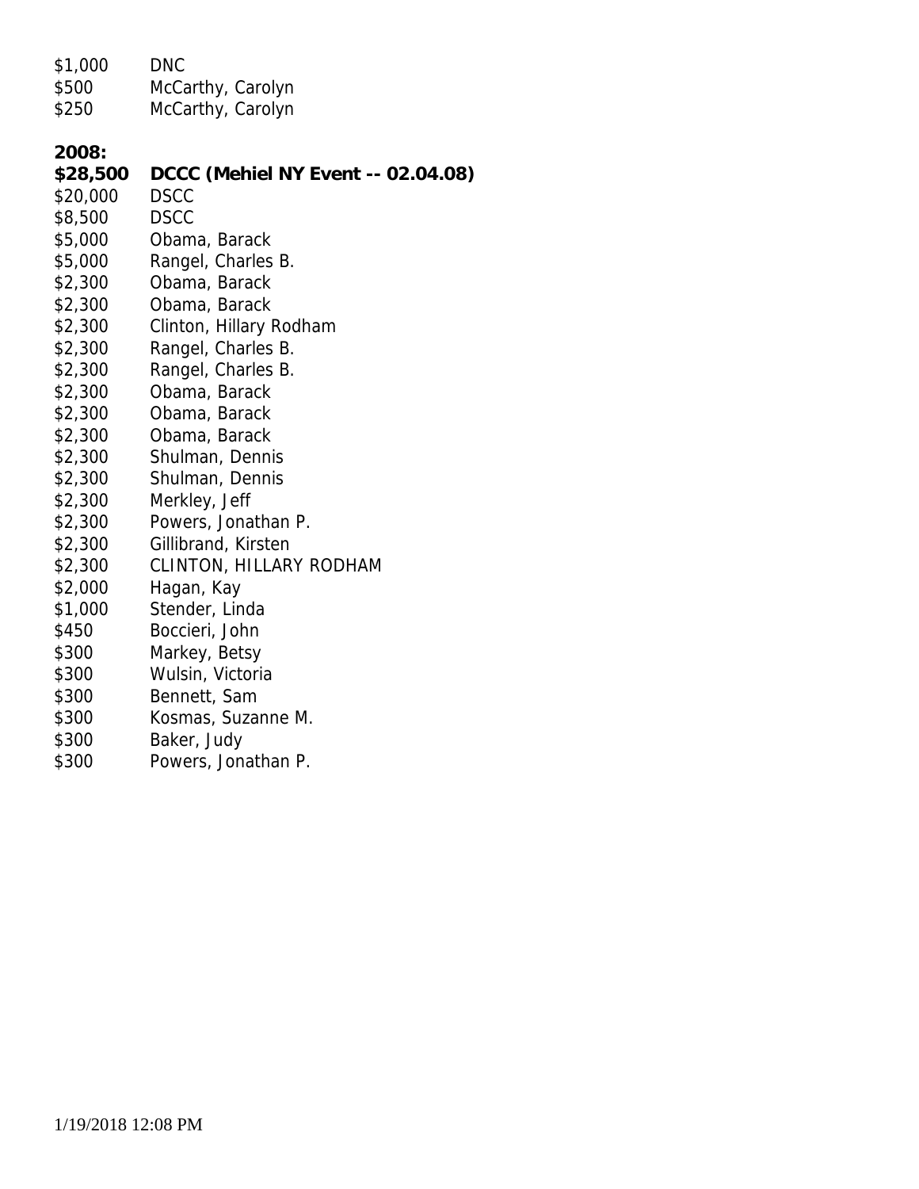$1,000 DNC
$500 McCarthy, Carolyn
$250 McCarthy, Carolyn

**2008:**

**$28,500 DCCC (Mehiel NY Event -- 02.04.08)**
$20,000 DSCC
$8,500 DSCC
$5,000 Obama, Barack
$5,000 Rangel, Charles B.
$2,300 Obama, Barack
$2,300 Obama, Barack
$2,300 Clinton, Hillary Rodham
$2,300 Rangel, Charles B.
$2,300 Rangel, Charles B.
$2,300 Obama, Barack
$2,300 Obama, Barack
$2,300 Obama, Barack
$2,300 Shulman, Dennis
$2,300 Shulman, Dennis
$2,300 Merkley, Jeff
$2,300 Powers, Jonathan P.
$2,300 Gillibrand, Kirsten
$2,300 CLINTON, HILLARY RODHAM
$2,000 Hagan, Kay
$1,000 Stender, Linda
$450 Boccieri, John
$300 Markey, Betsy
$300 Wulsin, Victoria
$300 Bennett, Sam
$300 Kosmas, Suzanne M.
$300 Baker, Judy
$300 Powers, Jonathan P.

1/19/2018 12:08 PM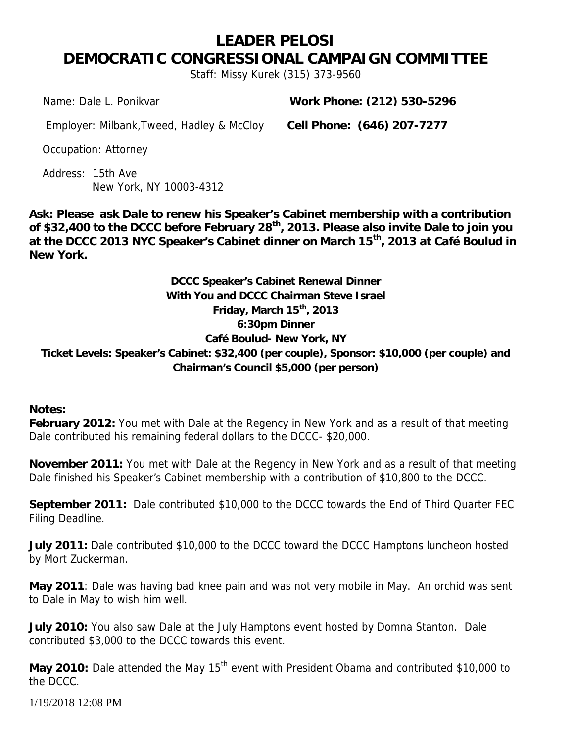# LEADER PELOSI
# DEMOCRATIC CONGRESSIONAL CAMPAIGN COMMITTEE

Staff: Missy Kurek (315) 373-9560

Name: Dale L. Ponikvar **Work Phone: (212) 530-5296**

Employer: Milbank,Tweed, Hadley & McCloy **Cell Phone: (646) 207-7277**

Occupation: Attorney

Address: 15th Ave
New York, NY 10003-4312

**Ask: Please ask Dale to renew his Speaker's Cabinet membership with a contribution of $32,400 to the DCCC before February 28th, 2013. Please also invite Dale to join you at the DCCC 2013 NYC Speaker's Cabinet dinner on March 15th, 2013 at Café Boulud in New York.**

**DCCC Speaker's Cabinet Renewal Dinner**
**With You and DCCC Chairman Steve Israel**
**Friday, March 15th, 2013**
**6:30pm Dinner**
**Café Boulud- New York, NY**
**Ticket Levels: Speaker's Cabinet: $32,400 (per couple), Sponsor: $10,000 (per couple) and Chairman's Council $5,000 (per person)**

**Notes:**

**February 2012:** You met with Dale at the Regency in New York and as a result of that meeting Dale contributed his remaining federal dollars to the DCCC- $20,000.

**November 2011:** You met with Dale at the Regency in New York and as a result of that meeting Dale finished his Speaker's Cabinet membership with a contribution of $10,800 to the DCCC.

**September 2011:** Dale contributed $10,000 to the DCCC towards the End of Third Quarter FEC Filing Deadline.

**July 2011:** Dale contributed $10,000 to the DCCC toward the DCCC Hamptons luncheon hosted by Mort Zuckerman.

**May 2011**: Dale was having bad knee pain and was not very mobile in May. An orchid was sent to Dale in May to wish him well.

**July 2010:** You also saw Dale at the July Hamptons event hosted by Domna Stanton. Dale contributed $3,000 to the DCCC towards this event.

**May 2010:** Dale attended the May 15th event with President Obama and contributed $10,000 to the DCCC.

1/19/2018 12:08 PM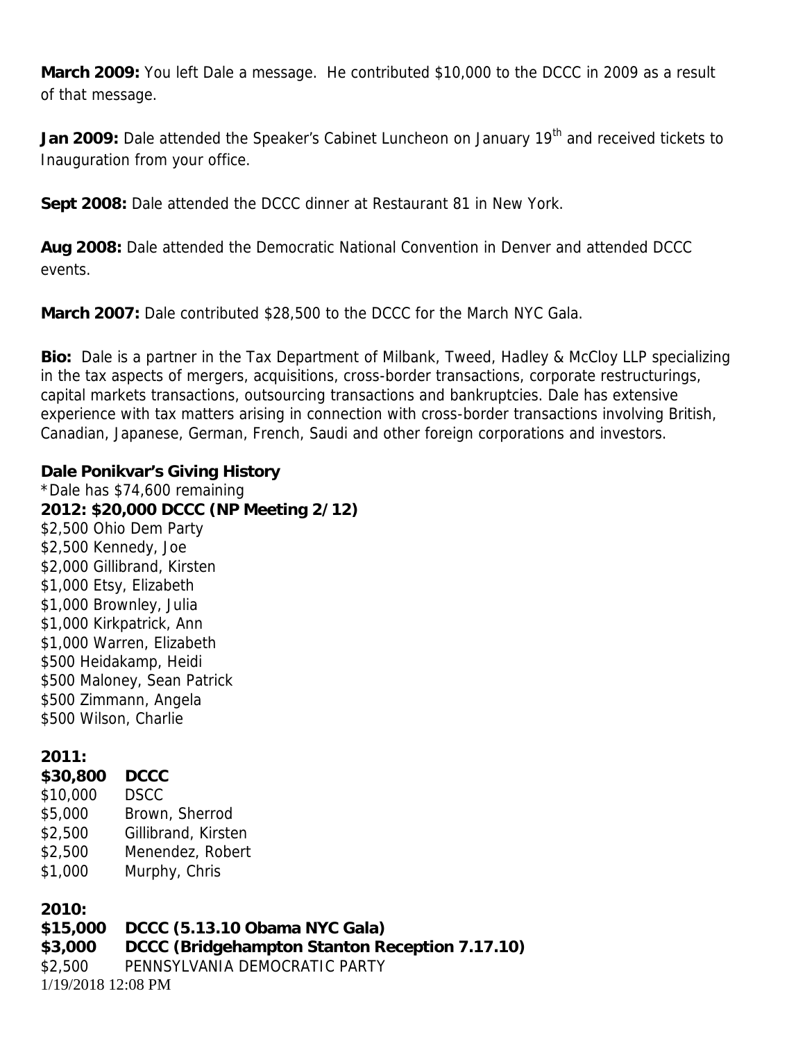**March 2009:** You left Dale a message. He contributed $10,000 to the DCCC in 2009 as a result of that message.

**Jan 2009:** Dale attended the Speaker's Cabinet Luncheon on January 19th and received tickets to Inauguration from your office.

**Sept 2008:** Dale attended the DCCC dinner at Restaurant 81 in New York.

**Aug 2008:** Dale attended the Democratic National Convention in Denver and attended DCCC events.

**March 2007:** Dale contributed $28,500 to the DCCC for the March NYC Gala.

**Bio:** Dale is a partner in the Tax Department of Milbank, Tweed, Hadley & McCloy LLP specializing in the tax aspects of mergers, acquisitions, cross-border transactions, corporate restructurings, capital markets transactions, outsourcing transactions and bankruptcies. Dale has extensive experience with tax matters arising in connection with cross-border transactions involving British, Canadian, Japanese, German, French, Saudi and other foreign corporations and investors.

**Dale Ponikvar's Giving History**
*Dale has $74,600 remaining
**2012: $20,000 DCCC (NP Meeting 2/12)**
$2,500 Ohio Dem Party
$2,500 Kennedy, Joe
$2,000 Gillibrand, Kirsten
$1,000 Etsy, Elizabeth
$1,000 Brownley, Julia
$1,000 Kirkpatrick, Ann
$1,000 Warren, Elizabeth
$500 Heidakamp, Heidi
$500 Maloney, Sean Patrick
$500 Zimmann, Angela
$500 Wilson, Charlie

**2011:**
**$30,800 DCCC**
$10,000 DSCC
$5,000 Brown, Sherrod
$2,500 Gillibrand, Kirsten
$2,500 Menendez, Robert
$1,000 Murphy, Chris

**2010:**
**$15,000 DCCC (5.13.10 Obama NYC Gala)**
**$3,000 DCCC (Bridgehampton Stanton Reception 7.17.10)**
$2,500 PENNSYLVANIA DEMOCRATIC PARTY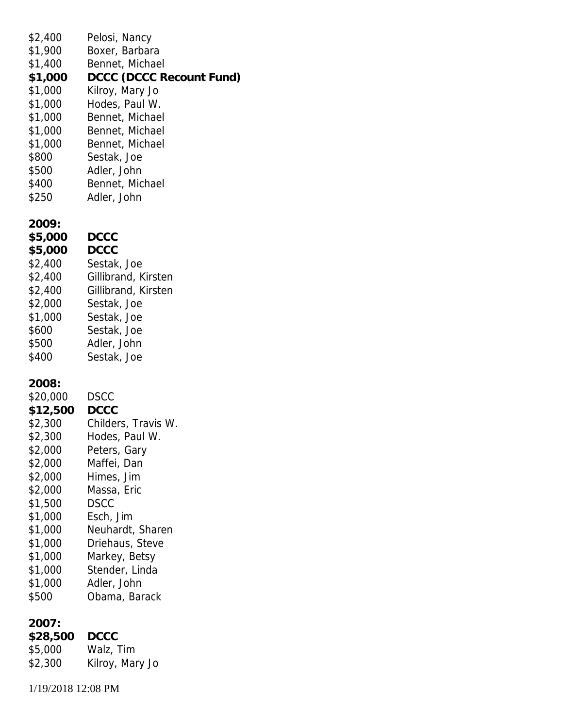$2,400 Pelosi, Nancy
$1,900 Boxer, Barbara
$1,400 Bennet, Michael
**$1,000 DCCC (DCCC Recount Fund)**
$1,000 Kilroy, Mary Jo
$1,000 Hodes, Paul W.
$1,000 Bennet, Michael
$1,000 Bennet, Michael
$1,000 Bennet, Michael
$800 Sestak, Joe
$500 Adler, John
$400 Bennet, Michael
$250 Adler, John

**2009:**
**$5,000 DCCC**
**$5,000 DCCC**
$2,400 Sestak, Joe
$2,400 Gillibrand, Kirsten
$2,400 Gillibrand, Kirsten
$2,000 Sestak, Joe
$1,000 Sestak, Joe
$600 Sestak, Joe
$500 Adler, John
$400 Sestak, Joe

**2008:**
$20,000 DSCC
**$12,500 DCCC**
$2,300 Childers, Travis W.
$2,300 Hodes, Paul W.
$2,000 Peters, Gary
$2,000 Maffei, Dan
$2,000 Himes, Jim
$2,000 Massa, Eric
$1,500 DSCC
$1,000 Esch, Jim
$1,000 Neuhardt, Sharen
$1,000 Driehaus, Steve
$1,000 Markey, Betsy
$1,000 Stender, Linda
$1,000 Adler, John
$500 Obama, Barack

**2007:**
**$28,500 DCCC**
$5,000 Walz, Tim
$2,300 Kilroy, Mary Jo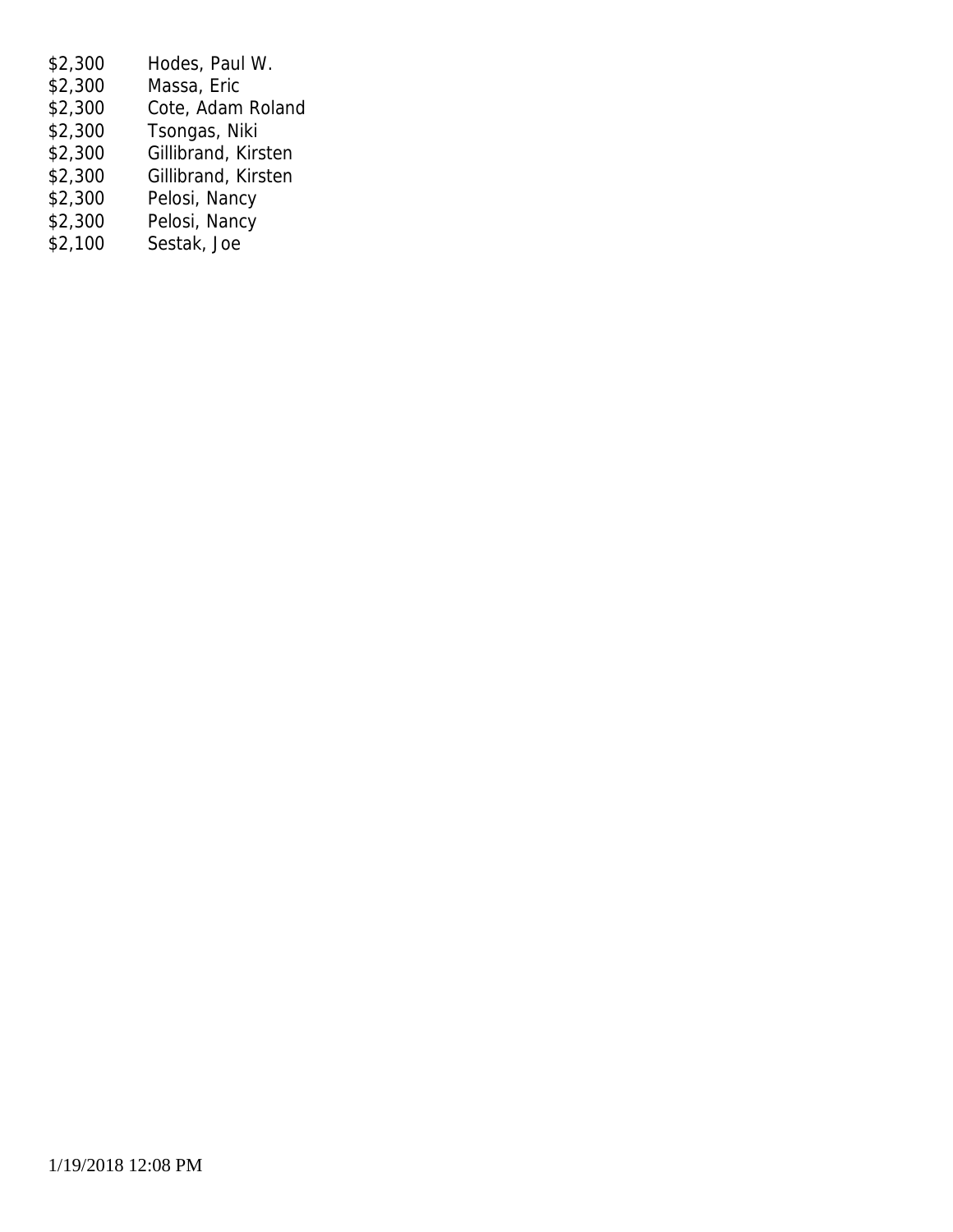| | |
|---|---|
| $2,300 | Hodes, Paul W. |
| $2,300 | Massa, Eric |
| $2,300 | Cote, Adam Roland |
| $2,300 | Tsongas, Niki |
| $2,300 | Gillibrand, Kirsten |
| $2,300 | Gillibrand, Kirsten |
| $2,300 | Pelosi, Nancy |
| $2,300 | Pelosi, Nancy |
| $2,100 | Sestak, Joe |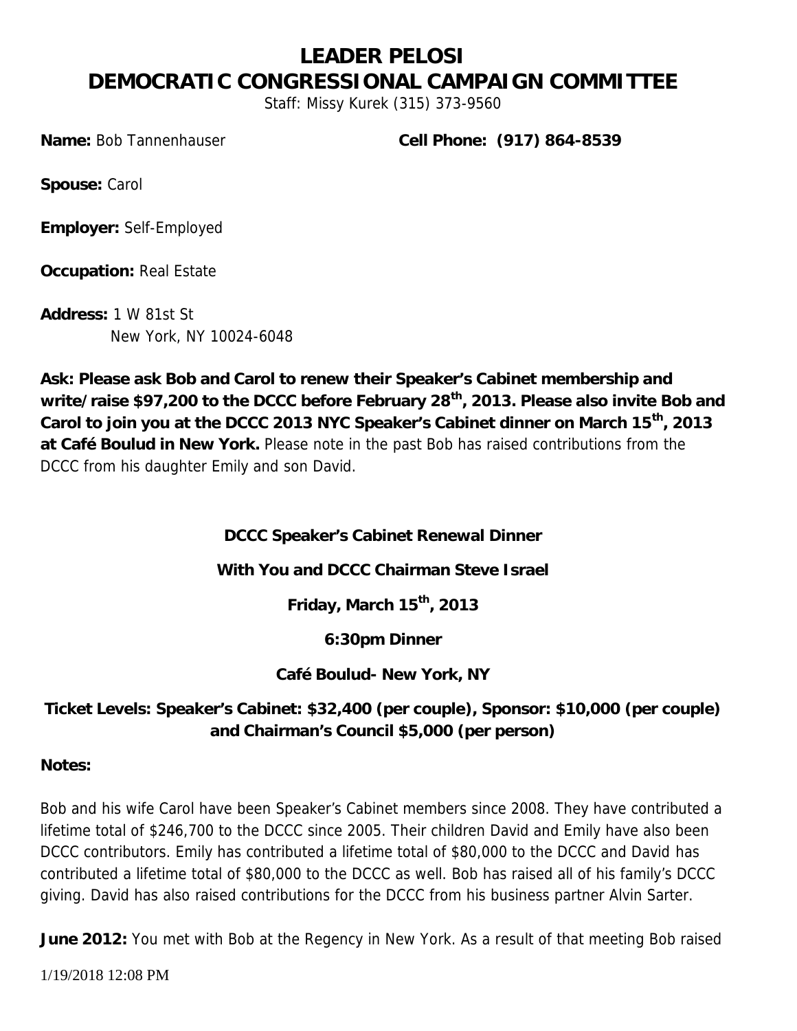# LEADER PELOSI
# DEMOCRATIC CONGRESSIONAL CAMPAIGN COMMITTEE

Staff: Missy Kurek (315) 373-9560

**Name:** Bob Tannenhauser **Cell Phone: (917) 864-8539**

**Spouse:** Carol

**Employer:** Self-Employed

**Occupation:** Real Estate

**Address:** 1 W 81st St
New York, NY 10024-6048

**Ask: Please ask Bob and Carol to renew their Speaker's Cabinet membership and write/raise $97,200 to the DCCC before February 28th, 2013. Please also invite Bob and Carol to join you at the DCCC 2013 NYC Speaker's Cabinet dinner on March 15th, 2013 at Café Boulud in New York.** Please note in the past Bob has raised contributions from the DCCC from his daughter Emily and son David.

**DCCC Speaker's Cabinet Renewal Dinner**

**With You and DCCC Chairman Steve Israel**

**Friday, March 15th, 2013**

**6:30pm Dinner**

**Café Boulud- New York, NY**

**Ticket Levels: Speaker's Cabinet: $32,400 (per couple), Sponsor: $10,000 (per couple) and Chairman's Council $5,000 (per person)**

**Notes:**

Bob and his wife Carol have been Speaker's Cabinet members since 2008. They have contributed a lifetime total of $246,700 to the DCCC since 2005. Their children David and Emily have also been DCCC contributors. Emily has contributed a lifetime total of $80,000 to the DCCC and David has contributed a lifetime total of $80,000 to the DCCC as well. Bob has raised all of his family's DCCC giving. David has also raised contributions for the DCCC from his business partner Alvin Sarter.

**June 2012:** You met with Bob at the Regency in New York. As a result of that meeting Bob raised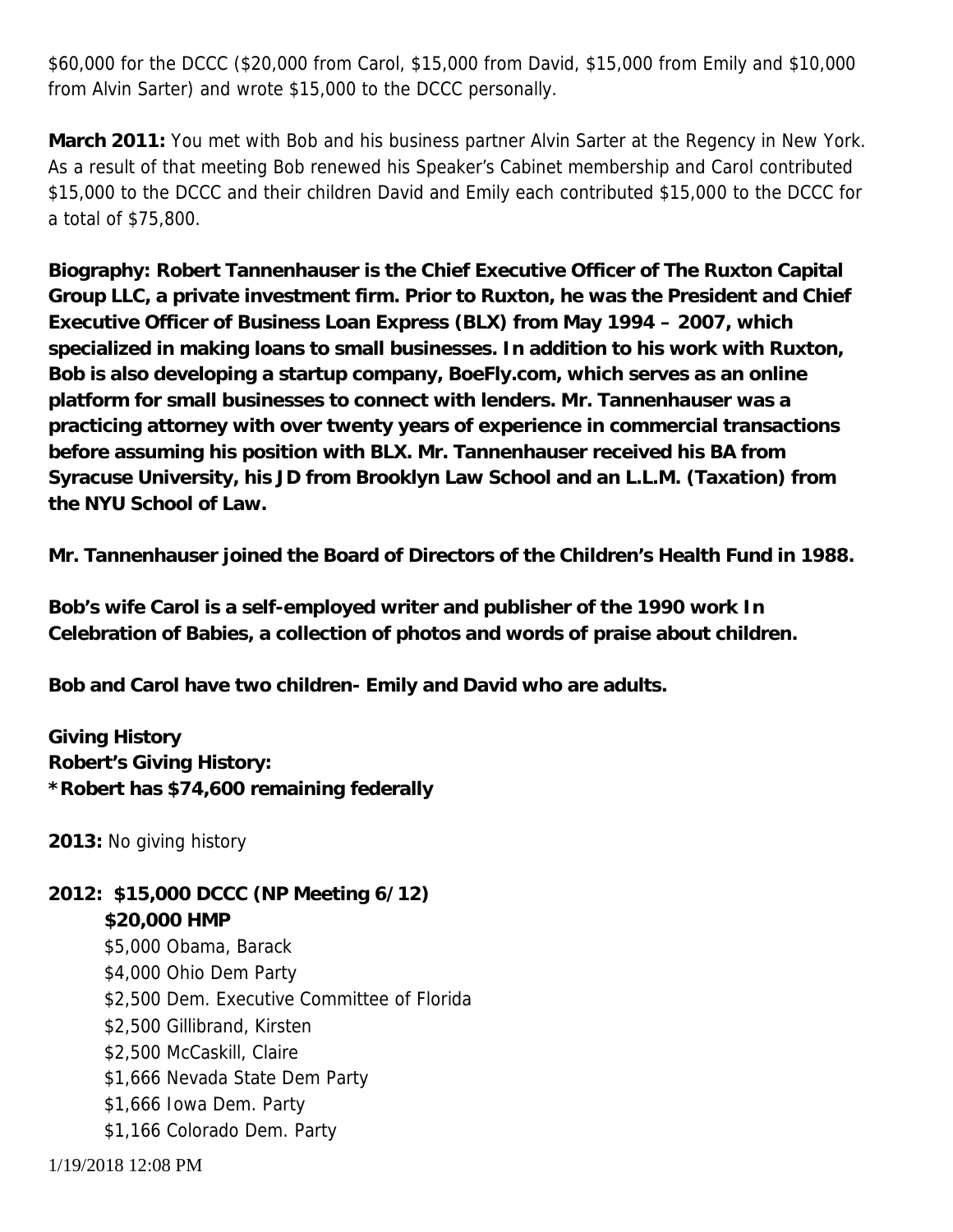$60,000 for the DCCC ($20,000 from Carol, $15,000 from David, $15,000 from Emily and $10,000 from Alvin Sarter) and wrote $15,000 to the DCCC personally.

**March 2011:** You met with Bob and his business partner Alvin Sarter at the Regency in New York. As a result of that meeting Bob renewed his Speaker's Cabinet membership and Carol contributed $15,000 to the DCCC and their children David and Emily each contributed $15,000 to the DCCC for a total of $75,800.

**Biography: Robert Tannenhauser is the Chief Executive Officer of The Ruxton Capital Group LLC, a private investment firm. Prior to Ruxton, he was the President and Chief Executive Officer of Business Loan Express (BLX) from May 1994 – 2007, which specialized in making loans to small businesses. In addition to his work with Ruxton, Bob is also developing a startup company, BoeFly.com, which serves as an online platform for small businesses to connect with lenders. Mr. Tannenhauser was a practicing attorney with over twenty years of experience in commercial transactions before assuming his position with BLX. Mr. Tannenhauser received his BA from Syracuse University, his JD from Brooklyn Law School and an L.L.M. (Taxation) from the NYU School of Law.**

**Mr. Tannenhauser joined the Board of Directors of the Children's Health Fund in 1988.**

**Bob's wife Carol is a self-employed writer and publisher of the 1990 work In Celebration of Babies, a collection of photos and words of praise about children.**

**Bob and Carol have two children- Emily and David who are adults.**

**Giving History**
**Robert's Giving History:**
***Robert has $74,600 remaining federally**

**2013:** No giving history

**2012: $15,000 DCCC (NP Meeting 6/12)**
**$20,000 HMP**
$5,000 Obama, Barack
$4,000 Ohio Dem Party
$2,500 Dem. Executive Committee of Florida
$2,500 Gillibrand, Kirsten
$2,500 McCaskill, Claire
$1,666 Nevada State Dem Party
$1,666 Iowa Dem. Party
$1,166 Colorado Dem. Party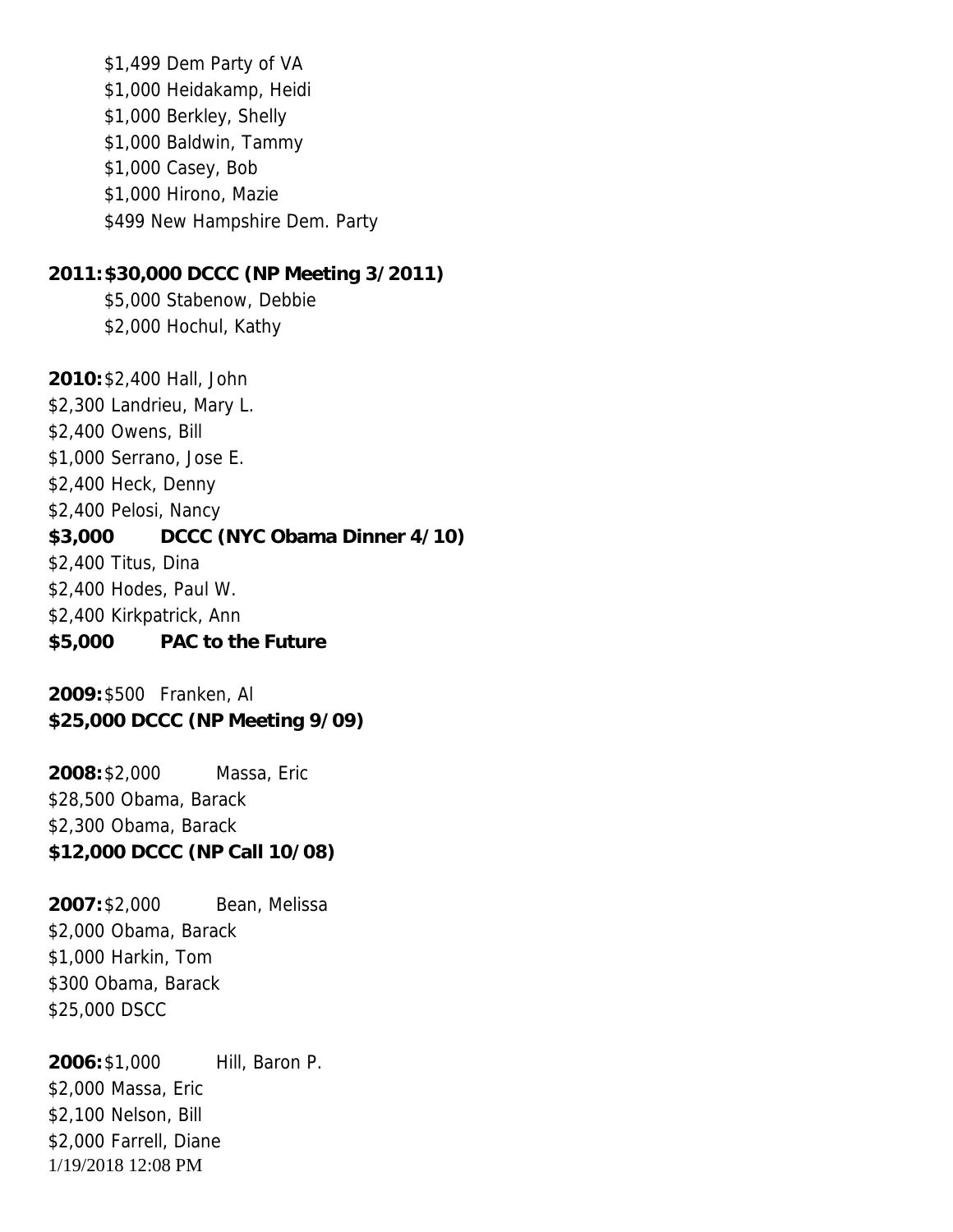$1,499 Dem Party of VA
$1,000 Heidakamp, Heidi
$1,000 Berkley, Shelly
$1,000 Baldwin, Tammy
$1,000 Casey, Bob
$1,000 Hirono, Mazie
$499 New Hampshire Dem. Party

**2011: $30,000 DCCC (NP Meeting 3/2011)**
$5,000 Stabenow, Debbie
$2,000 Hochul, Kathy

**2010:** $2,400 Hall, John
$2,300 Landrieu, Mary L.
$2,400 Owens, Bill
$1,000 Serrano, Jose E.
$2,400 Heck, Denny
$2,400 Pelosi, Nancy
**$3,000 DCCC (NYC Obama Dinner 4/10)**
$2,400 Titus, Dina
$2,400 Hodes, Paul W.
$2,400 Kirkpatrick, Ann
**$5,000 PAC to the Future**

**2009:** $500 Franken, Al
**$25,000 DCCC (NP Meeting 9/09)**

**2008:** $2,000 Massa, Eric
$28,500 Obama, Barack
$2,300 Obama, Barack
**$12,000 DCCC (NP Call 10/08)**

**2007:** $2,000 Bean, Melissa
$2,000 Obama, Barack
$1,000 Harkin, Tom
$300 Obama, Barack
$25,000 DSCC

**2006:** $1,000 Hill, Baron P.
$2,000 Massa, Eric
$2,100 Nelson, Bill
$2,000 Farrell, Diane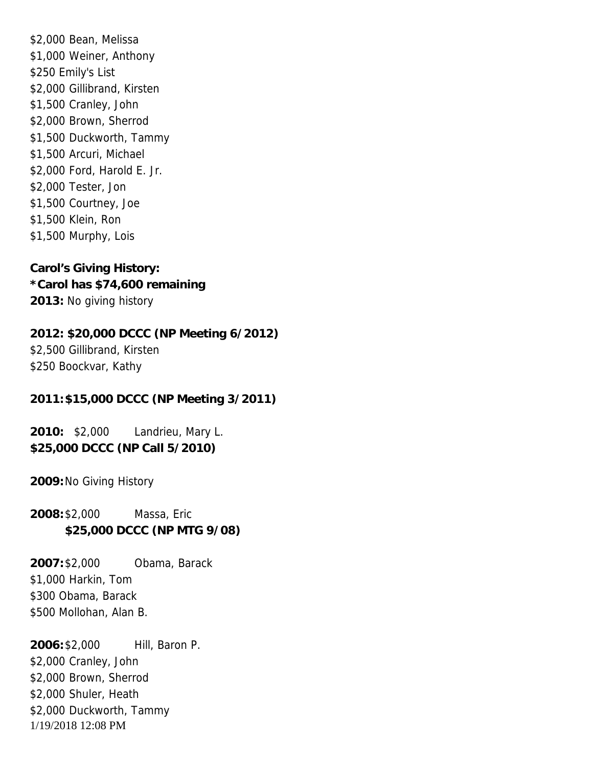$2,000 Bean, Melissa
$1,000 Weiner, Anthony
$250 Emily's List
$2,000 Gillibrand, Kirsten
$1,500 Cranley, John
$2,000 Brown, Sherrod
$1,500 Duckworth, Tammy
$1,500 Arcuri, Michael
$2,000 Ford, Harold E. Jr.
$2,000 Tester, Jon
$1,500 Courtney, Joe
$1,500 Klein, Ron
$1,500 Murphy, Lois

**Carol's Giving History:**
***Carol has $74,600 remaining**
**2013:** No giving history

**2012: $20,000 DCCC (NP Meeting 6/2012)**
$2,500 Gillibrand, Kirsten
$250 Boockvar, Kathy

**2011: $15,000 DCCC (NP Meeting 3/2011)**

**2010:** $2,000 Landrieu, Mary L.
**$25,000 DCCC (NP Call 5/2010)**

**2009:** No Giving History

**2008:** $2,000 Massa, Eric
**$25,000 DCCC (NP MTG 9/08)**

**2007:** $2,000 Obama, Barack
$1,000 Harkin, Tom
$300 Obama, Barack
$500 Mollohan, Alan B.

**2006:** $2,000 Hill, Baron P.
$2,000 Cranley, John
$2,000 Brown, Sherrod
$2,000 Shuler, Heath
$2,000 Duckworth, Tammy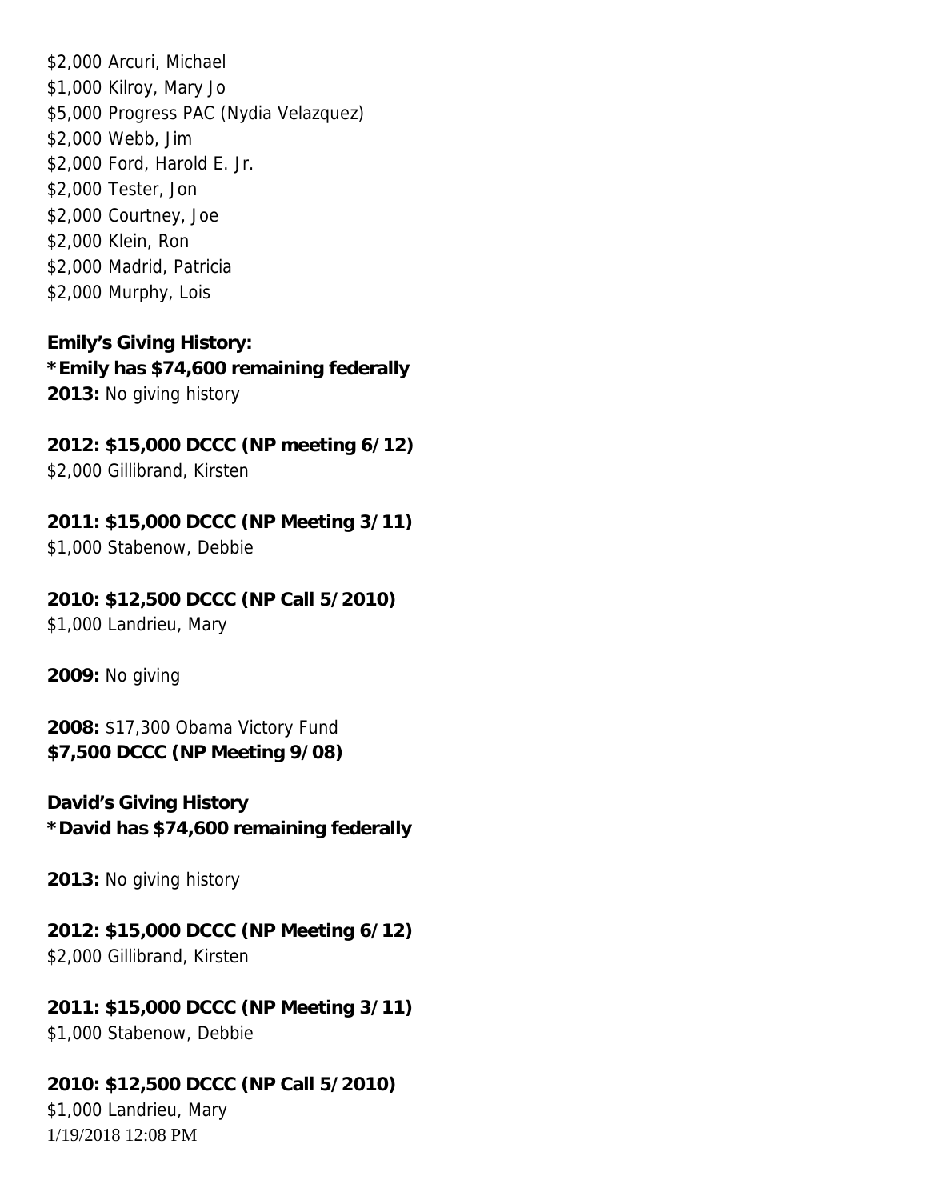$2,000 Arcuri, Michael
$1,000 Kilroy, Mary Jo
$5,000 Progress PAC (Nydia Velazquez)
$2,000 Webb, Jim
$2,000 Ford, Harold E. Jr.
$2,000 Tester, Jon
$2,000 Courtney, Joe
$2,000 Klein, Ron
$2,000 Madrid, Patricia
$2,000 Murphy, Lois

**Emily's Giving History:**
**\*Emily has $74,600 remaining federally**
**2013:** No giving history

**2012: $15,000 DCCC (NP meeting 6/12)**
$2,000 Gillibrand, Kirsten

**2011: $15,000 DCCC (NP Meeting 3/11)**
$1,000 Stabenow, Debbie

**2010: $12,500 DCCC (NP Call 5/2010)**
$1,000 Landrieu, Mary

**2009:** No giving

**2008:** $17,300 Obama Victory Fund
**$7,500 DCCC (NP Meeting 9/08)**

**David's Giving History**
**\*David has $74,600 remaining federally**

**2013:** No giving history

**2012: $15,000 DCCC (NP Meeting 6/12)**
$2,000 Gillibrand, Kirsten

**2011: $15,000 DCCC (NP Meeting 3/11)**
$1,000 Stabenow, Debbie

**2010: $12,500 DCCC (NP Call 5/2010)**
$1,000 Landrieu, Mary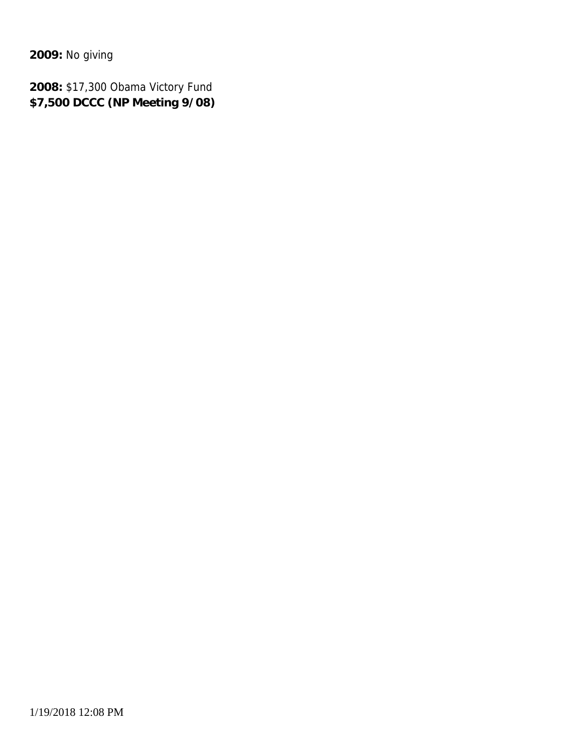**2009:** No giving

**2008:** $17,300 Obama Victory Fund
**$7,500 DCCC (NP Meeting 9/08)**